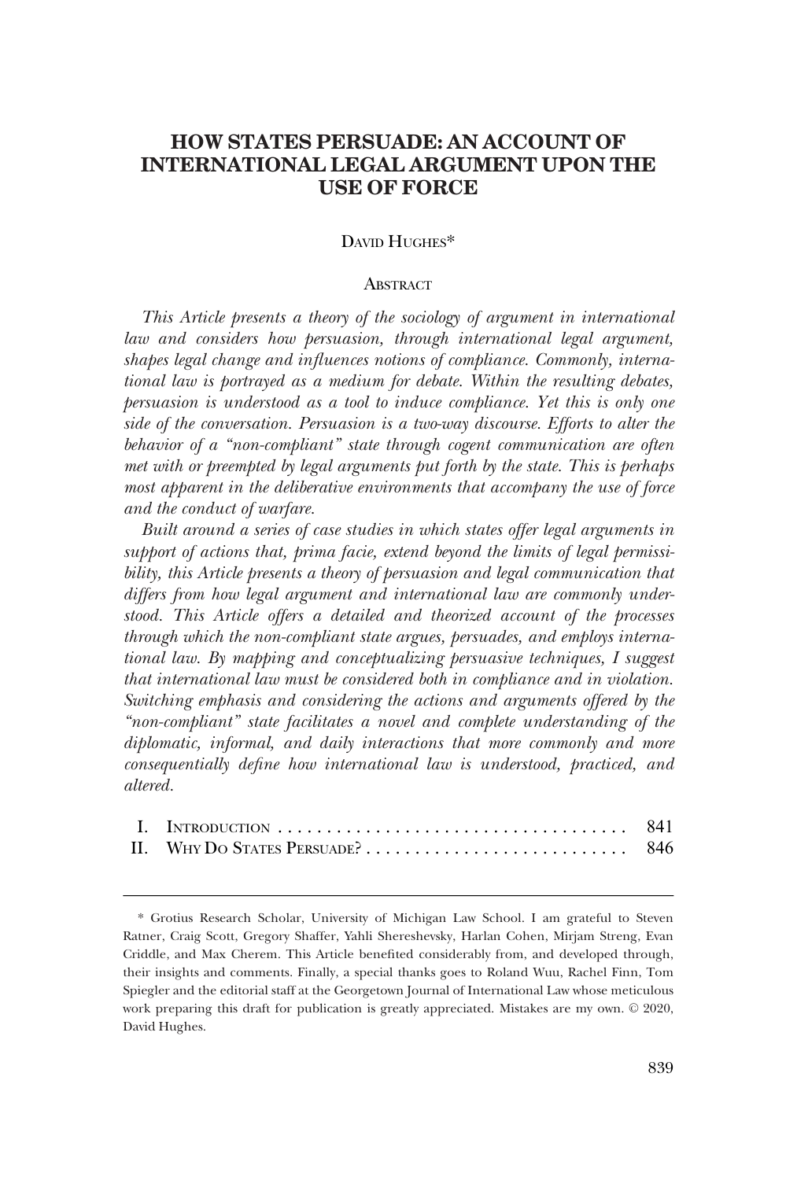# HOW STATES PERSUADE: AN ACCOUNT OF INTERNATIONAL LEGAL ARGUMENT UPON THE USE OF FORCE

DAVID HUGHES*

## ABSTRACT

*This Article presents a theory of the sociology of argument in international law and considers how persuasion, through international legal argument, shapes legal change and influences notions of compliance. Commonly, international law is portrayed as a medium for debate. Within the resulting debates, persuasion is understood as a tool to induce compliance. Yet this is only one side of the conversation. Persuasion is a two-way discourse. Efforts to alter the behavior of a "non-compliant" state through cogent communication are often met with or preempted by legal arguments put forth by the state. This is perhaps most apparent in the deliberative environments that accompany the use of force and the conduct of warfare.*

*Built around a series of case studies in which states offer legal arguments in support of actions that, prima facie, extend beyond the limits of legal permissibility, this Article presents a theory of persuasion and legal communication that differs from how legal argument and international law are commonly understood. This Article offers a detailed and theorized account of the processes through which the non-compliant state argues, persuades, and employs international law. By mapping and conceptualizing persuasive techniques, I suggest that international law must be considered both in compliance and in violation. Switching emphasis and considering the actions and arguments offered by the "non-compliant" state facilitates a novel and complete understanding of the diplomatic, informal, and daily interactions that more commonly and more consequentially define how international law is understood, practiced, and altered.*

| | | |
|---|---|---|
| I. | INTRODUCTION | 841 |
| II. | WHY DO STATES PERSUADE? | 846 |

\* Grotius Research Scholar, University of Michigan Law School. I am grateful to Steven Ratner, Craig Scott, Gregory Shaffer, Yahli Shereshevsky, Harlan Cohen, Mirjam Streng, Evan Criddle, and Max Cherem. This Article benefited considerably from, and developed through, their insights and comments. Finally, a special thanks goes to Roland Wuu, Rachel Finn, Tom Spiegler and the editorial staff at the Georgetown Journal of International Law whose meticulous work preparing this draft for publication is greatly appreciated. Mistakes are my own. © 2020, David Hughes.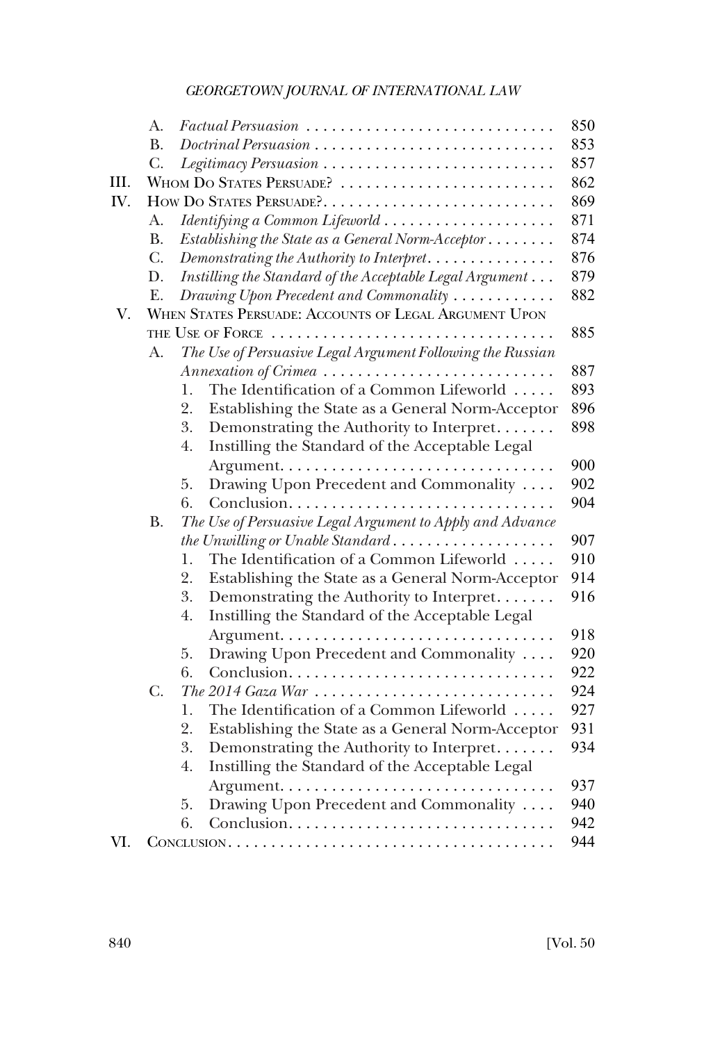A. *Factual Persuasion* . . . . . . . . . . . . . . . . . . . . . . . . . . . . . 850
B. *Doctrinal Persuasion* . . . . . . . . . . . . . . . . . . . . . . . . . . . . 853
C. *Legitimacy Persuasion* . . . . . . . . . . . . . . . . . . . . . . . . . . . 857

III. WHOM DO STATES PERSUADE? . . . . . . . . . . . . . . . . . . . . . . . . . 862

IV. HOW DO STATES PERSUADE? . . . . . . . . . . . . . . . . . . . . . . . . . . . 869
A. *Identifying a Common Lifeworld* . . . . . . . . . . . . . . . . . . . . 871
B. *Establishing the State as a General Norm-Acceptor* . . . . . . . . 874
C. *Demonstrating the Authority to Interpret* . . . . . . . . . . . . . . . 876
D. *Instilling the Standard of the Acceptable Legal Argument* . . . 879
E. *Drawing Upon Precedent and Commonality* . . . . . . . . . . . . 882

V. WHEN STATES PERSUADE: ACCOUNTS OF LEGAL ARGUMENT UPON THE USE OF FORCE . . . . . . . . . . . . . . . . . . . . . . . . . . . . . . . . . 885
A. *The Use of Persuasive Legal Argument Following the Russian Annexation of Crimea* . . . . . . . . . . . . . . . . . . . . . . . . . . 887
1. The Identification of a Common Lifeworld . . . . . 893
2. Establishing the State as a General Norm-Acceptor 896
3. Demonstrating the Authority to Interpret. . . . . . . 898
4. Instilling the Standard of the Acceptable Legal Argument. . . . . . . . . . . . . . . . . . . . . . . . . . . . . . . . 900
5. Drawing Upon Precedent and Commonality . . . . 902
6. Conclusion. . . . . . . . . . . . . . . . . . . . . . . . . . . . . . . 904

B. *The Use of Persuasive Legal Argument to Apply and Advance the Unwilling or Unable Standard* . . . . . . . . . . . . . . . . . . . 907
1. The Identification of a Common Lifeworld . . . . . 910
2. Establishing the State as a General Norm-Acceptor 914
3. Demonstrating the Authority to Interpret. . . . . . . 916
4. Instilling the Standard of the Acceptable Legal Argument. . . . . . . . . . . . . . . . . . . . . . . . . . . . . . . . 918
5. Drawing Upon Precedent and Commonality . . . . 920
6. Conclusion. . . . . . . . . . . . . . . . . . . . . . . . . . . . . . . 922

C. *The 2014 Gaza War* . . . . . . . . . . . . . . . . . . . . . . . . . . . . 924
1. The Identification of a Common Lifeworld . . . . . 927
2. Establishing the State as a General Norm-Acceptor 931
3. Demonstrating the Authority to Interpret. . . . . . . 934
4. Instilling the Standard of the Acceptable Legal Argument. . . . . . . . . . . . . . . . . . . . . . . . . . . . . . . . 937
5. Drawing Upon Precedent and Commonality . . . . 940
6. Conclusion. . . . . . . . . . . . . . . . . . . . . . . . . . . . . . . 942

VI. CONCLUSION . . . . . . . . . . . . . . . . . . . . . . . . . . . . . . . . . . . . . . . 944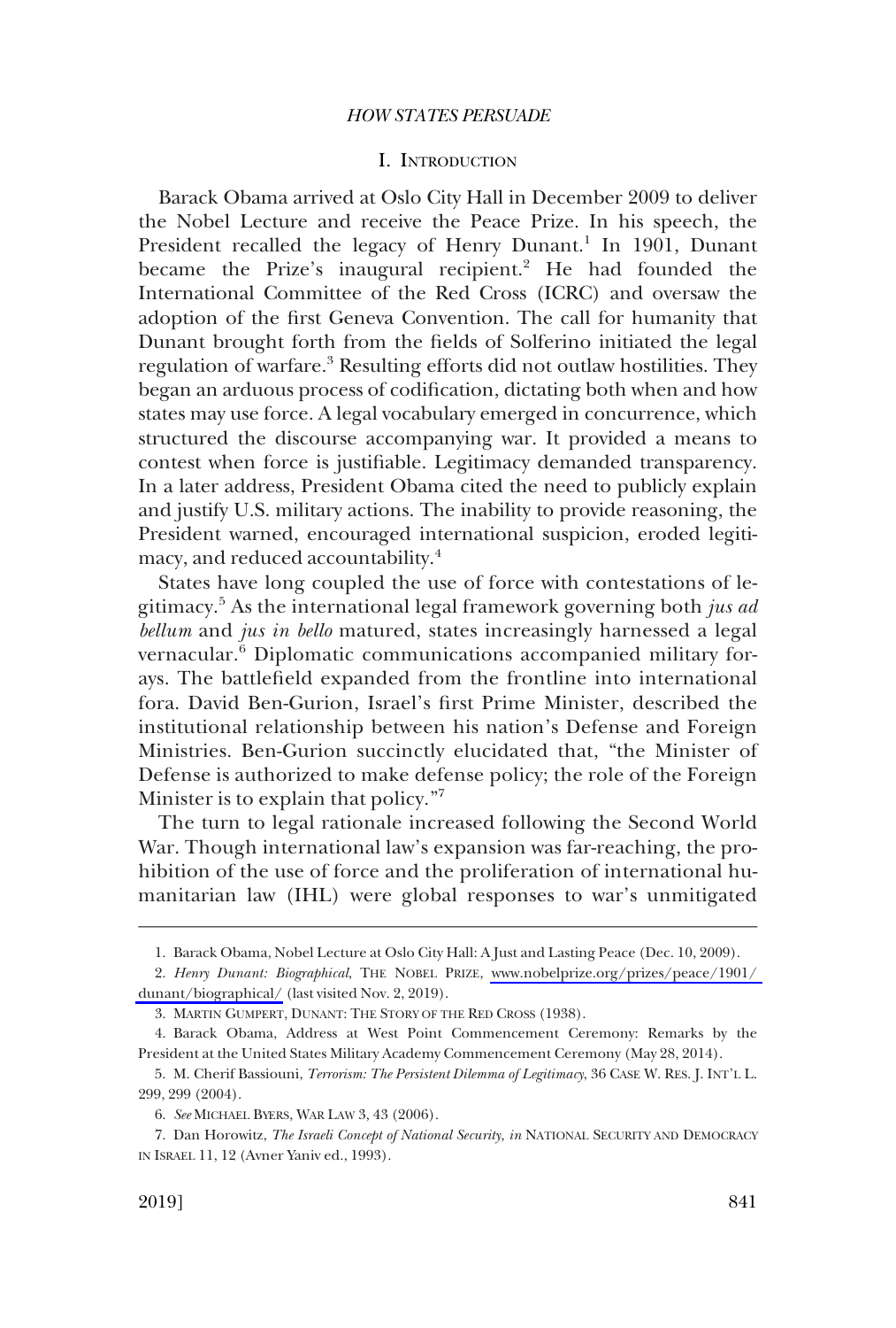## I. INTRODUCTION

Barack Obama arrived at Oslo City Hall in December 2009 to deliver the Nobel Lecture and receive the Peace Prize. In his speech, the President recalled the legacy of Henry Dunant.[1] In 1901, Dunant became the Prize's inaugural recipient.[2] He had founded the International Committee of the Red Cross (ICRC) and oversaw the adoption of the first Geneva Convention. The call for humanity that Dunant brought forth from the fields of Solferino initiated the legal regulation of warfare.[3] Resulting efforts did not outlaw hostilities. They began an arduous process of codification, dictating both when and how states may use force. A legal vocabulary emerged in concurrence, which structured the discourse accompanying war. It provided a means to contest when force is justifiable. Legitimacy demanded transparency. In a later address, President Obama cited the need to publicly explain and justify U.S. military actions. The inability to provide reasoning, the President warned, encouraged international suspicion, eroded legitimacy, and reduced accountability.[4]

States have long coupled the use of force with contestations of legitimacy.[5] As the international legal framework governing both *jus ad bellum* and *jus in bello* matured, states increasingly harnessed a legal vernacular.[6] Diplomatic communications accompanied military forays. The battlefield expanded from the frontline into international fora. David Ben-Gurion, Israel's first Prime Minister, described the institutional relationship between his nation's Defense and Foreign Ministries. Ben-Gurion succinctly elucidated that, "the Minister of Defense is authorized to make defense policy; the role of the Foreign Minister is to explain that policy."[7]

The turn to legal rationale increased following the Second World War. Though international law's expansion was far-reaching, the prohibition of the use of force and the proliferation of international humanitarian law (IHL) were global responses to war's unmitigated

1. Barack Obama, Nobel Lecture at Oslo City Hall: A Just and Lasting Peace (Dec. 10, 2009).

2. *Henry Dunant: Biographical*, THE NOBEL PRIZE, www.nobelprize.org/prizes/peace/1901/dunant/biographical/ (last visited Nov. 2, 2019).

3. MARTIN GUMPERT, DUNANT: THE STORY OF THE RED CROSS (1938).

4. Barack Obama, Address at West Point Commencement Ceremony: Remarks by the President at the United States Military Academy Commencement Ceremony (May 28, 2014).

5. M. Cherif Bassiouni, *Terrorism: The Persistent Dilemma of Legitimacy*, 36 CASE W. RES. J. INT'L L. 299, 299 (2004).

6. *See* MICHAEL BYERS, WAR LAW 3, 43 (2006).

7. Dan Horowitz, *The Israeli Concept of National Security, in* NATIONAL SECURITY AND DEMOCRACY IN ISRAEL 11, 12 (Avner Yaniv ed., 1993).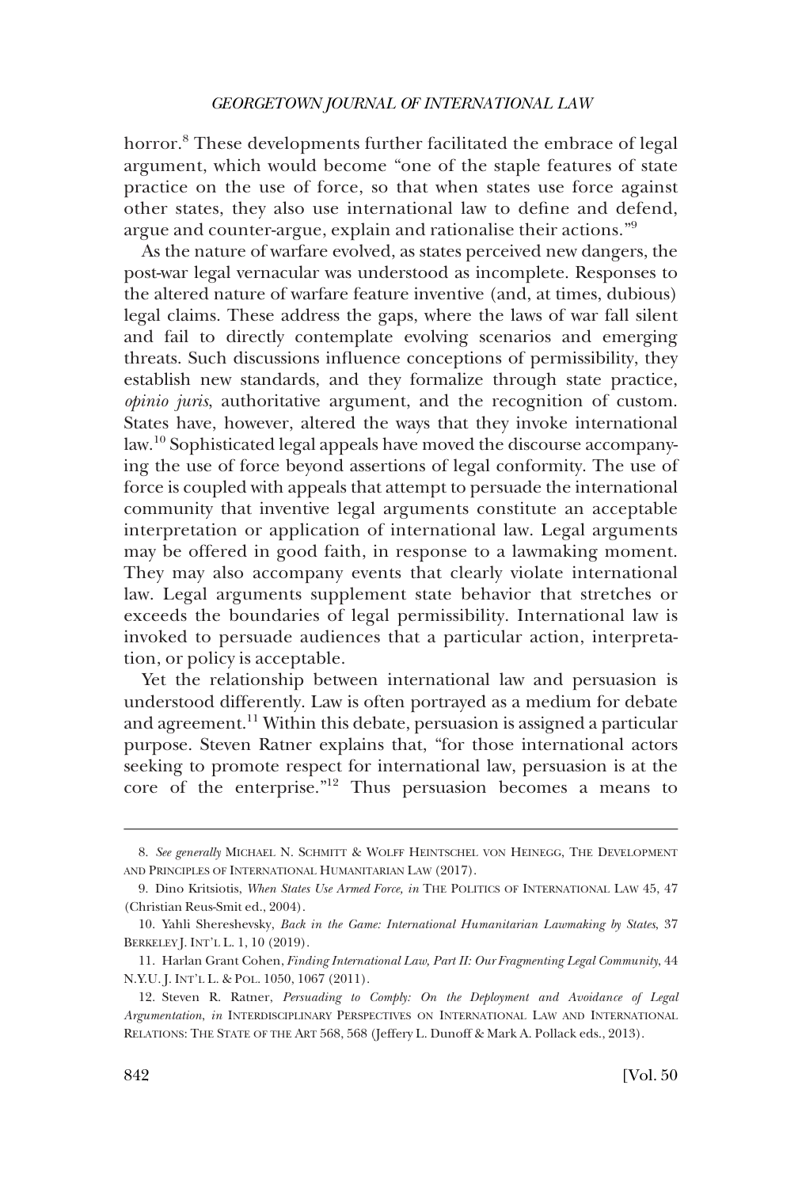horror.[8] These developments further facilitated the embrace of legal argument, which would become "one of the staple features of state practice on the use of force, so that when states use force against other states, they also use international law to define and defend, argue and counter-argue, explain and rationalise their actions."[9]

As the nature of warfare evolved, as states perceived new dangers, the post-war legal vernacular was understood as incomplete. Responses to the altered nature of warfare feature inventive (and, at times, dubious) legal claims. These address the gaps, where the laws of war fall silent and fail to directly contemplate evolving scenarios and emerging threats. Such discussions influence conceptions of permissibility, they establish new standards, and they formalize through state practice, *opinio juris*, authoritative argument, and the recognition of custom. States have, however, altered the ways that they invoke international law.[10] Sophisticated legal appeals have moved the discourse accompanying the use of force beyond assertions of legal conformity. The use of force is coupled with appeals that attempt to persuade the international community that inventive legal arguments constitute an acceptable interpretation or application of international law. Legal arguments may be offered in good faith, in response to a lawmaking moment. They may also accompany events that clearly violate international law. Legal arguments supplement state behavior that stretches or exceeds the boundaries of legal permissibility. International law is invoked to persuade audiences that a particular action, interpretation, or policy is acceptable.

Yet the relationship between international law and persuasion is understood differently. Law is often portrayed as a medium for debate and agreement.[11] Within this debate, persuasion is assigned a particular purpose. Steven Ratner explains that, "for those international actors seeking to promote respect for international law, persuasion is at the core of the enterprise."[12] Thus persuasion becomes a means to

---

8. *See generally* MICHAEL N. SCHMITT & WOLFF HEINTSCHEL VON HEINEGG, THE DEVELOPMENT AND PRINCIPLES OF INTERNATIONAL HUMANITARIAN LAW (2017).

9. Dino Kritsiotis, *When States Use Armed Force, in* THE POLITICS OF INTERNATIONAL LAW 45, 47 (Christian Reus-Smit ed., 2004).

10. Yahli Shereshevsky, *Back in the Game: International Humanitarian Lawmaking by States*, 37 BERKELEY J. INT'L L. 1, 10 (2019).

11. Harlan Grant Cohen, *Finding International Law, Part II: Our Fragmenting Legal Community*, 44 N.Y.U. J. INT'L L. & POL. 1050, 1067 (2011).

12. Steven R. Ratner, *Persuading to Comply: On the Deployment and Avoidance of Legal Argumentation*, *in* INTERDISCIPLINARY PERSPECTIVES ON INTERNATIONAL LAW AND INTERNATIONAL RELATIONS: THE STATE OF THE ART 568, 568 (Jeffery L. Dunoff & Mark A. Pollack eds., 2013).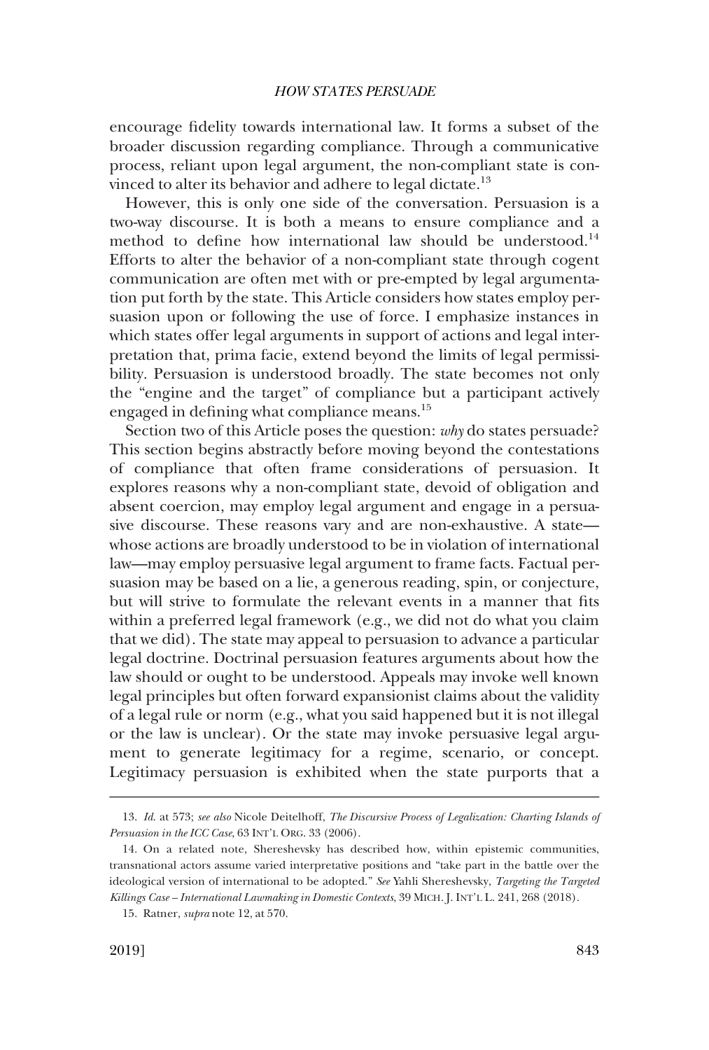encourage fidelity towards international law. It forms a subset of the broader discussion regarding compliance. Through a communicative process, reliant upon legal argument, the non-compliant state is convinced to alter its behavior and adhere to legal dictate.[13]

However, this is only one side of the conversation. Persuasion is a two-way discourse. It is both a means to ensure compliance and a method to define how international law should be understood.[14] Efforts to alter the behavior of a non-compliant state through cogent communication are often met with or pre-empted by legal argumentation put forth by the state. This Article considers how states employ persuasion upon or following the use of force. I emphasize instances in which states offer legal arguments in support of actions and legal interpretation that, prima facie, extend beyond the limits of legal permissibility. Persuasion is understood broadly. The state becomes not only the "engine and the target" of compliance but a participant actively engaged in defining what compliance means.[15]

Section two of this Article poses the question: *why* do states persuade? This section begins abstractly before moving beyond the contestations of compliance that often frame considerations of persuasion. It explores reasons why a non-compliant state, devoid of obligation and absent coercion, may employ legal argument and engage in a persuasive discourse. These reasons vary and are non-exhaustive. A state—whose actions are broadly understood to be in violation of international law—may employ persuasive legal argument to frame facts. Factual persuasion may be based on a lie, a generous reading, spin, or conjecture, but will strive to formulate the relevant events in a manner that fits within a preferred legal framework (e.g., we did not do what you claim that we did). The state may appeal to persuasion to advance a particular legal doctrine. Doctrinal persuasion features arguments about how the law should or ought to be understood. Appeals may invoke well known legal principles but often forward expansionist claims about the validity of a legal rule or norm (e.g., what you said happened but it is not illegal or the law is unclear). Or the state may invoke persuasive legal argument to generate legitimacy for a regime, scenario, or concept. Legitimacy persuasion is exhibited when the state purports that a

---

13. *Id.* at 573; *see also* Nicole Deitelhoff, *The Discursive Process of Legalization: Charting Islands of Persuasion in the ICC Case*, 63 INT'L ORG. 33 (2006).

14. On a related note, Shereshevsky has described how, within epistemic communities, transnational actors assume varied interpretative positions and "take part in the battle over the ideological version of international to be adopted." *See* Yahli Shereshevsky, *Targeting the Targeted Killings Case – International Lawmaking in Domestic Contexts*, 39 MICH. J. INT'L L. 241, 268 (2018).

15. Ratner, *supra* note 12, at 570.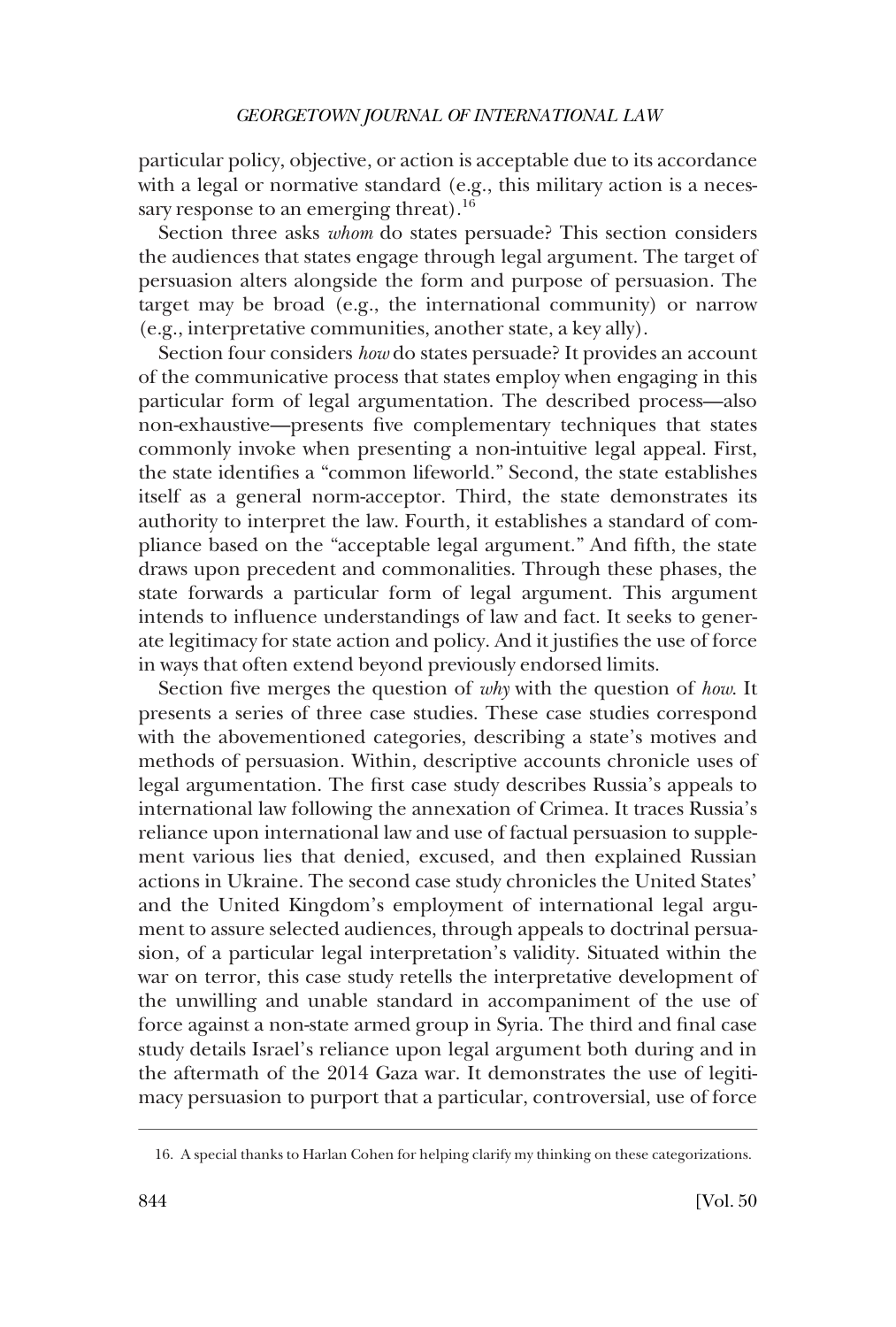particular policy, objective, or action is acceptable due to its accordance with a legal or normative standard (e.g., this military action is a necessary response to an emerging threat).[16]

Section three asks *whom* do states persuade? This section considers the audiences that states engage through legal argument. The target of persuasion alters alongside the form and purpose of persuasion. The target may be broad (e.g., the international community) or narrow (e.g., interpretative communities, another state, a key ally).

Section four considers *how* do states persuade? It provides an account of the communicative process that states employ when engaging in this particular form of legal argumentation. The described process—also non-exhaustive—presents five complementary techniques that states commonly invoke when presenting a non-intuitive legal appeal. First, the state identifies a "common lifeworld." Second, the state establishes itself as a general norm-acceptor. Third, the state demonstrates its authority to interpret the law. Fourth, it establishes a standard of compliance based on the "acceptable legal argument." And fifth, the state draws upon precedent and commonalities. Through these phases, the state forwards a particular form of legal argument. This argument intends to influence understandings of law and fact. It seeks to generate legitimacy for state action and policy. And it justifies the use of force in ways that often extend beyond previously endorsed limits.

Section five merges the question of *why* with the question of *how*. It presents a series of three case studies. These case studies correspond with the abovementioned categories, describing a state's motives and methods of persuasion. Within, descriptive accounts chronicle uses of legal argumentation. The first case study describes Russia's appeals to international law following the annexation of Crimea. It traces Russia's reliance upon international law and use of factual persuasion to supplement various lies that denied, excused, and then explained Russian actions in Ukraine. The second case study chronicles the United States' and the United Kingdom's employment of international legal argument to assure selected audiences, through appeals to doctrinal persuasion, of a particular legal interpretation's validity. Situated within the war on terror, this case study retells the interpretative development of the unwilling and unable standard in accompaniment of the use of force against a non-state armed group in Syria. The third and final case study details Israel's reliance upon legal argument both during and in the aftermath of the 2014 Gaza war. It demonstrates the use of legitimacy persuasion to purport that a particular, controversial, use of force

16. A special thanks to Harlan Cohen for helping clarify my thinking on these categorizations.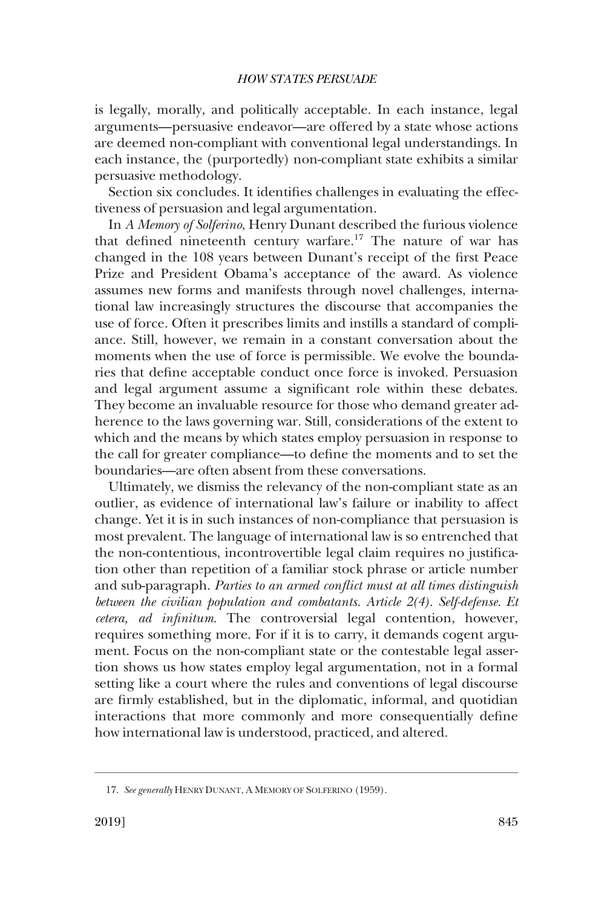is legally, morally, and politically acceptable. In each instance, legal arguments—persuasive endeavor—are offered by a state whose actions are deemed non-compliant with conventional legal understandings. In each instance, the (purportedly) non-compliant state exhibits a similar persuasive methodology.

Section six concludes. It identifies challenges in evaluating the effectiveness of persuasion and legal argumentation.

In *A Memory of Solferino*, Henry Dunant described the furious violence that defined nineteenth century warfare.[17] The nature of war has changed in the 108 years between Dunant's receipt of the first Peace Prize and President Obama's acceptance of the award. As violence assumes new forms and manifests through novel challenges, international law increasingly structures the discourse that accompanies the use of force. Often it prescribes limits and instills a standard of compliance. Still, however, we remain in a constant conversation about the moments when the use of force is permissible. We evolve the boundaries that define acceptable conduct once force is invoked. Persuasion and legal argument assume a significant role within these debates. They become an invaluable resource for those who demand greater adherence to the laws governing war. Still, considerations of the extent to which and the means by which states employ persuasion in response to the call for greater compliance—to define the moments and to set the boundaries—are often absent from these conversations.

Ultimately, we dismiss the relevancy of the non-compliant state as an outlier, as evidence of international law's failure or inability to affect change. Yet it is in such instances of non-compliance that persuasion is most prevalent. The language of international law is so entrenched that the non-contentious, incontrovertible legal claim requires no justification other than repetition of a familiar stock phrase or article number and sub-paragraph. *Parties to an armed conflict must at all times distinguish between the civilian population and combatants. Article 2(4). Self-defense. Et cetera, ad infinitum.* The controversial legal contention, however, requires something more. For if it is to carry, it demands cogent argument. Focus on the non-compliant state or the contestable legal assertion shows us how states employ legal argumentation, not in a formal setting like a court where the rules and conventions of legal discourse are firmly established, but in the diplomatic, informal, and quotidian interactions that more commonly and more consequentially define how international law is understood, practiced, and altered.

---

17. *See generally* HENRY DUNANT, A MEMORY OF SOLFERINO (1959).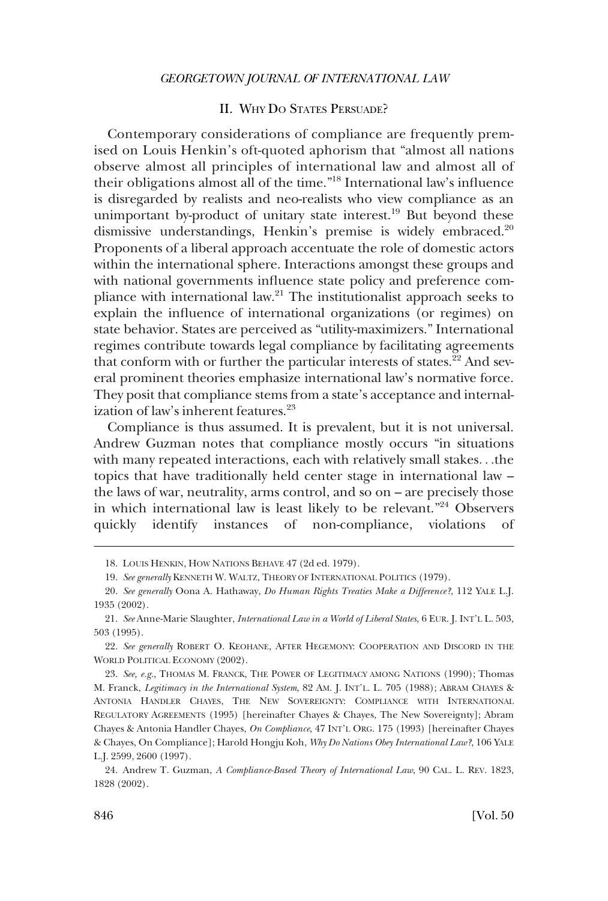## II. Why Do States Persuade?

Contemporary considerations of compliance are frequently premised on Louis Henkin's oft-quoted aphorism that "almost all nations observe almost all principles of international law and almost all of their obligations almost all of the time."[18] International law's influence is disregarded by realists and neo-realists who view compliance as an unimportant by-product of unitary state interest.[19] But beyond these dismissive understandings, Henkin's premise is widely embraced.[20] Proponents of a liberal approach accentuate the role of domestic actors within the international sphere. Interactions amongst these groups and with national governments influence state policy and preference compliance with international law.[21] The institutionalist approach seeks to explain the influence of international organizations (or regimes) on state behavior. States are perceived as "utility-maximizers." International regimes contribute towards legal compliance by facilitating agreements that conform with or further the particular interests of states.[22] And several prominent theories emphasize international law's normative force. They posit that compliance stems from a state's acceptance and internalization of law's inherent features.[23]

Compliance is thus assumed. It is prevalent, but it is not universal. Andrew Guzman notes that compliance mostly occurs "in situations with many repeated interactions, each with relatively small stakes. . .the topics that have traditionally held center stage in international law – the laws of war, neutrality, arms control, and so on – are precisely those in which international law is least likely to be relevant."[24] Observers quickly identify instances of non-compliance, violations of

---

18. Louis Henkin, How Nations Behave 47 (2d ed. 1979).

19. *See generally* Kenneth W. Waltz, Theory of International Politics (1979).

20. *See generally* Oona A. Hathaway, *Do Human Rights Treaties Make a Difference?*, 112 Yale L.J. 1935 (2002).

21. *See* Anne-Marie Slaughter, *International Law in a World of Liberal States*, 6 Eur. J. Int'l L. 503, 503 (1995).

22. *See generally* Robert O. Keohane, After Hegemony: Cooperation and Discord in the World Political Economy (2002).

23. *See, e.g.*, Thomas M. Franck, The Power of Legitimacy among Nations (1990); Thomas M. Franck, *Legitimacy in the International System*, 82 Am. J. Int'l L. 705 (1988); Abram Chayes & Antonia Handler Chayes, The New Sovereignty: Compliance with International Regulatory Agreements (1995) [hereinafter Chayes & Chayes, The New Sovereignty]; Abram Chayes & Antonia Handler Chayes, *On Compliance*, 47 Int'l Org. 175 (1993) [hereinafter Chayes & Chayes, On Compliance]; Harold Hongju Koh, *Why Do Nations Obey International Law?*, 106 Yale L.J. 2599, 2600 (1997).

24. Andrew T. Guzman, *A Compliance-Based Theory of International Law*, 90 Cal. L. Rev. 1823, 1828 (2002).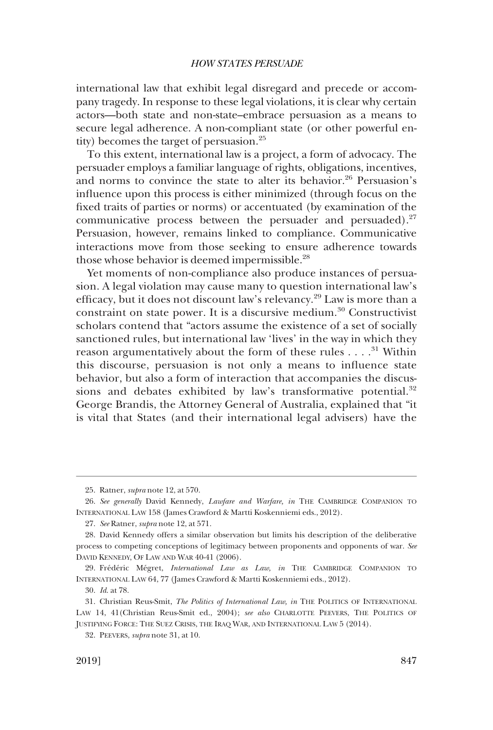international law that exhibit legal disregard and precede or accompany tragedy. In response to these legal violations, it is clear why certain actors—both state and non-state–embrace persuasion as a means to secure legal adherence. A non-compliant state (or other powerful entity) becomes the target of persuasion.[25]

To this extent, international law is a project, a form of advocacy. The persuader employs a familiar language of rights, obligations, incentives, and norms to convince the state to alter its behavior.[26] Persuasion's influence upon this process is either minimized (through focus on the fixed traits of parties or norms) or accentuated (by examination of the communicative process between the persuader and persuaded).[27] Persuasion, however, remains linked to compliance. Communicative interactions move from those seeking to ensure adherence towards those whose behavior is deemed impermissible.[28]

Yet moments of non-compliance also produce instances of persuasion. A legal violation may cause many to question international law's efficacy, but it does not discount law's relevancy.[29] Law is more than a constraint on state power. It is a discursive medium.[30] Constructivist scholars contend that "actors assume the existence of a set of socially sanctioned rules, but international law 'lives' in the way in which they reason argumentatively about the form of these rules . . . .[31] Within this discourse, persuasion is not only a means to influence state behavior, but also a form of interaction that accompanies the discussions and debates exhibited by law's transformative potential.[32] George Brandis, the Attorney General of Australia, explained that "it is vital that States (and their international legal advisers) have the

---

25. Ratner, *supra* note 12, at 570.

26. *See generally* David Kennedy, *Lawfare and Warfare, in* THE CAMBRIDGE COMPANION TO INTERNATIONAL LAW 158 (James Crawford & Martti Koskenniemi eds., 2012).

27. *See* Ratner, *supra* note 12, at 571.

28. David Kennedy offers a similar observation but limits his description of the deliberative process to competing conceptions of legitimacy between proponents and opponents of war. *See* DAVID KENNEDY, OF LAW AND WAR 40-41 (2006).

29. Frédéric Mégret, *International Law as Law, in* THE CAMBRIDGE COMPANION TO INTERNATIONAL LAW 64, 77 (James Crawford & Martti Koskenniemi eds., 2012).

30. *Id.* at 78.

31. Christian Reus-Smit, *The Politics of International Law, in* THE POLITICS OF INTERNATIONAL LAW 14, 41(Christian Reus-Smit ed., 2004); *see also* CHARLOTTE PEEVERS, THE POLITICS OF JUSTIFYING FORCE: THE SUEZ CRISIS, THE IRAQ WAR, AND INTERNATIONAL LAW 5 (2014).

32. PEEVERS, *supra* note 31, at 10.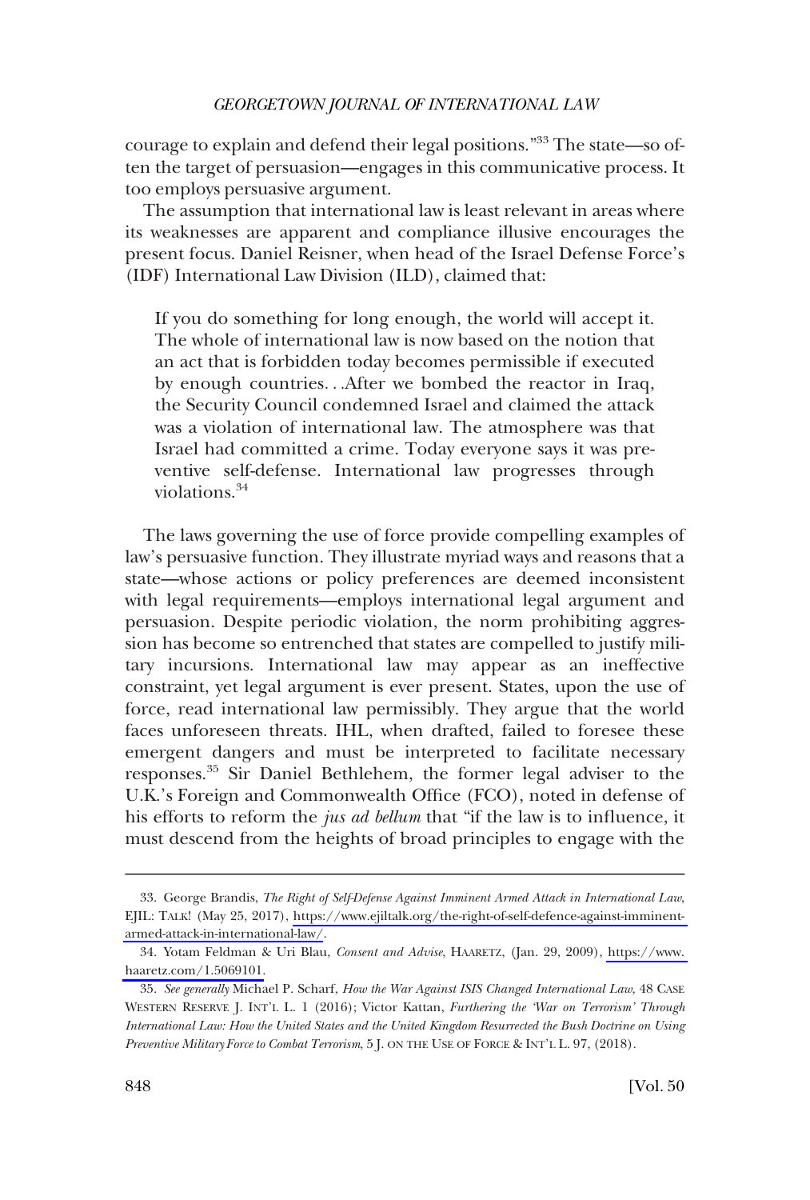courage to explain and defend their legal positions."[33] The state—so often the target of persuasion—engages in this communicative process. It too employs persuasive argument.

The assumption that international law is least relevant in areas where its weaknesses are apparent and compliance illusive encourages the present focus. Daniel Reisner, when head of the Israel Defense Force's (IDF) International Law Division (ILD), claimed that:

> If you do something for long enough, the world will accept it. The whole of international law is now based on the notion that an act that is forbidden today becomes permissible if executed by enough countries. . .After we bombed the reactor in Iraq, the Security Council condemned Israel and claimed the attack was a violation of international law. The atmosphere was that Israel had committed a crime. Today everyone says it was preventive self-defense. International law progresses through violations.[34]

The laws governing the use of force provide compelling examples of law's persuasive function. They illustrate myriad ways and reasons that a state—whose actions or policy preferences are deemed inconsistent with legal requirements—employs international legal argument and persuasion. Despite periodic violation, the norm prohibiting aggression has become so entrenched that states are compelled to justify military incursions. International law may appear as an ineffective constraint, yet legal argument is ever present. States, upon the use of force, read international law permissibly. They argue that the world faces unforeseen threats. IHL, when drafted, failed to foresee these emergent dangers and must be interpreted to facilitate necessary responses.[35] Sir Daniel Bethlehem, the former legal adviser to the U.K.'s Foreign and Commonwealth Office (FCO), noted in defense of his efforts to reform the *jus ad bellum* that "if the law is to influence, it must descend from the heights of broad principles to engage with the

---

33. George Brandis, *The Right of Self-Defense Against Imminent Armed Attack in International Law*, EJIL: TALK! (May 25, 2017), https://www.ejiltalk.org/the-right-of-self-defence-against-imminent-armed-attack-in-international-law/.

34. Yotam Feldman & Uri Blau, *Consent and Advise*, HAARETZ, (Jan. 29, 2009), https://www.haaretz.com/1.5069101.

35. *See generally* Michael P. Scharf, *How the War Against ISIS Changed International Law*, 48 CASE WESTERN RESERVE J. INT'L L. 1 (2016); Victor Kattan, *Furthering the 'War on Terrorism' Through International Law: How the United States and the United Kingdom Resurrected the Bush Doctrine on Using Preventive Military Force to Combat Terrorism*, 5 J. ON THE USE OF FORCE & INT'L L. 97, (2018).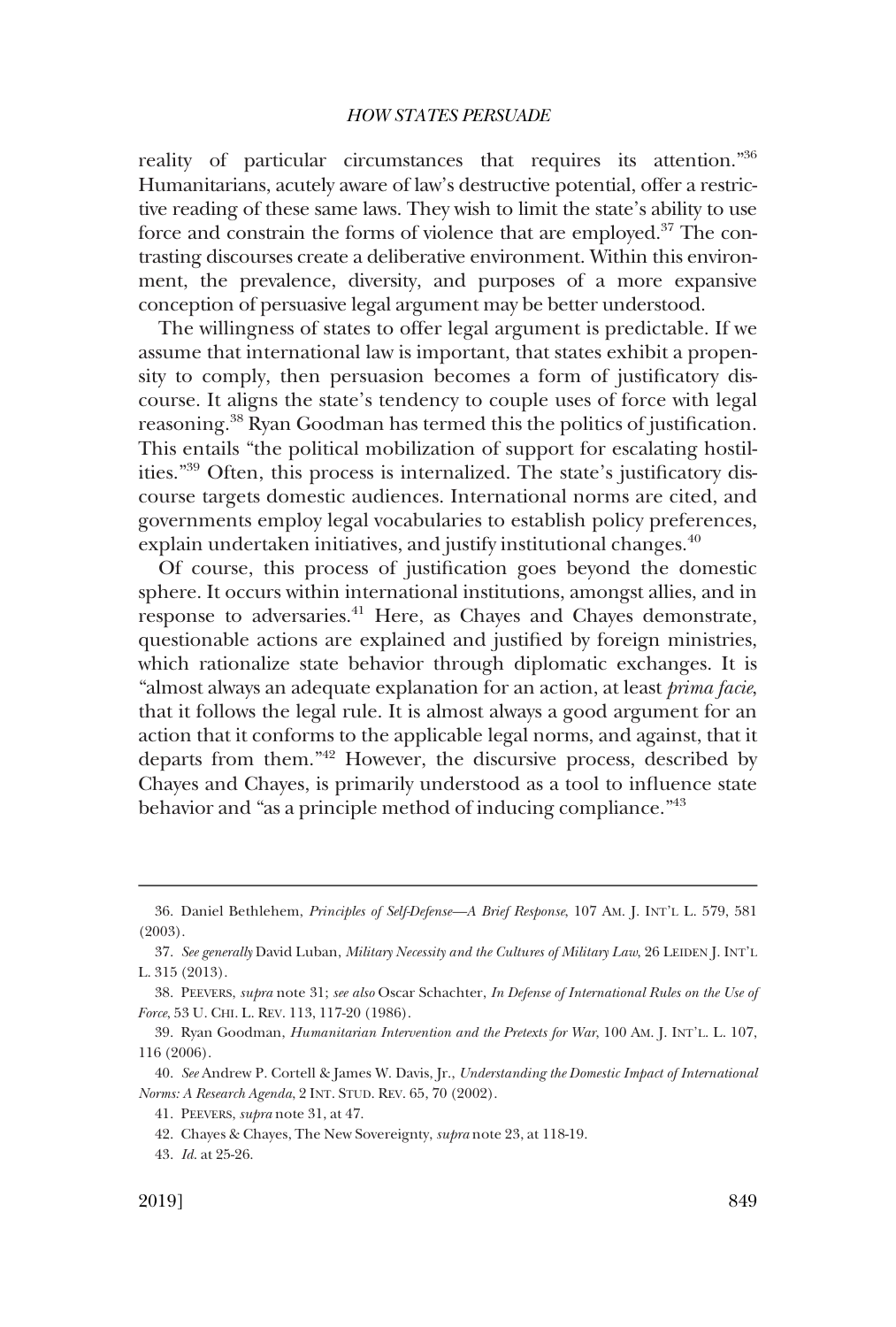reality of particular circumstances that requires its attention."[36] Humanitarians, acutely aware of law's destructive potential, offer a restrictive reading of these same laws. They wish to limit the state's ability to use force and constrain the forms of violence that are employed.[37] The contrasting discourses create a deliberative environment. Within this environment, the prevalence, diversity, and purposes of a more expansive conception of persuasive legal argument may be better understood.

The willingness of states to offer legal argument is predictable. If we assume that international law is important, that states exhibit a propensity to comply, then persuasion becomes a form of justificatory discourse. It aligns the state's tendency to couple uses of force with legal reasoning.[38] Ryan Goodman has termed this the politics of justification. This entails "the political mobilization of support for escalating hostilities."[39] Often, this process is internalized. The state's justificatory discourse targets domestic audiences. International norms are cited, and governments employ legal vocabularies to establish policy preferences, explain undertaken initiatives, and justify institutional changes.[40]

Of course, this process of justification goes beyond the domestic sphere. It occurs within international institutions, amongst allies, and in response to adversaries.[41] Here, as Chayes and Chayes demonstrate, questionable actions are explained and justified by foreign ministries, which rationalize state behavior through diplomatic exchanges. It is "almost always an adequate explanation for an action, at least *prima facie*, that it follows the legal rule. It is almost always a good argument for an action that it conforms to the applicable legal norms, and against, that it departs from them."[42] However, the discursive process, described by Chayes and Chayes, is primarily understood as a tool to influence state behavior and "as a principle method of inducing compliance."[43]

---

36. Daniel Bethlehem, *Principles of Self-Defense—A Brief Response*, 107 AM. J. INT'L L. 579, 581 (2003).

37. *See generally* David Luban, *Military Necessity and the Cultures of Military Law*, 26 LEIDEN J. INT'L L. 315 (2013).

38. PEEVERS, *supra* note 31; *see also* Oscar Schachter, *In Defense of International Rules on the Use of Force*, 53 U. CHI. L. REV. 113, 117-20 (1986).

39. Ryan Goodman, *Humanitarian Intervention and the Pretexts for War*, 100 AM. J. INT'L. L. 107, 116 (2006).

40. *See* Andrew P. Cortell & James W. Davis, Jr., *Understanding the Domestic Impact of International Norms: A Research Agenda*, 2 INT. STUD. REV. 65, 70 (2002).

41. PEEVERS, *supra* note 31, at 47.

42. Chayes & Chayes, The New Sovereignty, *supra* note 23, at 118-19.

43. *Id.* at 25-26.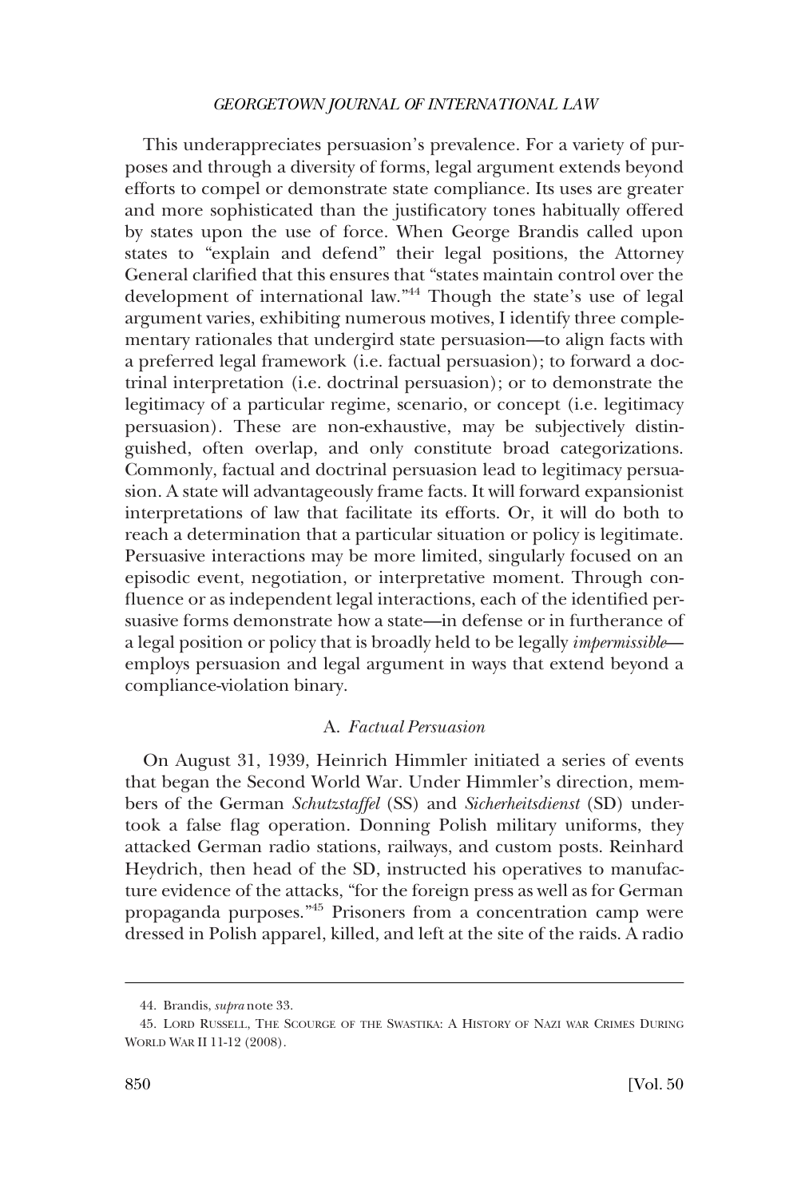This underappreciates persuasion's prevalence. For a variety of purposes and through a diversity of forms, legal argument extends beyond efforts to compel or demonstrate state compliance. Its uses are greater and more sophisticated than the justificatory tones habitually offered by states upon the use of force. When George Brandis called upon states to "explain and defend" their legal positions, the Attorney General clarified that this ensures that "states maintain control over the development of international law."[44] Though the state's use of legal argument varies, exhibiting numerous motives, I identify three complementary rationales that undergird state persuasion—to align facts with a preferred legal framework (i.e. factual persuasion); to forward a doctrinal interpretation (i.e. doctrinal persuasion); or to demonstrate the legitimacy of a particular regime, scenario, or concept (i.e. legitimacy persuasion). These are non-exhaustive, may be subjectively distinguished, often overlap, and only constitute broad categorizations. Commonly, factual and doctrinal persuasion lead to legitimacy persuasion. A state will advantageously frame facts. It will forward expansionist interpretations of law that facilitate its efforts. Or, it will do both to reach a determination that a particular situation or policy is legitimate. Persuasive interactions may be more limited, singularly focused on an episodic event, negotiation, or interpretative moment. Through confluence or as independent legal interactions, each of the identified persuasive forms demonstrate how a state—in defense or in furtherance of a legal position or policy that is broadly held to be legally *impermissible*—employs persuasion and legal argument in ways that extend beyond a compliance-violation binary.

### A. *Factual Persuasion*

On August 31, 1939, Heinrich Himmler initiated a series of events that began the Second World War. Under Himmler's direction, members of the German *Schutzstaffel* (SS) and *Sicherheitsdienst* (SD) undertook a false flag operation. Donning Polish military uniforms, they attacked German radio stations, railways, and custom posts. Reinhard Heydrich, then head of the SD, instructed his operatives to manufacture evidence of the attacks, "for the foreign press as well as for German propaganda purposes."[45] Prisoners from a concentration camp were dressed in Polish apparel, killed, and left at the site of the raids. A radio

---

44. Brandis, *supra* note 33.

45. Lord Russell, The Scourge of the Swastika: A History of Nazi war Crimes During World War II 11-12 (2008).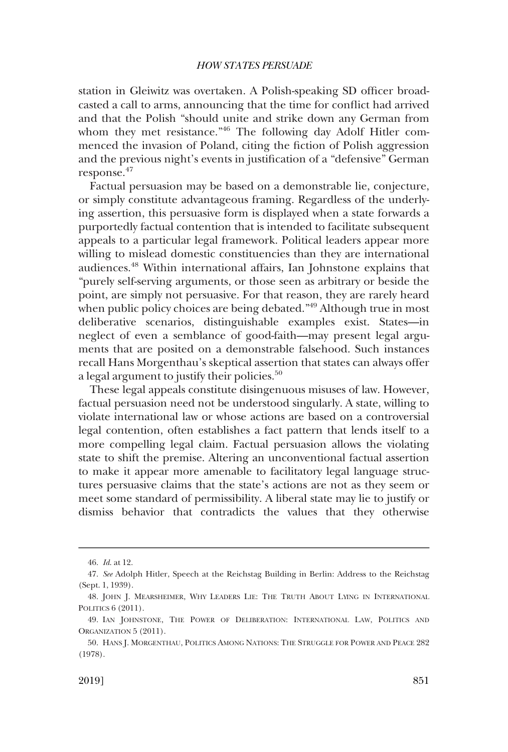station in Gleiwitz was overtaken. A Polish-speaking SD officer broadcasted a call to arms, announcing that the time for conflict had arrived and that the Polish "should unite and strike down any German from whom they met resistance."[46] The following day Adolf Hitler commenced the invasion of Poland, citing the fiction of Polish aggression and the previous night's events in justification of a "defensive" German response.[47]

Factual persuasion may be based on a demonstrable lie, conjecture, or simply constitute advantageous framing. Regardless of the underlying assertion, this persuasive form is displayed when a state forwards a purportedly factual contention that is intended to facilitate subsequent appeals to a particular legal framework. Political leaders appear more willing to mislead domestic constituencies than they are international audiences.[48] Within international affairs, Ian Johnstone explains that "purely self-serving arguments, or those seen as arbitrary or beside the point, are simply not persuasive. For that reason, they are rarely heard when public policy choices are being debated."[49] Although true in most deliberative scenarios, distinguishable examples exist. States—in neglect of even a semblance of good-faith—may present legal arguments that are posited on a demonstrable falsehood. Such instances recall Hans Morgenthau's skeptical assertion that states can always offer a legal argument to justify their policies.[50]

These legal appeals constitute disingenuous misuses of law. However, factual persuasion need not be understood singularly. A state, willing to violate international law or whose actions are based on a controversial legal contention, often establishes a fact pattern that lends itself to a more compelling legal claim. Factual persuasion allows the violating state to shift the premise. Altering an unconventional factual assertion to make it appear more amenable to facilitatory legal language structures persuasive claims that the state's actions are not as they seem or meet some standard of permissibility. A liberal state may lie to justify or dismiss behavior that contradicts the values that they otherwise

---

46. *Id.* at 12.

47. *See* Adolph Hitler, Speech at the Reichstag Building in Berlin: Address to the Reichstag (Sept. 1, 1939).

48. JOHN J. MEARSHEIMER, WHY LEADERS LIE: THE TRUTH ABOUT LYING IN INTERNATIONAL POLITICS 6 (2011).

49. IAN JOHNSTONE, THE POWER OF DELIBERATION: INTERNATIONAL LAW, POLITICS AND ORGANIZATION 5 (2011).

50. HANS J. MORGENTHAU, POLITICS AMONG NATIONS: THE STRUGGLE FOR POWER AND PEACE 282 (1978).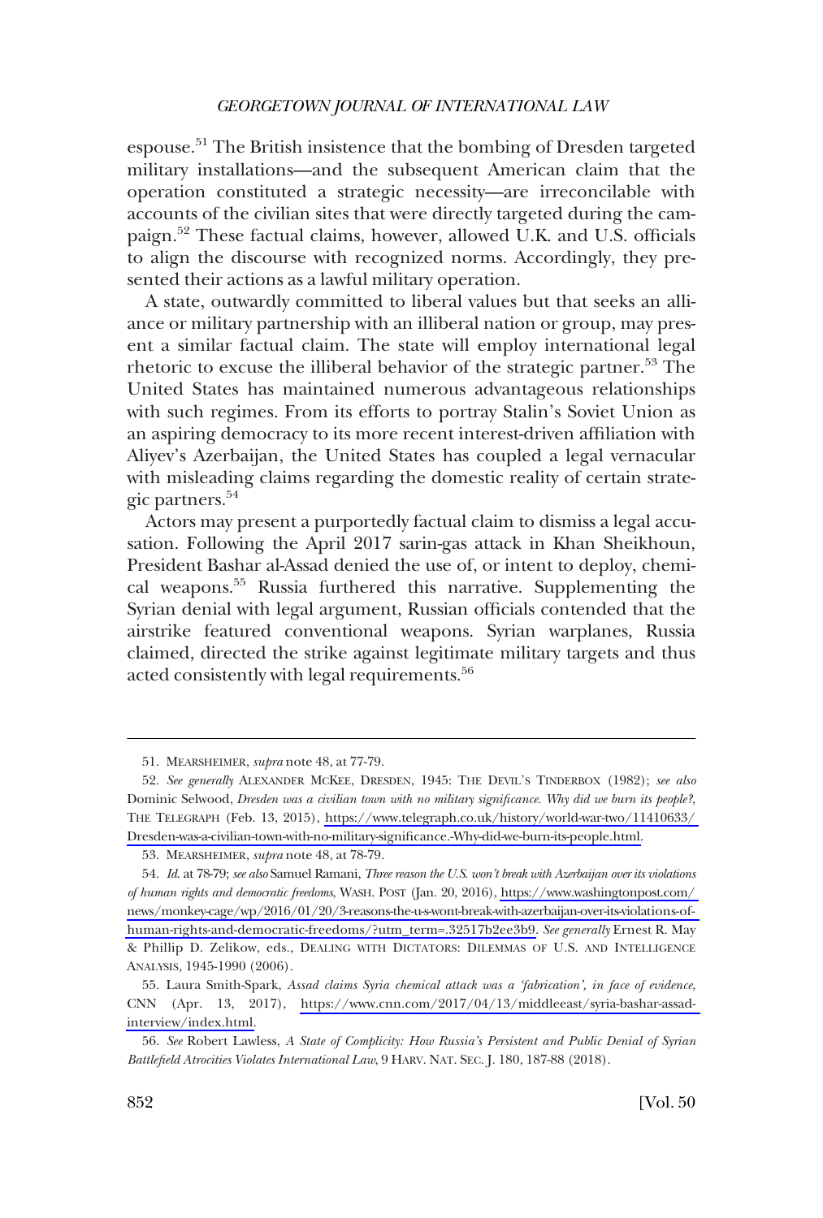espouse.[51] The British insistence that the bombing of Dresden targeted military installations—and the subsequent American claim that the operation constituted a strategic necessity—are irreconcilable with accounts of the civilian sites that were directly targeted during the campaign.[52] These factual claims, however, allowed U.K. and U.S. officials to align the discourse with recognized norms. Accordingly, they presented their actions as a lawful military operation.

A state, outwardly committed to liberal values but that seeks an alliance or military partnership with an illiberal nation or group, may present a similar factual claim. The state will employ international legal rhetoric to excuse the illiberal behavior of the strategic partner.[53] The United States has maintained numerous advantageous relationships with such regimes. From its efforts to portray Stalin's Soviet Union as an aspiring democracy to its more recent interest-driven affiliation with Aliyev's Azerbaijan, the United States has coupled a legal vernacular with misleading claims regarding the domestic reality of certain strategic partners.[54]

Actors may present a purportedly factual claim to dismiss a legal accusation. Following the April 2017 sarin-gas attack in Khan Sheikhoun, President Bashar al-Assad denied the use of, or intent to deploy, chemical weapons.[55] Russia furthered this narrative. Supplementing the Syrian denial with legal argument, Russian officials contended that the airstrike featured conventional weapons. Syrian warplanes, Russia claimed, directed the strike against legitimate military targets and thus acted consistently with legal requirements.[56]

---

51. MEARSHEIMER, *supra* note 48, at 77-79.

52. *See generally* ALEXANDER MCKEE, DRESDEN, 1945: THE DEVIL'S TINDERBOX (1982); *see also* Dominic Selwood, *Dresden was a civilian town with no military significance. Why did we burn its people?*, THE TELEGRAPH (Feb. 13, 2015), https://www.telegraph.co.uk/history/world-war-two/11410633/Dresden-was-a-civilian-town-with-no-military-significance.-Why-did-we-burn-its-people.html.

53. MEARSHEIMER, *supra* note 48, at 78-79.

54. *Id.* at 78-79; *see also* Samuel Ramani, *Three reason the U.S. won't break with Azerbaijan over its violations of human rights and democratic freedoms*, WASH. POST (Jan. 20, 2016), https://www.washingtonpost.com/news/monkey-cage/wp/2016/01/20/3-reasons-the-u-s-wont-break-with-azerbaijan-over-its-violations-of-human-rights-and-democratic-freedoms/?utm_term=.32517b2ee3b9. *See generally* Ernest R. May & Phillip D. Zelikow, eds., DEALING WITH DICTATORS: DILEMMAS OF U.S. AND INTELLIGENCE ANALYSIS, 1945-1990 (2006).

55. Laura Smith-Spark, *Assad claims Syria chemical attack was a 'fabrication', in face of evidence*, CNN (Apr. 13, 2017), https://www.cnn.com/2017/04/13/middleeast/syria-bashar-assad-interview/index.html.

56. *See* Robert Lawless, *A State of Complicity: How Russia's Persistent and Public Denial of Syrian Battlefield Atrocities Violates International Law*, 9 HARV. NAT. SEC. J. 180, 187-88 (2018).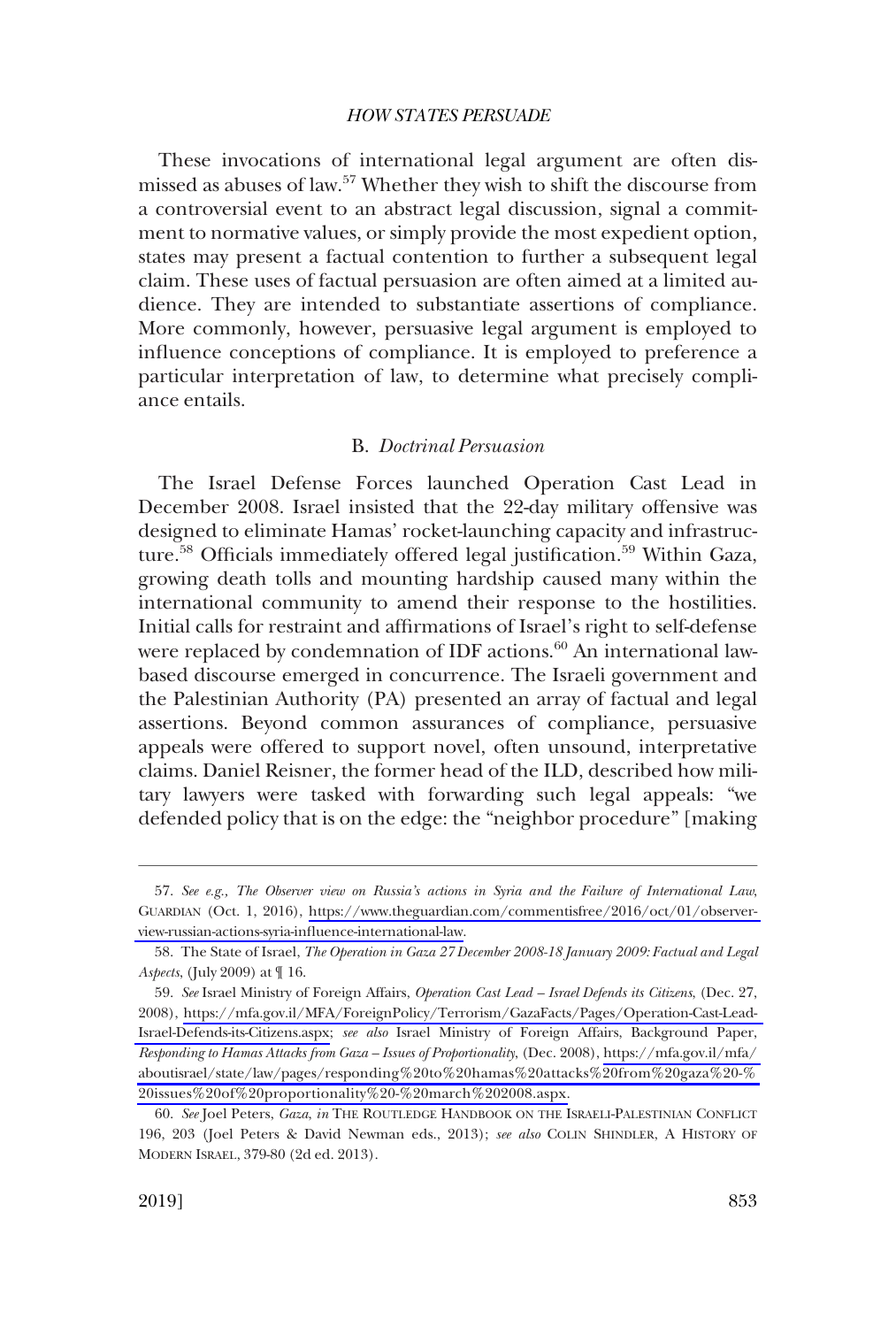These invocations of international legal argument are often dismissed as abuses of law.[57] Whether they wish to shift the discourse from a controversial event to an abstract legal discussion, signal a commitment to normative values, or simply provide the most expedient option, states may present a factual contention to further a subsequent legal claim. These uses of factual persuasion are often aimed at a limited audience. They are intended to substantiate assertions of compliance. More commonly, however, persuasive legal argument is employed to influence conceptions of compliance. It is employed to preference a particular interpretation of law, to determine what precisely compliance entails.

### B. *Doctrinal Persuasion*

The Israel Defense Forces launched Operation Cast Lead in December 2008. Israel insisted that the 22-day military offensive was designed to eliminate Hamas' rocket-launching capacity and infrastructure.[58] Officials immediately offered legal justification.[59] Within Gaza, growing death tolls and mounting hardship caused many within the international community to amend their response to the hostilities. Initial calls for restraint and affirmations of Israel's right to self-defense were replaced by condemnation of IDF actions.[60] An international law-based discourse emerged in concurrence. The Israeli government and the Palestinian Authority (PA) presented an array of factual and legal assertions. Beyond common assurances of compliance, persuasive appeals were offered to support novel, often unsound, interpretative claims. Daniel Reisner, the former head of the ILD, described how military lawyers were tasked with forwarding such legal appeals: "we defended policy that is on the edge: the "neighbor procedure" [making

---

57. *See e.g., The Observer view on Russia's actions in Syria and the Failure of International Law*, GUARDIAN (Oct. 1, 2016), https://www.theguardian.com/commentisfree/2016/oct/01/observer-view-russian-actions-syria-influence-international-law.

58. The State of Israel, *The Operation in Gaza 27 December 2008-18 January 2009: Factual and Legal Aspects*, (July 2009) at ¶ 16.

59. *See* Israel Ministry of Foreign Affairs, *Operation Cast Lead – Israel Defends its Citizens*, (Dec. 27, 2008), https://mfa.gov.il/MFA/ForeignPolicy/Terrorism/GazaFacts/Pages/Operation-Cast-Lead-Israel-Defends-its-Citizens.aspx; *see also* Israel Ministry of Foreign Affairs, Background Paper, *Responding to Hamas Attacks from Gaza – Issues of Proportionality*, (Dec. 2008), https://mfa.gov.il/mfa/aboutisrael/state/law/pages/responding%20to%20hamas%20attacks%20from%20gaza%20-%20issues%20of%20proportionality%20-%20march%202008.aspx.

60. *See* Joel Peters, *Gaza*, *in* THE ROUTLEDGE HANDBOOK ON THE ISRAELI-PALESTINIAN CONFLICT 196, 203 (Joel Peters & David Newman eds., 2013); *see also* COLIN SHINDLER, A HISTORY OF MODERN ISRAEL, 379-80 (2d ed. 2013).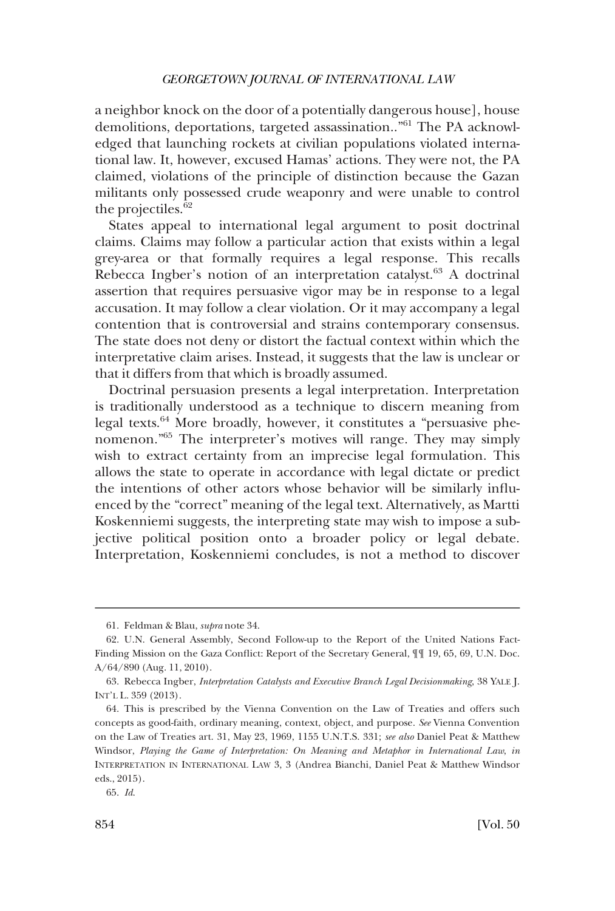a neighbor knock on the door of a potentially dangerous house], house demolitions, deportations, targeted assassination..."[61] The PA acknowledged that launching rockets at civilian populations violated international law. It, however, excused Hamas' actions. They were not, the PA claimed, violations of the principle of distinction because the Gazan militants only possessed crude weaponry and were unable to control the projectiles.[62]

States appeal to international legal argument to posit doctrinal claims. Claims may follow a particular action that exists within a legal grey-area or that formally requires a legal response. This recalls Rebecca Ingber's notion of an interpretation catalyst.[63] A doctrinal assertion that requires persuasive vigor may be in response to a legal accusation. It may follow a clear violation. Or it may accompany a legal contention that is controversial and strains contemporary consensus. The state does not deny or distort the factual context within which the interpretative claim arises. Instead, it suggests that the law is unclear or that it differs from that which is broadly assumed.

Doctrinal persuasion presents a legal interpretation. Interpretation is traditionally understood as a technique to discern meaning from legal texts.[64] More broadly, however, it constitutes a "persuasive phenomenon."[65] The interpreter's motives will range. They may simply wish to extract certainty from an imprecise legal formulation. This allows the state to operate in accordance with legal dictate or predict the intentions of other actors whose behavior will be similarly influenced by the "correct" meaning of the legal text. Alternatively, as Martti Koskenniemi suggests, the interpreting state may wish to impose a subjective political position onto a broader policy or legal debate. Interpretation, Koskenniemi concludes, is not a method to discover

---

61. Feldman & Blau, *supra* note 34.

62. U.N. General Assembly, Second Follow-up to the Report of the United Nations Fact-Finding Mission on the Gaza Conflict: Report of the Secretary General, ¶¶ 19, 65, 69, U.N. Doc. A/64/890 (Aug. 11, 2010).

63. Rebecca Ingber, *Interpretation Catalysts and Executive Branch Legal Decisionmaking*, 38 YALE J. INT'L L. 359 (2013).

64. This is prescribed by the Vienna Convention on the Law of Treaties and offers such concepts as good-faith, ordinary meaning, context, object, and purpose. *See* Vienna Convention on the Law of Treaties art. 31, May 23, 1969, 1155 U.N.T.S. 331; *see also* Daniel Peat & Matthew Windsor, *Playing the Game of Interpretation: On Meaning and Metaphor in International Law*, *in* INTERPRETATION IN INTERNATIONAL LAW 3, 3 (Andrea Bianchi, Daniel Peat & Matthew Windsor eds., 2015).

65. *Id.*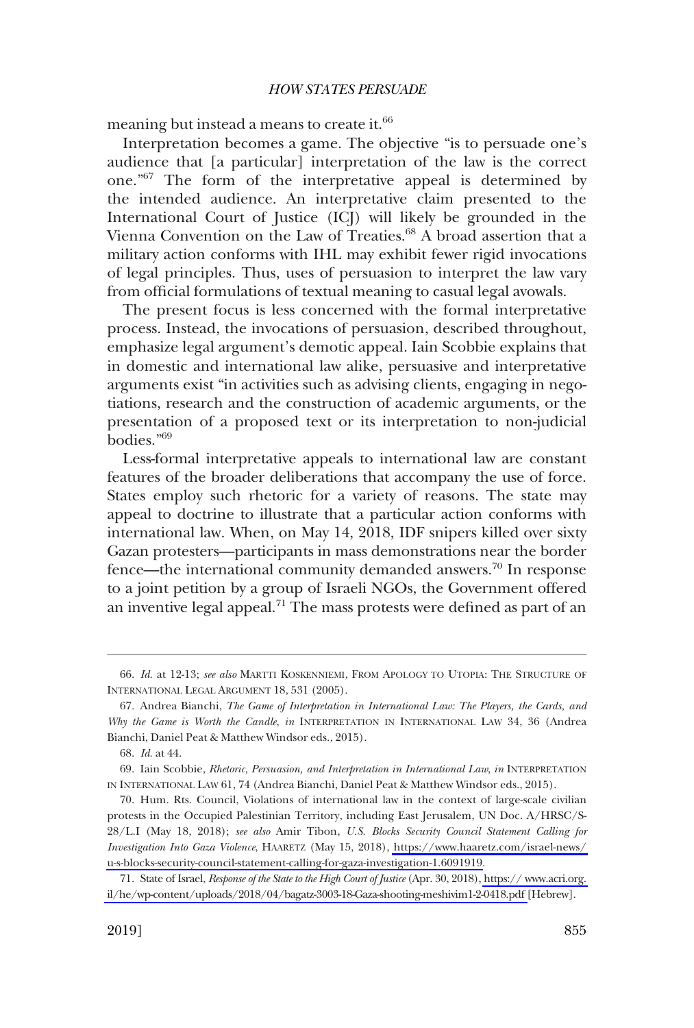meaning but instead a means to create it.[66]

Interpretation becomes a game. The objective "is to persuade one's audience that [a particular] interpretation of the law is the correct one."[67] The form of the interpretative appeal is determined by the intended audience. An interpretative claim presented to the International Court of Justice (ICJ) will likely be grounded in the Vienna Convention on the Law of Treaties.[68] A broad assertion that a military action conforms with IHL may exhibit fewer rigid invocations of legal principles. Thus, uses of persuasion to interpret the law vary from official formulations of textual meaning to casual legal avowals.

The present focus is less concerned with the formal interpretative process. Instead, the invocations of persuasion, described throughout, emphasize legal argument's demotic appeal. Iain Scobbie explains that in domestic and international law alike, persuasive and interpretative arguments exist "in activities such as advising clients, engaging in negotiations, research and the construction of academic arguments, or the presentation of a proposed text or its interpretation to non-judicial bodies."[69]

Less-formal interpretative appeals to international law are constant features of the broader deliberations that accompany the use of force. States employ such rhetoric for a variety of reasons. The state may appeal to doctrine to illustrate that a particular action conforms with international law. When, on May 14, 2018, IDF snipers killed over sixty Gazan protesters—participants in mass demonstrations near the border fence—the international community demanded answers.[70] In response to a joint petition by a group of Israeli NGOs, the Government offered an inventive legal appeal.[71] The mass protests were defined as part of an

---

66. *Id.* at 12-13; *see also* MARTTI KOSKENNIEMI, FROM APOLOGY TO UTOPIA: THE STRUCTURE OF INTERNATIONAL LEGAL ARGUMENT 18, 531 (2005).

67. Andrea Bianchi, *The Game of Interpretation in International Law: The Players, the Cards, and Why the Game is Worth the Candle*, *in* INTERPRETATION IN INTERNATIONAL LAW 34, 36 (Andrea Bianchi, Daniel Peat & Matthew Windsor eds., 2015).

68. *Id.* at 44.

69. Iain Scobbie, *Rhetoric, Persuasion, and Interpretation in International Law*, *in* INTERPRETATION IN INTERNATIONAL LAW 61, 74 (Andrea Bianchi, Daniel Peat & Matthew Windsor eds., 2015).

70. Hum. Rts. Council, Violations of international law in the context of large-scale civilian protests in the Occupied Palestinian Territory, including East Jerusalem, UN Doc. A/HRSC/S-28/L.I (May 18, 2018); *see also* Amir Tibon, *U.S. Blocks Security Council Statement Calling for Investigation Into Gaza Violence*, HAARETZ (May 15, 2018), https://www.haaretz.com/israel-news/u-s-blocks-security-council-statement-calling-for-gaza-investigation-1.6091919.

71. State of Israel, *Response of the State to the High Court of Justice* (Apr. 30, 2018), https:// www.acri.org.il/he/wp-content/uploads/2018/04/bagatz-3003-18-Gaza-shooting-meshivim1-2-0418.pdf [Hebrew].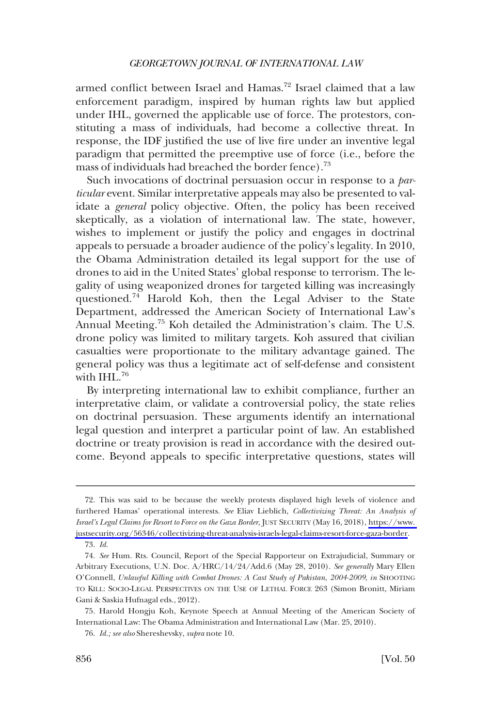armed conflict between Israel and Hamas.[72] Israel claimed that a law enforcement paradigm, inspired by human rights law but applied under IHL, governed the applicable use of force. The protestors, constituting a mass of individuals, had become a collective threat. In response, the IDF justified the use of live fire under an inventive legal paradigm that permitted the preemptive use of force (i.e., before the mass of individuals had breached the border fence).[73]

Such invocations of doctrinal persuasion occur in response to a *particular* event. Similar interpretative appeals may also be presented to validate a *general* policy objective. Often, the policy has been received skeptically, as a violation of international law. The state, however, wishes to implement or justify the policy and engages in doctrinal appeals to persuade a broader audience of the policy's legality. In 2010, the Obama Administration detailed its legal support for the use of drones to aid in the United States' global response to terrorism. The legality of using weaponized drones for targeted killing was increasingly questioned.[74] Harold Koh, then the Legal Adviser to the State Department, addressed the American Society of International Law's Annual Meeting.[75] Koh detailed the Administration's claim. The U.S. drone policy was limited to military targets. Koh assured that civilian casualties were proportionate to the military advantage gained. The general policy was thus a legitimate act of self-defense and consistent with IHL.[76]

By interpreting international law to exhibit compliance, further an interpretative claim, or validate a controversial policy, the state relies on doctrinal persuasion. These arguments identify an international legal question and interpret a particular point of law. An established doctrine or treaty provision is read in accordance with the desired outcome. Beyond appeals to specific interpretative questions, states will

---

72. This was said to be because the weekly protests displayed high levels of violence and furthered Hamas' operational interests. *See* Eliav Lieblich, *Collectivizing Threat: An Analysis of Israel's Legal Claims for Resort to Force on the Gaza Border*, JUST SECURITY (May 16, 2018), https://www.justsecurity.org/56346/collectivizing-threat-analysis-israels-legal-claims-resort-force-gaza-border.

73. *Id.*

74. *See* Hum. Rts. Council, Report of the Special Rapporteur on Extrajudicial, Summary or Arbitrary Executions, U.N. Doc. A/HRC/14/24/Add.6 (May 28, 2010). *See generally* Mary Ellen O'Connell, *Unlawful Killing with Combat Drones: A Cast Study of Pakistan, 2004-2009*, *in* SHOOTING TO KILL: SOCIO-LEGAL PERSPECTIVES ON THE USE OF LETHAL FORCE 263 (Simon Bronitt, Miriam Gani & Saskia Hufnagal eds., 2012).

75. Harold Hongju Koh, Keynote Speech at Annual Meeting of the American Society of International Law: The Obama Administration and International Law (Mar. 25, 2010).

76. *Id.; see also* Shereshevsky, *supra* note 10.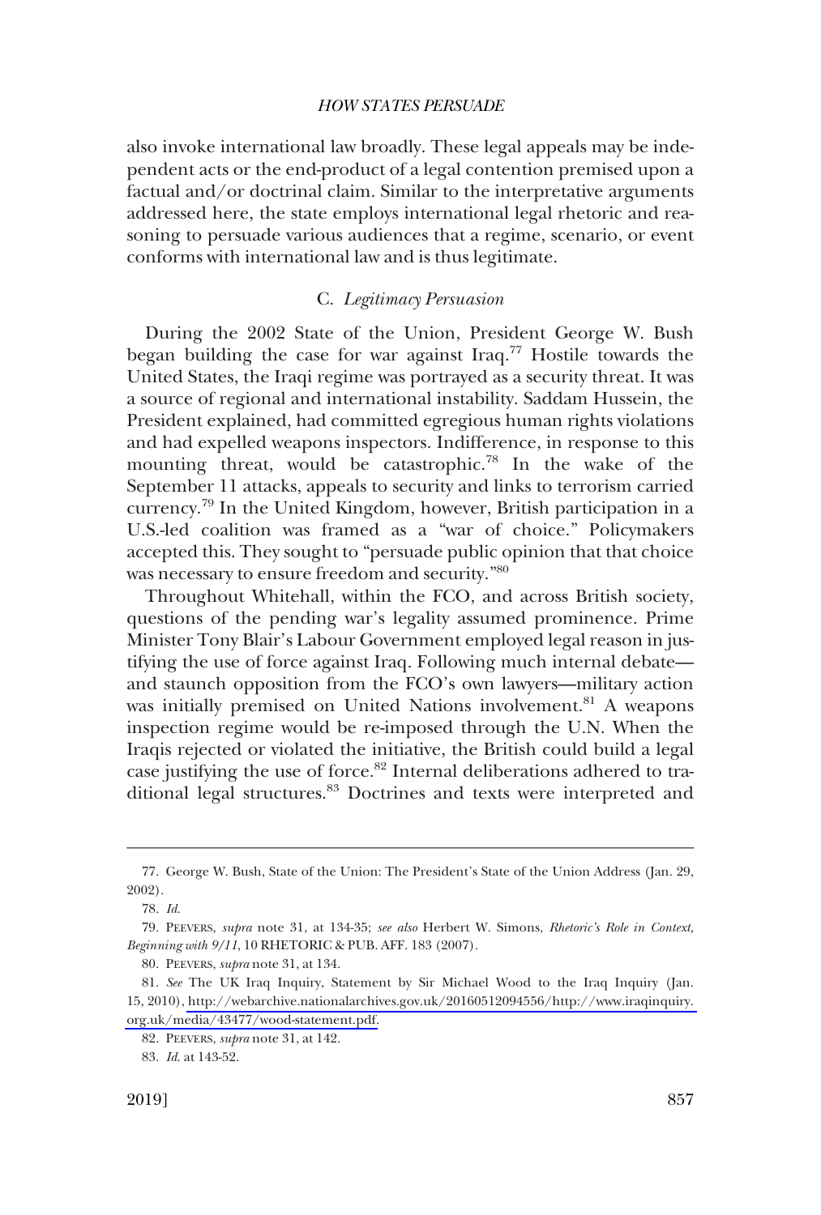also invoke international law broadly. These legal appeals may be independent acts or the end-product of a legal contention premised upon a factual and/or doctrinal claim. Similar to the interpretative arguments addressed here, the state employs international legal rhetoric and reasoning to persuade various audiences that a regime, scenario, or event conforms with international law and is thus legitimate.

### C. *Legitimacy Persuasion*

During the 2002 State of the Union, President George W. Bush began building the case for war against Iraq.[77] Hostile towards the United States, the Iraqi regime was portrayed as a security threat. It was a source of regional and international instability. Saddam Hussein, the President explained, had committed egregious human rights violations and had expelled weapons inspectors. Indifference, in response to this mounting threat, would be catastrophic.[78] In the wake of the September 11 attacks, appeals to security and links to terrorism carried currency.[79] In the United Kingdom, however, British participation in a U.S.-led coalition was framed as a "war of choice." Policymakers accepted this. They sought to "persuade public opinion that that choice was necessary to ensure freedom and security."[80]

Throughout Whitehall, within the FCO, and across British society, questions of the pending war's legality assumed prominence. Prime Minister Tony Blair's Labour Government employed legal reason in justifying the use of force against Iraq. Following much internal debate—and staunch opposition from the FCO's own lawyers—military action was initially premised on United Nations involvement.[81] A weapons inspection regime would be re-imposed through the U.N. When the Iraqis rejected or violated the initiative, the British could build a legal case justifying the use of force.[82] Internal deliberations adhered to traditional legal structures.[83] Doctrines and texts were interpreted and

---

77. George W. Bush, State of the Union: The President's State of the Union Address (Jan. 29, 2002).

78. *Id.*

79. PEEVERS, *supra* note 31, at 134-35; *see also* Herbert W. Simons, *Rhetoric's Role in Context, Beginning with 9/11*, 10 RHETORIC & PUB. AFF. 183 (2007).

80. PEEVERS, *supra* note 31, at 134.

81. *See* The UK Iraq Inquiry, Statement by Sir Michael Wood to the Iraq Inquiry (Jan. 15, 2010), http://webarchive.nationalarchives.gov.uk/20160512094556/http://www.iraqinquiry.org.uk/media/43477/wood-statement.pdf.

82. PEEVERS, *supra* note 31, at 142.

83. *Id.* at 143-52.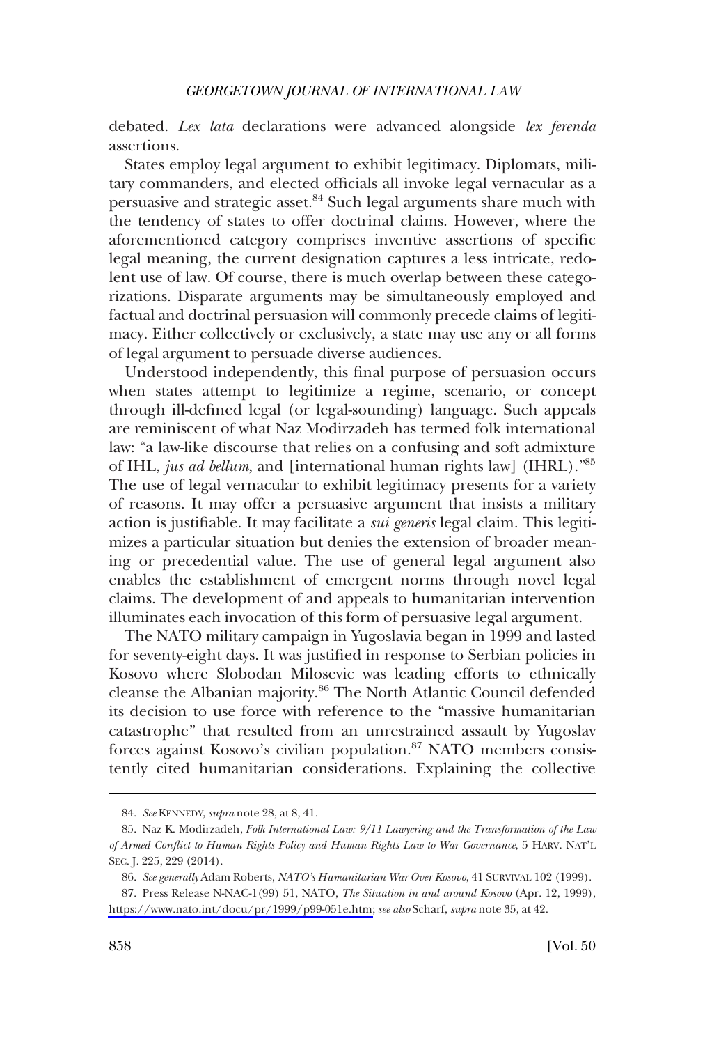debated. *Lex lata* declarations were advanced alongside *lex ferenda* assertions.

States employ legal argument to exhibit legitimacy. Diplomats, military commanders, and elected officials all invoke legal vernacular as a persuasive and strategic asset.[84] Such legal arguments share much with the tendency of states to offer doctrinal claims. However, where the aforementioned category comprises inventive assertions of specific legal meaning, the current designation captures a less intricate, redolent use of law. Of course, there is much overlap between these categorizations. Disparate arguments may be simultaneously employed and factual and doctrinal persuasion will commonly precede claims of legitimacy. Either collectively or exclusively, a state may use any or all forms of legal argument to persuade diverse audiences.

Understood independently, this final purpose of persuasion occurs when states attempt to legitimize a regime, scenario, or concept through ill-defined legal (or legal-sounding) language. Such appeals are reminiscent of what Naz Modirzadeh has termed folk international law: "a law-like discourse that relies on a confusing and soft admixture of IHL, *jus ad bellum*, and [international human rights law] (IHRL)."[85] The use of legal vernacular to exhibit legitimacy presents for a variety of reasons. It may offer a persuasive argument that insists a military action is justifiable. It may facilitate a *sui generis* legal claim. This legitimizes a particular situation but denies the extension of broader meaning or precedential value. The use of general legal argument also enables the establishment of emergent norms through novel legal claims. The development of and appeals to humanitarian intervention illuminates each invocation of this form of persuasive legal argument.

The NATO military campaign in Yugoslavia began in 1999 and lasted for seventy-eight days. It was justified in response to Serbian policies in Kosovo where Slobodan Milosevic was leading efforts to ethnically cleanse the Albanian majority.[86] The North Atlantic Council defended its decision to use force with reference to the "massive humanitarian catastrophe" that resulted from an unrestrained assault by Yugoslav forces against Kosovo's civilian population.[87] NATO members consistently cited humanitarian considerations. Explaining the collective

---

84. *See* KENNEDY, *supra* note 28, at 8, 41.

85. Naz K. Modirzadeh, *Folk International Law: 9/11 Lawyering and the Transformation of the Law of Armed Conflict to Human Rights Policy and Human Rights Law to War Governance*, 5 HARV. NAT'L SEC. J. 225, 229 (2014).

86. *See generally* Adam Roberts, *NATO's Humanitarian War Over Kosovo*, 41 SURVIVAL 102 (1999).

87. Press Release N-NAC-1(99) 51, NATO, *The Situation in and around Kosovo* (Apr. 12, 1999), https://www.nato.int/docu/pr/1999/p99-051e.htm; *see also* Scharf, *supra* note 35, at 42.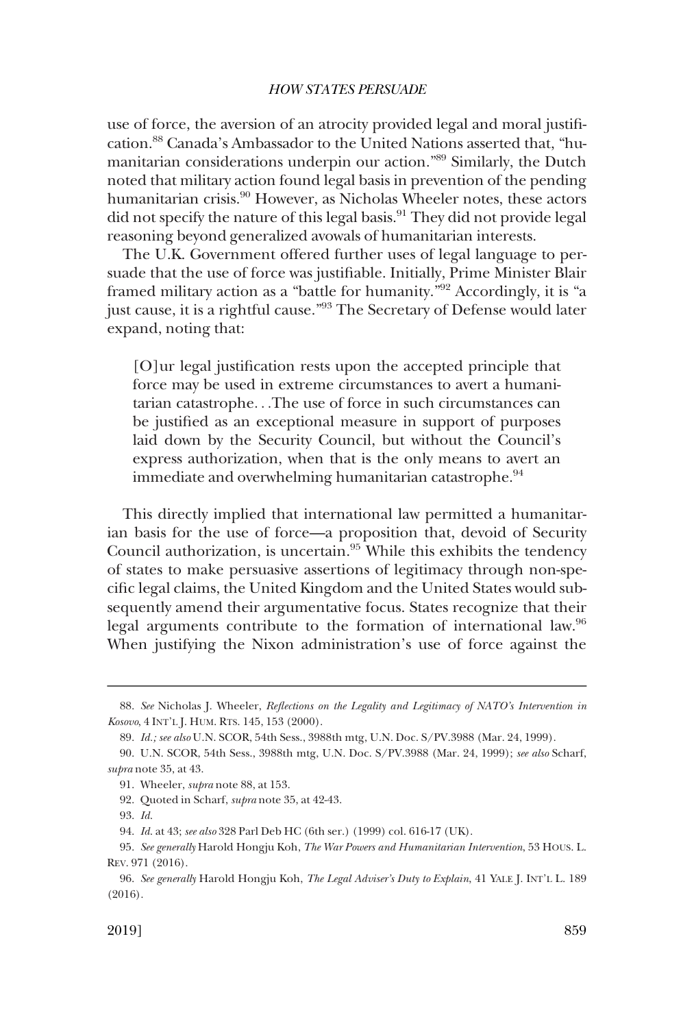use of force, the aversion of an atrocity provided legal and moral justification.[88] Canada's Ambassador to the United Nations asserted that, "humanitarian considerations underpin our action."[89] Similarly, the Dutch noted that military action found legal basis in prevention of the pending humanitarian crisis.[90] However, as Nicholas Wheeler notes, these actors did not specify the nature of this legal basis.[91] They did not provide legal reasoning beyond generalized avowals of humanitarian interests.

The U.K. Government offered further uses of legal language to persuade that the use of force was justifiable. Initially, Prime Minister Blair framed military action as a "battle for humanity."[92] Accordingly, it is "a just cause, it is a rightful cause."[93] The Secretary of Defense would later expand, noting that:

> [O]ur legal justification rests upon the accepted principle that force may be used in extreme circumstances to avert a humanitarian catastrophe. . .The use of force in such circumstances can be justified as an exceptional measure in support of purposes laid down by the Security Council, but without the Council's express authorization, when that is the only means to avert an immediate and overwhelming humanitarian catastrophe.[94]

This directly implied that international law permitted a humanitarian basis for the use of force—a proposition that, devoid of Security Council authorization, is uncertain.[95] While this exhibits the tendency of states to make persuasive assertions of legitimacy through non-specific legal claims, the United Kingdom and the United States would subsequently amend their argumentative focus. States recognize that their legal arguments contribute to the formation of international law.[96] When justifying the Nixon administration's use of force against the

---

88. *See* Nicholas J. Wheeler, *Reflections on the Legality and Legitimacy of NATO's Intervention in Kosovo*, 4 INT'L J. HUM. RTS. 145, 153 (2000).

89. *Id.; see also* U.N. SCOR, 54th Sess., 3988th mtg, U.N. Doc. S/PV.3988 (Mar. 24, 1999).

90. U.N. SCOR, 54th Sess., 3988th mtg, U.N. Doc. S/PV.3988 (Mar. 24, 1999); *see also* Scharf, *supra* note 35, at 43.

91. Wheeler, *supra* note 88, at 153.

92. Quoted in Scharf, *supra* note 35, at 42-43.

93. *Id.*

94. *Id.* at 43; *see also* 328 Parl Deb HC (6th ser.) (1999) col. 616-17 (UK).

95. *See generally* Harold Hongju Koh, *The War Powers and Humanitarian Intervention*, 53 HOUS. L. REV. 971 (2016).

96. *See generally* Harold Hongju Koh, *The Legal Adviser's Duty to Explain*, 41 YALE J. INT'L L. 189 (2016).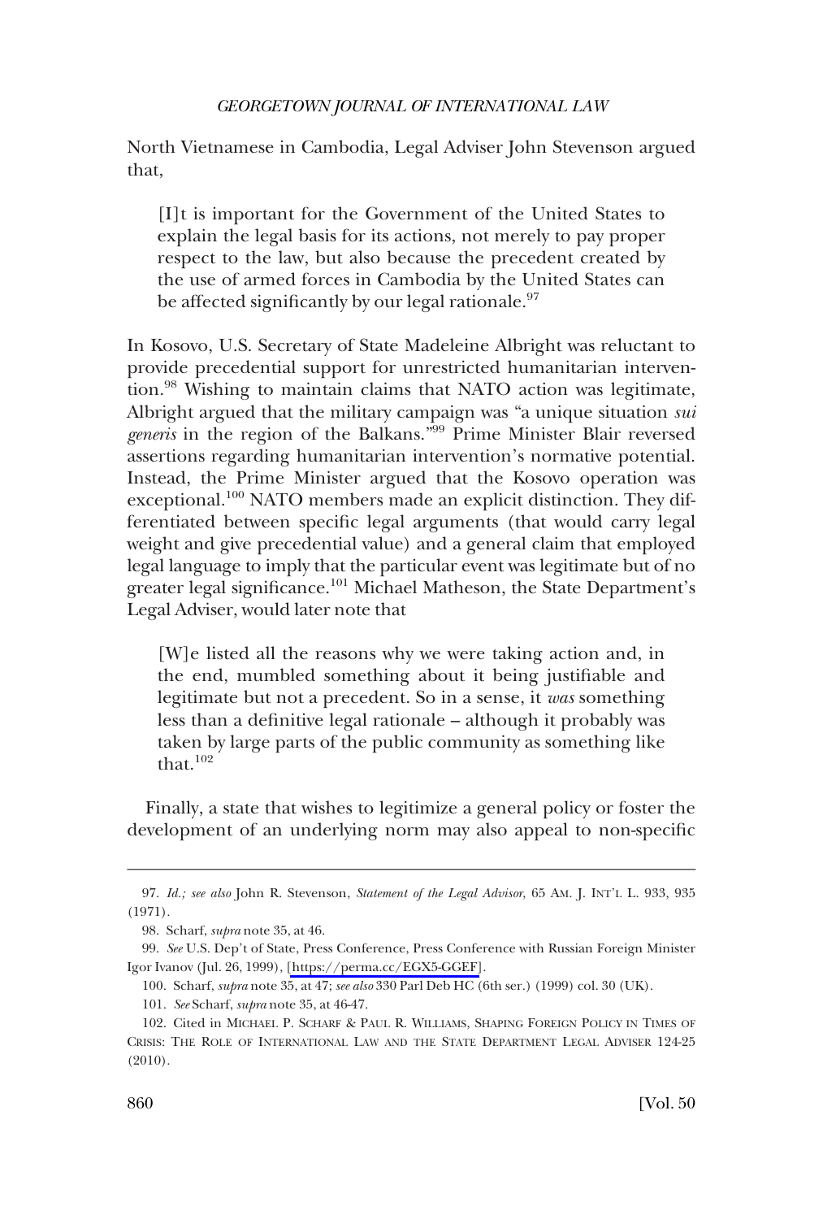North Vietnamese in Cambodia, Legal Adviser John Stevenson argued that,

> [I]t is important for the Government of the United States to explain the legal basis for its actions, not merely to pay proper respect to the law, but also because the precedent created by the use of armed forces in Cambodia by the United States can be affected significantly by our legal rationale.[97]

In Kosovo, U.S. Secretary of State Madeleine Albright was reluctant to provide precedential support for unrestricted humanitarian intervention.[98] Wishing to maintain claims that NATO action was legitimate, Albright argued that the military campaign was "a unique situation *sui generis* in the region of the Balkans."[99] Prime Minister Blair reversed assertions regarding humanitarian intervention's normative potential. Instead, the Prime Minister argued that the Kosovo operation was exceptional.[100] NATO members made an explicit distinction. They differentiated between specific legal arguments (that would carry legal weight and give precedential value) and a general claim that employed legal language to imply that the particular event was legitimate but of no greater legal significance.[101] Michael Matheson, the State Department's Legal Adviser, would later note that

> [W]e listed all the reasons why we were taking action and, in the end, mumbled something about it being justifiable and legitimate but not a precedent. So in a sense, it *was* something less than a definitive legal rationale – although it probably was taken by large parts of the public community as something like that.[102]

Finally, a state that wishes to legitimize a general policy or foster the development of an underlying norm may also appeal to non-specific

---

97. *Id.; see also* John R. Stevenson, *Statement of the Legal Advisor*, 65 AM. J. INT'L L. 933, 935 (1971).

98. Scharf, *supra* note 35, at 46.

99. *See* U.S. Dep't of State, Press Conference, Press Conference with Russian Foreign Minister Igor Ivanov (Jul. 26, 1999), [https://perma.cc/EGX5-GGEF].

100. Scharf, *supra* note 35, at 47; *see also* 330 Parl Deb HC (6th ser.) (1999) col. 30 (UK).

101. *See* Scharf, *supra* note 35, at 46-47.

102. Cited in MICHAEL P. SCHARF & PAUL R. WILLIAMS, SHAPING FOREIGN POLICY IN TIMES OF CRISIS: THE ROLE OF INTERNATIONAL LAW AND THE STATE DEPARTMENT LEGAL ADVISER 124-25 (2010).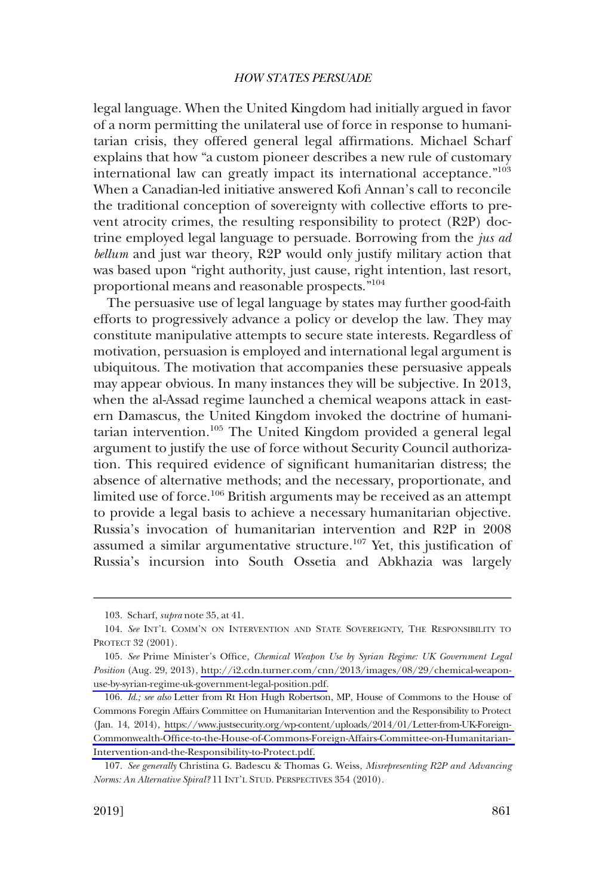legal language. When the United Kingdom had initially argued in favor of a norm permitting the unilateral use of force in response to humanitarian crisis, they offered general legal affirmations. Michael Scharf explains that how "a custom pioneer describes a new rule of customary international law can greatly impact its international acceptance."[103] When a Canadian-led initiative answered Kofi Annan's call to reconcile the traditional conception of sovereignty with collective efforts to prevent atrocity crimes, the resulting responsibility to protect (R2P) doctrine employed legal language to persuade. Borrowing from the *jus ad bellum* and just war theory, R2P would only justify military action that was based upon "right authority, just cause, right intention, last resort, proportional means and reasonable prospects."[104]

The persuasive use of legal language by states may further good-faith efforts to progressively advance a policy or develop the law. They may constitute manipulative attempts to secure state interests. Regardless of motivation, persuasion is employed and international legal argument is ubiquitous. The motivation that accompanies these persuasive appeals may appear obvious. In many instances they will be subjective. In 2013, when the al-Assad regime launched a chemical weapons attack in eastern Damascus, the United Kingdom invoked the doctrine of humanitarian intervention.[105] The United Kingdom provided a general legal argument to justify the use of force without Security Council authorization. This required evidence of significant humanitarian distress; the absence of alternative methods; and the necessary, proportionate, and limited use of force.[106] British arguments may be received as an attempt to provide a legal basis to achieve a necessary humanitarian objective. Russia's invocation of humanitarian intervention and R2P in 2008 assumed a similar argumentative structure.[107] Yet, this justification of Russia's incursion into South Ossetia and Abkhazia was largely

---

103. Scharf, *supra* note 35, at 41.

104. *See* INT'L COMM'N ON INTERVENTION AND STATE SOVEREIGNTY, THE RESPONSIBILITY TO PROTECT 32 (2001).

105. *See* Prime Minister's Office, *Chemical Weapon Use by Syrian Regime: UK Government Legal Position* (Aug. 29, 2013), http://i2.cdn.turner.com/cnn/2013/images/08/29/chemical-weapon-use-by-syrian-regime-uk-government-legal-position.pdf.

106. *Id.; see also* Letter from Rt Hon Hugh Robertson, MP, House of Commons to the House of Commons Foregin Affairs Committee on Humanitarian Intervention and the Responsibility to Protect (Jan. 14, 2014), https://www.justsecurity.org/wp-content/uploads/2014/01/Letter-from-UK-Foreign-Commonwealth-Office-to-the-House-of-Commons-Foreign-Affairs-Committee-on-Humanitarian-Intervention-and-the-Responsibility-to-Protect.pdf.

107. *See generally* Christina G. Badescu & Thomas G. Weiss, *Misrepresenting R2P and Advancing Norms: An Alternative Spiral?* 11 INT'L STUD. PERSPECTIVES 354 (2010).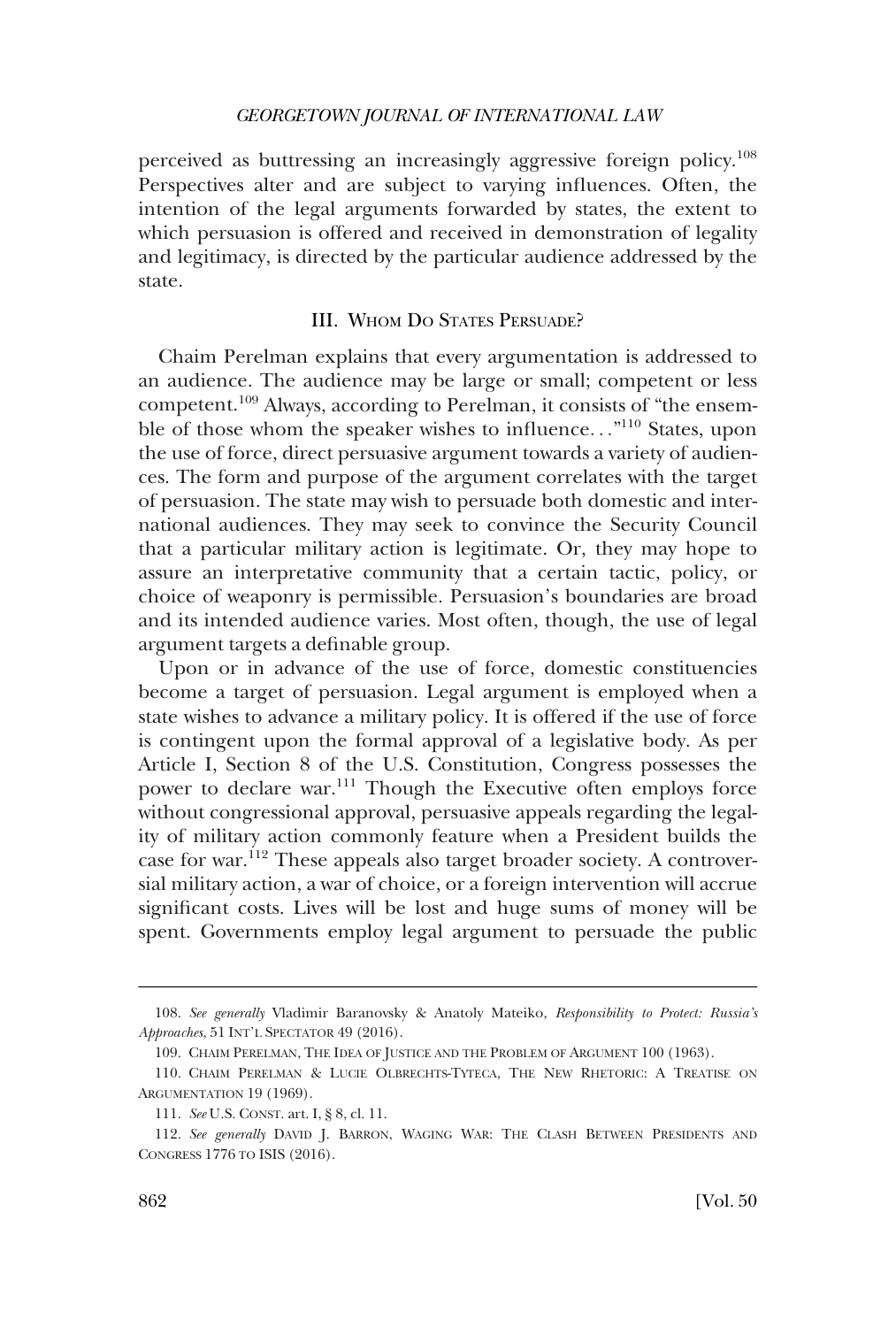perceived as buttressing an increasingly aggressive foreign policy.[108] Perspectives alter and are subject to varying influences. Often, the intention of the legal arguments forwarded by states, the extent to which persuasion is offered and received in demonstration of legality and legitimacy, is directed by the particular audience addressed by the state.

## III. Whom Do States Persuade?

Chaim Perelman explains that every argumentation is addressed to an audience. The audience may be large or small; competent or less competent.[109] Always, according to Perelman, it consists of "the ensemble of those whom the speaker wishes to influence. . ."[110] States, upon the use of force, direct persuasive argument towards a variety of audiences. The form and purpose of the argument correlates with the target of persuasion. The state may wish to persuade both domestic and international audiences. They may seek to convince the Security Council that a particular military action is legitimate. Or, they may hope to assure an interpretative community that a certain tactic, policy, or choice of weaponry is permissible. Persuasion's boundaries are broad and its intended audience varies. Most often, though, the use of legal argument targets a definable group.

Upon or in advance of the use of force, domestic constituencies become a target of persuasion. Legal argument is employed when a state wishes to advance a military policy. It is offered if the use of force is contingent upon the formal approval of a legislative body. As per Article I, Section 8 of the U.S. Constitution, Congress possesses the power to declare war.[111] Though the Executive often employs force without congressional approval, persuasive appeals regarding the legality of military action commonly feature when a President builds the case for war.[112] These appeals also target broader society. A controversial military action, a war of choice, or a foreign intervention will accrue significant costs. Lives will be lost and huge sums of money will be spent. Governments employ legal argument to persuade the public

---

108. *See generally* Vladimir Baranovsky & Anatoly Mateiko, *Responsibility to Protect: Russia's Approaches*, 51 INT'L SPECTATOR 49 (2016).

109. CHAIM PERELMAN, THE IDEA OF JUSTICE AND THE PROBLEM OF ARGUMENT 100 (1963).

110. CHAIM PERELMAN & LUCIE OLBRECHTS-TYTECA, THE NEW RHETORIC: A TREATISE ON ARGUMENTATION 19 (1969).

111. *See* U.S. CONST. art. I, § 8, cl. 11.

112. *See generally* DAVID J. BARRON, WAGING WAR: THE CLASH BETWEEN PRESIDENTS AND CONGRESS 1776 TO ISIS (2016).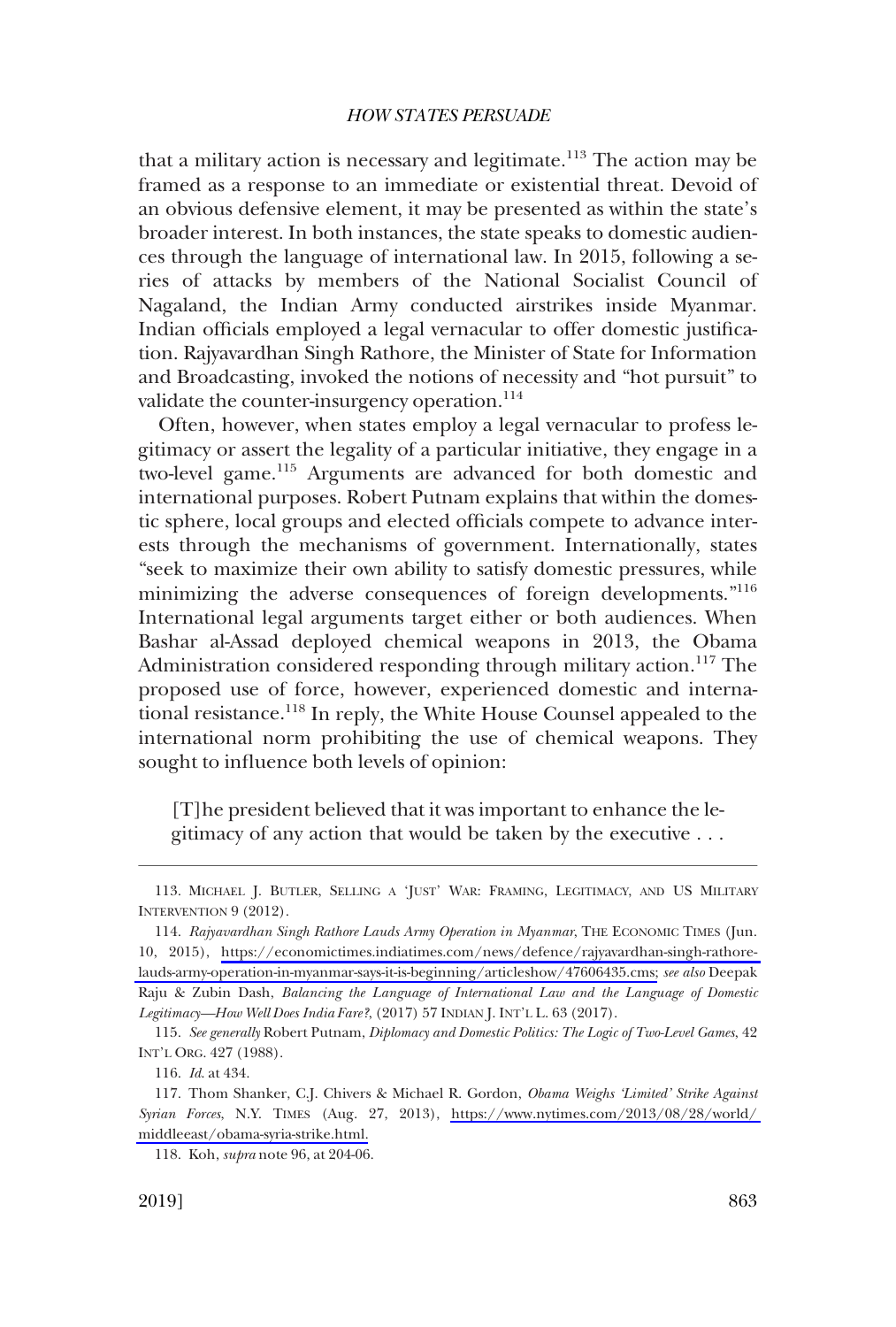that a military action is necessary and legitimate.[113] The action may be framed as a response to an immediate or existential threat. Devoid of an obvious defensive element, it may be presented as within the state's broader interest. In both instances, the state speaks to domestic audiences through the language of international law. In 2015, following a series of attacks by members of the National Socialist Council of Nagaland, the Indian Army conducted airstrikes inside Myanmar. Indian officials employed a legal vernacular to offer domestic justification. Rajyavardhan Singh Rathore, the Minister of State for Information and Broadcasting, invoked the notions of necessity and "hot pursuit" to validate the counter-insurgency operation.[114]

Often, however, when states employ a legal vernacular to profess legitimacy or assert the legality of a particular initiative, they engage in a two-level game.[115] Arguments are advanced for both domestic and international purposes. Robert Putnam explains that within the domestic sphere, local groups and elected officials compete to advance interests through the mechanisms of government. Internationally, states "seek to maximize their own ability to satisfy domestic pressures, while minimizing the adverse consequences of foreign developments."[116] International legal arguments target either or both audiences. When Bashar al-Assad deployed chemical weapons in 2013, the Obama Administration considered responding through military action.[117] The proposed use of force, however, experienced domestic and international resistance.[118] In reply, the White House Counsel appealed to the international norm prohibiting the use of chemical weapons. They sought to influence both levels of opinion:

> [T]he president believed that it was important to enhance the legitimacy of any action that would be taken by the executive . . .

---

113. MICHAEL J. BUTLER, SELLING A 'JUST' WAR: FRAMING, LEGITIMACY, AND US MILITARY INTERVENTION 9 (2012).

114. *Rajyavardhan Singh Rathore Lauds Army Operation in Myanmar*, THE ECONOMIC TIMES (Jun. 10, 2015), https://economictimes.indiatimes.com/news/defence/rajyavardhan-singh-rathore-lauds-army-operation-in-myanmar-says-it-is-beginning/articleshow/47606435.cms; *see also* Deepak Raju & Zubin Dash, *Balancing the Language of International Law and the Language of Domestic Legitimacy—How Well Does India Fare?*, (2017) 57 INDIAN J. INT'L L. 63 (2017).

115. *See generally* Robert Putnam, *Diplomacy and Domestic Politics: The Logic of Two-Level Games*, 42 INT'L ORG. 427 (1988).

116. *Id*. at 434.

117. Thom Shanker, C.J. Chivers & Michael R. Gordon, *Obama Weighs 'Limited' Strike Against Syrian Forces*, N.Y. TIMES (Aug. 27, 2013), https://www.nytimes.com/2013/08/28/world/middleeast/obama-syria-strike.html.

118. Koh, *supra* note 96, at 204-06.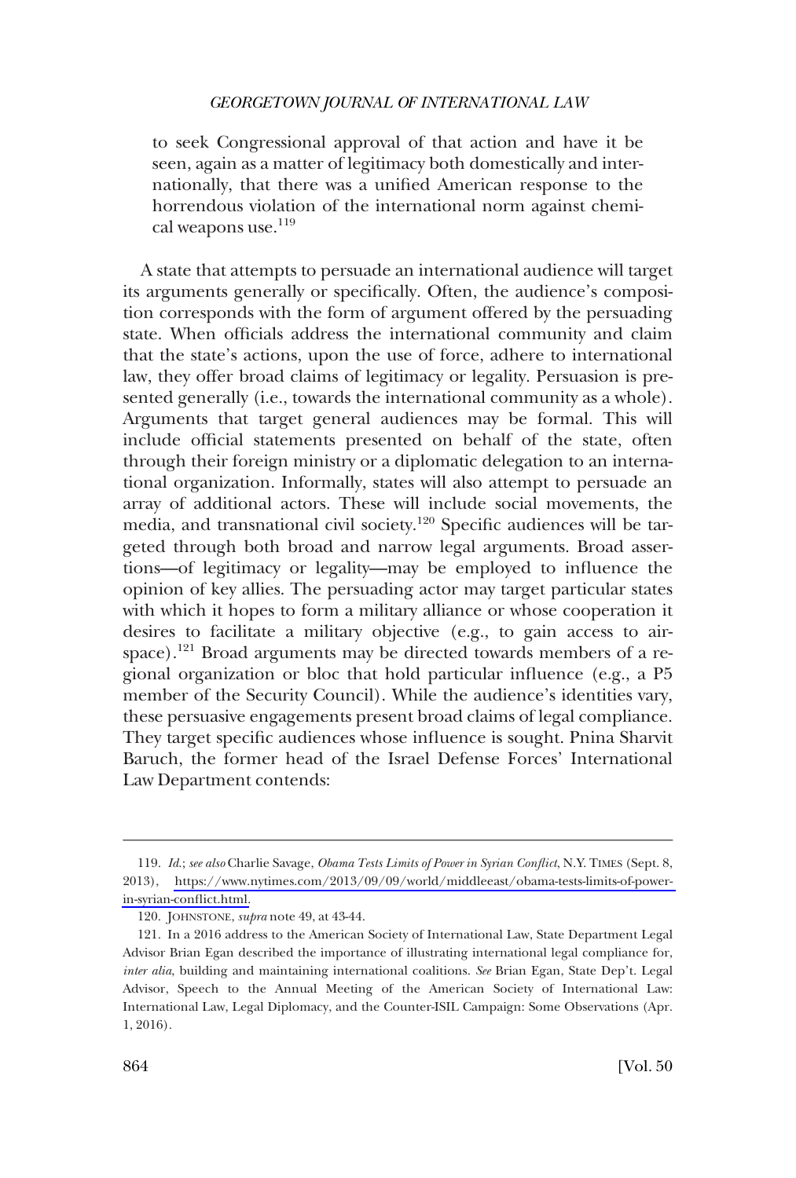> to seek Congressional approval of that action and have it be seen, again as a matter of legitimacy both domestically and internationally, that there was a unified American response to the horrendous violation of the international norm against chemical weapons use.[119]

A state that attempts to persuade an international audience will target its arguments generally or specifically. Often, the audience's composition corresponds with the form of argument offered by the persuading state. When officials address the international community and claim that the state's actions, upon the use of force, adhere to international law, they offer broad claims of legitimacy or legality. Persuasion is presented generally (i.e., towards the international community as a whole). Arguments that target general audiences may be formal. This will include official statements presented on behalf of the state, often through their foreign ministry or a diplomatic delegation to an international organization. Informally, states will also attempt to persuade an array of additional actors. These will include social movements, the media, and transnational civil society.[120] Specific audiences will be targeted through both broad and narrow legal arguments. Broad assertions—of legitimacy or legality—may be employed to influence the opinion of key allies. The persuading actor may target particular states with which it hopes to form a military alliance or whose cooperation it desires to facilitate a military objective (e.g., to gain access to airspace).[121] Broad arguments may be directed towards members of a regional organization or bloc that hold particular influence (e.g., a P5 member of the Security Council). While the audience's identities vary, these persuasive engagements present broad claims of legal compliance. They target specific audiences whose influence is sought. Pnina Sharvit Baruch, the former head of the Israel Defense Forces' International Law Department contends:

---

119. *Id.*; *see also* Charlie Savage, *Obama Tests Limits of Power in Syrian Conflict*, N.Y. TIMES (Sept. 8, 2013), https://www.nytimes.com/2013/09/09/world/middleeast/obama-tests-limits-of-power-in-syrian-conflict.html.

120. JOHNSTONE, *supra* note 49, at 43-44.

121. In a 2016 address to the American Society of International Law, State Department Legal Advisor Brian Egan described the importance of illustrating international legal compliance for, *inter alia*, building and maintaining international coalitions. *See* Brian Egan, State Dep't. Legal Advisor, Speech to the Annual Meeting of the American Society of International Law: International Law, Legal Diplomacy, and the Counter-ISIL Campaign: Some Observations (Apr. 1, 2016).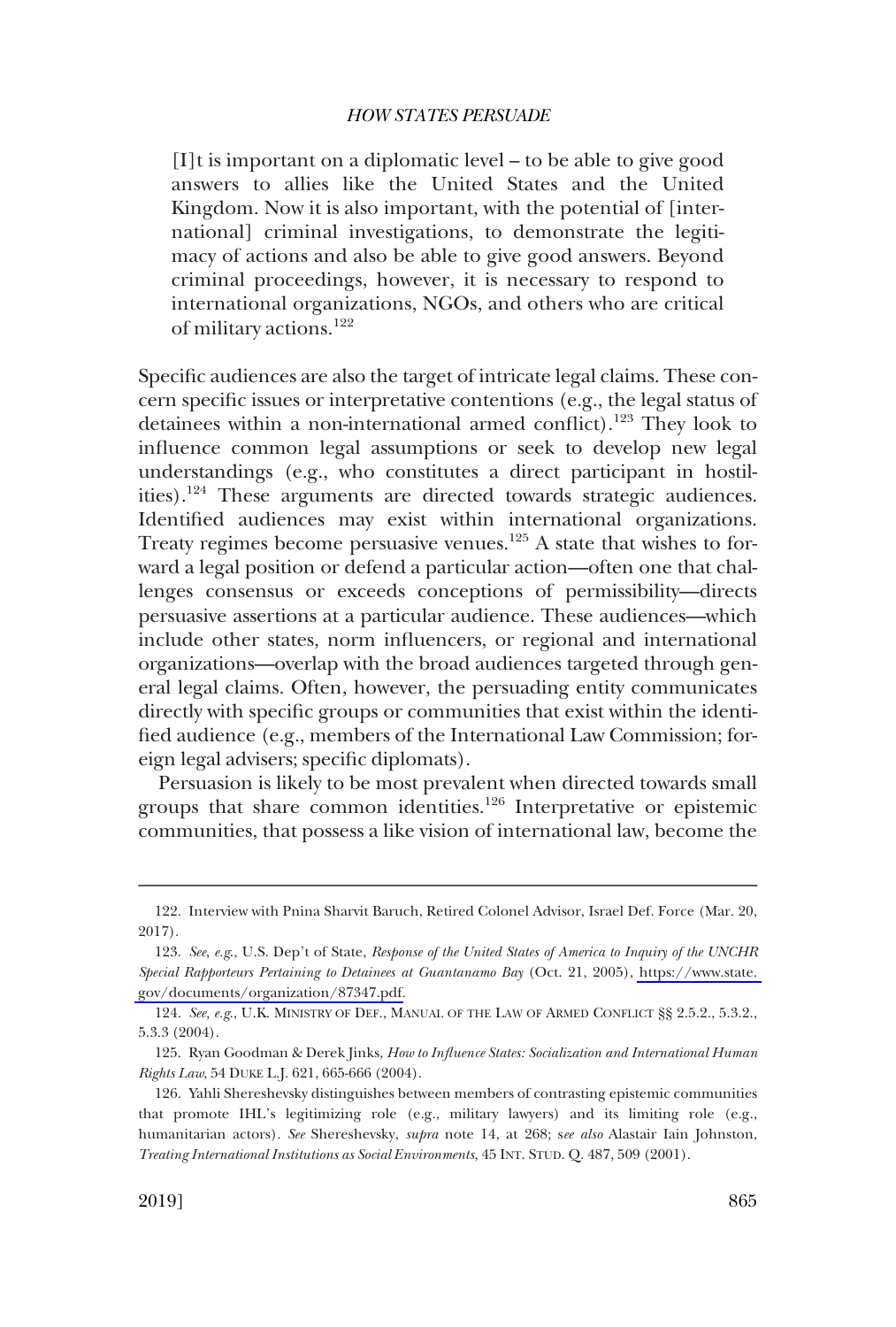> [I]t is important on a diplomatic level – to be able to give good answers to allies like the United States and the United Kingdom. Now it is also important, with the potential of [international] criminal investigations, to demonstrate the legitimacy of actions and also be able to give good answers. Beyond criminal proceedings, however, it is necessary to respond to international organizations, NGOs, and others who are critical of military actions.[122]

Specific audiences are also the target of intricate legal claims. These concern specific issues or interpretative contentions (e.g., the legal status of detainees within a non-international armed conflict).[123] They look to influence common legal assumptions or seek to develop new legal understandings (e.g., who constitutes a direct participant in hostilities).[124] These arguments are directed towards strategic audiences. Identified audiences may exist within international organizations. Treaty regimes become persuasive venues.[125] A state that wishes to forward a legal position or defend a particular action—often one that challenges consensus or exceeds conceptions of permissibility—directs persuasive assertions at a particular audience. These audiences—which include other states, norm influencers, or regional and international organizations—overlap with the broad audiences targeted through general legal claims. Often, however, the persuading entity communicates directly with specific groups or communities that exist within the identified audience (e.g., members of the International Law Commission; foreign legal advisers; specific diplomats).

Persuasion is likely to be most prevalent when directed towards small groups that share common identities.[126] Interpretative or epistemic communities, that possess a like vision of international law, become the

---

122. Interview with Pnina Sharvit Baruch, Retired Colonel Advisor, Israel Def. Force (Mar. 20, 2017).

123. *See, e.g.*, U.S. Dep't of State, *Response of the United States of America to Inquiry of the UNCHR Special Rapporteurs Pertaining to Detainees at Guantanamo Bay* (Oct. 21, 2005), https://www.state.gov/documents/organization/87347.pdf.

124. *See, e.g.*, U.K. MINISTRY OF DEF., MANUAL OF THE LAW OF ARMED CONFLICT §§ 2.5.2., 5.3.2., 5.3.3 (2004).

125. Ryan Goodman & Derek Jinks, *How to Influence States: Socialization and International Human Rights Law*, 54 DUKE L.J. 621, 665-666 (2004).

126. Yahli Shereshevsky distinguishes between members of contrasting epistemic communities that promote IHL's legitimizing role (e.g., military lawyers) and its limiting role (e.g., humanitarian actors). *See* Shereshevsky, *supra* note 14, at 268; *see also* Alastair Iain Johnston, *Treating International Institutions as Social Environments*, 45 INT. STUD. Q. 487, 509 (2001).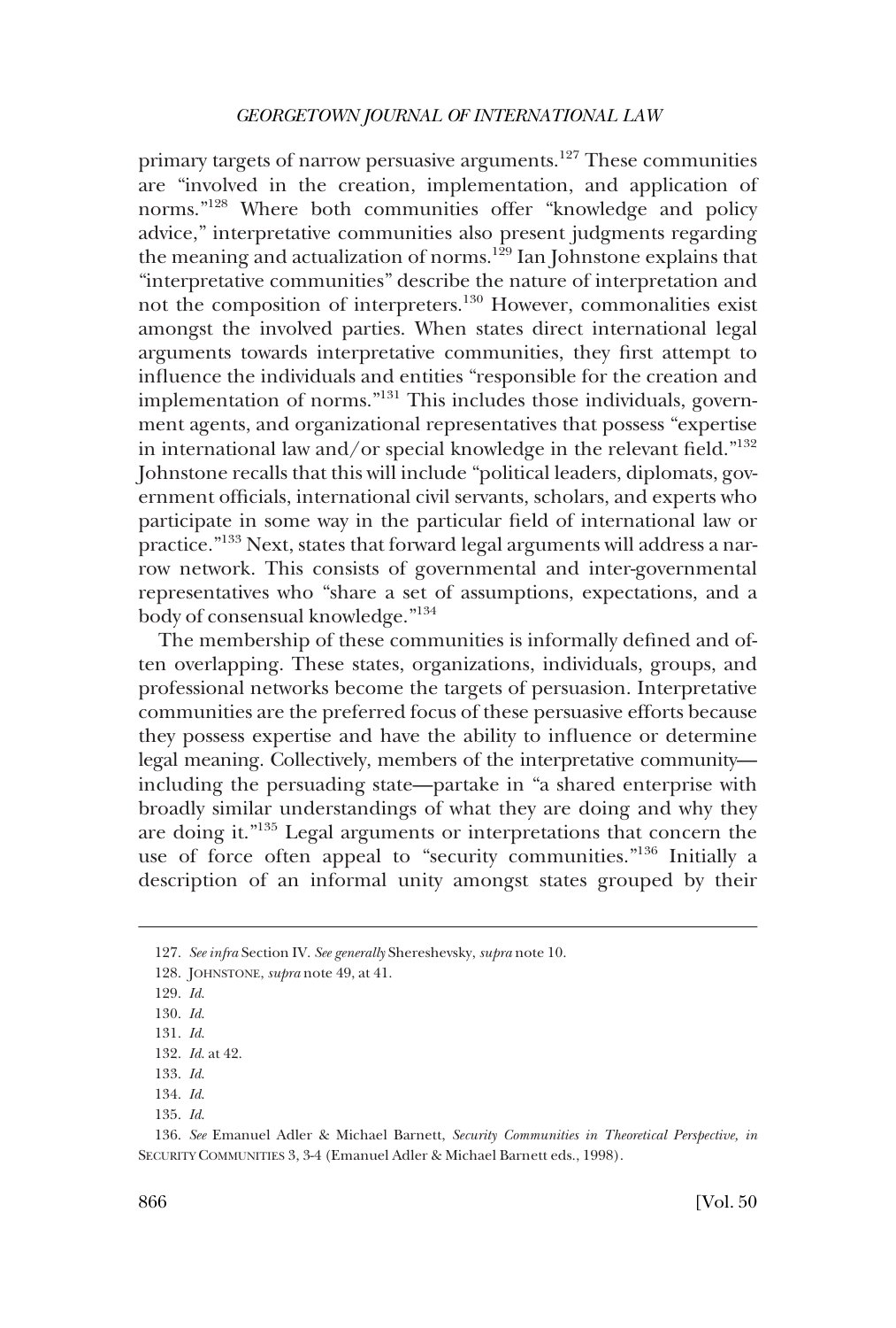primary targets of narrow persuasive arguments.[127] These communities are "involved in the creation, implementation, and application of norms."[128] Where both communities offer "knowledge and policy advice," interpretative communities also present judgments regarding the meaning and actualization of norms.[129] Ian Johnstone explains that "interpretative communities" describe the nature of interpretation and not the composition of interpreters.[130] However, commonalities exist amongst the involved parties. When states direct international legal arguments towards interpretative communities, they first attempt to influence the individuals and entities "responsible for the creation and implementation of norms."[131] This includes those individuals, government agents, and organizational representatives that possess "expertise in international law and/or special knowledge in the relevant field."[132] Johnstone recalls that this will include "political leaders, diplomats, government officials, international civil servants, scholars, and experts who participate in some way in the particular field of international law or practice."[133] Next, states that forward legal arguments will address a narrow network. This consists of governmental and inter-governmental representatives who "share a set of assumptions, expectations, and a body of consensual knowledge."[134]

The membership of these communities is informally defined and often overlapping. These states, organizations, individuals, groups, and professional networks become the targets of persuasion. Interpretative communities are the preferred focus of these persuasive efforts because they possess expertise and have the ability to influence or determine legal meaning. Collectively, members of the interpretative community—including the persuading state—partake in "a shared enterprise with broadly similar understandings of what they are doing and why they are doing it."[135] Legal arguments or interpretations that concern the use of force often appeal to "security communities."[136] Initially a description of an informal unity amongst states grouped by their

---

127. *See infra* Section IV. *See generally* Shereshevsky, *supra* note 10.

128. JOHNSTONE, *supra* note 49, at 41.

129. *Id.*

130. *Id.*

131. *Id.*

132. *Id.* at 42.

133. *Id.*

134. *Id.*

135. *Id.*

136. *See* Emanuel Adler & Michael Barnett, *Security Communities in Theoretical Perspective, in* SECURITY COMMUNITIES 3, 3-4 (Emanuel Adler & Michael Barnett eds., 1998).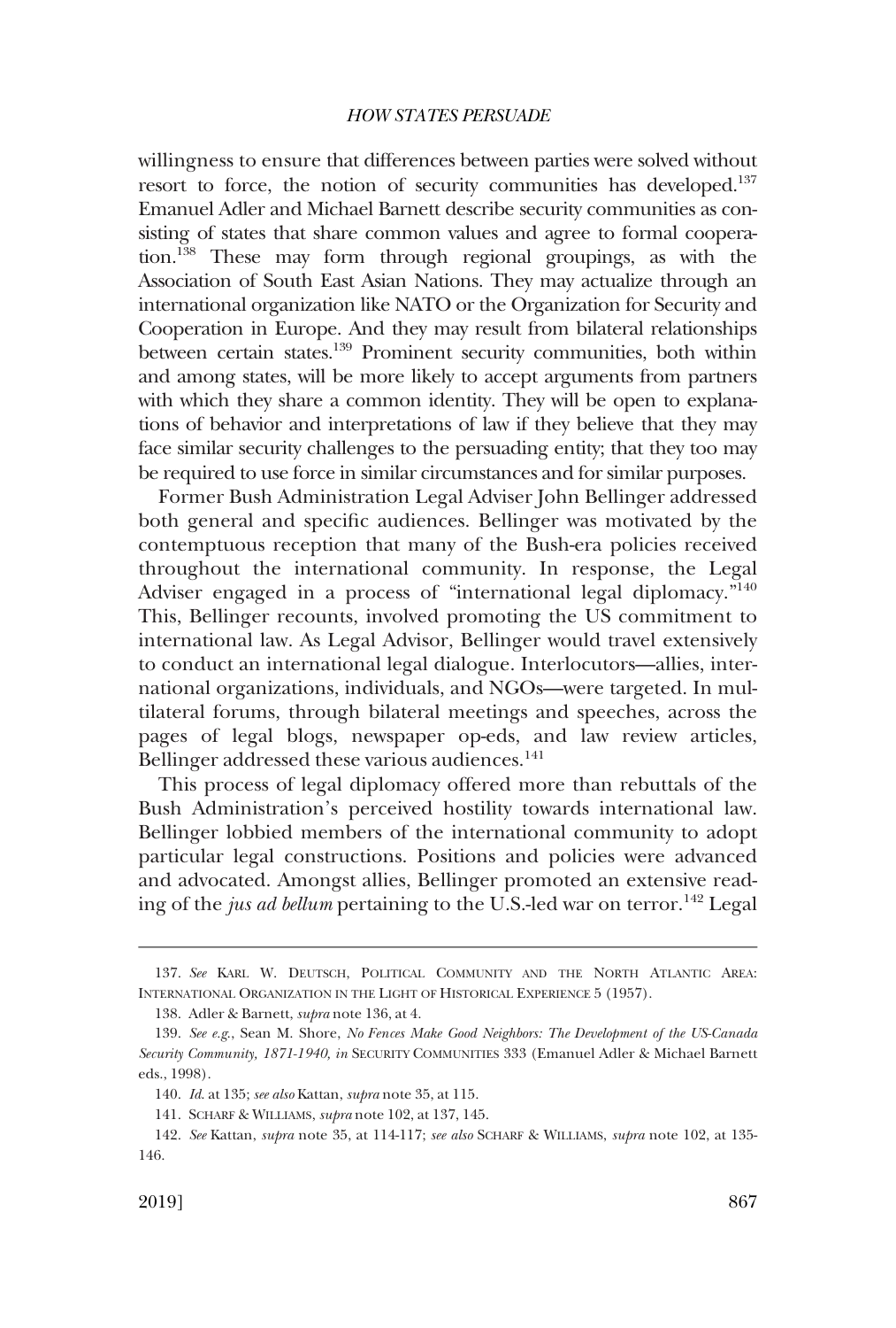willingness to ensure that differences between parties were solved without resort to force, the notion of security communities has developed.[137] Emanuel Adler and Michael Barnett describe security communities as consisting of states that share common values and agree to formal cooperation.[138] These may form through regional groupings, as with the Association of South East Asian Nations. They may actualize through an international organization like NATO or the Organization for Security and Cooperation in Europe. And they may result from bilateral relationships between certain states.[139] Prominent security communities, both within and among states, will be more likely to accept arguments from partners with which they share a common identity. They will be open to explanations of behavior and interpretations of law if they believe that they may face similar security challenges to the persuading entity; that they too may be required to use force in similar circumstances and for similar purposes.

Former Bush Administration Legal Adviser John Bellinger addressed both general and specific audiences. Bellinger was motivated by the contemptuous reception that many of the Bush-era policies received throughout the international community. In response, the Legal Adviser engaged in a process of "international legal diplomacy."[140] This, Bellinger recounts, involved promoting the US commitment to international law. As Legal Advisor, Bellinger would travel extensively to conduct an international legal dialogue. Interlocutors—allies, international organizations, individuals, and NGOs—were targeted. In multilateral forums, through bilateral meetings and speeches, across the pages of legal blogs, newspaper op-eds, and law review articles, Bellinger addressed these various audiences.[141]

This process of legal diplomacy offered more than rebuttals of the Bush Administration's perceived hostility towards international law. Bellinger lobbied members of the international community to adopt particular legal constructions. Positions and policies were advanced and advocated. Amongst allies, Bellinger promoted an extensive reading of the *jus ad bellum* pertaining to the U.S.-led war on terror.[142] Legal

---

137. *See* KARL W. DEUTSCH, POLITICAL COMMUNITY AND THE NORTH ATLANTIC AREA: INTERNATIONAL ORGANIZATION IN THE LIGHT OF HISTORICAL EXPERIENCE 5 (1957).

138. Adler & Barnett, *supra* note 136, at 4.

139. *See e.g.*, Sean M. Shore, *No Fences Make Good Neighbors: The Development of the US-Canada Security Community, 1871-1940, in* SECURITY COMMUNITIES 333 (Emanuel Adler & Michael Barnett eds., 1998).

140. *Id.* at 135; *see also* Kattan, *supra* note 35, at 115.

141. SCHARF & WILLIAMS, *supra* note 102, at 137, 145.

142. *See* Kattan, *supra* note 35, at 114-117; *see also* SCHARF & WILLIAMS, *supra* note 102, at 135-146.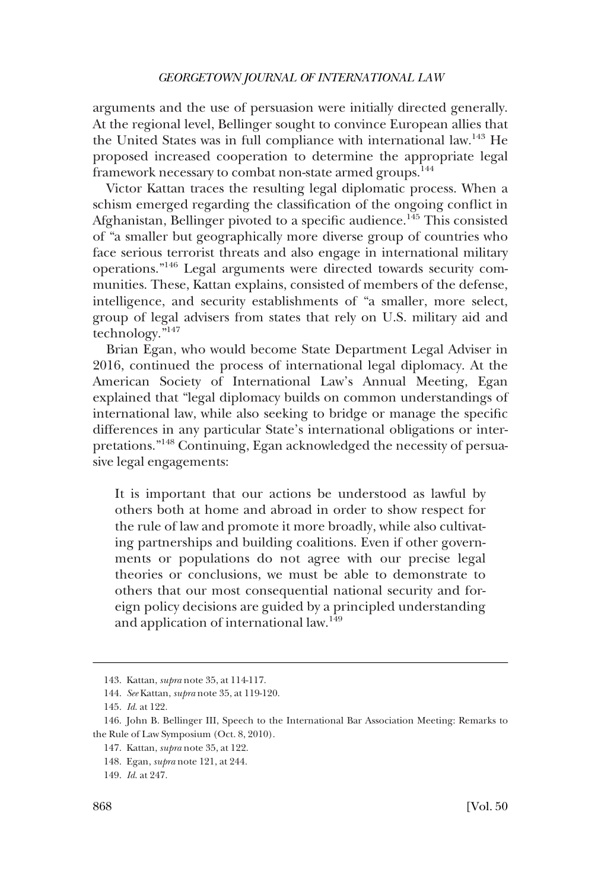arguments and the use of persuasion were initially directed generally. At the regional level, Bellinger sought to convince European allies that the United States was in full compliance with international law.[143] He proposed increased cooperation to determine the appropriate legal framework necessary to combat non-state armed groups.[144]

Victor Kattan traces the resulting legal diplomatic process. When a schism emerged regarding the classification of the ongoing conflict in Afghanistan, Bellinger pivoted to a specific audience.[145] This consisted of "a smaller but geographically more diverse group of countries who face serious terrorist threats and also engage in international military operations."[146] Legal arguments were directed towards security communities. These, Kattan explains, consisted of members of the defense, intelligence, and security establishments of "a smaller, more select, group of legal advisers from states that rely on U.S. military aid and technology."[147]

Brian Egan, who would become State Department Legal Adviser in 2016, continued the process of international legal diplomacy. At the American Society of International Law's Annual Meeting, Egan explained that "legal diplomacy builds on common understandings of international law, while also seeking to bridge or manage the specific differences in any particular State's international obligations or interpretations."[148] Continuing, Egan acknowledged the necessity of persuasive legal engagements:

> It is important that our actions be understood as lawful by others both at home and abroad in order to show respect for the rule of law and promote it more broadly, while also cultivating partnerships and building coalitions. Even if other governments or populations do not agree with our precise legal theories or conclusions, we must be able to demonstrate to others that our most consequential national security and foreign policy decisions are guided by a principled understanding and application of international law.[149]

---

143. Kattan, *supra* note 35, at 114-117.

144. *See* Kattan, *supra* note 35, at 119-120.

145. *Id.* at 122.

146. John B. Bellinger III, Speech to the International Bar Association Meeting: Remarks to the Rule of Law Symposium (Oct. 8, 2010).

147. Kattan, *supra* note 35, at 122.

148. Egan, *supra* note 121, at 244.

149. *Id.* at 247.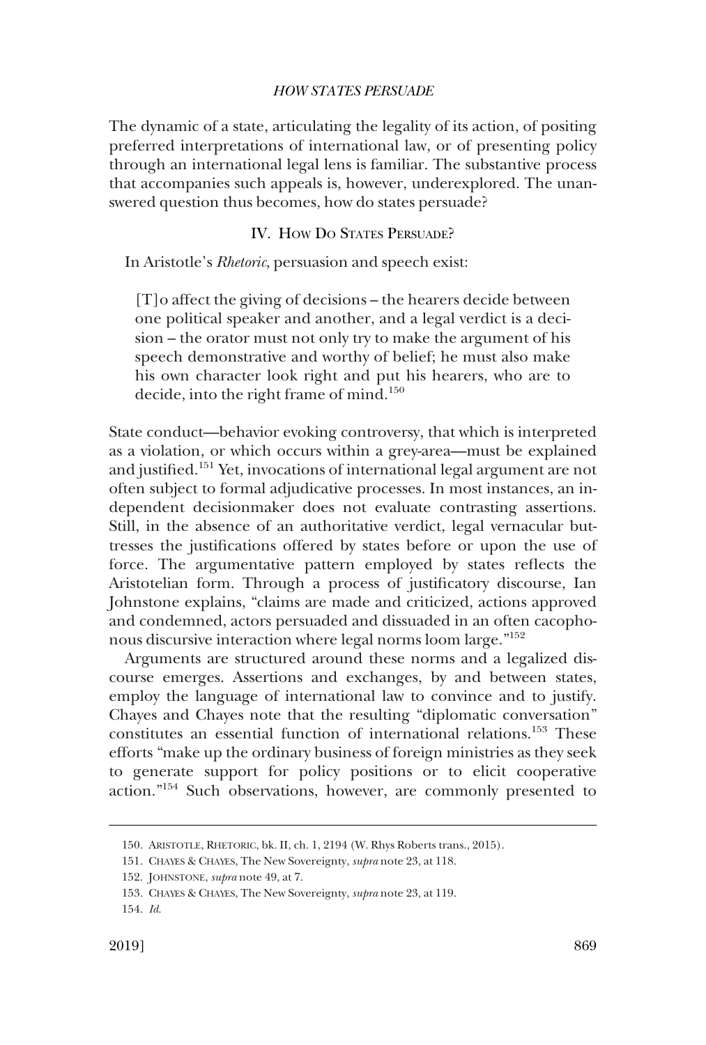The dynamic of a state, articulating the legality of its action, of positing preferred interpretations of international law, or of presenting policy through an international legal lens is familiar. The substantive process that accompanies such appeals is, however, underexplored. The unanswered question thus becomes, how do states persuade?

## IV. How Do States Persuade?

In Aristotle's *Rhetoric*, persuasion and speech exist:

> [T]o affect the giving of decisions – the hearers decide between one political speaker and another, and a legal verdict is a decision – the orator must not only try to make the argument of his speech demonstrative and worthy of belief; he must also make his own character look right and put his hearers, who are to decide, into the right frame of mind.[150]

State conduct—behavior evoking controversy, that which is interpreted as a violation, or which occurs within a grey-area—must be explained and justified.[151] Yet, invocations of international legal argument are not often subject to formal adjudicative processes. In most instances, an independent decisionmaker does not evaluate contrasting assertions. Still, in the absence of an authoritative verdict, legal vernacular buttresses the justifications offered by states before or upon the use of force. The argumentative pattern employed by states reflects the Aristotelian form. Through a process of justificatory discourse, Ian Johnstone explains, "claims are made and criticized, actions approved and condemned, actors persuaded and dissuaded in an often cacophonous discursive interaction where legal norms loom large."[152]

Arguments are structured around these norms and a legalized discourse emerges. Assertions and exchanges, by and between states, employ the language of international law to convince and to justify. Chayes and Chayes note that the resulting "diplomatic conversation" constitutes an essential function of international relations.[153] These efforts "make up the ordinary business of foreign ministries as they seek to generate support for policy positions or to elicit cooperative action."[154] Such observations, however, are commonly presented to

---

150. Aristotle, Rhetoric, bk. II, ch. 1, 2194 (W. Rhys Roberts trans., 2015).

151. Chayes & Chayes, The New Sovereignty, *supra* note 23, at 118.

152. Johnstone, *supra* note 49, at 7.

153. Chayes & Chayes, The New Sovereignty, *supra* note 23, at 119.

154. *Id.*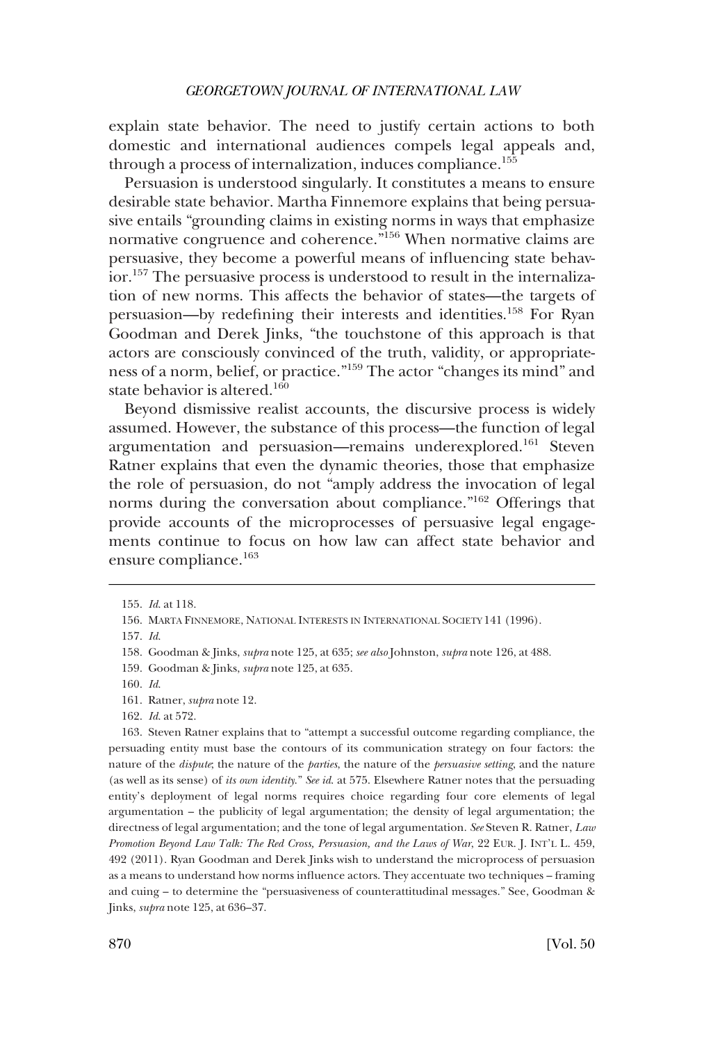explain state behavior. The need to justify certain actions to both domestic and international audiences compels legal appeals and, through a process of internalization, induces compliance.[155]

Persuasion is understood singularly. It constitutes a means to ensure desirable state behavior. Martha Finnemore explains that being persuasive entails "grounding claims in existing norms in ways that emphasize normative congruence and coherence."[156] When normative claims are persuasive, they become a powerful means of influencing state behavior.[157] The persuasive process is understood to result in the internalization of new norms. This affects the behavior of states—the targets of persuasion—by redefining their interests and identities.[158] For Ryan Goodman and Derek Jinks, "the touchstone of this approach is that actors are consciously convinced of the truth, validity, or appropriateness of a norm, belief, or practice."[159] The actor "changes its mind" and state behavior is altered.[160]

Beyond dismissive realist accounts, the discursive process is widely assumed. However, the substance of this process—the function of legal argumentation and persuasion—remains underexplored.[161] Steven Ratner explains that even the dynamic theories, those that emphasize the role of persuasion, do not "amply address the invocation of legal norms during the conversation about compliance."[162] Offerings that provide accounts of the microprocesses of persuasive legal engagements continue to focus on how law can affect state behavior and ensure compliance.[163]

---

155. *Id.* at 118.

156. MARTHA FINNEMORE, NATIONAL INTERESTS IN INTERNATIONAL SOCIETY 141 (1996).

157. *Id.*

158. Goodman & Jinks, *supra* note 125, at 635; *see also* Johnston, *supra* note 126, at 488.

159. Goodman & Jinks, *supra* note 125, at 635.

160. *Id.*

161. Ratner, *supra* note 12.

162. *Id.* at 572.

163. Steven Ratner explains that to "attempt a successful outcome regarding compliance, the persuading entity must base the contours of its communication strategy on four factors: the nature of the *dispute*; the nature of the *parties*, the nature of the *persuasive setting*, and the nature (as well as its sense) of *its own identity*." *See id.* at 575. Elsewhere Ratner notes that the persuading entity's deployment of legal norms requires choice regarding four core elements of legal argumentation – the publicity of legal argumentation; the density of legal argumentation; the directness of legal argumentation; and the tone of legal argumentation. *See* Steven R. Ratner, *Law Promotion Beyond Law Talk: The Red Cross, Persuasion, and the Laws of War*, 22 EUR. J. INT'L L. 459, 492 (2011). Ryan Goodman and Derek Jinks wish to understand the microprocess of persuasion as a means to understand how norms influence actors. They accentuate two techniques – framing and cuing – to determine the "persuasiveness of counterattitudinal messages." See, Goodman & Jinks, *supra* note 125, at 636–37.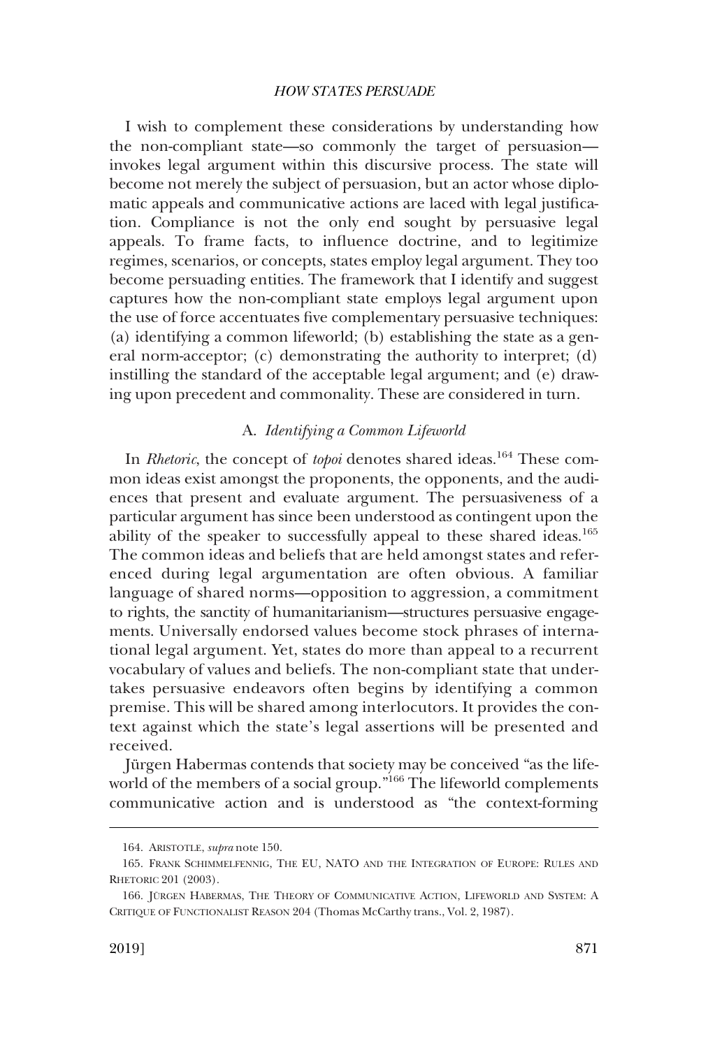I wish to complement these considerations by understanding how the non-compliant state—so commonly the target of persuasion—invokes legal argument within this discursive process. The state will become not merely the subject of persuasion, but an actor whose diplomatic appeals and communicative actions are laced with legal justification. Compliance is not the only end sought by persuasive legal appeals. To frame facts, to influence doctrine, and to legitimize regimes, scenarios, or concepts, states employ legal argument. They too become persuading entities. The framework that I identify and suggest captures how the non-compliant state employs legal argument upon the use of force accentuates five complementary persuasive techniques: (a) identifying a common lifeworld; (b) establishing the state as a general norm-acceptor; (c) demonstrating the authority to interpret; (d) instilling the standard of the acceptable legal argument; and (e) drawing upon precedent and commonality. These are considered in turn.

### A. *Identifying a Common Lifeworld*

In *Rhetoric*, the concept of *topoi* denotes shared ideas.[164] These common ideas exist amongst the proponents, the opponents, and the audiences that present and evaluate argument. The persuasiveness of a particular argument has since been understood as contingent upon the ability of the speaker to successfully appeal to these shared ideas.[165] The common ideas and beliefs that are held amongst states and referenced during legal argumentation are often obvious. A familiar language of shared norms—opposition to aggression, a commitment to rights, the sanctity of humanitarianism—structures persuasive engagements. Universally endorsed values become stock phrases of international legal argument. Yet, states do more than appeal to a recurrent vocabulary of values and beliefs. The non-compliant state that undertakes persuasive endeavors often begins by identifying a common premise. This will be shared among interlocutors. It provides the context against which the state's legal assertions will be presented and received.

Jürgen Habermas contends that society may be conceived "as the lifeworld of the members of a social group."[166] The lifeworld complements communicative action and is understood as "the context-forming

164. ARISTOTLE, *supra* note 150.

165. FRANK SCHIMMELFENNIG, THE EU, NATO AND THE INTEGRATION OF EUROPE: RULES AND RHETORIC 201 (2003).

166. JÜRGEN HABERMAS, THE THEORY OF COMMUNICATIVE ACTION, LIFEWORLD AND SYSTEM: A CRITIQUE OF FUNCTIONALIST REASON 204 (Thomas McCarthy trans., Vol. 2, 1987).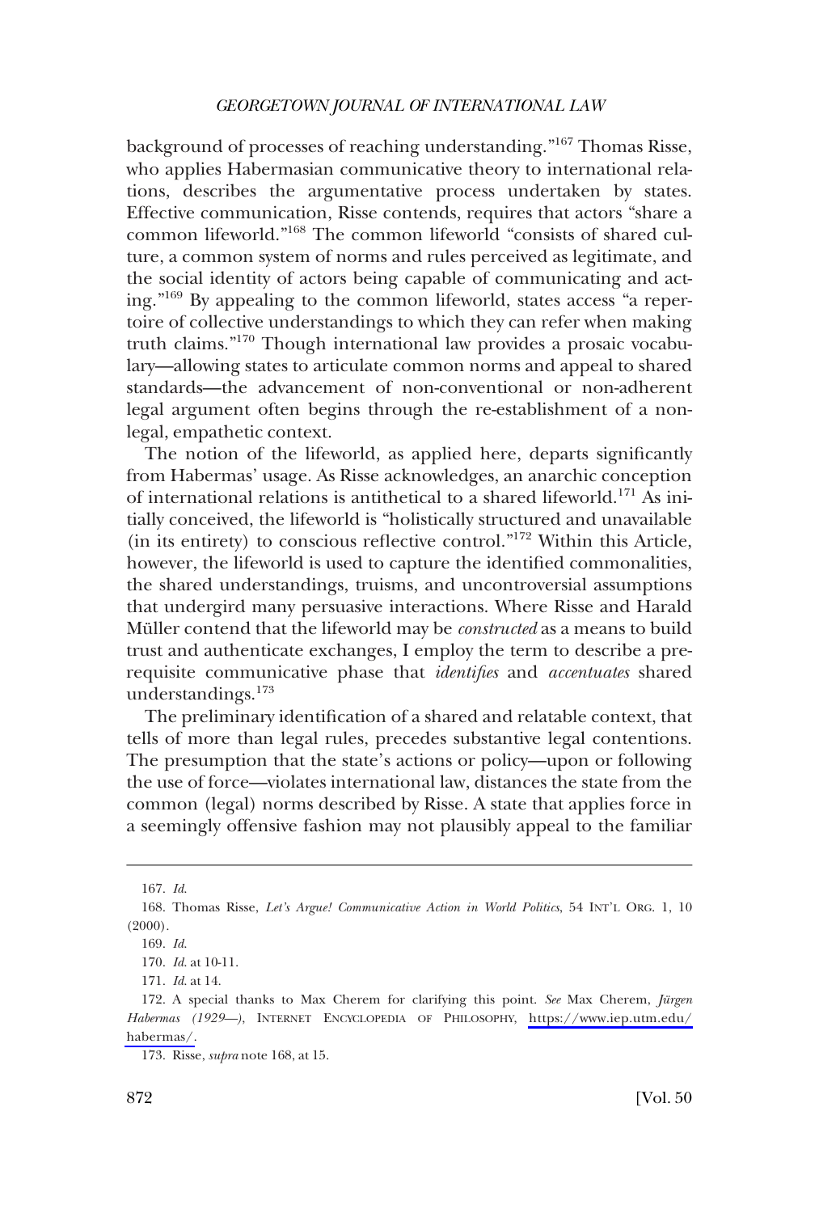background of processes of reaching understanding."[167] Thomas Risse, who applies Habermasian communicative theory to international relations, describes the argumentative process undertaken by states. Effective communication, Risse contends, requires that actors "share a common lifeworld."[168] The common lifeworld "consists of shared culture, a common system of norms and rules perceived as legitimate, and the social identity of actors being capable of communicating and acting."[169] By appealing to the common lifeworld, states access "a repertoire of collective understandings to which they can refer when making truth claims."[170] Though international law provides a prosaic vocabulary—allowing states to articulate common norms and appeal to shared standards—the advancement of non-conventional or non-adherent legal argument often begins through the re-establishment of a non-legal, empathetic context.

The notion of the lifeworld, as applied here, departs significantly from Habermas' usage. As Risse acknowledges, an anarchic conception of international relations is antithetical to a shared lifeworld.[171] As initially conceived, the lifeworld is "holistically structured and unavailable (in its entirety) to conscious reflective control."[172] Within this Article, however, the lifeworld is used to capture the identified commonalities, the shared understandings, truisms, and uncontroversial assumptions that undergird many persuasive interactions. Where Risse and Harald Müller contend that the lifeworld may be *constructed* as a means to build trust and authenticate exchanges, I employ the term to describe a prerequisite communicative phase that *identifies* and *accentuates* shared understandings.[173]

The preliminary identification of a shared and relatable context, that tells of more than legal rules, precedes substantive legal contentions. The presumption that the state's actions or policy—upon or following the use of force—violates international law, distances the state from the common (legal) norms described by Risse. A state that applies force in a seemingly offensive fashion may not plausibly appeal to the familiar

---

167. *Id.*

168. Thomas Risse, *Let's Argue! Communicative Action in World Politics*, 54 INT'L ORG. 1, 10 (2000).

169. *Id.*

170. *Id.* at 10-11.

171. *Id.* at 14.

172. A special thanks to Max Cherem for clarifying this point. *See* Max Cherem, *Jürgen Habermas (1929—)*, INTERNET ENCYCLOPEDIA OF PHILOSOPHY, https://www.iep.utm.edu/habermas/.

173. Risse, *supra* note 168, at 15.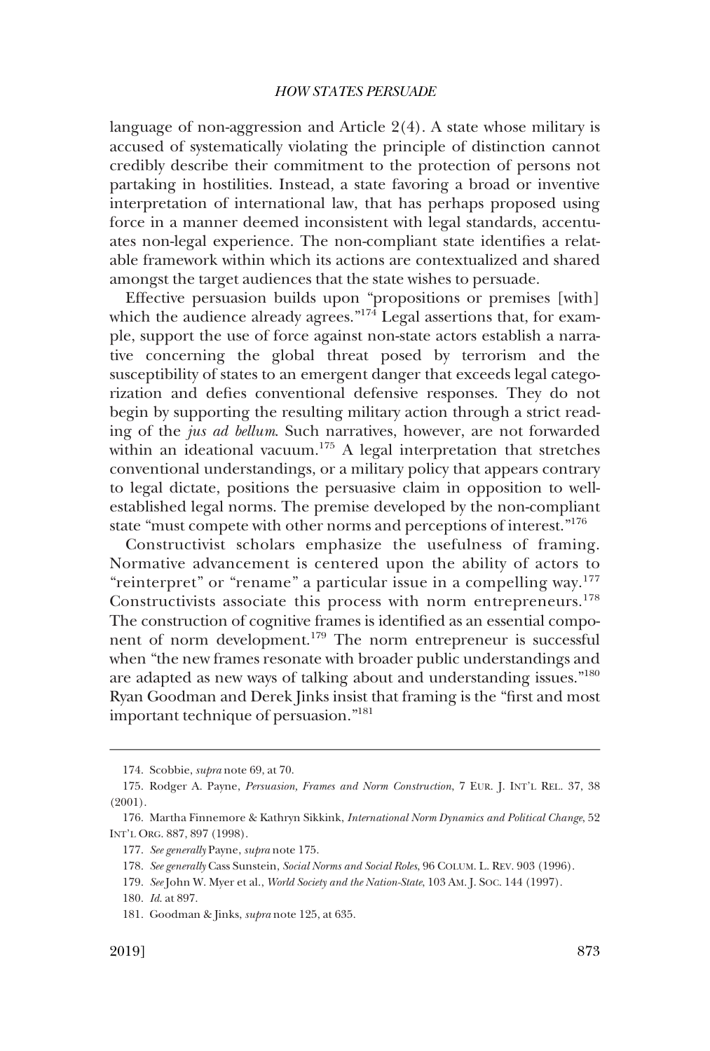language of non-aggression and Article 2(4). A state whose military is accused of systematically violating the principle of distinction cannot credibly describe their commitment to the protection of persons not partaking in hostilities. Instead, a state favoring a broad or inventive interpretation of international law, that has perhaps proposed using force in a manner deemed inconsistent with legal standards, accentuates non-legal experience. The non-compliant state identifies a relatable framework within which its actions are contextualized and shared amongst the target audiences that the state wishes to persuade.

Effective persuasion builds upon "propositions or premises [with] which the audience already agrees."[174] Legal assertions that, for example, support the use of force against non-state actors establish a narrative concerning the global threat posed by terrorism and the susceptibility of states to an emergent danger that exceeds legal categorization and defies conventional defensive responses. They do not begin by supporting the resulting military action through a strict reading of the *jus ad bellum*. Such narratives, however, are not forwarded within an ideational vacuum.[175] A legal interpretation that stretches conventional understandings, or a military policy that appears contrary to legal dictate, positions the persuasive claim in opposition to well-established legal norms. The premise developed by the non-compliant state "must compete with other norms and perceptions of interest."[176]

Constructivist scholars emphasize the usefulness of framing. Normative advancement is centered upon the ability of actors to "reinterpret" or "rename" a particular issue in a compelling way.[177] Constructivists associate this process with norm entrepreneurs.[178] The construction of cognitive frames is identified as an essential component of norm development.[179] The norm entrepreneur is successful when "the new frames resonate with broader public understandings and are adapted as new ways of talking about and understanding issues."[180] Ryan Goodman and Derek Jinks insist that framing is the "first and most important technique of persuasion."[181]

---

174. Scobbie, *supra* note 69, at 70.

175. Rodger A. Payne, *Persuasion, Frames and Norm Construction*, 7 EUR. J. INT'L REL. 37, 38 (2001).

176. Martha Finnemore & Kathryn Sikkink, *International Norm Dynamics and Political Change*, 52 INT'L ORG. 887, 897 (1998).

177. *See generally* Payne, *supra* note 175.

178. *See generally* Cass Sunstein, *Social Norms and Social Roles*, 96 COLUM. L. REV. 903 (1996).

179. *See* John W. Myer et al., *World Society and the Nation-State*, 103 AM. J. SOC. 144 (1997).

180. *Id.* at 897.

181. Goodman & Jinks, *supra* note 125, at 635.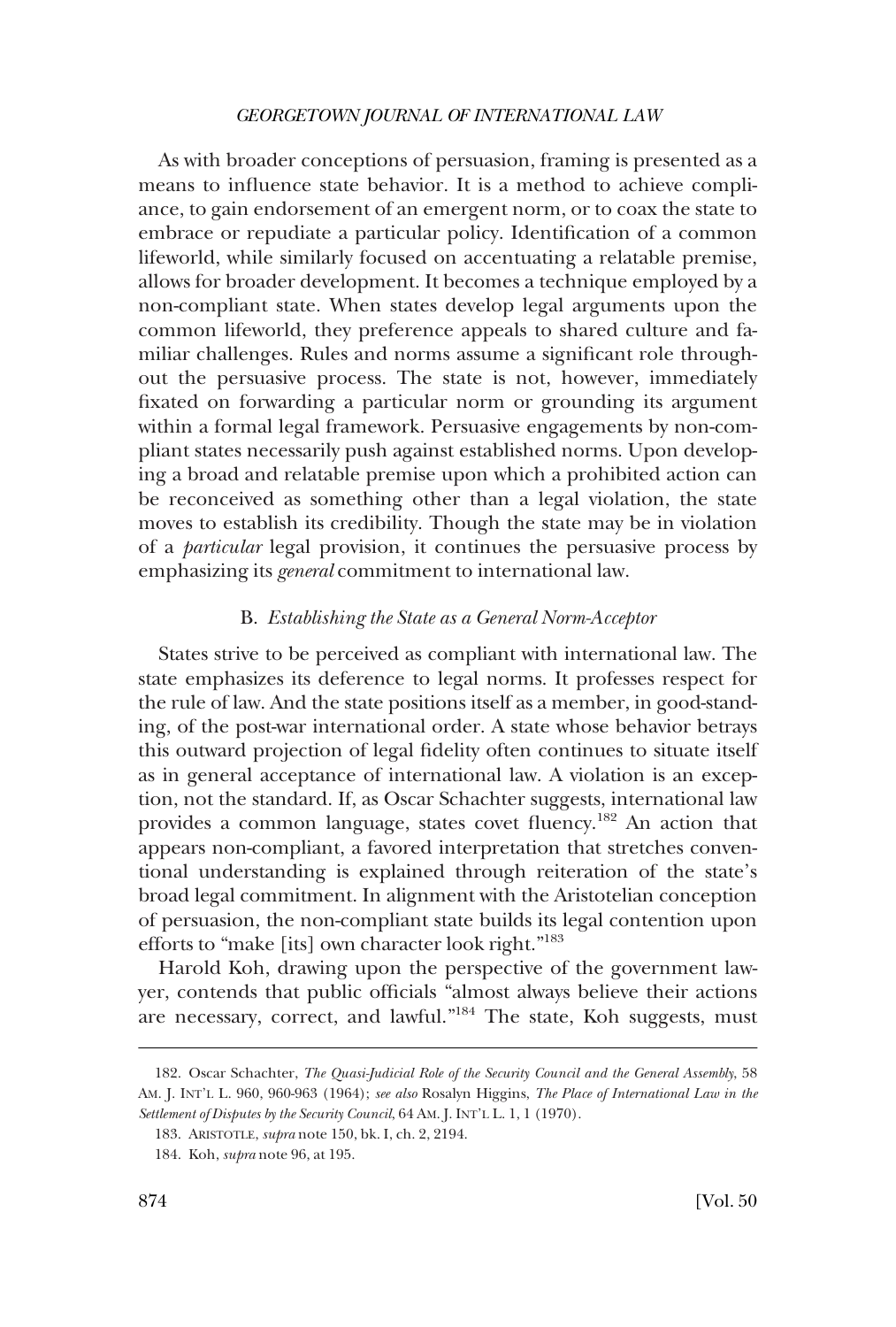As with broader conceptions of persuasion, framing is presented as a means to influence state behavior. It is a method to achieve compliance, to gain endorsement of an emergent norm, or to coax the state to embrace or repudiate a particular policy. Identification of a common lifeworld, while similarly focused on accentuating a relatable premise, allows for broader development. It becomes a technique employed by a non-compliant state. When states develop legal arguments upon the common lifeworld, they preference appeals to shared culture and familiar challenges. Rules and norms assume a significant role throughout the persuasive process. The state is not, however, immediately fixated on forwarding a particular norm or grounding its argument within a formal legal framework. Persuasive engagements by non-compliant states necessarily push against established norms. Upon developing a broad and relatable premise upon which a prohibited action can be reconceived as something other than a legal violation, the state moves to establish its credibility. Though the state may be in violation of a *particular* legal provision, it continues the persuasive process by emphasizing its *general* commitment to international law.

### B. *Establishing the State as a General Norm-Acceptor*

States strive to be perceived as compliant with international law. The state emphasizes its deference to legal norms. It professes respect for the rule of law. And the state positions itself as a member, in good-standing, of the post-war international order. A state whose behavior betrays this outward projection of legal fidelity often continues to situate itself as in general acceptance of international law. A violation is an exception, not the standard. If, as Oscar Schachter suggests, international law provides a common language, states covet fluency.[182] An action that appears non-compliant, a favored interpretation that stretches conventional understanding is explained through reiteration of the state's broad legal commitment. In alignment with the Aristotelian conception of persuasion, the non-compliant state builds its legal contention upon efforts to "make [its] own character look right."[183]

Harold Koh, drawing upon the perspective of the government lawyer, contends that public officials "almost always believe their actions are necessary, correct, and lawful."[184] The state, Koh suggests, must

182. Oscar Schachter, *The Quasi-Judicial Role of the Security Council and the General Assembly*, 58 AM. J. INT'L L. 960, 960-963 (1964); *see also* Rosalyn Higgins, *The Place of International Law in the Settlement of Disputes by the Security Council*, 64 AM. J. INT'L L. 1, 1 (1970).

183. ARISTOTLE, *supra* note 150, bk. I, ch. 2, 2194.

184. Koh, *supra* note 96, at 195.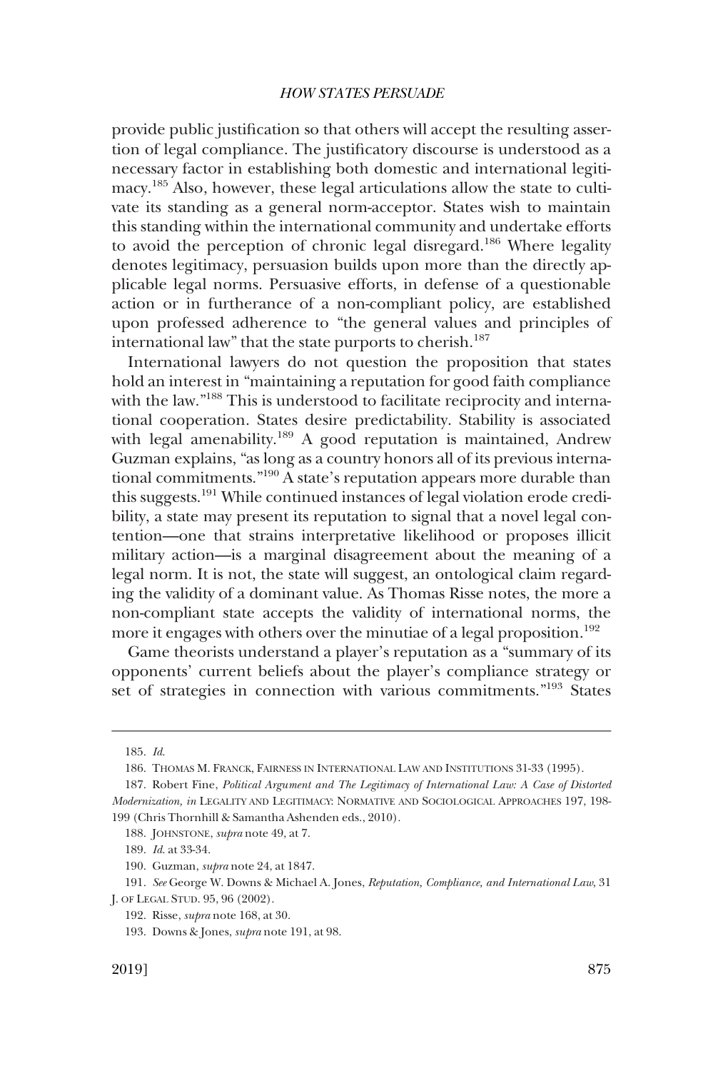provide public justification so that others will accept the resulting assertion of legal compliance. The justificatory discourse is understood as a necessary factor in establishing both domestic and international legitimacy.[185] Also, however, these legal articulations allow the state to cultivate its standing as a general norm-acceptor. States wish to maintain this standing within the international community and undertake efforts to avoid the perception of chronic legal disregard.[186] Where legality denotes legitimacy, persuasion builds upon more than the directly applicable legal norms. Persuasive efforts, in defense of a questionable action or in furtherance of a non-compliant policy, are established upon professed adherence to "the general values and principles of international law" that the state purports to cherish.[187]

International lawyers do not question the proposition that states hold an interest in "maintaining a reputation for good faith compliance with the law."[188] This is understood to facilitate reciprocity and international cooperation. States desire predictability. Stability is associated with legal amenability.[189] A good reputation is maintained, Andrew Guzman explains, "as long as a country honors all of its previous international commitments."[190] A state's reputation appears more durable than this suggests.[191] While continued instances of legal violation erode credibility, a state may present its reputation to signal that a novel legal contention—one that strains interpretative likelihood or proposes illicit military action—is a marginal disagreement about the meaning of a legal norm. It is not, the state will suggest, an ontological claim regarding the validity of a dominant value. As Thomas Risse notes, the more a non-compliant state accepts the validity of international norms, the more it engages with others over the minutiae of a legal proposition.[192]

Game theorists understand a player's reputation as a "summary of its opponents' current beliefs about the player's compliance strategy or set of strategies in connection with various commitments."[193] States

---

185. *Id.*

186. THOMAS M. FRANCK, FAIRNESS IN INTERNATIONAL LAW AND INSTITUTIONS 31-33 (1995).

187. Robert Fine, *Political Argument and The Legitimacy of International Law: A Case of Distorted Modernization, in* LEGALITY AND LEGITIMACY: NORMATIVE AND SOCIOLOGICAL APPROACHES 197, 198-199 (Chris Thornhill & Samantha Ashenden eds., 2010).

188. JOHNSTONE, *supra* note 49, at 7.

189. *Id.* at 33-34.

190. Guzman, *supra* note 24, at 1847.

191. *See* George W. Downs & Michael A. Jones, *Reputation, Compliance, and International Law*, 31 J. OF LEGAL STUD. 95, 96 (2002).

192. Risse, *supra* note 168, at 30.

193. Downs & Jones, *supra* note 191, at 98.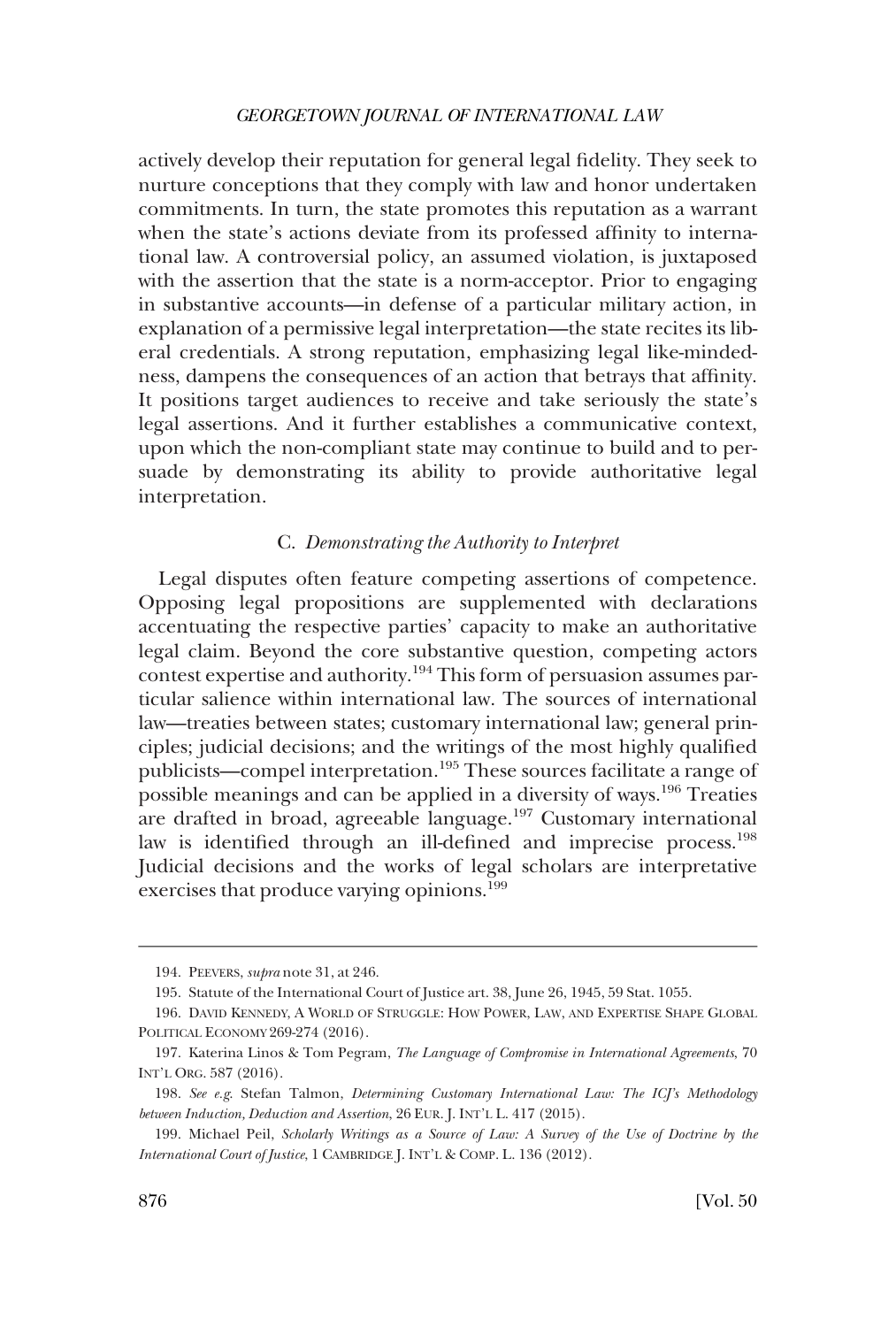actively develop their reputation for general legal fidelity. They seek to nurture conceptions that they comply with law and honor undertaken commitments. In turn, the state promotes this reputation as a warrant when the state's actions deviate from its professed affinity to international law. A controversial policy, an assumed violation, is juxtaposed with the assertion that the state is a norm-acceptor. Prior to engaging in substantive accounts—in defense of a particular military action, in explanation of a permissive legal interpretation—the state recites its liberal credentials. A strong reputation, emphasizing legal like-mindedness, dampens the consequences of an action that betrays that affinity. It positions target audiences to receive and take seriously the state's legal assertions. And it further establishes a communicative context, upon which the non-compliant state may continue to build and to persuade by demonstrating its ability to provide authoritative legal interpretation.

### C. *Demonstrating the Authority to Interpret*

Legal disputes often feature competing assertions of competence. Opposing legal propositions are supplemented with declarations accentuating the respective parties' capacity to make an authoritative legal claim. Beyond the core substantive question, competing actors contest expertise and authority.[194] This form of persuasion assumes particular salience within international law. The sources of international law—treaties between states; customary international law; general principles; judicial decisions; and the writings of the most highly qualified publicists—compel interpretation.[195] These sources facilitate a range of possible meanings and can be applied in a diversity of ways.[196] Treaties are drafted in broad, agreeable language.[197] Customary international law is identified through an ill-defined and imprecise process.[198] Judicial decisions and the works of legal scholars are interpretative exercises that produce varying opinions.[199]

---

194. PEEVERS, *supra* note 31, at 246.

195. Statute of the International Court of Justice art. 38, June 26, 1945, 59 Stat. 1055.

196. DAVID KENNEDY, A WORLD OF STRUGGLE: HOW POWER, LAW, AND EXPERTISE SHAPE GLOBAL POLITICAL ECONOMY 269-274 (2016).

197. Katerina Linos & Tom Pegram, *The Language of Compromise in International Agreements*, 70 INT'L ORG. 587 (2016).

198. *See e.g.* Stefan Talmon, *Determining Customary International Law: The ICJ's Methodology between Induction, Deduction and Assertion*, 26 EUR. J. INT'L L. 417 (2015).

199. Michael Peil, *Scholarly Writings as a Source of Law: A Survey of the Use of Doctrine by the International Court of Justice*, 1 CAMBRIDGE J. INT'L & COMP. L. 136 (2012).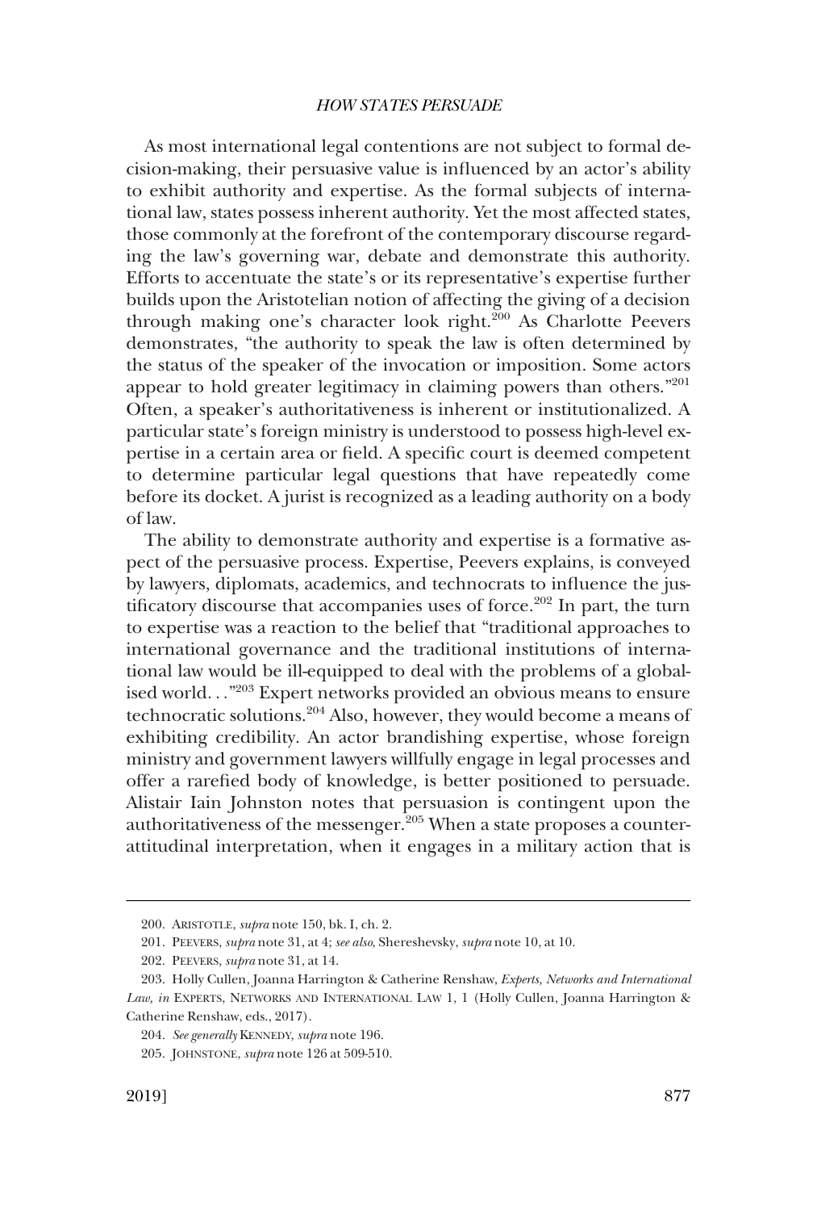As most international legal contentions are not subject to formal decision-making, their persuasive value is influenced by an actor's ability to exhibit authority and expertise. As the formal subjects of international law, states possess inherent authority. Yet the most affected states, those commonly at the forefront of the contemporary discourse regarding the law's governing war, debate and demonstrate this authority. Efforts to accentuate the state's or its representative's expertise further builds upon the Aristotelian notion of affecting the giving of a decision through making one's character look right.[200] As Charlotte Peevers demonstrates, "the authority to speak the law is often determined by the status of the speaker of the invocation or imposition. Some actors appear to hold greater legitimacy in claiming powers than others."[201] Often, a speaker's authoritativeness is inherent or institutionalized. A particular state's foreign ministry is understood to possess high-level expertise in a certain area or field. A specific court is deemed competent to determine particular legal questions that have repeatedly come before its docket. A jurist is recognized as a leading authority on a body of law.

The ability to demonstrate authority and expertise is a formative aspect of the persuasive process. Expertise, Peevers explains, is conveyed by lawyers, diplomats, academics, and technocrats to influence the justificatory discourse that accompanies uses of force.[202] In part, the turn to expertise was a reaction to the belief that "traditional approaches to international governance and the traditional institutions of international law would be ill-equipped to deal with the problems of a globalised world. . ."[203] Expert networks provided an obvious means to ensure technocratic solutions.[204] Also, however, they would become a means of exhibiting credibility. An actor brandishing expertise, whose foreign ministry and government lawyers willfully engage in legal processes and offer a rarefied body of knowledge, is better positioned to persuade. Alistair Iain Johnston notes that persuasion is contingent upon the authoritativeness of the messenger.[205] When a state proposes a counter-attitudinal interpretation, when it engages in a military action that is

---

200. ARISTOTLE, *supra* note 150, bk. I, ch. 2.

201. PEEVERS, *supra* note 31, at 4; *see also,* Shereshevsky, *supra* note 10, at 10.

202. PEEVERS, *supra* note 31, at 14.

203. Holly Cullen, Joanna Harrington & Catherine Renshaw, *Experts, Networks and International Law, in* EXPERTS, NETWORKS AND INTERNATIONAL LAW 1, 1 (Holly Cullen, Joanna Harrington & Catherine Renshaw, eds., 2017).

204. *See generally* KENNEDY, *supra* note 196.

205. JOHNSTONE, *supra* note 126 at 509-510.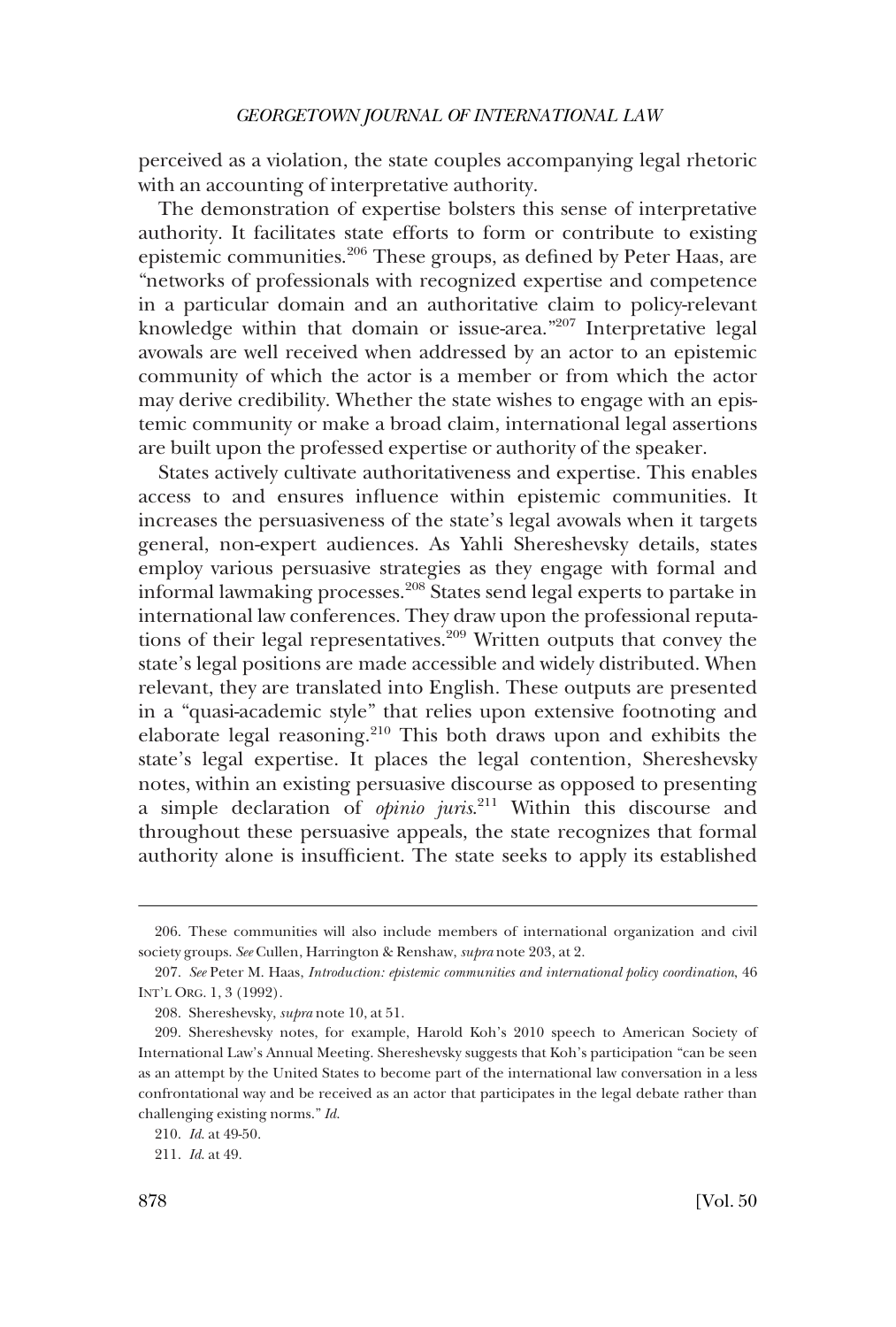perceived as a violation, the state couples accompanying legal rhetoric with an accounting of interpretative authority.

The demonstration of expertise bolsters this sense of interpretative authority. It facilitates state efforts to form or contribute to existing epistemic communities.[206] These groups, as defined by Peter Haas, are "networks of professionals with recognized expertise and competence in a particular domain and an authoritative claim to policy-relevant knowledge within that domain or issue-area."[207] Interpretative legal avowals are well received when addressed by an actor to an epistemic community of which the actor is a member or from which the actor may derive credibility. Whether the state wishes to engage with an epistemic community or make a broad claim, international legal assertions are built upon the professed expertise or authority of the speaker.

States actively cultivate authoritativeness and expertise. This enables access to and ensures influence within epistemic communities. It increases the persuasiveness of the state's legal avowals when it targets general, non-expert audiences. As Yahli Shereshevsky details, states employ various persuasive strategies as they engage with formal and informal lawmaking processes.[208] States send legal experts to partake in international law conferences. They draw upon the professional reputations of their legal representatives.[209] Written outputs that convey the state's legal positions are made accessible and widely distributed. When relevant, they are translated into English. These outputs are presented in a "quasi-academic style" that relies upon extensive footnoting and elaborate legal reasoning.[210] This both draws upon and exhibits the state's legal expertise. It places the legal contention, Shereshevsky notes, within an existing persuasive discourse as opposed to presenting a simple declaration of *opinio juris*.[211] Within this discourse and throughout these persuasive appeals, the state recognizes that formal authority alone is insufficient. The state seeks to apply its established

---

206. These communities will also include members of international organization and civil society groups. *See* Cullen, Harrington & Renshaw, *supra* note 203, at 2.

207. *See* Peter M. Haas, *Introduction: epistemic communities and international policy coordination*, 46 INT'L ORG. 1, 3 (1992).

208. Shereshevsky, *supra* note 10, at 51.

209. Shereshevsky notes, for example, Harold Koh's 2010 speech to American Society of International Law's Annual Meeting. Shereshevsky suggests that Koh's participation "can be seen as an attempt by the United States to become part of the international law conversation in a less confrontational way and be received as an actor that participates in the legal debate rather than challenging existing norms." *Id.*

210. *Id.* at 49-50.

211. *Id.* at 49.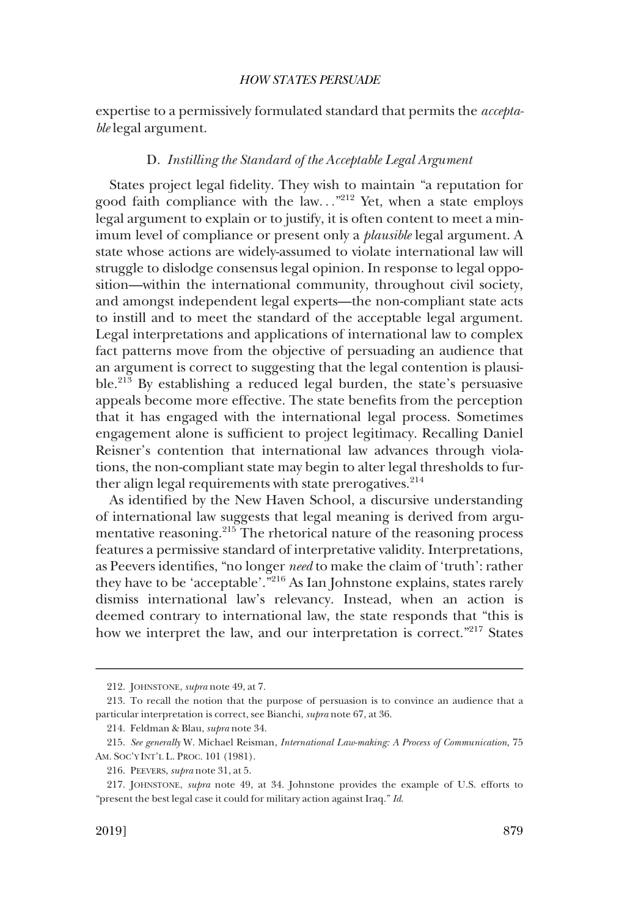expertise to a permissively formulated standard that permits the *acceptable* legal argument.

### D. *Instilling the Standard of the Acceptable Legal Argument*

States project legal fidelity. They wish to maintain "a reputation for good faith compliance with the law. . ."[212] Yet, when a state employs legal argument to explain or to justify, it is often content to meet a minimum level of compliance or present only a *plausible* legal argument. A state whose actions are widely-assumed to violate international law will struggle to dislodge consensus legal opinion. In response to legal opposition—within the international community, throughout civil society, and amongst independent legal experts—the non-compliant state acts to instill and to meet the standard of the acceptable legal argument. Legal interpretations and applications of international law to complex fact patterns move from the objective of persuading an audience that an argument is correct to suggesting that the legal contention is plausible.[213] By establishing a reduced legal burden, the state's persuasive appeals become more effective. The state benefits from the perception that it has engaged with the international legal process. Sometimes engagement alone is sufficient to project legitimacy. Recalling Daniel Reisner's contention that international law advances through violations, the non-compliant state may begin to alter legal thresholds to further align legal requirements with state prerogatives.[214]

As identified by the New Haven School, a discursive understanding of international law suggests that legal meaning is derived from argumentative reasoning.[215] The rhetorical nature of the reasoning process features a permissive standard of interpretative validity. Interpretations, as Peevers identifies, "no longer *need* to make the claim of 'truth': rather they have to be 'acceptable'."[216] As Ian Johnstone explains, states rarely dismiss international law's relevancy. Instead, when an action is deemed contrary to international law, the state responds that "this is how we interpret the law, and our interpretation is correct."[217] States

---

212. JOHNSTONE, *supra* note 49, at 7.

213. To recall the notion that the purpose of persuasion is to convince an audience that a particular interpretation is correct, see Bianchi, *supra* note 67, at 36.

214. Feldman & Blau, *supra* note 34.

215. *See generally* W. Michael Reisman, *International Law-making: A Process of Communication*, 75 AM. SOC'Y INT'L L. PROC. 101 (1981).

216. PEEVERS, *supra* note 31, at 5.

217. JOHNSTONE, *supra* note 49, at 34. Johnstone provides the example of U.S. efforts to "present the best legal case it could for military action against Iraq." *Id*.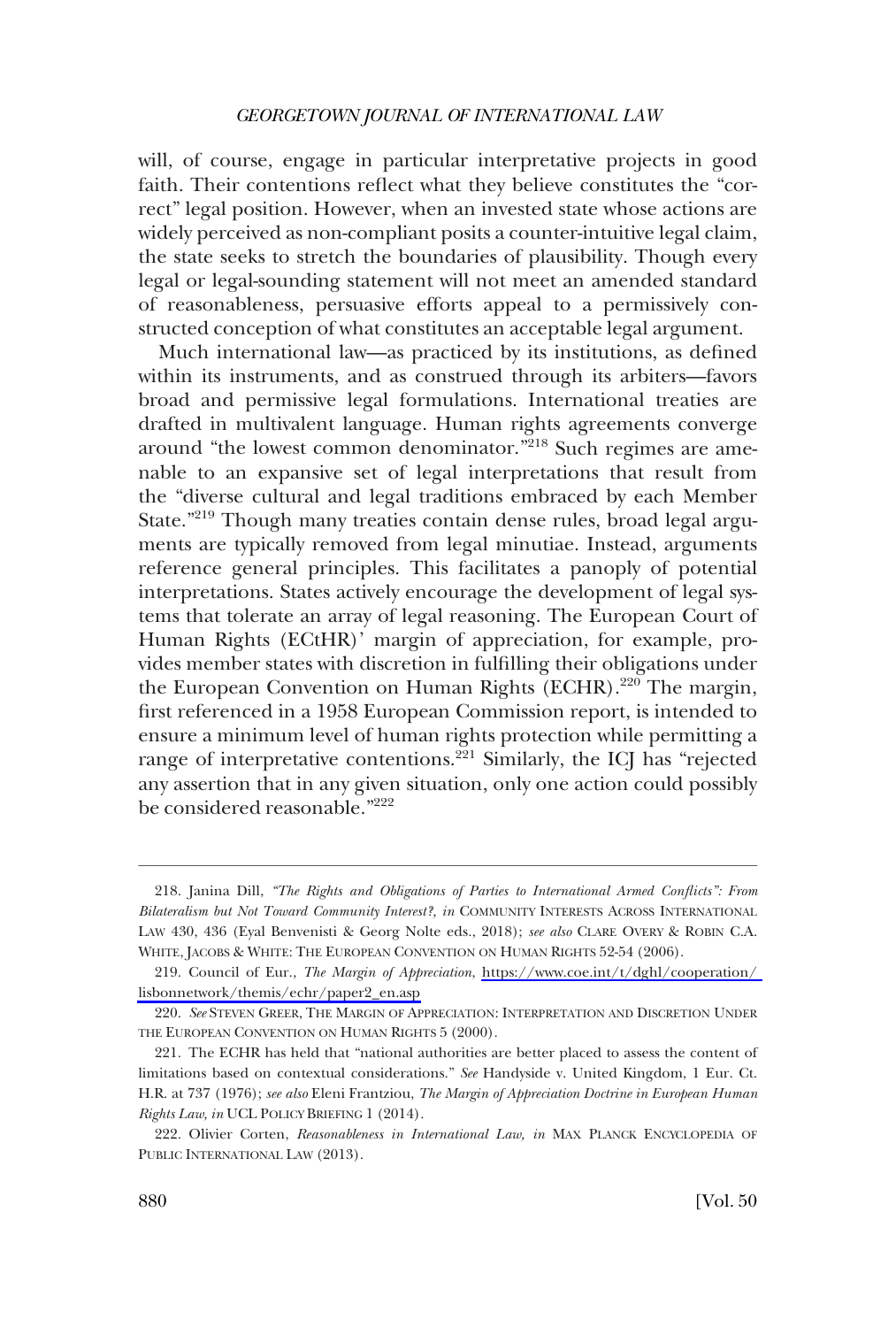will, of course, engage in particular interpretative projects in good faith. Their contentions reflect what they believe constitutes the "correct" legal position. However, when an invested state whose actions are widely perceived as non-compliant posits a counter-intuitive legal claim, the state seeks to stretch the boundaries of plausibility. Though every legal or legal-sounding statement will not meet an amended standard of reasonableness, persuasive efforts appeal to a permissively constructed conception of what constitutes an acceptable legal argument.

Much international law—as practiced by its institutions, as defined within its instruments, and as construed through its arbiters—favors broad and permissive legal formulations. International treaties are drafted in multivalent language. Human rights agreements converge around "the lowest common denominator."[218] Such regimes are amenable to an expansive set of legal interpretations that result from the "diverse cultural and legal traditions embraced by each Member State."[219] Though many treaties contain dense rules, broad legal arguments are typically removed from legal minutiae. Instead, arguments reference general principles. This facilitates a panoply of potential interpretations. States actively encourage the development of legal systems that tolerate an array of legal reasoning. The European Court of Human Rights (ECtHR)' margin of appreciation, for example, provides member states with discretion in fulfilling their obligations under the European Convention on Human Rights (ECHR).[220] The margin, first referenced in a 1958 European Commission report, is intended to ensure a minimum level of human rights protection while permitting a range of interpretative contentions.[221] Similarly, the ICJ has "rejected any assertion that in any given situation, only one action could possibly be considered reasonable."[222]

---

218. Janina Dill, *"The Rights and Obligations of Parties to International Armed Conflicts": From Bilateralism but Not Toward Community Interest?, in* COMMUNITY INTERESTS ACROSS INTERNATIONAL LAW 430, 436 (Eyal Benvenisti & Georg Nolte eds., 2018); *see also* CLARE OVERY & ROBIN C.A. WHITE, JACOBS & WHITE: THE EUROPEAN CONVENTION ON HUMAN RIGHTS 52-54 (2006).

219. Council of Eur., *The Margin of Appreciation*, https://www.coe.int/t/dghl/cooperation/lisbonnetwork/themis/echr/paper2_en.asp

220. *See* STEVEN GREER, THE MARGIN OF APPRECIATION: INTERPRETATION AND DISCRETION UNDER THE EUROPEAN CONVENTION ON HUMAN RIGHTS 5 (2000).

221. The ECHR has held that "national authorities are better placed to assess the content of limitations based on contextual considerations." *See* Handyside v. United Kingdom, 1 Eur. Ct. H.R. at 737 (1976); *see also* Eleni Frantziou, *The Margin of Appreciation Doctrine in European Human Rights Law, in* UCL POLICY BRIEFING 1 (2014).

222. Olivier Corten, *Reasonableness in International Law, in* MAX PLANCK ENCYCLOPEDIA OF PUBLIC INTERNATIONAL LAW (2013).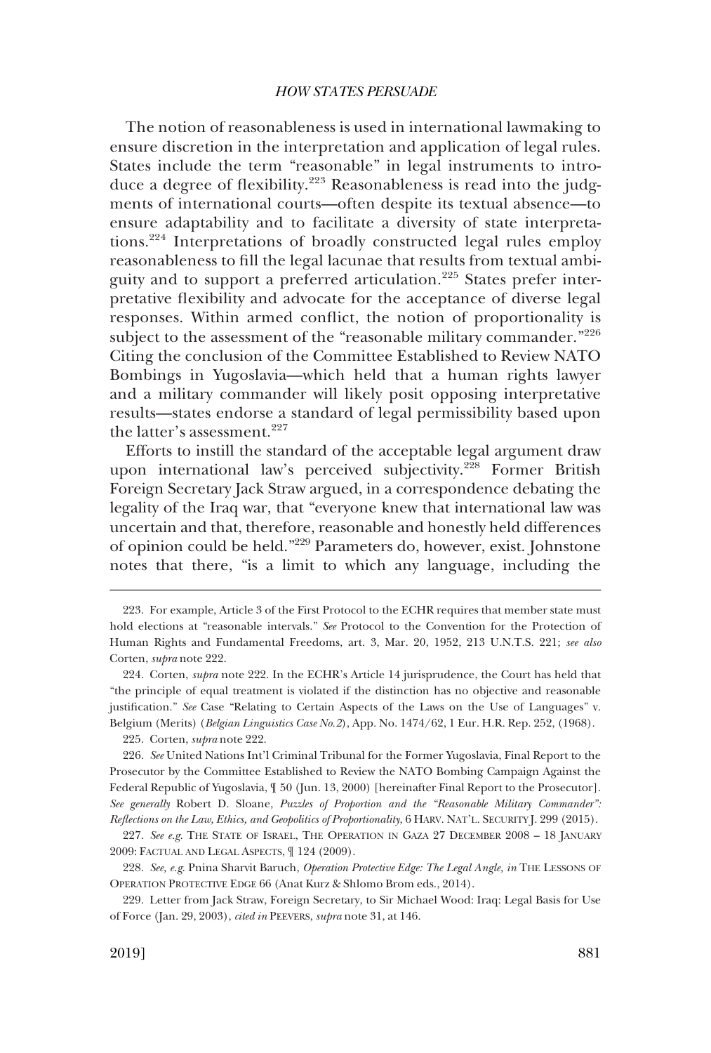The notion of reasonableness is used in international lawmaking to ensure discretion in the interpretation and application of legal rules. States include the term "reasonable" in legal instruments to introduce a degree of flexibility.[223] Reasonableness is read into the judgments of international courts—often despite its textual absence—to ensure adaptability and to facilitate a diversity of state interpretations.[224] Interpretations of broadly constructed legal rules employ reasonableness to fill the legal lacunae that results from textual ambiguity and to support a preferred articulation.[225] States prefer interpretative flexibility and advocate for the acceptance of diverse legal responses. Within armed conflict, the notion of proportionality is subject to the assessment of the "reasonable military commander."[226] Citing the conclusion of the Committee Established to Review NATO Bombings in Yugoslavia—which held that a human rights lawyer and a military commander will likely posit opposing interpretative results—states endorse a standard of legal permissibility based upon the latter's assessment.[227]

Efforts to instill the standard of the acceptable legal argument draw upon international law's perceived subjectivity.[228] Former British Foreign Secretary Jack Straw argued, in a correspondence debating the legality of the Iraq war, that "everyone knew that international law was uncertain and that, therefore, reasonable and honestly held differences of opinion could be held."[229] Parameters do, however, exist. Johnstone notes that there, "is a limit to which any language, including the

---

223. For example, Article 3 of the First Protocol to the ECHR requires that member state must hold elections at "reasonable intervals." *See* Protocol to the Convention for the Protection of Human Rights and Fundamental Freedoms, art. 3, Mar. 20, 1952, 213 U.N.T.S. 221; *see also* Corten, *supra* note 222.

224. Corten, *supra* note 222. In the ECHR's Article 14 jurisprudence, the Court has held that "the principle of equal treatment is violated if the distinction has no objective and reasonable justification." *See* Case "Relating to Certain Aspects of the Laws on the Use of Languages" v. Belgium (Merits) (*Belgian Linguistics Case No.2*), App. No. 1474/62, 1 Eur. H.R. Rep. 252, (1968).

225. Corten, *supra* note 222.

226. *See* United Nations Int'l Criminal Tribunal for the Former Yugoslavia, Final Report to the Prosecutor by the Committee Established to Review the NATO Bombing Campaign Against the Federal Republic of Yugoslavia, ¶ 50 (Jun. 13, 2000) [hereinafter Final Report to the Prosecutor]. *See generally* Robert D. Sloane, *Puzzles of Proportion and the "Reasonable Military Commander": Reflections on the Law, Ethics, and Geopolitics of Proportionality*, 6 HARV. NAT'L. SECURITY J. 299 (2015).

227. *See e.g.* THE STATE OF ISRAEL, THE OPERATION IN GAZA 27 DECEMBER 2008 – 18 JANUARY 2009: FACTUAL AND LEGAL ASPECTS, ¶ 124 (2009).

228. *See, e.g.* Pnina Sharvit Baruch, *Operation Protective Edge: The Legal Angle, in* THE LESSONS OF OPERATION PROTECTIVE EDGE 66 (Anat Kurz & Shlomo Brom eds., 2014).

229. Letter from Jack Straw, Foreign Secretary, to Sir Michael Wood: Iraq: Legal Basis for Use of Force (Jan. 29, 2003), *cited in* PEEVERS, *supra* note 31, at 146.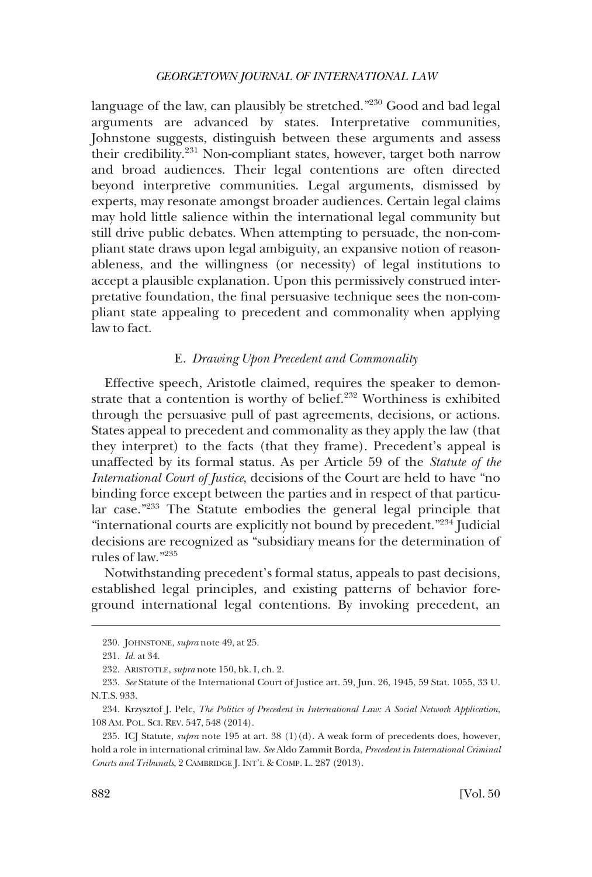language of the law, can plausibly be stretched."[230] Good and bad legal arguments are advanced by states. Interpretative communities, Johnstone suggests, distinguish between these arguments and assess their credibility.[231] Non-compliant states, however, target both narrow and broad audiences. Their legal contentions are often directed beyond interpretive communities. Legal arguments, dismissed by experts, may resonate amongst broader audiences. Certain legal claims may hold little salience within the international legal community but still drive public debates. When attempting to persuade, the non-compliant state draws upon legal ambiguity, an expansive notion of reasonableness, and the willingness (or necessity) of legal institutions to accept a plausible explanation. Upon this permissively construed interpretative foundation, the final persuasive technique sees the non-compliant state appealing to precedent and commonality when applying law to fact.

### E. *Drawing Upon Precedent and Commonality*

Effective speech, Aristotle claimed, requires the speaker to demonstrate that a contention is worthy of belief.[232] Worthiness is exhibited through the persuasive pull of past agreements, decisions, or actions. States appeal to precedent and commonality as they apply the law (that they interpret) to the facts (that they frame). Precedent's appeal is unaffected by its formal status. As per Article 59 of the *Statute of the International Court of Justice*, decisions of the Court are held to have "no binding force except between the parties and in respect of that particular case."[233] The Statute embodies the general legal principle that "international courts are explicitly not bound by precedent."[234] Judicial decisions are recognized as "subsidiary means for the determination of rules of law."[235]

Notwithstanding precedent's formal status, appeals to past decisions, established legal principles, and existing patterns of behavior foreground international legal contentions. By invoking precedent, an

---

230. JOHNSTONE, *supra* note 49, at 25.

231. *Id.* at 34.

232. ARISTOTLE, *supra* note 150, bk. I, ch. 2.

233. *See* Statute of the International Court of Justice art. 59, Jun. 26, 1945, 59 Stat. 1055, 33 U.N.T.S. 933.

234. Krzysztof J. Pelc, *The Politics of Precedent in International Law: A Social Network Application*, 108 AM. POL. SCI. REV. 547, 548 (2014).

235. ICJ Statute, *supra* note 195 at art. 38 (1)(d). A weak form of precedents does, however, hold a role in international criminal law. *See* Aldo Zammit Borda, *Precedent in International Criminal Courts and Tribunals*, 2 CAMBRIDGE J. INT'L & COMP. L. 287 (2013).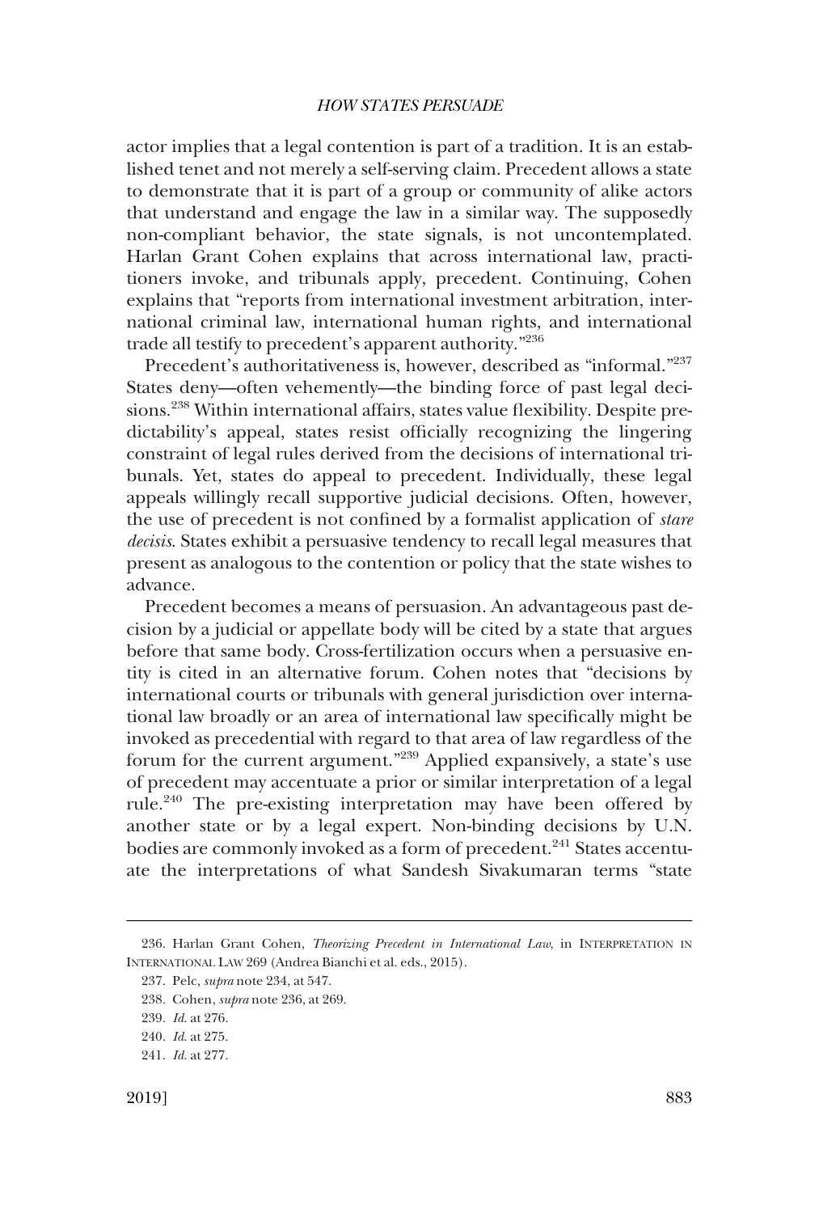actor implies that a legal contention is part of a tradition. It is an established tenet and not merely a self-serving claim. Precedent allows a state to demonstrate that it is part of a group or community of alike actors that understand and engage the law in a similar way. The supposedly non-compliant behavior, the state signals, is not uncontemplated. Harlan Grant Cohen explains that across international law, practitioners invoke, and tribunals apply, precedent. Continuing, Cohen explains that "reports from international investment arbitration, international criminal law, international human rights, and international trade all testify to precedent's apparent authority."[236]

Precedent's authoritativeness is, however, described as "informal."[237] States deny—often vehemently—the binding force of past legal decisions.[238] Within international affairs, states value flexibility. Despite predictability's appeal, states resist officially recognizing the lingering constraint of legal rules derived from the decisions of international tribunals. Yet, states do appeal to precedent. Individually, these legal appeals willingly recall supportive judicial decisions. Often, however, the use of precedent is not confined by a formalist application of *stare decisis*. States exhibit a persuasive tendency to recall legal measures that present as analogous to the contention or policy that the state wishes to advance.

Precedent becomes a means of persuasion. An advantageous past decision by a judicial or appellate body will be cited by a state that argues before that same body. Cross-fertilization occurs when a persuasive entity is cited in an alternative forum. Cohen notes that "decisions by international courts or tribunals with general jurisdiction over international law broadly or an area of international law specifically might be invoked as precedential with regard to that area of law regardless of the forum for the current argument."[239] Applied expansively, a state's use of precedent may accentuate a prior or similar interpretation of a legal rule.[240] The pre-existing interpretation may have been offered by another state or by a legal expert. Non-binding decisions by U.N. bodies are commonly invoked as a form of precedent.[241] States accentuate the interpretations of what Sandesh Sivakumaran terms "state

---

236. Harlan Grant Cohen, *Theorizing Precedent in International Law*, in INTERPRETATION IN INTERNATIONAL LAW 269 (Andrea Bianchi et al. eds., 2015).

237. Pelc, *supra* note 234, at 547.

238. Cohen, *supra* note 236, at 269.

239. *Id.* at 276.

240. *Id.* at 275.

241. *Id.* at 277.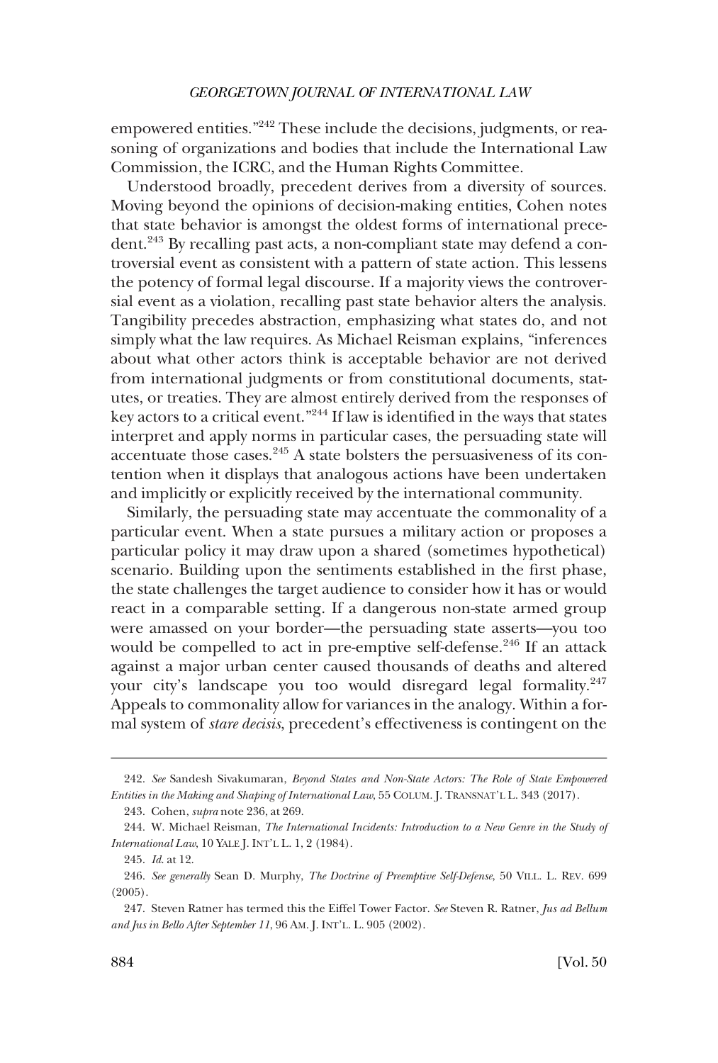empowered entities."[242] These include the decisions, judgments, or reasoning of organizations and bodies that include the International Law Commission, the ICRC, and the Human Rights Committee.

Understood broadly, precedent derives from a diversity of sources. Moving beyond the opinions of decision-making entities, Cohen notes that state behavior is amongst the oldest forms of international precedent.[243] By recalling past acts, a non-compliant state may defend a controversial event as consistent with a pattern of state action. This lessens the potency of formal legal discourse. If a majority views the controversial event as a violation, recalling past state behavior alters the analysis. Tangibility precedes abstraction, emphasizing what states do, and not simply what the law requires. As Michael Reisman explains, "inferences about what other actors think is acceptable behavior are not derived from international judgments or from constitutional documents, statutes, or treaties. They are almost entirely derived from the responses of key actors to a critical event."[244] If law is identified in the ways that states interpret and apply norms in particular cases, the persuading state will accentuate those cases.[245] A state bolsters the persuasiveness of its contention when it displays that analogous actions have been undertaken and implicitly or explicitly received by the international community.

Similarly, the persuading state may accentuate the commonality of a particular event. When a state pursues a military action or proposes a particular policy it may draw upon a shared (sometimes hypothetical) scenario. Building upon the sentiments established in the first phase, the state challenges the target audience to consider how it has or would react in a comparable setting. If a dangerous non-state armed group were amassed on your border—the persuading state asserts—you too would be compelled to act in pre-emptive self-defense.[246] If an attack against a major urban center caused thousands of deaths and altered your city's landscape you too would disregard legal formality.[247] Appeals to commonality allow for variances in the analogy. Within a formal system of *stare decisis*, precedent's effectiveness is contingent on the

---

242. *See* Sandesh Sivakumaran, *Beyond States and Non-State Actors: The Role of State Empowered Entities in the Making and Shaping of International Law*, 55 COLUM. J. TRANSNAT'L L. 343 (2017).

243. Cohen, *supra* note 236, at 269.

244. W. Michael Reisman, *The International Incidents: Introduction to a New Genre in the Study of International Law*, 10 YALE J. INT'L L. 1, 2 (1984).

245. *Id.* at 12.

246. *See generally* Sean D. Murphy, *The Doctrine of Preemptive Self-Defense*, 50 VILL. L. REV. 699 (2005).

247. Steven Ratner has termed this the Eiffel Tower Factor. *See* Steven R. Ratner, *Jus ad Bellum and Jus in Bello After September 11*, 96 AM. J. INT'L L. 905 (2002).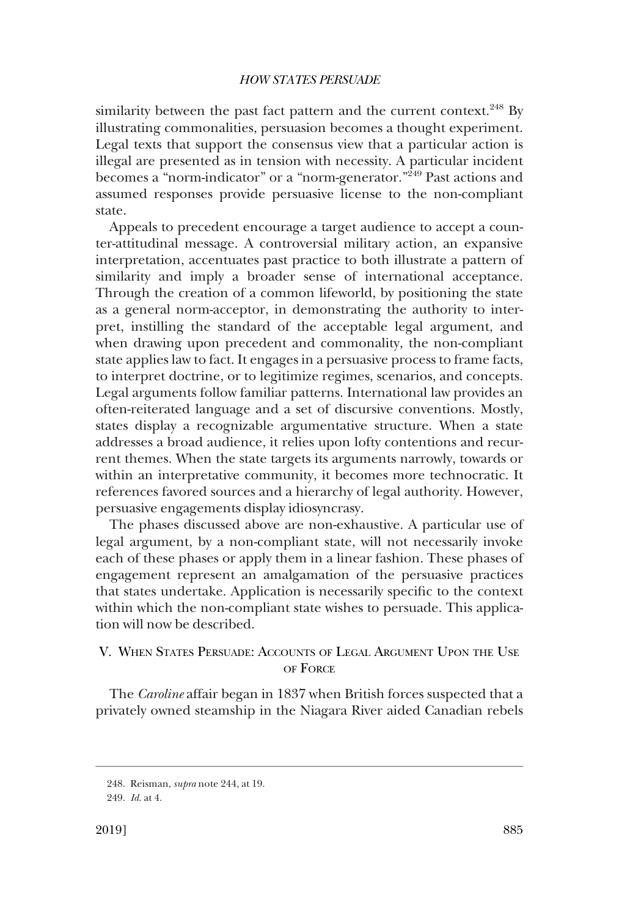similarity between the past fact pattern and the current context.[248] By illustrating commonalities, persuasion becomes a thought experiment. Legal texts that support the consensus view that a particular action is illegal are presented as in tension with necessity. A particular incident becomes a "norm-indicator" or a "norm-generator."[249] Past actions and assumed responses provide persuasive license to the non-compliant state.

Appeals to precedent encourage a target audience to accept a counter-attitudinal message. A controversial military action, an expansive interpretation, accentuates past practice to both illustrate a pattern of similarity and imply a broader sense of international acceptance. Through the creation of a common lifeworld, by positioning the state as a general norm-acceptor, in demonstrating the authority to interpret, instilling the standard of the acceptable legal argument, and when drawing upon precedent and commonality, the non-compliant state applies law to fact. It engages in a persuasive process to frame facts, to interpret doctrine, or to legitimize regimes, scenarios, and concepts. Legal arguments follow familiar patterns. International law provides an often-reiterated language and a set of discursive conventions. Mostly, states display a recognizable argumentative structure. When a state addresses a broad audience, it relies upon lofty contentions and recurrent themes. When the state targets its arguments narrowly, towards or within an interpretative community, it becomes more technocratic. It references favored sources and a hierarchy of legal authority. However, persuasive engagements display idiosyncrasy.

The phases discussed above are non-exhaustive. A particular use of legal argument, by a non-compliant state, will not necessarily invoke each of these phases or apply them in a linear fashion. These phases of engagement represent an amalgamation of the persuasive practices that states undertake. Application is necessarily specific to the context within which the non-compliant state wishes to persuade. This application will now be described.

## V. When States Persuade: Accounts of Legal Argument Upon the Use of Force

The *Caroline* affair began in 1837 when British forces suspected that a privately owned steamship in the Niagara River aided Canadian rebels

248. Reisman, *supra* note 244, at 19.

249. *Id.* at 4.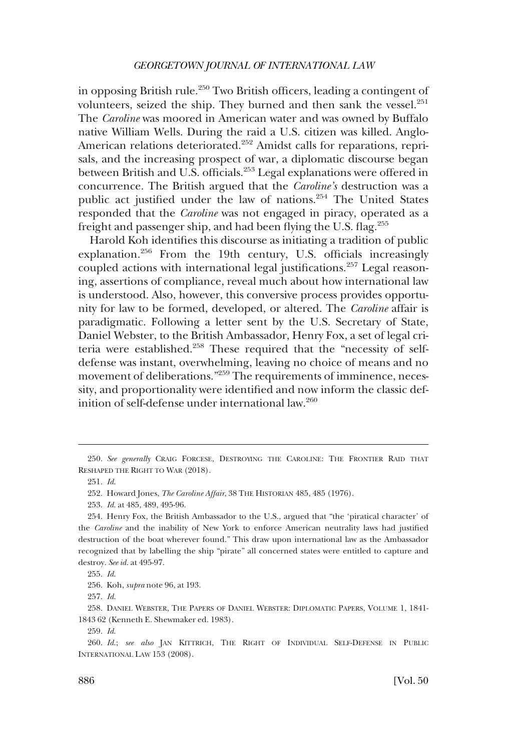in opposing British rule.[250] Two British officers, leading a contingent of volunteers, seized the ship. They burned and then sank the vessel.[251] The *Caroline* was moored in American water and was owned by Buffalo native William Wells. During the raid a U.S. citizen was killed. Anglo-American relations deteriorated.[252] Amidst calls for reparations, reprisals, and the increasing prospect of war, a diplomatic discourse began between British and U.S. officials.[253] Legal explanations were offered in concurrence. The British argued that the *Caroline's* destruction was a public act justified under the law of nations.[254] The United States responded that the *Caroline* was not engaged in piracy, operated as a freight and passenger ship, and had been flying the U.S. flag.[255]

Harold Koh identifies this discourse as initiating a tradition of public explanation.[256] From the 19th century, U.S. officials increasingly coupled actions with international legal justifications.[257] Legal reasoning, assertions of compliance, reveal much about how international law is understood. Also, however, this conversive process provides opportunity for law to be formed, developed, or altered. The *Caroline* affair is paradigmatic. Following a letter sent by the U.S. Secretary of State, Daniel Webster, to the British Ambassador, Henry Fox, a set of legal criteria were established.[258] These required that the "necessity of self-defense was instant, overwhelming, leaving no choice of means and no movement of deliberations."[259] The requirements of imminence, necessity, and proportionality were identified and now inform the classic definition of self-defense under international law.[260]

---

250. *See generally* CRAIG FORCESE, DESTROYING THE CAROLINE: THE FRONTIER RAID THAT RESHAPED THE RIGHT TO WAR (2018).

251. *Id.*

252. Howard Jones, *The Caroline Affair*, 38 THE HISTORIAN 485, 485 (1976).

253. *Id.* at 485, 489, 495-96.

254. Henry Fox, the British Ambassador to the U.S., argued that "the 'piratical character' of the *Caroline* and the inability of New York to enforce American neutrality laws had justified destruction of the boat wherever found." This draw upon international law as the Ambassador recognized that by labelling the ship "pirate" all concerned states were entitled to capture and destroy. *See id.* at 495-97.

255. *Id.*

256. Koh, *supra* note 96, at 193.

257. *Id.*

258. DANIEL WEBSTER, THE PAPERS OF DANIEL WEBSTER: DIPLOMATIC PAPERS, VOLUME 1, 1841-1843 62 (Kenneth E. Shewmaker ed. 1983).

259. *Id.*

260. *Id.*; *see also* JAN KITTRICH, THE RIGHT OF INDIVIDUAL SELF-DEFENSE IN PUBLIC INTERNATIONAL LAW 153 (2008).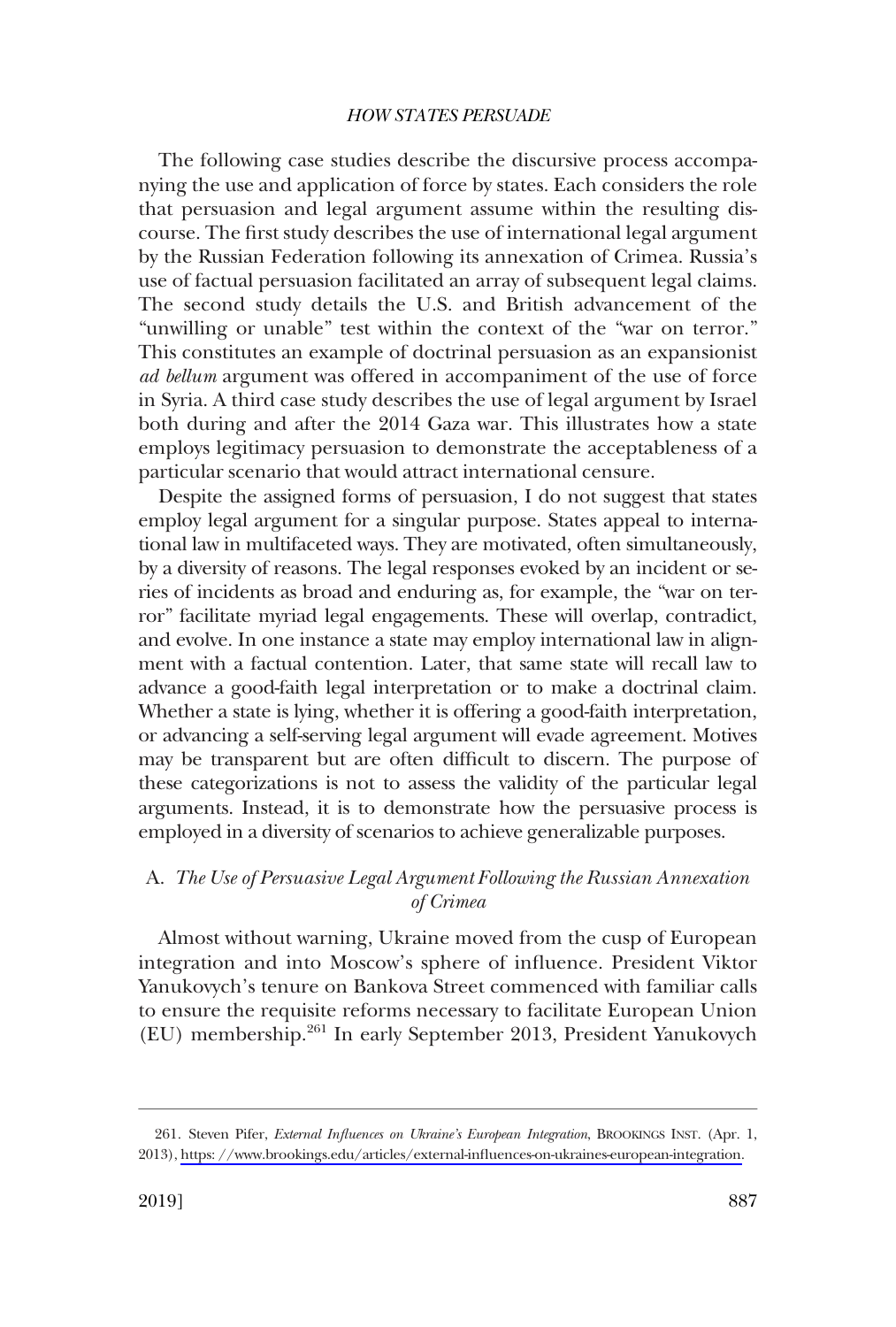The following case studies describe the discursive process accompanying the use and application of force by states. Each considers the role that persuasion and legal argument assume within the resulting discourse. The first study describes the use of international legal argument by the Russian Federation following its annexation of Crimea. Russia's use of factual persuasion facilitated an array of subsequent legal claims. The second study details the U.S. and British advancement of the "unwilling or unable" test within the context of the "war on terror." This constitutes an example of doctrinal persuasion as an expansionist *ad bellum* argument was offered in accompaniment of the use of force in Syria. A third case study describes the use of legal argument by Israel both during and after the 2014 Gaza war. This illustrates how a state employs legitimacy persuasion to demonstrate the acceptableness of a particular scenario that would attract international censure.

Despite the assigned forms of persuasion, I do not suggest that states employ legal argument for a singular purpose. States appeal to international law in multifaceted ways. They are motivated, often simultaneously, by a diversity of reasons. The legal responses evoked by an incident or series of incidents as broad and enduring as, for example, the "war on terror" facilitate myriad legal engagements. These will overlap, contradict, and evolve. In one instance a state may employ international law in alignment with a factual contention. Later, that same state will recall law to advance a good-faith legal interpretation or to make a doctrinal claim. Whether a state is lying, whether it is offering a good-faith interpretation, or advancing a self-serving legal argument will evade agreement. Motives may be transparent but are often difficult to discern. The purpose of these categorizations is not to assess the validity of the particular legal arguments. Instead, it is to demonstrate how the persuasive process is employed in a diversity of scenarios to achieve generalizable purposes.

### A. *The Use of Persuasive Legal Argument Following the Russian Annexation of Crimea*

Almost without warning, Ukraine moved from the cusp of European integration and into Moscow's sphere of influence. President Viktor Yanukovych's tenure on Bankova Street commenced with familiar calls to ensure the requisite reforms necessary to facilitate European Union (EU) membership.[261] In early September 2013, President Yanukovych

261. Steven Pifer, *External Influences on Ukraine's European Integration*, BROOKINGS INST. (Apr. 1, 2013), https://www.brookings.edu/articles/external-influences-on-ukraines-european-integration.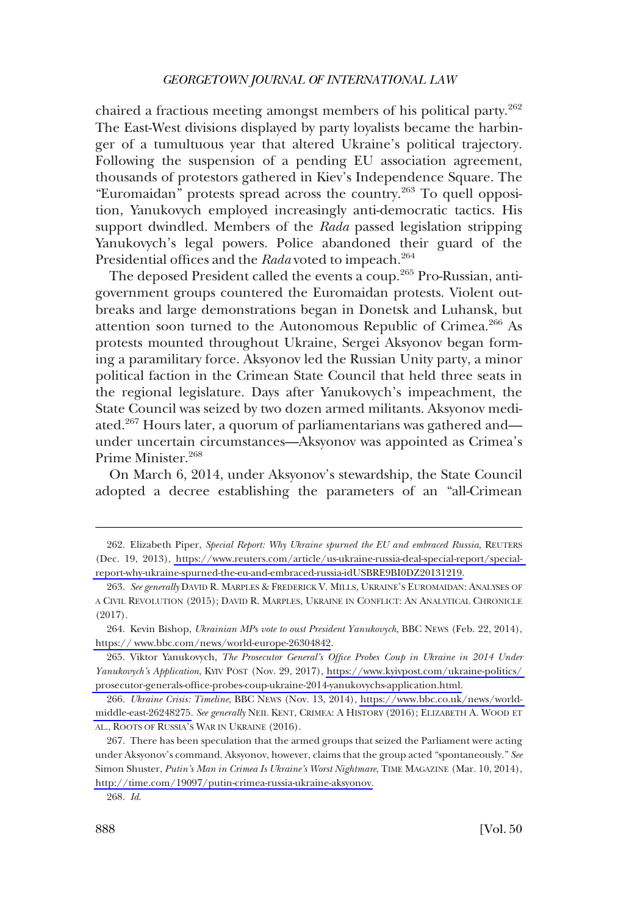chaired a fractious meeting amongst members of his political party.[262] The East-West divisions displayed by party loyalists became the harbinger of a tumultuous year that altered Ukraine's political trajectory. Following the suspension of a pending EU association agreement, thousands of protestors gathered in Kiev's Independence Square. The "Euromaidan" protests spread across the country.[263] To quell opposition, Yanukovych employed increasingly anti-democratic tactics. His support dwindled. Members of the *Rada* passed legislation stripping Yanukovych's legal powers. Police abandoned their guard of the Presidential offices and the *Rada* voted to impeach.[264]

The deposed President called the events a coup.[265] Pro-Russian, anti-government groups countered the Euromaidan protests. Violent outbreaks and large demonstrations began in Donetsk and Luhansk, but attention soon turned to the Autonomous Republic of Crimea.[266] As protests mounted throughout Ukraine, Sergei Aksyonov began forming a paramilitary force. Aksyonov led the Russian Unity party, a minor political faction in the Crimean State Council that held three seats in the regional legislature. Days after Yanukovych's impeachment, the State Council was seized by two dozen armed militants. Aksyonov mediated.[267] Hours later, a quorum of parliamentarians was gathered and—under uncertain circumstances—Aksyonov was appointed as Crimea's Prime Minister.[268]

On March 6, 2014, under Aksyonov's stewardship, the State Council adopted a decree establishing the parameters of an "all-Crimean

---

262. Elizabeth Piper, *Special Report: Why Ukraine spurned the EU and embraced Russia*, REUTERS (Dec. 19, 2013), https://www.reuters.com/article/us-ukraine-russia-deal-special-report/special-report-why-ukraine-spurned-the-eu-and-embraced-russia-idUSBRE9BI0DZ20131219.

263. *See generally* DAVID R. MARPLES & FREDERICK V. MILLS, UKRAINE'S EUROMAIDAN: ANALYSES OF A CIVIL REVOLUTION (2015); DAVID R. MARPLES, UKRAINE IN CONFLICT: AN ANALYTICAL CHRONICLE (2017).

264. Kevin Bishop, *Ukrainian MPs vote to oust President Yanukovych*, BBC NEWS (Feb. 22, 2014), https:// www.bbc.com/news/world-europe-26304842.

265. Viktor Yanukovych, *The Prosecutor General's Office Probes Coup in Ukraine in 2014 Under Yanukovych's Application*, KYIV POST (Nov. 29, 2017), https://www.kyivpost.com/ukraine-politics/prosecutor-generals-office-probes-coup-ukraine-2014-yanukovychs-application.html.

266. *Ukraine Crisis: Timeline*, BBC NEWS (Nov. 13, 2014), https://www.bbc.co.uk/news/world-middle-east-26248275. *See generally* NEIL KENT, CRIMEA: A HISTORY (2016); ELIZABETH A. WOOD ET AL., ROOTS OF RUSSIA'S WAR IN UKRAINE (2016).

267. There has been speculation that the armed groups that seized the Parliament were acting under Aksyonov's command. Aksyonov, however, claims that the group acted "spontaneously." *See* Simon Shuster, *Putin's Man in Crimea Is Ukraine's Worst Nightmare*, TIME MAGAZINE (Mar. 10, 2014), http://time.com/19097/putin-crimea-russia-ukraine-aksyonov.

268. *Id.*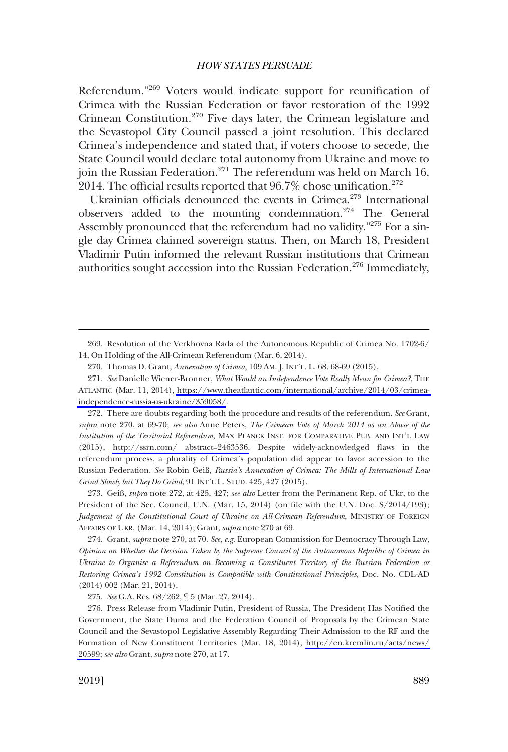Referendum."[269] Voters would indicate support for reunification of Crimea with the Russian Federation or favor restoration of the 1992 Crimean Constitution.[270] Five days later, the Crimean legislature and the Sevastopol City Council passed a joint resolution. This declared Crimea's independence and stated that, if voters choose to secede, the State Council would declare total autonomy from Ukraine and move to join the Russian Federation.[271] The referendum was held on March 16, 2014. The official results reported that 96.7% chose unification.[272]

Ukrainian officials denounced the events in Crimea.[273] International observers added to the mounting condemnation.[274] The General Assembly pronounced that the referendum had no validity."[275] For a single day Crimea claimed sovereign status. Then, on March 18, President Vladimir Putin informed the relevant Russian institutions that Crimean authorities sought accession into the Russian Federation.[276] Immediately,

---

269. Resolution of the Verkhovna Rada of the Autonomous Republic of Crimea No. 1702-6/14, On Holding of the All-Crimean Referendum (Mar. 6, 2014).

270. Thomas D. Grant, *Annexation of Crimea*, 109 AM. J. INT'L. L. 68, 68-69 (2015).

271. *See* Danielle Wiener-Bronner, *What Would an Independence Vote Really Mean for Crimea?*, THE ATLANTIC (Mar. 11, 2014), https://www.theatlantic.com/international/archive/2014/03/crimea-independence-russia-us-ukraine/359058/.

272. There are doubts regarding both the procedure and results of the referendum. *See* Grant, *supra* note 270, at 69-70; *see also* Anne Peters, *The Crimean Vote of March 2014 as an Abuse of the Institution of the Territorial Referendum*, MAX PLANCK INST. FOR COMPARATIVE PUB. AND INT'L LAW (2015), http://ssrn.com/ abstract=2463536. Despite widely-acknowledged flaws in the referendum process, a plurality of Crimea's population did appear to favor accession to the Russian Federation. *See* Robin Geiß, *Russia's Annexation of Crimea: The Mills of International Law Grind Slowly but They Do Grind*, 91 INT'L L. STUD. 425, 427 (2015).

273. Geiß, *supra* note 272, at 425, 427; *see also* Letter from the Permanent Rep. of Ukr, to the President of the Sec. Council, U.N. (Mar. 15, 2014) (on file with the U.N. Doc. S/2014/193); *Judgement of the Constitutional Court of Ukraine on All-Crimean Referendum*, MINISTRY OF FOREIGN AFFAIRS OF UKR. (Mar. 14, 2014); Grant, *supra* note 270 at 69.

274. Grant, *supra* note 270, at 70. *See, e.g.* European Commission for Democracy Through Law, *Opinion on Whether the Decision Taken by the Supreme Council of the Autonomous Republic of Crimea in Ukraine to Organise a Referendum on Becoming a Constituent Territory of the Russian Federation or Restoring Crimea's 1992 Constitution is Compatible with Constitutional Principles*, Doc. No. CDL-AD (2014) 002 (Mar. 21, 2014).

275. *See* G.A. Res. 68/262, ¶ 5 (Mar. 27, 2014).

276. Press Release from Vladimir Putin, President of Russia, The President Has Notified the Government, the State Duma and the Federation Council of Proposals by the Crimean State Council and the Sevastopol Legislative Assembly Regarding Their Admission to the RF and the Formation of New Constituent Territories (Mar. 18, 2014), http://en.kremlin.ru/acts/news/20599; *see also* Grant, *supra* note 270, at 17.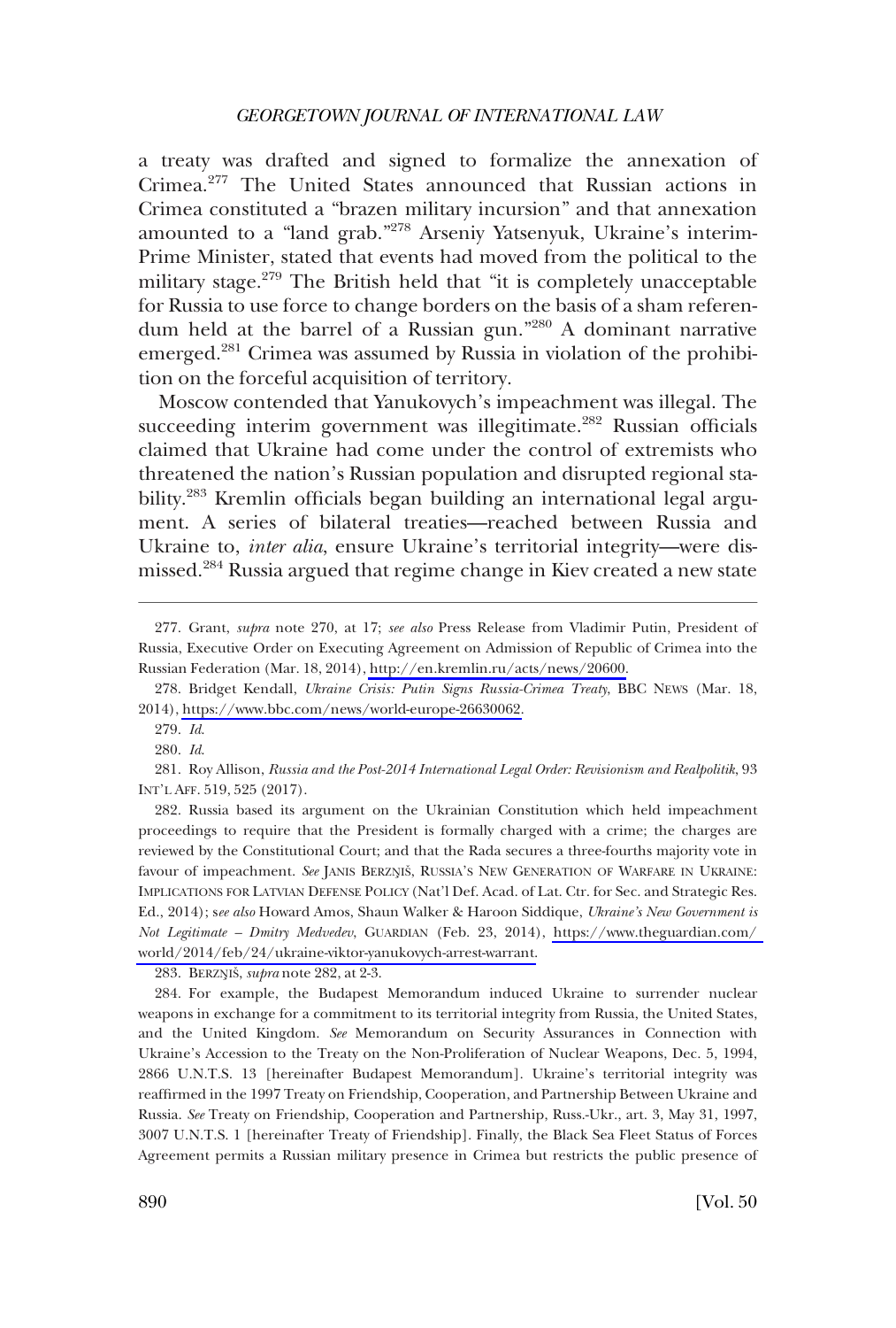a treaty was drafted and signed to formalize the annexation of Crimea.[277] The United States announced that Russian actions in Crimea constituted a "brazen military incursion" and that annexation amounted to a "land grab."[278] Arseniy Yatsenyuk, Ukraine's interim-Prime Minister, stated that events had moved from the political to the military stage.[279] The British held that "it is completely unacceptable for Russia to use force to change borders on the basis of a sham referendum held at the barrel of a Russian gun."[280] A dominant narrative emerged.[281] Crimea was assumed by Russia in violation of the prohibition on the forceful acquisition of territory.

Moscow contended that Yanukovych's impeachment was illegal. The succeeding interim government was illegitimate.[282] Russian officials claimed that Ukraine had come under the control of extremists who threatened the nation's Russian population and disrupted regional stability.[283] Kremlin officials began building an international legal argument. A series of bilateral treaties—reached between Russia and Ukraine to, *inter alia*, ensure Ukraine's territorial integrity—were dismissed.[284] Russia argued that regime change in Kiev created a new state

---

277. Grant, *supra* note 270, at 17; *see also* Press Release from Vladimir Putin, President of Russia, Executive Order on Executing Agreement on Admission of Republic of Crimea into the Russian Federation (Mar. 18, 2014), http://en.kremlin.ru/acts/news/20600.

278. Bridget Kendall, *Ukraine Crisis: Putin Signs Russia-Crimea Treaty*, BBC NEWS (Mar. 18, 2014), https://www.bbc.com/news/world-europe-26630062.

279. *Id.*

280. *Id.*

281. Roy Allison, *Russia and the Post-2014 International Legal Order: Revisionism and Realpolitik*, 93 INT'L AFF. 519, 525 (2017).

282. Russia based its argument on the Ukrainian Constitution which held impeachment proceedings to require that the President is formally charged with a crime; the charges are reviewed by the Constitutional Court; and that the Rada secures a three-fourths majority vote in favour of impeachment. *See* JANIS BERZŅIŠ, RUSSIA'S NEW GENERATION OF WARFARE IN UKRAINE: IMPLICATIONS FOR LATVIAN DEFENSE POLICY (Nat'l Def. Acad. of Lat. Ctr. for Sec. and Strategic Res. Ed., 2014); s*ee also* Howard Amos, Shaun Walker & Haroon Siddique, *Ukraine's New Government is Not Legitimate – Dmitry Medvedev*, GUARDIAN (Feb. 23, 2014), https://www.theguardian.com/world/2014/feb/24/ukraine-viktor-yanukovych-arrest-warrant.

283. BERZŅIŠ, *supra* note 282, at 2-3.

284. For example, the Budapest Memorandum induced Ukraine to surrender nuclear weapons in exchange for a commitment to its territorial integrity from Russia, the United States, and the United Kingdom. *See* Memorandum on Security Assurances in Connection with Ukraine's Accession to the Treaty on the Non-Proliferation of Nuclear Weapons, Dec. 5, 1994, 2866 U.N.T.S. 13 [hereinafter Budapest Memorandum]. Ukraine's territorial integrity was reaffirmed in the 1997 Treaty on Friendship, Cooperation, and Partnership Between Ukraine and Russia. *See* Treaty on Friendship, Cooperation and Partnership, Russ.-Ukr., art. 3, May 31, 1997, 3007 U.N.T.S. 1 [hereinafter Treaty of Friendship]. Finally, the Black Sea Fleet Status of Forces Agreement permits a Russian military presence in Crimea but restricts the public presence of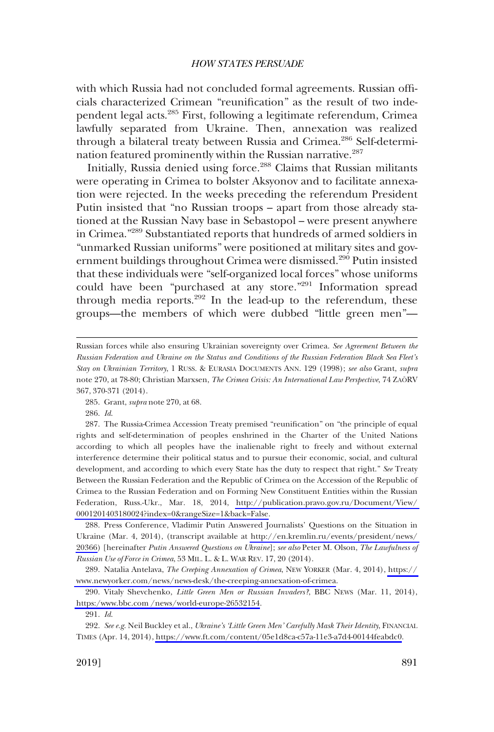with which Russia had not concluded formal agreements. Russian officials characterized Crimean "reunification" as the result of two independent legal acts.[285] First, following a legitimate referendum, Crimea lawfully separated from Ukraine. Then, annexation was realized through a bilateral treaty between Russia and Crimea.[286] Self-determination featured prominently within the Russian narrative.[287]

Initially, Russia denied using force.[288] Claims that Russian militants were operating in Crimea to bolster Aksyonov and to facilitate annexation were rejected. In the weeks preceding the referendum President Putin insisted that "no Russian troops – apart from those already stationed at the Russian Navy base in Sebastopol – were present anywhere in Crimea."[289] Substantiated reports that hundreds of armed soldiers in "unmarked Russian uniforms" were positioned at military sites and government buildings throughout Crimea were dismissed.[290] Putin insisted that these individuals were "self-organized local forces" whose uniforms could have been "purchased at any store."[291] Information spread through media reports.[292] In the lead-up to the referendum, these groups—the members of which were dubbed "little green men"—

---

Russian forces while also ensuring Ukrainian sovereignty over Crimea. *See Agreement Between the Russian Federation and Ukraine on the Status and Conditions of the Russian Federation Black Sea Fleet's Stay on Ukrainian Territory*, 1 RUSS. & EURASIA DOCUMENTS ANN. 129 (1998); *see also* Grant, *supra* note 270, at 78-80; Christian Marxsen, *The Crimea Crisis: An International Law Perspective*, 74 ZAÖRV 367, 370-371 (2014).

285. Grant, *supra* note 270, at 68.

286. *Id.*

287. The Russia-Crimea Accession Treaty premised "reunification" on "the principle of equal rights and self-determination of peoples enshrined in the Charter of the United Nations according to which all peoples have the inalienable right to freely and without external interference determine their political status and to pursue their economic, social, and cultural development, and according to which every State has the duty to respect that right." *See* Treaty Between the Russian Federation and the Republic of Crimea on the Accession of the Republic of Crimea to the Russian Federation and on Forming New Constituent Entities within the Russian Federation, Russ.-Ukr., Mar. 18, 2014, http://publication.pravo.gov.ru/Document/View/0001201403180024?index=0&rangeSize=1&back=False.

288. Press Conference, Vladimir Putin Answered Journalists' Questions on the Situation in Ukraine (Mar. 4, 2014), (transcript available at http://en.kremlin.ru/events/president/news/20366) [hereinafter *Putin Answered Questions on Ukraine*]; *see also* Peter M. Olson, *The Lawfulness of Russian Use of Force in Crimea*, 53 MIL. L. & L. WAR REV. 17, 20 (2014).

289. Natalia Antelava, *The Creeping Annexation of Crimea*, NEW YORKER (Mar. 4, 2014), https://www.newyorker.com/news/news-desk/the-creeping-annexation-of-crimea.

290. Vitaly Shevchenko, *Little Green Men or Russian Invaders?*, BBC NEWS (Mar. 11, 2014), https:/www.bbc.com /news/world-europe-26532154.

291. *Id.*

292. *See e.g.* Neil Buckley et al., *Ukraine's 'Little Green Men' Carefully Mask Their Identity*, FINANCIAL TIMES (Apr. 14, 2014), https://www.ft.com/content/05e1d8ca-c57a-11e3-a7d4-00144feabdc0.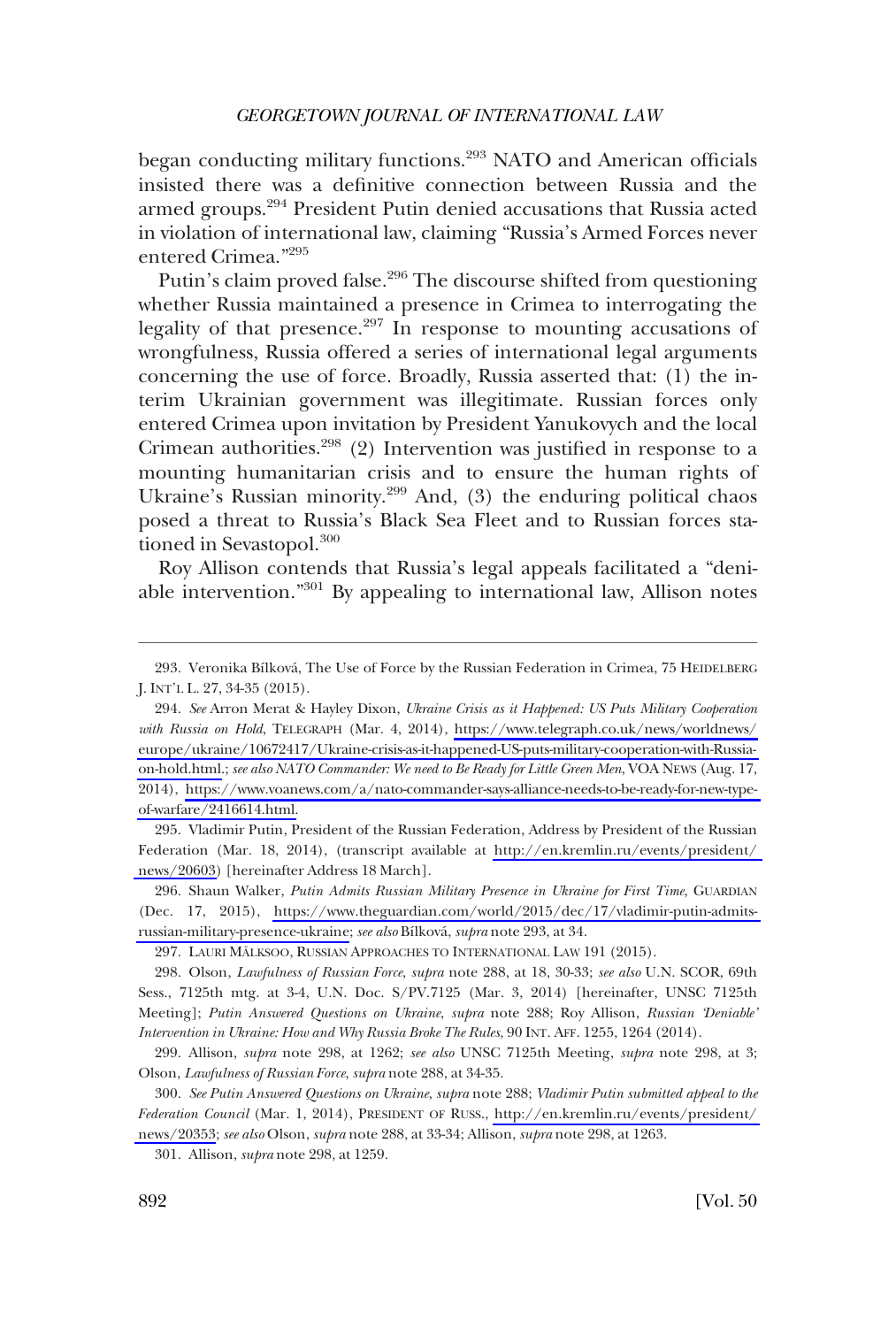began conducting military functions.[293] NATO and American officials insisted there was a definitive connection between Russia and the armed groups.[294] President Putin denied accusations that Russia acted in violation of international law, claiming "Russia's Armed Forces never entered Crimea."[295]

Putin's claim proved false.[296] The discourse shifted from questioning whether Russia maintained a presence in Crimea to interrogating the legality of that presence.[297] In response to mounting accusations of wrongfulness, Russia offered a series of international legal arguments concerning the use of force. Broadly, Russia asserted that: (1) the interim Ukrainian government was illegitimate. Russian forces only entered Crimea upon invitation by President Yanukovych and the local Crimean authorities.[298] (2) Intervention was justified in response to a mounting humanitarian crisis and to ensure the human rights of Ukraine's Russian minority.[299] And, (3) the enduring political chaos posed a threat to Russia's Black Sea Fleet and to Russian forces stationed in Sevastopol.[300]

Roy Allison contends that Russia's legal appeals facilitated a "deniable intervention."[301] By appealing to international law, Allison notes

---

293. Veronika Bílková, The Use of Force by the Russian Federation in Crimea, 75 HEIDELBERG J. INT'L L. 27, 34-35 (2015).

294. *See* Arron Merat & Hayley Dixon, *Ukraine Crisis as it Happened: US Puts Military Cooperation with Russia on Hold*, TELEGRAPH (Mar. 4, 2014), https://www.telegraph.co.uk/news/worldnews/europe/ukraine/10672417/Ukraine-crisis-as-it-happened-US-puts-military-cooperation-with-Russia-on-hold.html.; *see also NATO Commander: We need to Be Ready for Little Green Men*, VOA NEWS (Aug. 17, 2014), https://www.voanews.com/a/nato-commander-says-alliance-needs-to-be-ready-for-new-type-of-warfare/2416614.html.

295. Vladimir Putin, President of the Russian Federation, Address by President of the Russian Federation (Mar. 18, 2014), (transcript available at http://en.kremlin.ru/events/president/news/20603) [hereinafter Address 18 March].

296. Shaun Walker, *Putin Admits Russian Military Presence in Ukraine for First Time*, GUARDIAN (Dec. 17, 2015), https://www.theguardian.com/world/2015/dec/17/vladimir-putin-admits-russian-military-presence-ukraine; *see also* Bílková, *supra* note 293, at 34.

297. LAURI MÄLKSOO, RUSSIAN APPROACHES TO INTERNATIONAL LAW 191 (2015).

298. Olson, *Lawfulness of Russian Force*, *supra* note 288, at 18, 30-33; *see also* U.N. SCOR, 69th Sess., 7125th mtg. at 3-4, U.N. Doc. S/PV.7125 (Mar. 3, 2014) [hereinafter, UNSC 7125th Meeting]; *Putin Answered Questions on Ukraine*, *supra* note 288; Roy Allison, *Russian 'Deniable' Intervention in Ukraine: How and Why Russia Broke The Rules*, 90 INT. AFF. 1255, 1264 (2014).

299. Allison, *supra* note 298, at 1262; *see also* UNSC 7125th Meeting, *supra* note 298, at 3; Olson, *Lawfulness of Russian Force*, *supra* note 288, at 34-35.

300. *See Putin Answered Questions on Ukraine*, *supra* note 288; *Vladimir Putin submitted appeal to the Federation Council* (Mar. 1, 2014), PRESIDENT OF RUSS., http://en.kremlin.ru/events/president/news/20353; *see also* Olson, *supra* note 288, at 33-34; Allison, *supra* note 298, at 1263.

301. Allison, *supra* note 298, at 1259.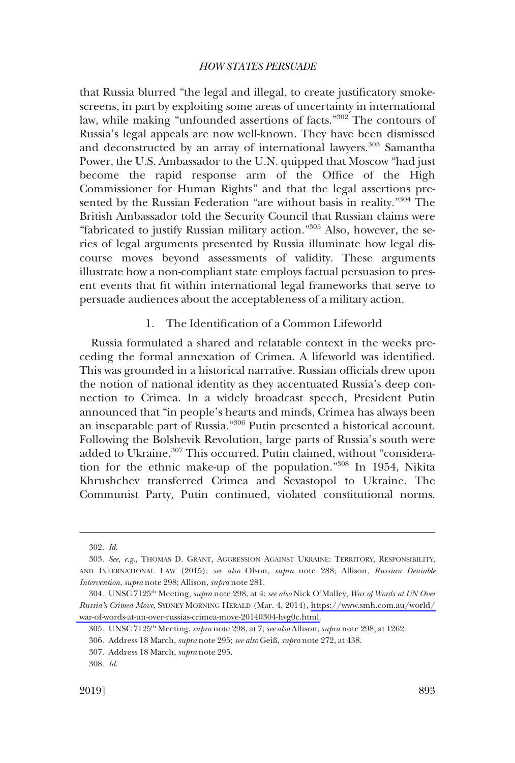that Russia blurred "the legal and illegal, to create justificatory smoke-screens, in part by exploiting some areas of uncertainty in international law, while making "unfounded assertions of facts."[302] The contours of Russia's legal appeals are now well-known. They have been dismissed and deconstructed by an array of international lawyers.[303] Samantha Power, the U.S. Ambassador to the U.N. quipped that Moscow "had just become the rapid response arm of the Office of the High Commissioner for Human Rights" and that the legal assertions presented by the Russian Federation "are without basis in reality."[304] The British Ambassador told the Security Council that Russian claims were "fabricated to justify Russian military action."[305] Also, however, the series of legal arguments presented by Russia illuminate how legal discourse moves beyond assessments of validity. These arguments illustrate how a non-compliant state employs factual persuasion to present events that fit within international legal frameworks that serve to persuade audiences about the acceptableness of a military action.

### 1. The Identification of a Common Lifeworld

Russia formulated a shared and relatable context in the weeks preceding the formal annexation of Crimea. A lifeworld was identified. This was grounded in a historical narrative. Russian officials drew upon the notion of national identity as they accentuated Russia's deep connection to Crimea. In a widely broadcast speech, President Putin announced that "in people's hearts and minds, Crimea has always been an inseparable part of Russia."[306] Putin presented a historical account. Following the Bolshevik Revolution, large parts of Russia's south were added to Ukraine.[307] This occurred, Putin claimed, without "consideration for the ethnic make-up of the population."[308] In 1954, Nikita Khrushchev transferred Crimea and Sevastopol to Ukraine. The Communist Party, Putin continued, violated constitutional norms.

---

302. *Id.*

303. *See, e.g.*, THOMAS D. GRANT, AGGRESSION AGAINST UKRAINE: TERRITORY, RESPONSIBILITY, AND INTERNATIONAL LAW (2015); *see also* Olson, *supra* note 288; Allison, *Russian Deniable Intervention*, *supra* note 298; Allison, *supra* note 281.

304. UNSC 7125th Meeting, *supra* note 298, at 4; *see also* Nick O'Malley, *War of Words at UN Over Russia's Crimea Move*, SYDNEY MORNING HERALD (Mar. 4, 2014), https://www.smh.com.au/world/war-of-words-at-un-over-russias-crimea-move-20140304-hvg0c.html.

305. UNSC 7125th Meeting, *supra* note 298, at 7; *see also* Allison, *supra* note 298, at 1262.

306. Address 18 March, *supra* note 295; *see also* Geiß, *supra* note 272, at 438.

307. Address 18 March, *supra* note 295.

308. *Id.*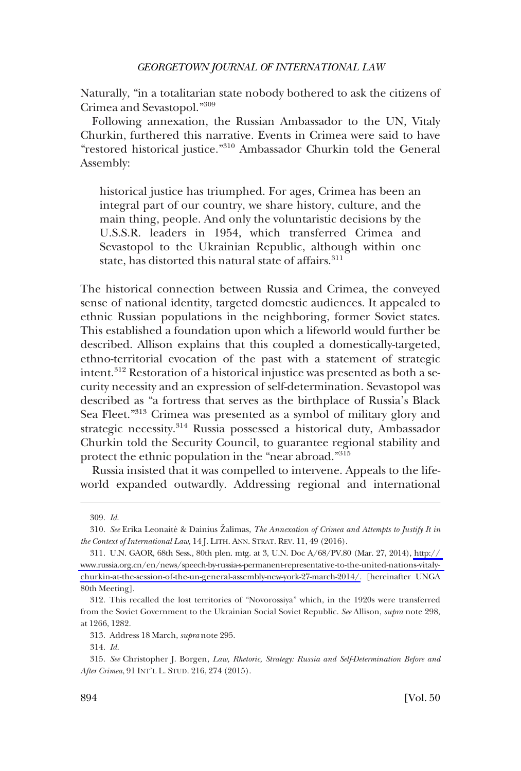Naturally, "in a totalitarian state nobody bothered to ask the citizens of Crimea and Sevastopol."[309]

Following annexation, the Russian Ambassador to the UN, Vitaly Churkin, furthered this narrative. Events in Crimea were said to have "restored historical justice."[310] Ambassador Churkin told the General Assembly:

> historical justice has triumphed. For ages, Crimea has been an integral part of our country, we share history, culture, and the main thing, people. And only the voluntaristic decisions by the U.S.S.R. leaders in 1954, which transferred Crimea and Sevastopol to the Ukrainian Republic, although within one state, has distorted this natural state of affairs.[311]

The historical connection between Russia and Crimea, the conveyed sense of national identity, targeted domestic audiences. It appealed to ethnic Russian populations in the neighboring, former Soviet states. This established a foundation upon which a lifeworld would further be described. Allison explains that this coupled a domestically-targeted, ethno-territorial evocation of the past with a statement of strategic intent.[312] Restoration of a historical injustice was presented as both a security necessity and an expression of self-determination. Sevastopol was described as "a fortress that serves as the birthplace of Russia's Black Sea Fleet."[313] Crimea was presented as a symbol of military glory and strategic necessity.[314] Russia possessed a historical duty, Ambassador Churkin told the Security Council, to guarantee regional stability and protect the ethnic population in the "near abroad."[315]

Russia insisted that it was compelled to intervene. Appeals to the lifeworld expanded outwardly. Addressing regional and international

---

309. *Id.*

310. *See* Erika Leonaitė & Dainius Žalimas, *The Annexation of Crimea and Attempts to Justify It in the Context of International Law*, 14 J. LITH. ANN. STRAT. REV. 11, 49 (2016).

311. U.N. GAOR, 68th Sess., 80th plen. mtg. at 3, U.N. Doc A/68/PV.80 (Mar. 27, 2014), http://www.russia.org.cn/en/news/speech-by-russia-s-permanent-representative-to-the-united-nations-vitaly-churkin-at-the-session-of-the-un-general-assembly-new-york-27-march-2014/. [hereinafter UNGA 80th Meeting].

312. This recalled the lost territories of "Novorossiya" which, in the 1920s were transferred from the Soviet Government to the Ukrainian Social Soviet Republic. *See* Allison, *supra* note 298, at 1266, 1282.

313. Address 18 March, *supra* note 295.

314. *Id.*

315. *See* Christopher J. Borgen, *Law, Rhetoric, Strategy: Russia and Self-Determination Before and After Crimea*, 91 INT'L L. STUD. 216, 274 (2015).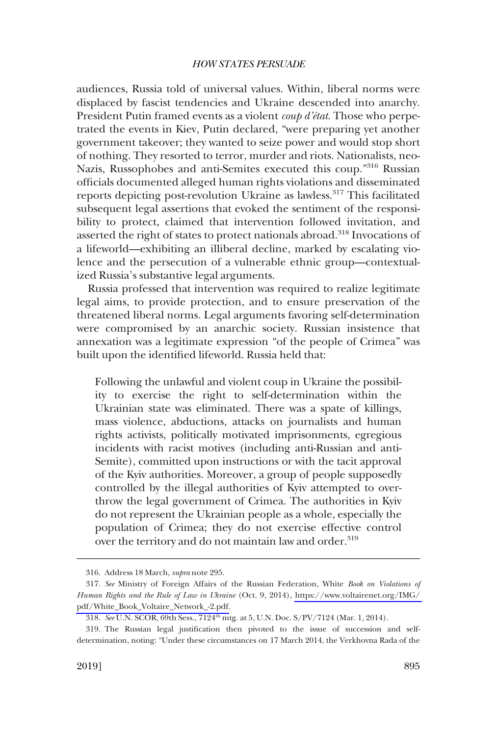audiences, Russia told of universal values. Within, liberal norms were displaced by fascist tendencies and Ukraine descended into anarchy. President Putin framed events as a violent *coup d'état*. Those who perpetrated the events in Kiev, Putin declared, "were preparing yet another government takeover; they wanted to seize power and would stop short of nothing. They resorted to terror, murder and riots. Nationalists, neo-Nazis, Russophobes and anti-Semites executed this coup."[316] Russian officials documented alleged human rights violations and disseminated reports depicting post-revolution Ukraine as lawless.[317] This facilitated subsequent legal assertions that evoked the sentiment of the responsibility to protect, claimed that intervention followed invitation, and asserted the right of states to protect nationals abroad.[318] Invocations of a lifeworld—exhibiting an illiberal decline, marked by escalating violence and the persecution of a vulnerable ethnic group—contextualized Russia's substantive legal arguments.

Russia professed that intervention was required to realize legitimate legal aims, to provide protection, and to ensure preservation of the threatened liberal norms. Legal arguments favoring self-determination were compromised by an anarchic society. Russian insistence that annexation was a legitimate expression "of the people of Crimea" was built upon the identified lifeworld. Russia held that:

> Following the unlawful and violent coup in Ukraine the possibility to exercise the right to self-determination within the Ukrainian state was eliminated. There was a spate of killings, mass violence, abductions, attacks on journalists and human rights activists, politically motivated imprisonments, egregious incidents with racist motives (including anti-Russian and anti-Semite), committed upon instructions or with the tacit approval of the Kyiv authorities. Moreover, a group of people supposedly controlled by the illegal authorities of Kyiv attempted to overthrow the legal government of Crimea. The authorities in Kyiv do not represent the Ukrainian people as a whole, especially the population of Crimea; they do not exercise effective control over the territory and do not maintain law and order.[319]

---

316. Address 18 March, *supra* note 295.

317. *See* Ministry of Foreign Affairs of the Russian Federation, White *Book on Violations of Human Rights and the Rule of Law in Ukraine* (Oct. 9, 2014), https://www.voltairenet.org/IMG/pdf/White_Book_Voltaire_Network_-2.pdf.

318. *See* U.N. SCOR, 69th Sess., 7124th mtg. at 5, U.N. Doc. S/PV/7124 (Mar. 1, 2014).

319. The Russian legal justification then pivoted to the issue of succession and self-determination, noting: "Under these circumstances on 17 March 2014, the Verkhovna Rada of the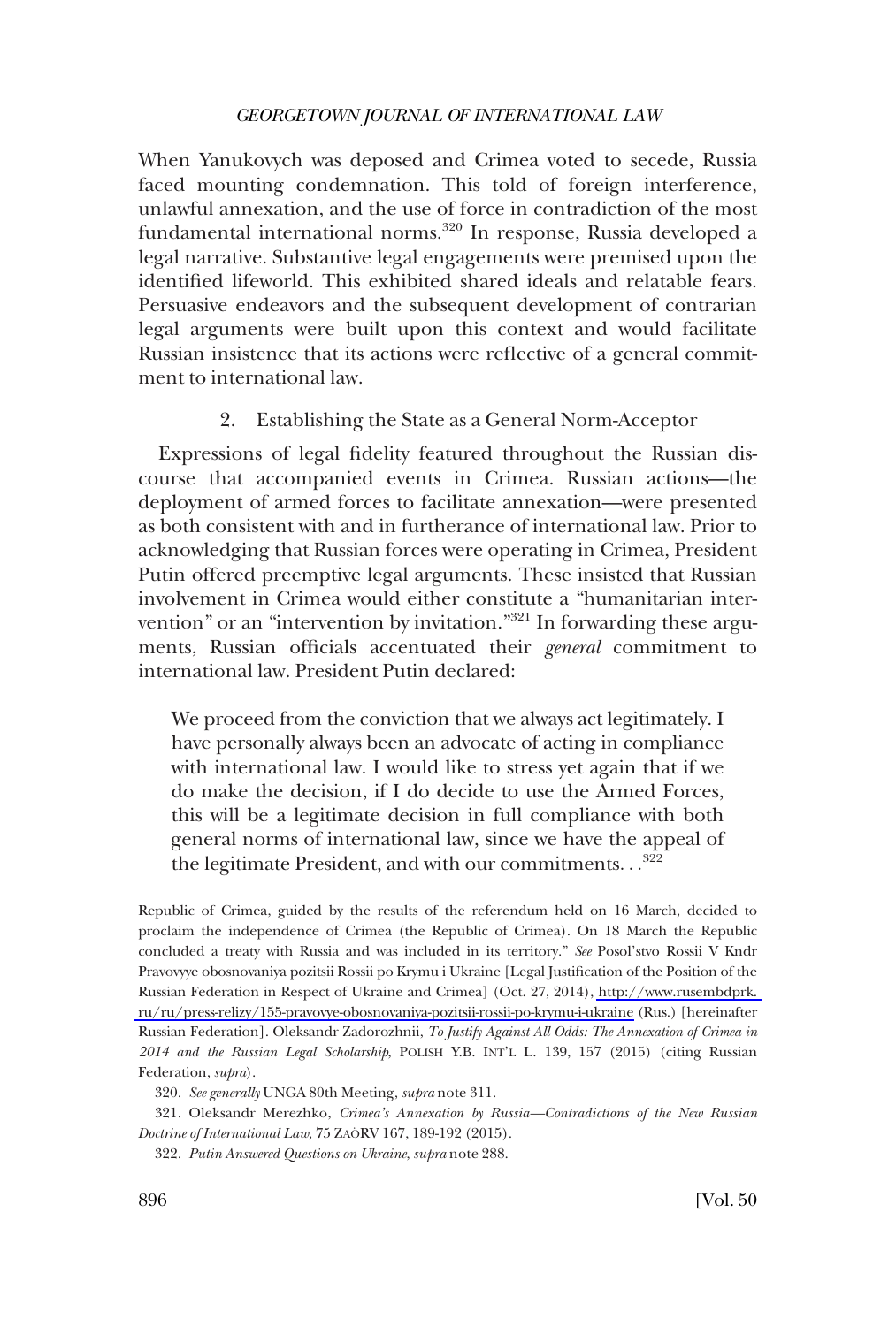When Yanukovych was deposed and Crimea voted to secede, Russia faced mounting condemnation. This told of foreign interference, unlawful annexation, and the use of force in contradiction of the most fundamental international norms.[320] In response, Russia developed a legal narrative. Substantive legal engagements were premised upon the identified lifeworld. This exhibited shared ideals and relatable fears. Persuasive endeavors and the subsequent development of contrarian legal arguments were built upon this context and would facilitate Russian insistence that its actions were reflective of a general commitment to international law.

### 2. Establishing the State as a General Norm-Acceptor

Expressions of legal fidelity featured throughout the Russian discourse that accompanied events in Crimea. Russian actions—the deployment of armed forces to facilitate annexation—were presented as both consistent with and in furtherance of international law. Prior to acknowledging that Russian forces were operating in Crimea, President Putin offered preemptive legal arguments. These insisted that Russian involvement in Crimea would either constitute a "humanitarian intervention" or an "intervention by invitation."[321] In forwarding these arguments, Russian officials accentuated their *general* commitment to international law. President Putin declared:

> We proceed from the conviction that we always act legitimately. I have personally always been an advocate of acting in compliance with international law. I would like to stress yet again that if we do make the decision, if I do decide to use the Armed Forces, this will be a legitimate decision in full compliance with both general norms of international law, since we have the appeal of the legitimate President, and with our commitments. . .[322]

---

Republic of Crimea, guided by the results of the referendum held on 16 March, decided to proclaim the independence of Crimea (the Republic of Crimea). On 18 March the Republic concluded a treaty with Russia and was included in its territory." *See* Posol'stvo Rossii V Kndr Pravovyye obosnovaniya pozitsii Rossii po Krymu i Ukraine [Legal Justification of the Position of the Russian Federation in Respect of Ukraine and Crimea] (Oct. 27, 2014), http://www.rusembdprk.ru/ru/press-relizy/155-pravovye-obosnovaniya-pozitsii-rossii-po-krymu-i-ukraine (Rus.) [hereinafter Russian Federation]. Oleksandr Zadorozhnii, *To Justify Against All Odds: The Annexation of Crimea in 2014 and the Russian Legal Scholarship*, POLISH Y.B. INT'L L. 139, 157 (2015) (citing Russian Federation, *supra*).

320. *See generally* UNGA 80th Meeting, *supra* note 311.

321. Oleksandr Merezhko, *Crimea's Annexation by Russia—Contradictions of the New Russian Doctrine of International Law*, 75 ZAÖRV 167, 189-192 (2015).

322. *Putin Answered Questions on Ukraine*, *supra* note 288.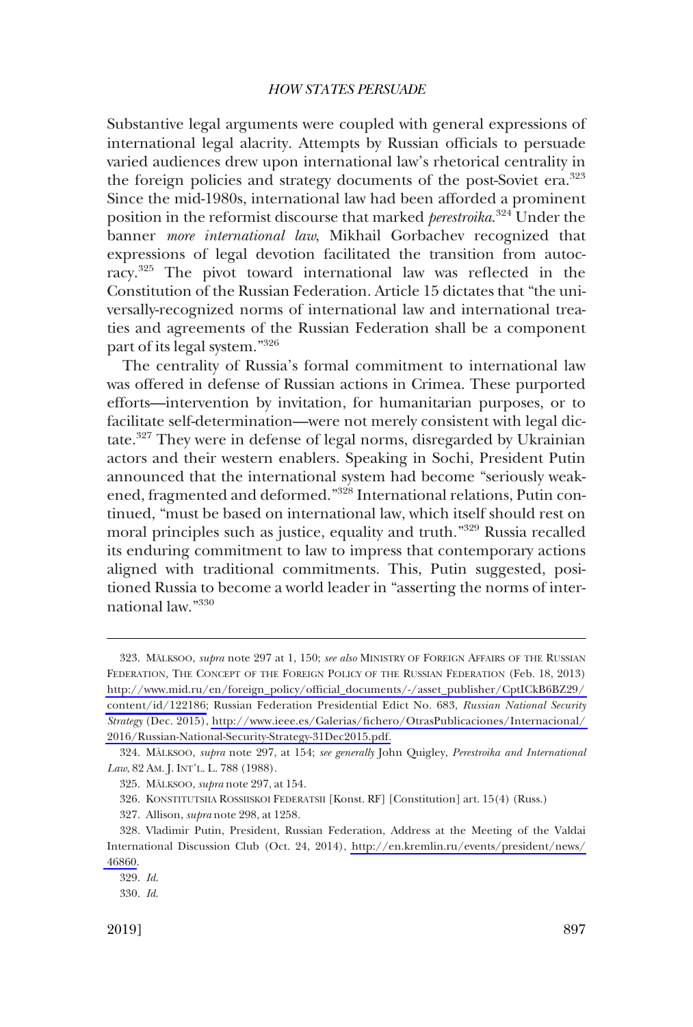Substantive legal arguments were coupled with general expressions of international legal alacrity. Attempts by Russian officials to persuade varied audiences drew upon international law's rhetorical centrality in the foreign policies and strategy documents of the post-Soviet era.[323] Since the mid-1980s, international law had been afforded a prominent position in the reformist discourse that marked *perestroika*.[324] Under the banner *more international law*, Mikhail Gorbachev recognized that expressions of legal devotion facilitated the transition from autocracy.[325] The pivot toward international law was reflected in the Constitution of the Russian Federation. Article 15 dictates that "the universally-recognized norms of international law and international treaties and agreements of the Russian Federation shall be a component part of its legal system."[326]

The centrality of Russia's formal commitment to international law was offered in defense of Russian actions in Crimea. These purported efforts—intervention by invitation, for humanitarian purposes, or to facilitate self-determination—were not merely consistent with legal dictate.[327] They were in defense of legal norms, disregarded by Ukrainian actors and their western enablers. Speaking in Sochi, President Putin announced that the international system had become "seriously weakened, fragmented and deformed."[328] International relations, Putin continued, "must be based on international law, which itself should rest on moral principles such as justice, equality and truth."[329] Russia recalled its enduring commitment to law to impress that contemporary actions aligned with traditional commitments. This, Putin suggested, positioned Russia to become a world leader in "asserting the norms of international law."[330]

---

323. MÄLKSOO, *supra* note 297 at 1, 150; *see also* MINISTRY OF FOREIGN AFFAIRS OF THE RUSSIAN FEDERATION, THE CONCEPT OF THE FOREIGN POLICY OF THE RUSSIAN FEDERATION (Feb. 18, 2013) http://www.mid.ru/en/foreign_policy/official_documents/-/asset_publisher/CptICkB6BZ29/content/id/122186; Russian Federation Presidential Edict No. 683, *Russian National Security Strategy* (Dec. 2015), http://www.ieee.es/Galerias/fichero/OtrasPublicaciones/Internacional/2016/Russian-National-Security-Strategy-31Dec2015.pdf.

324. MÄLKSOO, *supra* note 297, at 154; *see generally* John Quigley, *Perestroika and International Law*, 82 AM. J. INT'L. L. 788 (1988).

325. MÄLKSOO, *supra* note 297, at 154.

326. KONSTITUTSIIA ROSSIISKOI FEDERATSII [Konst. RF] [Constitution] art. 15(4) (Russ.)

327. Allison, *supra* note 298, at 1258.

328. Vladimir Putin, President, Russian Federation, Address at the Meeting of the Valdai International Discussion Club (Oct. 24, 2014), http://en.kremlin.ru/events/president/news/46860.

329. *Id.*

330. *Id.*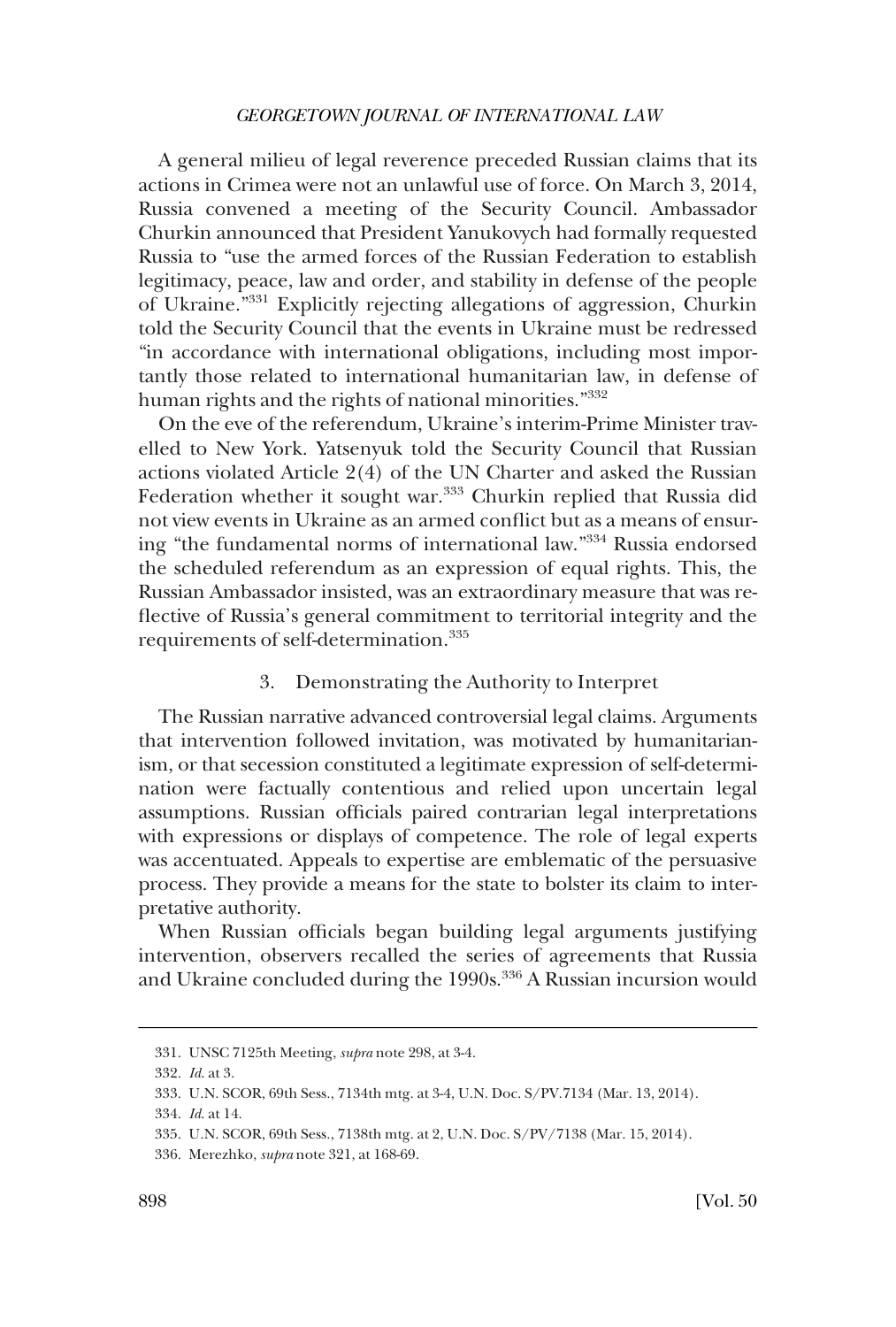A general milieu of legal reverence preceded Russian claims that its actions in Crimea were not an unlawful use of force. On March 3, 2014, Russia convened a meeting of the Security Council. Ambassador Churkin announced that President Yanukovych had formally requested Russia to "use the armed forces of the Russian Federation to establish legitimacy, peace, law and order, and stability in defense of the people of Ukraine."[331] Explicitly rejecting allegations of aggression, Churkin told the Security Council that the events in Ukraine must be redressed "in accordance with international obligations, including most importantly those related to international humanitarian law, in defense of human rights and the rights of national minorities."[332]

On the eve of the referendum, Ukraine's interim-Prime Minister travelled to New York. Yatsenyuk told the Security Council that Russian actions violated Article 2(4) of the UN Charter and asked the Russian Federation whether it sought war.[333] Churkin replied that Russia did not view events in Ukraine as an armed conflict but as a means of ensuring "the fundamental norms of international law."[334] Russia endorsed the scheduled referendum as an expression of equal rights. This, the Russian Ambassador insisted, was an extraordinary measure that was reflective of Russia's general commitment to territorial integrity and the requirements of self-determination.[335]

### 3. Demonstrating the Authority to Interpret

The Russian narrative advanced controversial legal claims. Arguments that intervention followed invitation, was motivated by humanitarianism, or that secession constituted a legitimate expression of self-determination were factually contentious and relied upon uncertain legal assumptions. Russian officials paired contrarian legal interpretations with expressions or displays of competence. The role of legal experts was accentuated. Appeals to expertise are emblematic of the persuasive process. They provide a means for the state to bolster its claim to interpretative authority.

When Russian officials began building legal arguments justifying intervention, observers recalled the series of agreements that Russia and Ukraine concluded during the 1990s.[336] A Russian incursion would

---

331. UNSC 7125th Meeting, *supra* note 298, at 3-4.

332. *Id.* at 3.

333. U.N. SCOR, 69th Sess., 7134th mtg. at 3-4, U.N. Doc. S/PV.7134 (Mar. 13, 2014).

334. *Id.* at 14.

335. U.N. SCOR, 69th Sess., 7138th mtg. at 2, U.N. Doc. S/PV/7138 (Mar. 15, 2014).

336. Merezhko, *supra* note 321, at 168-69.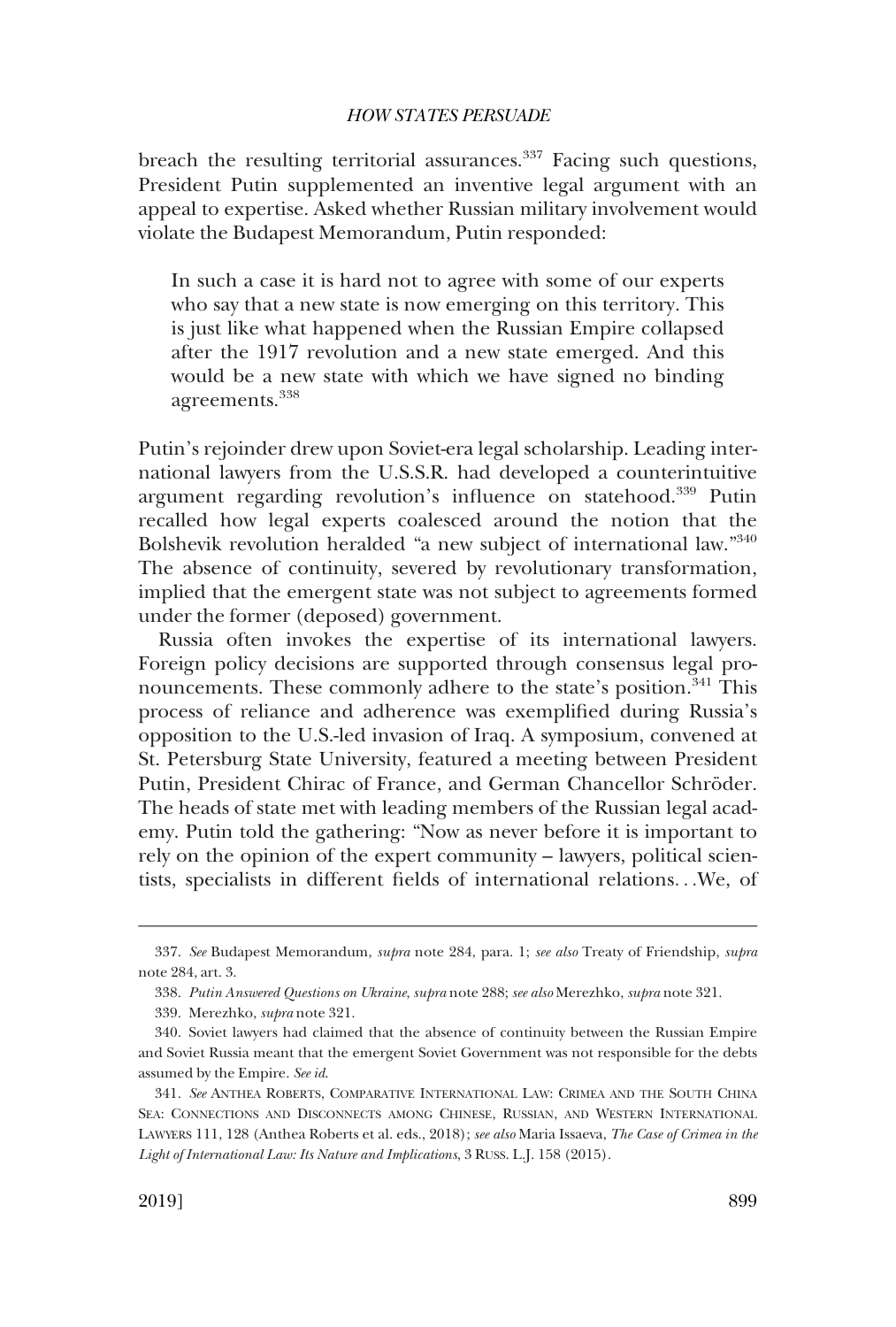breach the resulting territorial assurances.[337] Facing such questions, President Putin supplemented an inventive legal argument with an appeal to expertise. Asked whether Russian military involvement would violate the Budapest Memorandum, Putin responded:

> In such a case it is hard not to agree with some of our experts who say that a new state is now emerging on this territory. This is just like what happened when the Russian Empire collapsed after the 1917 revolution and a new state emerged. And this would be a new state with which we have signed no binding agreements.[338]

Putin's rejoinder drew upon Soviet-era legal scholarship. Leading international lawyers from the U.S.S.R. had developed a counterintuitive argument regarding revolution's influence on statehood.[339] Putin recalled how legal experts coalesced around the notion that the Bolshevik revolution heralded "a new subject of international law."[340] The absence of continuity, severed by revolutionary transformation, implied that the emergent state was not subject to agreements formed under the former (deposed) government.

Russia often invokes the expertise of its international lawyers. Foreign policy decisions are supported through consensus legal pronouncements. These commonly adhere to the state's position.[341] This process of reliance and adherence was exemplified during Russia's opposition to the U.S.-led invasion of Iraq. A symposium, convened at St. Petersburg State University, featured a meeting between President Putin, President Chirac of France, and German Chancellor Schröder. The heads of state met with leading members of the Russian legal academy. Putin told the gathering: "Now as never before it is important to rely on the opinion of the expert community – lawyers, political scientists, specialists in different fields of international relations. . .We, of

---

337. *See* Budapest Memorandum, *supra* note 284, para. 1; *see also* Treaty of Friendship, *supra* note 284, art. 3.

338. *Putin Answered Questions on Ukraine, supra* note 288; *see also* Merezhko, *supra* note 321.

339. Merezhko, *supra* note 321.

340. Soviet lawyers had claimed that the absence of continuity between the Russian Empire and Soviet Russia meant that the emergent Soviet Government was not responsible for the debts assumed by the Empire. *See id.*

341. *See* ANTHEA ROBERTS, COMPARATIVE INTERNATIONAL LAW: CRIMEA AND THE SOUTH CHINA SEA: CONNECTIONS AND DISCONNECTS AMONG CHINESE, RUSSIAN, AND WESTERN INTERNATIONAL LAWYERS 111, 128 (Anthea Roberts et al. eds., 2018); *see also* Maria Issaeva, *The Case of Crimea in the Light of International Law: Its Nature and Implications*, 3 RUSS. L.J. 158 (2015).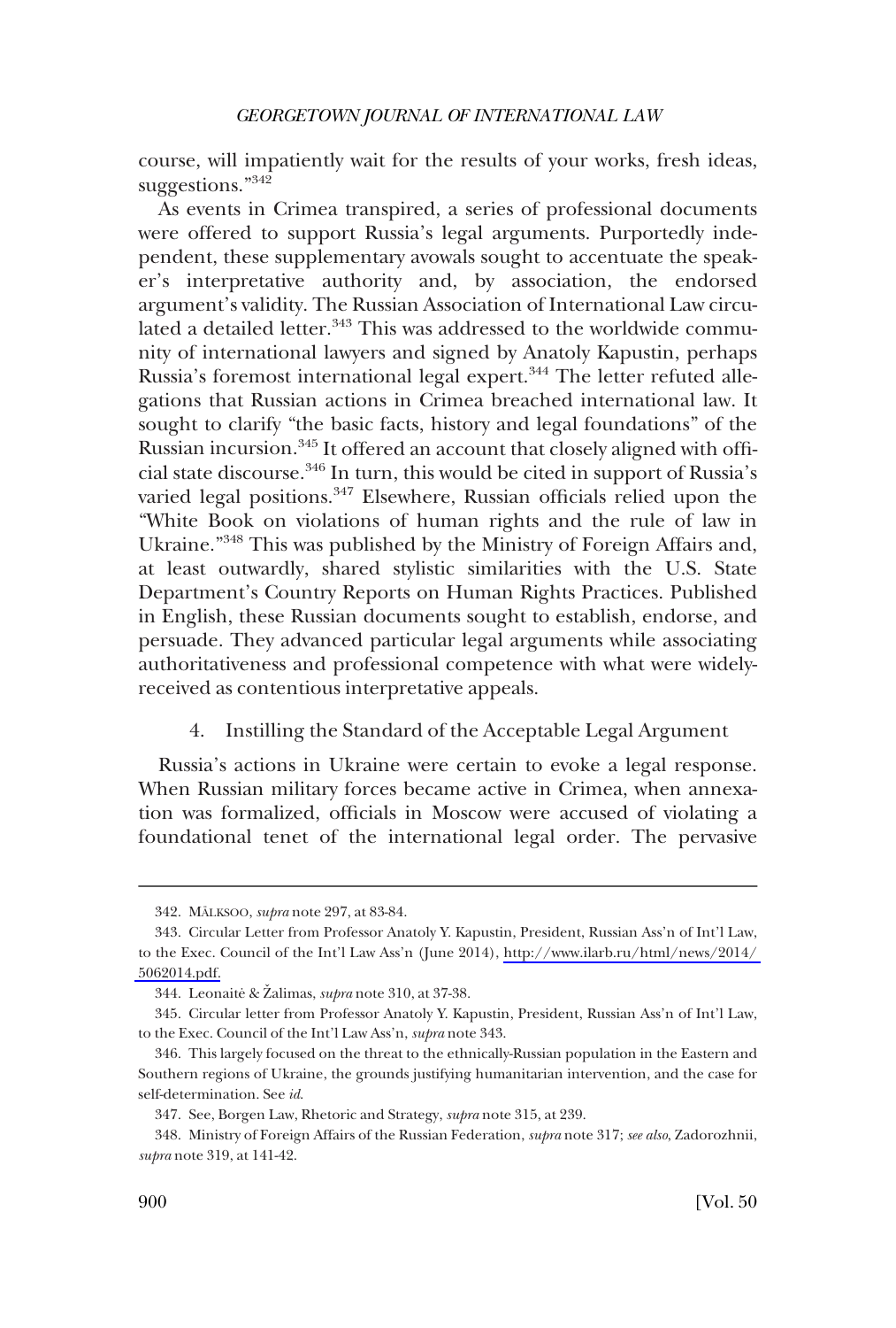course, will impatiently wait for the results of your works, fresh ideas, suggestions."[342]

As events in Crimea transpired, a series of professional documents were offered to support Russia's legal arguments. Purportedly independent, these supplementary avowals sought to accentuate the speaker's interpretative authority and, by association, the endorsed argument's validity. The Russian Association of International Law circulated a detailed letter.[343] This was addressed to the worldwide community of international lawyers and signed by Anatoly Kapustin, perhaps Russia's foremost international legal expert.[344] The letter refuted allegations that Russian actions in Crimea breached international law. It sought to clarify "the basic facts, history and legal foundations" of the Russian incursion.[345] It offered an account that closely aligned with official state discourse.[346] In turn, this would be cited in support of Russia's varied legal positions.[347] Elsewhere, Russian officials relied upon the "White Book on violations of human rights and the rule of law in Ukraine."[348] This was published by the Ministry of Foreign Affairs and, at least outwardly, shared stylistic similarities with the U.S. State Department's Country Reports on Human Rights Practices. Published in English, these Russian documents sought to establish, endorse, and persuade. They advanced particular legal arguments while associating authoritativeness and professional competence with what were widely-received as contentious interpretative appeals.

#### 4. Instilling the Standard of the Acceptable Legal Argument

Russia's actions in Ukraine were certain to evoke a legal response. When Russian military forces became active in Crimea, when annexation was formalized, officials in Moscow were accused of violating a foundational tenet of the international legal order. The pervasive

---

342. MÄLKSOO, *supra* note 297, at 83-84.

343. Circular Letter from Professor Anatoly Y. Kapustin, President, Russian Ass'n of Int'l Law, to the Exec. Council of the Int'l Law Ass'n (June 2014), http://www.ilarb.ru/html/news/2014/5062014.pdf.

344. Leonaitė & Žalimas, *supra* note 310, at 37-38.

345. Circular letter from Professor Anatoly Y. Kapustin, President, Russian Ass'n of Int'l Law, to the Exec. Council of the Int'l Law Ass'n, *supra* note 343.

346. This largely focused on the threat to the ethnically-Russian population in the Eastern and Southern regions of Ukraine, the grounds justifying humanitarian intervention, and the case for self-determination. See *id.*

347. See, Borgen Law, Rhetoric and Strategy, *supra* note 315, at 239.

348. Ministry of Foreign Affairs of the Russian Federation, *supra* note 317; *see also*, Zadorozhnii, *supra* note 319, at 141-42.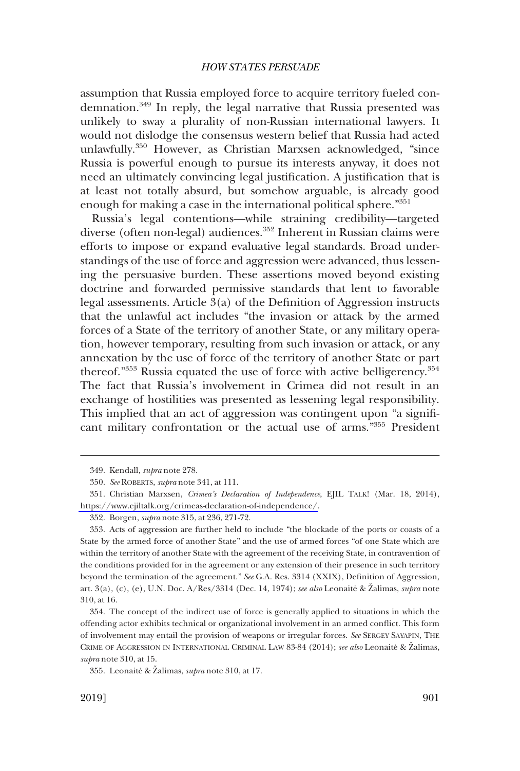assumption that Russia employed force to acquire territory fueled condemnation.[349] In reply, the legal narrative that Russia presented was unlikely to sway a plurality of non-Russian international lawyers. It would not dislodge the consensus western belief that Russia had acted unlawfully.[350] However, as Christian Marxsen acknowledged, "since Russia is powerful enough to pursue its interests anyway, it does not need an ultimately convincing legal justification. A justification that is at least not totally absurd, but somehow arguable, is already good enough for making a case in the international political sphere."[351]

Russia's legal contentions—while straining credibility—targeted diverse (often non-legal) audiences.[352] Inherent in Russian claims were efforts to impose or expand evaluative legal standards. Broad understandings of the use of force and aggression were advanced, thus lessening the persuasive burden. These assertions moved beyond existing doctrine and forwarded permissive standards that lent to favorable legal assessments. Article 3(a) of the Definition of Aggression instructs that the unlawful act includes "the invasion or attack by the armed forces of a State of the territory of another State, or any military operation, however temporary, resulting from such invasion or attack, or any annexation by the use of force of the territory of another State or part thereof."[353] Russia equated the use of force with active belligerency.[354] The fact that Russia's involvement in Crimea did not result in an exchange of hostilities was presented as lessening legal responsibility. This implied that an act of aggression was contingent upon "a significant military confrontation or the actual use of arms."[355] President

---

349. Kendall, *supra* note 278.

350. *See* ROBERTS, *supra* note 341, at 111.

351. Christian Marxsen, *Crimea's Declaration of Independence*, EJIL TALK! (Mar. 18, 2014), https://www.ejiltalk.org/crimeas-declaration-of-independence/.

352. Borgen, *supra* note 315, at 236, 271-72.

353. Acts of aggression are further held to include "the blockade of the ports or coasts of a State by the armed force of another State" and the use of armed forces "of one State which are within the territory of another State with the agreement of the receiving State, in contravention of the conditions provided for in the agreement or any extension of their presence in such territory beyond the termination of the agreement." *See* G.A. Res. 3314 (XXIX), Definition of Aggression, art. 3(a), (c), (e), U.N. Doc. A/Res/3314 (Dec. 14, 1974); *see also* Leonaitė & Žalimas, *supra* note 310, at 16.

354. The concept of the indirect use of force is generally applied to situations in which the offending actor exhibits technical or organizational involvement in an armed conflict. This form of involvement may entail the provision of weapons or irregular forces. *See* SERGEY SAYAPIN, THE CRIME OF AGGRESSION IN INTERNATIONAL CRIMINAL LAW 83-84 (2014); *see also* Leonaitė & Žalimas, *supra* note 310, at 15.

355. Leonaitė & Žalimas, *supra* note 310, at 17.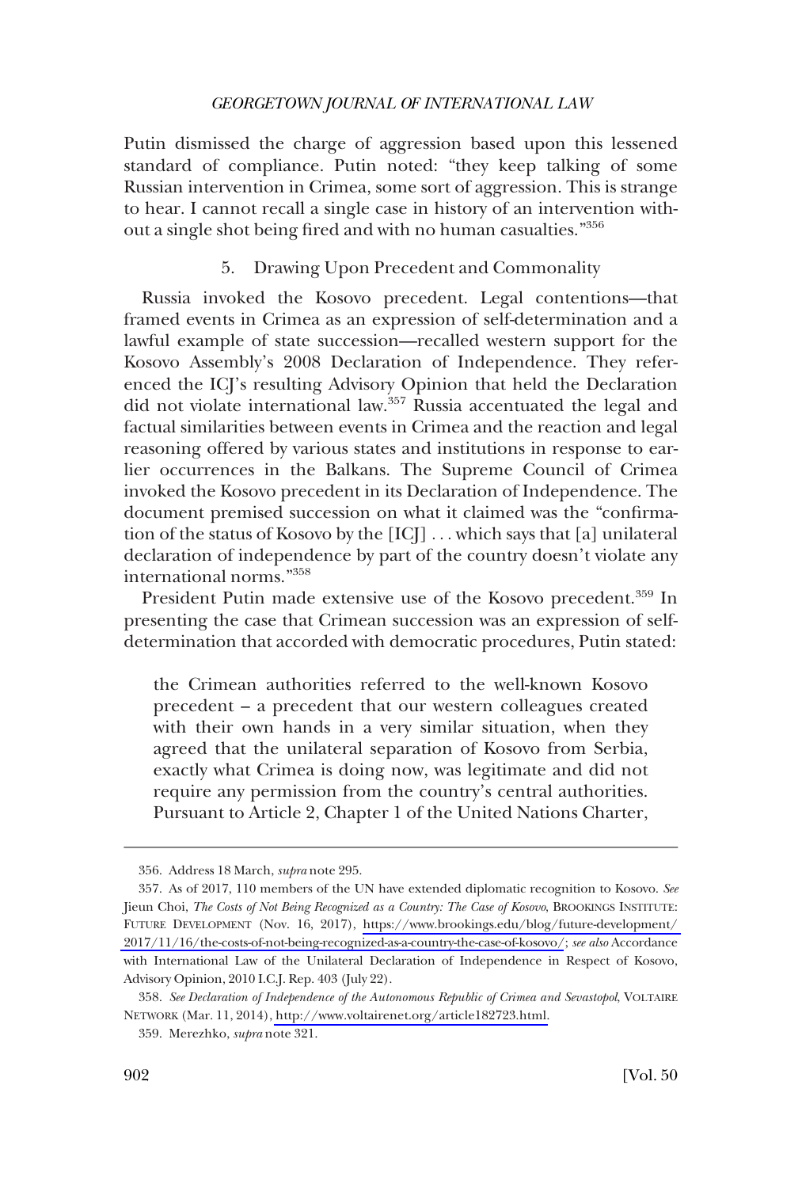Putin dismissed the charge of aggression based upon this lessened standard of compliance. Putin noted: "they keep talking of some Russian intervention in Crimea, some sort of aggression. This is strange to hear. I cannot recall a single case in history of an intervention without a single shot being fired and with no human casualties."[356]

### 5. Drawing Upon Precedent and Commonality

Russia invoked the Kosovo precedent. Legal contentions—that framed events in Crimea as an expression of self-determination and a lawful example of state succession—recalled western support for the Kosovo Assembly's 2008 Declaration of Independence. They referenced the ICJ's resulting Advisory Opinion that held the Declaration did not violate international law.[357] Russia accentuated the legal and factual similarities between events in Crimea and the reaction and legal reasoning offered by various states and institutions in response to earlier occurrences in the Balkans. The Supreme Council of Crimea invoked the Kosovo precedent in its Declaration of Independence. The document premised succession on what it claimed was the "confirmation of the status of Kosovo by the [ICJ] . . . which says that [a] unilateral declaration of independence by part of the country doesn't violate any international norms."[358]

President Putin made extensive use of the Kosovo precedent.[359] In presenting the case that Crimean succession was an expression of self-determination that accorded with democratic procedures, Putin stated:

> the Crimean authorities referred to the well-known Kosovo precedent – a precedent that our western colleagues created with their own hands in a very similar situation, when they agreed that the unilateral separation of Kosovo from Serbia, exactly what Crimea is doing now, was legitimate and did not require any permission from the country's central authorities. Pursuant to Article 2, Chapter 1 of the United Nations Charter,

---

356. Address 18 March, *supra* note 295.

357. As of 2017, 110 members of the UN have extended diplomatic recognition to Kosovo. *See* Jieun Choi, *The Costs of Not Being Recognized as a Country: The Case of Kosovo*, BROOKINGS INSTITUTE: FUTURE DEVELOPMENT (Nov. 16, 2017), https://www.brookings.edu/blog/future-development/2017/11/16/the-costs-of-not-being-recognized-as-a-country-the-case-of-kosovo/; *see also* Accordance with International Law of the Unilateral Declaration of Independence in Respect of Kosovo, Advisory Opinion, 2010 I.C.J. Rep. 403 (July 22).

358. *See Declaration of Independence of the Autonomous Republic of Crimea and Sevastopol*, VOLTAIRE NETWORK (Mar. 11, 2014), http://www.voltairenet.org/article182723.html.

359. Merezhko, *supra* note 321.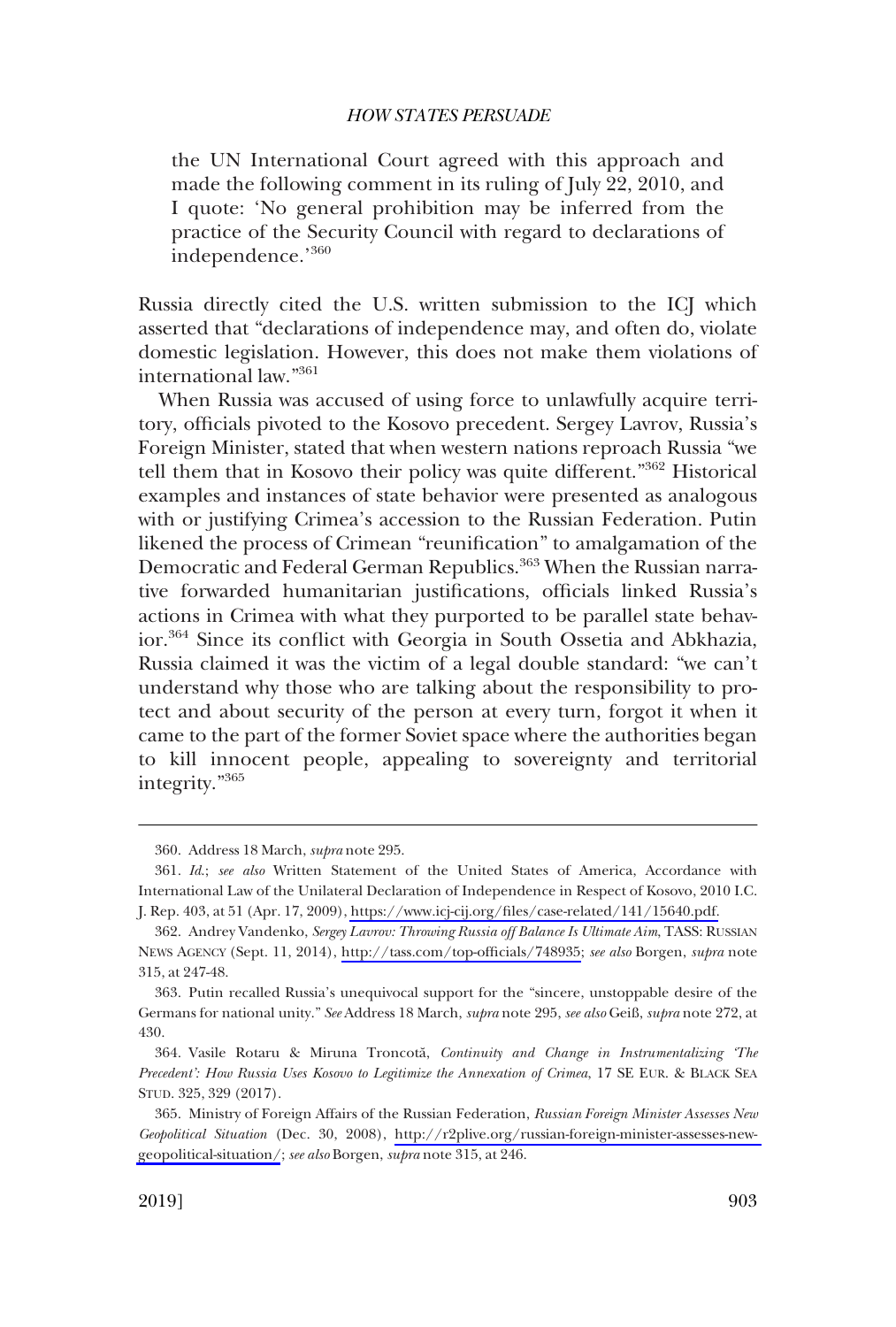the UN International Court agreed with this approach and made the following comment in its ruling of July 22, 2010, and I quote: 'No general prohibition may be inferred from the practice of the Security Council with regard to declarations of independence.'[360]

Russia directly cited the U.S. written submission to the ICJ which asserted that "declarations of independence may, and often do, violate domestic legislation. However, this does not make them violations of international law."[361]

When Russia was accused of using force to unlawfully acquire territory, officials pivoted to the Kosovo precedent. Sergey Lavrov, Russia's Foreign Minister, stated that when western nations reproach Russia "we tell them that in Kosovo their policy was quite different."[362] Historical examples and instances of state behavior were presented as analogous with or justifying Crimea's accession to the Russian Federation. Putin likened the process of Crimean "reunification" to amalgamation of the Democratic and Federal German Republics.[363] When the Russian narrative forwarded humanitarian justifications, officials linked Russia's actions in Crimea with what they purported to be parallel state behavior.[364] Since its conflict with Georgia in South Ossetia and Abkhazia, Russia claimed it was the victim of a legal double standard: "we can't understand why those who are talking about the responsibility to protect and about security of the person at every turn, forgot it when it came to the part of the former Soviet space where the authorities began to kill innocent people, appealing to sovereignty and territorial integrity."[365]

---

360. Address 18 March, *supra* note 295.

361. *Id.*; *see also* Written Statement of the United States of America, Accordance with International Law of the Unilateral Declaration of Independence in Respect of Kosovo, 2010 I.C. J. Rep. 403, at 51 (Apr. 17, 2009), https://www.icj-cij.org/files/case-related/141/15640.pdf.

362. Andrey Vandenko, *Sergey Lavrov: Throwing Russia off Balance Is Ultimate Aim*, TASS: RUSSIAN NEWS AGENCY (Sept. 11, 2014), http://tass.com/top-officials/748935; *see also* Borgen, *supra* note 315, at 247-48.

363. Putin recalled Russia's unequivocal support for the "sincere, unstoppable desire of the Germans for national unity." *See* Address 18 March, *supra* note 295, *see also* Geiß, *supra* note 272, at 430.

364. Vasile Rotaru & Miruna Troncotă, *Continuity and Change in Instrumentalizing 'The Precedent': How Russia Uses Kosovo to Legitimize the Annexation of Crimea*, 17 SE EUR. & BLACK SEA STUD. 325, 329 (2017).

365. Ministry of Foreign Affairs of the Russian Federation, *Russian Foreign Minister Assesses New Geopolitical Situation* (Dec. 30, 2008), http://r2plive.org/russian-foreign-minister-assesses-new-geopolitical-situation/; *see also* Borgen, *supra* note 315, at 246.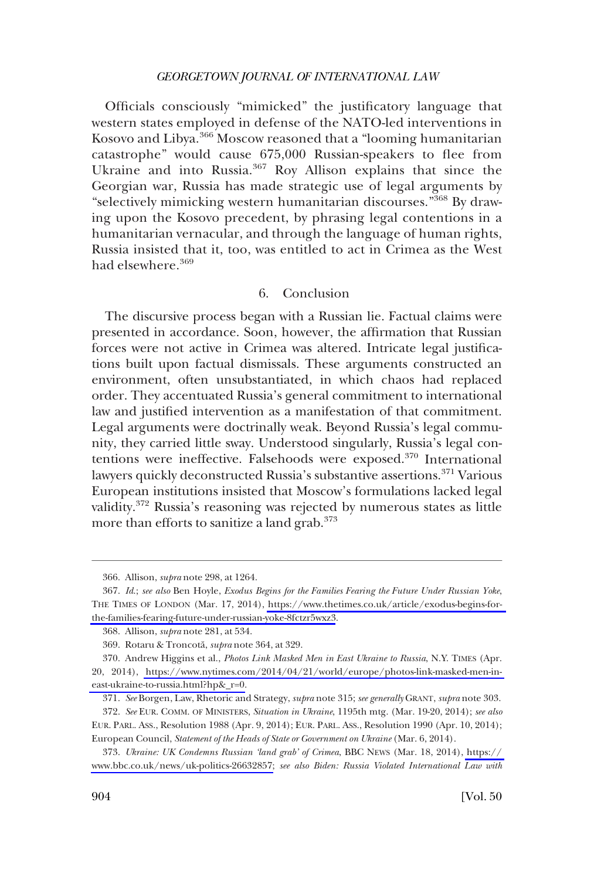Officials consciously "mimicked" the justificatory language that western states employed in defense of the NATO-led interventions in Kosovo and Libya.[366] Moscow reasoned that a "looming humanitarian catastrophe" would cause 675,000 Russian-speakers to flee from Ukraine and into Russia.[367] Roy Allison explains that since the Georgian war, Russia has made strategic use of legal arguments by "selectively mimicking western humanitarian discourses."[368] By drawing upon the Kosovo precedent, by phrasing legal contentions in a humanitarian vernacular, and through the language of human rights, Russia insisted that it, too, was entitled to act in Crimea as the West had elsewhere.[369]

### 6. Conclusion

The discursive process began with a Russian lie. Factual claims were presented in accordance. Soon, however, the affirmation that Russian forces were not active in Crimea was altered. Intricate legal justifications built upon factual dismissals. These arguments constructed an environment, often unsubstantiated, in which chaos had replaced order. They accentuated Russia's general commitment to international law and justified intervention as a manifestation of that commitment. Legal arguments were doctrinally weak. Beyond Russia's legal community, they carried little sway. Understood singularly, Russia's legal contentions were ineffective. Falsehoods were exposed.[370] International lawyers quickly deconstructed Russia's substantive assertions.[371] Various European institutions insisted that Moscow's formulations lacked legal validity.[372] Russia's reasoning was rejected by numerous states as little more than efforts to sanitize a land grab.[373]

---

366. Allison, *supra* note 298, at 1264.

367. *Id.*; *see also* Ben Hoyle, *Exodus Begins for the Families Fearing the Future Under Russian Yoke*, THE TIMES OF LONDON (Mar. 17, 2014), https://www.thetimes.co.uk/article/exodus-begins-for-the-families-fearing-future-under-russian-yoke-8fctzr5wxz3.

368. Allison, *supra* note 281, at 534.

369. Rotaru & Troncotă, *supra* note 364, at 329.

370. Andrew Higgins et al., *Photos Link Masked Men in East Ukraine to Russia*, N.Y. TIMES (Apr. 20, 2014), https://www.nytimes.com/2014/04/21/world/europe/photos-link-masked-men-in-east-ukraine-to-russia.html?hp&_r=0.

371. *See* Borgen, Law, Rhetoric and Strategy, *supra* note 315; *see generally* GRANT, *supra* note 303.

372. *See* EUR. COMM. OF MINISTERS, *Situation in Ukraine*, 1195th mtg. (Mar. 19-20, 2014); *see also* EUR. PARL. ASS., Resolution 1988 (Apr. 9, 2014); EUR. PARL. ASS., Resolution 1990 (Apr. 10, 2014); European Council, *Statement of the Heads of State or Government on Ukraine* (Mar. 6, 2014).

373. *Ukraine: UK Condemns Russian 'land grab' of Crimea*, BBC NEWS (Mar. 18, 2014), https://www.bbc.co.uk/news/uk-politics-26632857; *see also Biden: Russia Violated International Law with*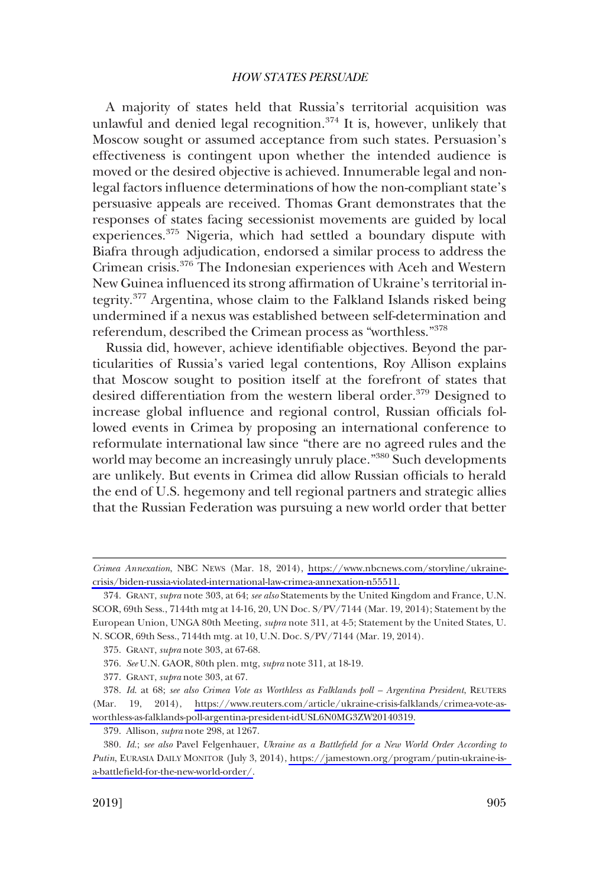A majority of states held that Russia's territorial acquisition was unlawful and denied legal recognition.[374] It is, however, unlikely that Moscow sought or assumed acceptance from such states. Persuasion's effectiveness is contingent upon whether the intended audience is moved or the desired objective is achieved. Innumerable legal and non-legal factors influence determinations of how the non-compliant state's persuasive appeals are received. Thomas Grant demonstrates that the responses of states facing secessionist movements are guided by local experiences.[375] Nigeria, which had settled a boundary dispute with Biafra through adjudication, endorsed a similar process to address the Crimean crisis.[376] The Indonesian experiences with Aceh and Western New Guinea influenced its strong affirmation of Ukraine's territorial integrity.[377] Argentina, whose claim to the Falkland Islands risked being undermined if a nexus was established between self-determination and referendum, described the Crimean process as "worthless."[378]

Russia did, however, achieve identifiable objectives. Beyond the particularities of Russia's varied legal contentions, Roy Allison explains that Moscow sought to position itself at the forefront of states that desired differentiation from the western liberal order.[379] Designed to increase global influence and regional control, Russian officials followed events in Crimea by proposing an international conference to reformulate international law since "there are no agreed rules and the world may become an increasingly unruly place."[380] Such developments are unlikely. But events in Crimea did allow Russian officials to herald the end of U.S. hegemony and tell regional partners and strategic allies that the Russian Federation was pursuing a new world order that better

---

*Crimea Annexation*, NBC NEWS (Mar. 18, 2014), https://www.nbcnews.com/storyline/ukraine-crisis/biden-russia-violated-international-law-crimea-annexation-n55511.

374. GRANT, *supra* note 303, at 64; *see also* Statements by the United Kingdom and France, U.N. SCOR, 69th Sess., 7144th mtg at 14-16, 20, UN Doc. S/PV/7144 (Mar. 19, 2014); Statement by the European Union, UNGA 80th Meeting, *supra* note 311, at 4-5; Statement by the United States, U.N. SCOR, 69th Sess., 7144th mtg. at 10, U.N. Doc. S/PV/7144 (Mar. 19, 2014).

375. GRANT, *supra* note 303, at 67-68.

376. *See* U.N. GAOR, 80th plen. mtg, *supra* note 311, at 18-19.

377. GRANT, *supra* note 303, at 67.

378. *Id.* at 68; *see also Crimea Vote as Worthless as Falklands poll – Argentina President*, REUTERS (Mar. 19, 2014), https://www.reuters.com/article/ukraine-crisis-falklands/crimea-vote-as-worthless-as-falklands-poll-argentina-president-idUSL6N0MG3ZW20140319.

379. Allison, *supra* note 298, at 1267.

380. *Id.*; *see also* Pavel Felgenhauer, *Ukraine as a Battlefield for a New World Order According to Putin*, EURASIA DAILY MONITOR (July 3, 2014), https://jamestown.org/program/putin-ukraine-is-a-battlefield-for-the-new-world-order/.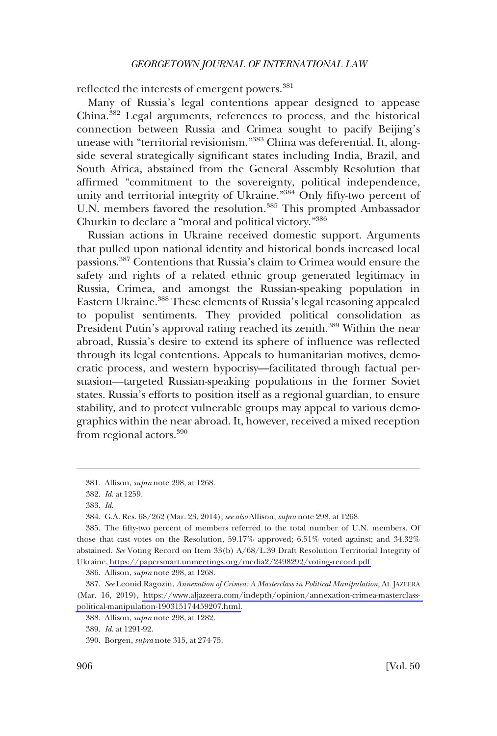reflected the interests of emergent powers.[381]

Many of Russia's legal contentions appear designed to appease China.[382] Legal arguments, references to process, and the historical connection between Russia and Crimea sought to pacify Beijing's unease with "territorial revisionism."[383] China was deferential. It, alongside several strategically significant states including India, Brazil, and South Africa, abstained from the General Assembly Resolution that affirmed "commitment to the sovereignty, political independence, unity and territorial integrity of Ukraine."[384] Only fifty-two percent of U.N. members favored the resolution.[385] This prompted Ambassador Churkin to declare a "moral and political victory."[386]

Russian actions in Ukraine received domestic support. Arguments that pulled upon national identity and historical bonds increased local passions.[387] Contentions that Russia's claim to Crimea would ensure the safety and rights of a related ethnic group generated legitimacy in Russia, Crimea, and amongst the Russian-speaking population in Eastern Ukraine.[388] These elements of Russia's legal reasoning appealed to populist sentiments. They provided political consolidation as President Putin's approval rating reached its zenith.[389] Within the near abroad, Russia's desire to extend its sphere of influence was reflected through its legal contentions. Appeals to humanitarian motives, democratic process, and western hypocrisy—facilitated through factual persuasion—targeted Russian-speaking populations in the former Soviet states. Russia's efforts to position itself as a regional guardian, to ensure stability, and to protect vulnerable groups may appeal to various demographics within the near abroad. It, however, received a mixed reception from regional actors.[390]

---

381. Allison, *supra* note 298, at 1268.

382. *Id.* at 1259.

383. *Id.*

384. G.A. Res. 68/262 (Mar. 23, 2014); *see also* Allison, *supra* note 298, at 1268.

385. The fifty-two percent of members referred to the total number of U.N. members. Of those that cast votes on the Resolution, 59.17% approved; 6.51% voted against; and 34.32% abstained. *See* Voting Record on Item 33(b) A/68/L.39 Draft Resolution Territorial Integrity of Ukraine, https://papersmart.unmeetings.org/media2/2498292/voting-record.pdf.

386. Allison, *supra* note 298, at 1268.

387. *See* Leonid Ragozin, *Annexation of Crimea: A Masterclass in Political Manipulation*, AL JAZEERA (Mar. 16, 2019), https://www.aljazeera.com/indepth/opinion/annexation-crimea-masterclass-political-manipulation-190315174459207.html.

388. Allison, *supra* note 298, at 1282.

389. *Id.* at 1291-92.

390. Borgen, *supra* note 315, at 274-75.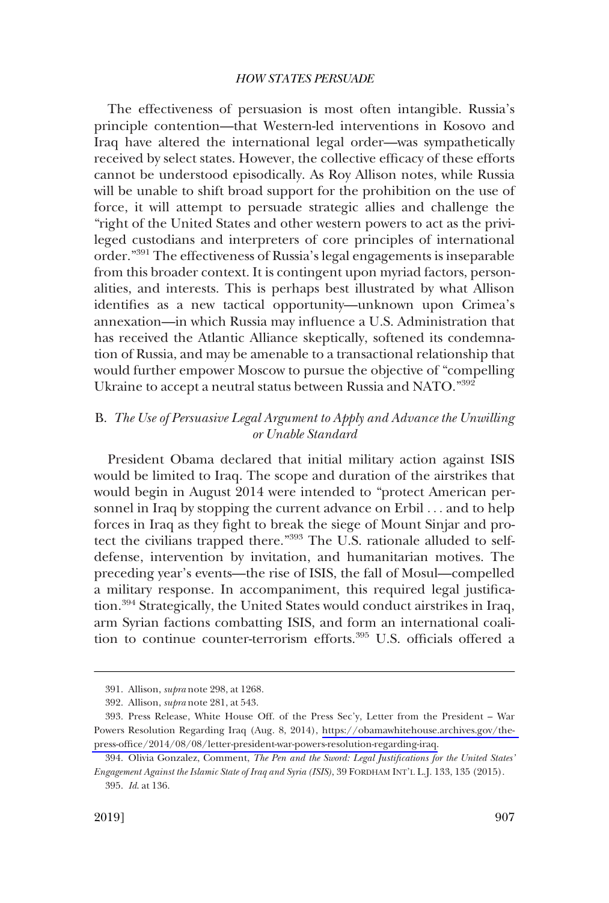The effectiveness of persuasion is most often intangible. Russia's principle contention—that Western-led interventions in Kosovo and Iraq have altered the international legal order—was sympathetically received by select states. However, the collective efficacy of these efforts cannot be understood episodically. As Roy Allison notes, while Russia will be unable to shift broad support for the prohibition on the use of force, it will attempt to persuade strategic allies and challenge the "right of the United States and other western powers to act as the privileged custodians and interpreters of core principles of international order."[391] The effectiveness of Russia's legal engagements is inseparable from this broader context. It is contingent upon myriad factors, personalities, and interests. This is perhaps best illustrated by what Allison identifies as a new tactical opportunity—unknown upon Crimea's annexation—in which Russia may influence a U.S. Administration that has received the Atlantic Alliance skeptically, softened its condemnation of Russia, and may be amenable to a transactional relationship that would further empower Moscow to pursue the objective of "compelling Ukraine to accept a neutral status between Russia and NATO."[392]

## B. *The Use of Persuasive Legal Argument to Apply and Advance the Unwilling or Unable Standard*

President Obama declared that initial military action against ISIS would be limited to Iraq. The scope and duration of the airstrikes that would begin in August 2014 were intended to "protect American personnel in Iraq by stopping the current advance on Erbil . . . and to help forces in Iraq as they fight to break the siege of Mount Sinjar and protect the civilians trapped there."[393] The U.S. rationale alluded to self-defense, intervention by invitation, and humanitarian motives. The preceding year's events—the rise of ISIS, the fall of Mosul—compelled a military response. In accompaniment, this required legal justification.[394] Strategically, the United States would conduct airstrikes in Iraq, arm Syrian factions combatting ISIS, and form an international coalition to continue counter-terrorism efforts.[395] U.S. officials offered a

---

391. Allison, *supra* note 298, at 1268.

392. Allison, *supra* note 281, at 543.

393. Press Release, White House Off. of the Press Sec'y, Letter from the President – War Powers Resolution Regarding Iraq (Aug. 8, 2014), https://obamawhitehouse.archives.gov/the-press-office/2014/08/08/letter-president-war-powers-resolution-regarding-iraq.

394. Olivia Gonzalez, Comment, *The Pen and the Sword: Legal Justifications for the United States' Engagement Against the Islamic State of Iraq and Syria (ISIS)*, 39 FORDHAM INT'L L.J. 133, 135 (2015).

395. *Id.* at 136.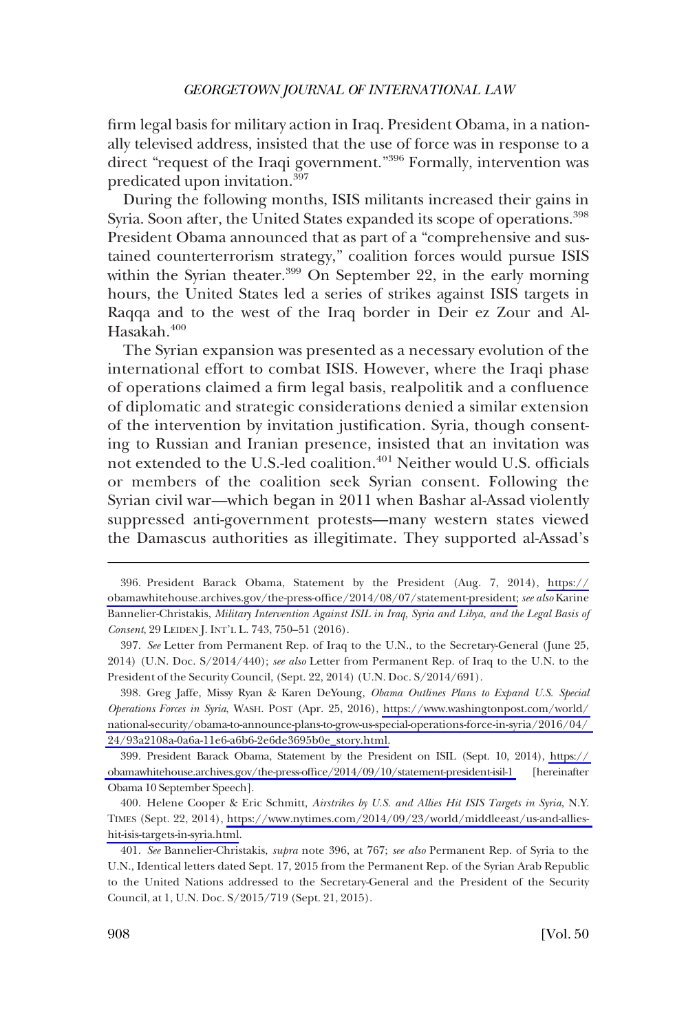firm legal basis for military action in Iraq. President Obama, in a nationally televised address, insisted that the use of force was in response to a direct "request of the Iraqi government."[396] Formally, intervention was predicated upon invitation.[397]

During the following months, ISIS militants increased their gains in Syria. Soon after, the United States expanded its scope of operations.[398] President Obama announced that as part of a "comprehensive and sustained counterterrorism strategy," coalition forces would pursue ISIS within the Syrian theater.[399] On September 22, in the early morning hours, the United States led a series of strikes against ISIS targets in Raqqa and to the west of the Iraq border in Deir ez Zour and Al-Hasakah.[400]

The Syrian expansion was presented as a necessary evolution of the international effort to combat ISIS. However, where the Iraqi phase of operations claimed a firm legal basis, realpolitik and a confluence of diplomatic and strategic considerations denied a similar extension of the intervention by invitation justification. Syria, though consenting to Russian and Iranian presence, insisted that an invitation was not extended to the U.S.-led coalition.[401] Neither would U.S. officials or members of the coalition seek Syrian consent. Following the Syrian civil war—which began in 2011 when Bashar al-Assad violently suppressed anti-government protests—many western states viewed the Damascus authorities as illegitimate. They supported al-Assad's

---

396. President Barack Obama, Statement by the President (Aug. 7, 2014), https://obamawhitehouse.archives.gov/the-press-office/2014/08/07/statement-president; *see also* Karine Bannelier-Christakis, *Military Intervention Against ISIL in Iraq, Syria and Libya, and the Legal Basis of Consent*, 29 LEIDEN J. INT'L L. 743, 750–51 (2016).

397. *See* Letter from Permanent Rep. of Iraq to the U.N., to the Secretary-General (June 25, 2014) (U.N. Doc. S/2014/440); *see also* Letter from Permanent Rep. of Iraq to the U.N. to the President of the Security Council, (Sept. 22, 2014) (U.N. Doc. S/2014/691).

398. Greg Jaffe, Missy Ryan & Karen DeYoung, *Obama Outlines Plans to Expand U.S. Special Operations Forces in Syria*, WASH. POST (Apr. 25, 2016), https://www.washingtonpost.com/world/national-security/obama-to-announce-plans-to-grow-us-special-operations-force-in-syria/2016/04/24/93a2108a-0a6a-11e6-a6b6-2e6de3695b0e_story.html.

399. President Barack Obama, Statement by the President on ISIL (Sept. 10, 2014), https://obamawhitehouse.archives.gov/the-press-office/2014/09/10/statement-president-isil-1 [hereinafter Obama 10 September Speech].

400. Helene Cooper & Eric Schmitt, *Airstrikes by U.S. and Allies Hit ISIS Targets in Syria*, N.Y. TIMES (Sept. 22, 2014), https://www.nytimes.com/2014/09/23/world/middleeast/us-and-allies-hit-isis-targets-in-syria.html.

401. *See* Bannelier-Christakis, *supra* note 396, at 767; *see also* Permanent Rep. of Syria to the U.N., Identical letters dated Sept. 17, 2015 from the Permanent Rep. of the Syrian Arab Republic to the United Nations addressed to the Secretary-General and the President of the Security Council, at 1, U.N. Doc. S/2015/719 (Sept. 21, 2015).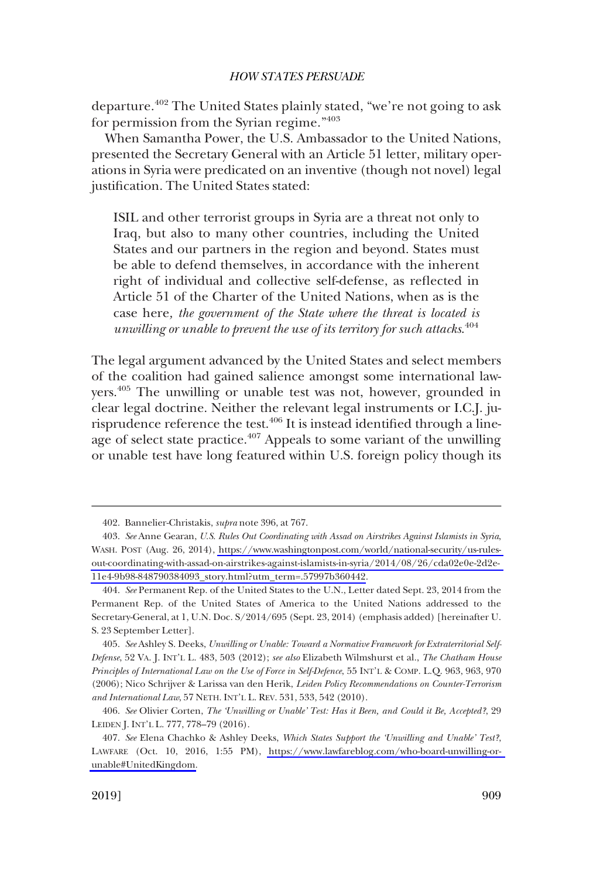departure.[402] The United States plainly stated, "we're not going to ask for permission from the Syrian regime."[403]

When Samantha Power, the U.S. Ambassador to the United Nations, presented the Secretary General with an Article 51 letter, military operations in Syria were predicated on an inventive (though not novel) legal justification. The United States stated:

> ISIL and other terrorist groups in Syria are a threat not only to Iraq, but also to many other countries, including the United States and our partners in the region and beyond. States must be able to defend themselves, in accordance with the inherent right of individual and collective self-defense, as reflected in Article 51 of the Charter of the United Nations, when as is the case here*, the government of the State where the threat is located is unwilling or unable to prevent the use of its territory for such attacks*.[404]

The legal argument advanced by the United States and select members of the coalition had gained salience amongst some international lawyers.[405] The unwilling or unable test was not, however, grounded in clear legal doctrine. Neither the relevant legal instruments or I.C.J. jurisprudence reference the test.[406] It is instead identified through a lineage of select state practice.[407] Appeals to some variant of the unwilling or unable test have long featured within U.S. foreign policy though its

---

402. Bannelier-Christakis, *supra* note 396, at 767.

403. *See* Anne Gearan, *U.S. Rules Out Coordinating with Assad on Airstrikes Against Islamists in Syria*, WASH. POST (Aug. 26, 2014), https://www.washingtonpost.com/world/national-security/us-rules-out-coordinating-with-assad-on-airstrikes-against-islamists-in-syria/2014/08/26/cda02e0e-2d2e-11e4-9b98-848790384093_story.html?utm_term=.57997b360442.

404. *See* Permanent Rep. of the United States to the U.N., Letter dated Sept. 23, 2014 from the Permanent Rep. of the United States of America to the United Nations addressed to the Secretary-General, at 1, U.N. Doc. S/2014/695 (Sept. 23, 2014) (emphasis added) [hereinafter U. S. 23 September Letter].

405. *See* Ashley S. Deeks, *Unwilling or Unable: Toward a Normative Framework for Extraterritorial Self-Defense*, 52 VA. J. INT'L L. 483, 503 (2012); *see also* Elizabeth Wilmshurst et al., *The Chatham House Principles of International Law on the Use of Force in Self-Defence*, 55 INT'L & COMP. L.Q. 963, 963, 970 (2006); Nico Schrijver & Larissa van den Herik, *Leiden Policy Recommendations on Counter-Terrorism and International Law*, 57 NETH. INT'L L. REV. 531, 533, 542 (2010).

406. *See* Olivier Corten, *The 'Unwilling or Unable' Test: Has it Been, and Could it Be, Accepted?*, 29 LEIDEN J. INT'L L. 777, 778–79 (2016).

407. *See* Elena Chachko & Ashley Deeks, *Which States Support the 'Unwilling and Unable' Test?*, LAWFARE (Oct. 10, 2016, 1:55 PM), https://www.lawfareblog.com/who-board-unwilling-or-unable#UnitedKingdom.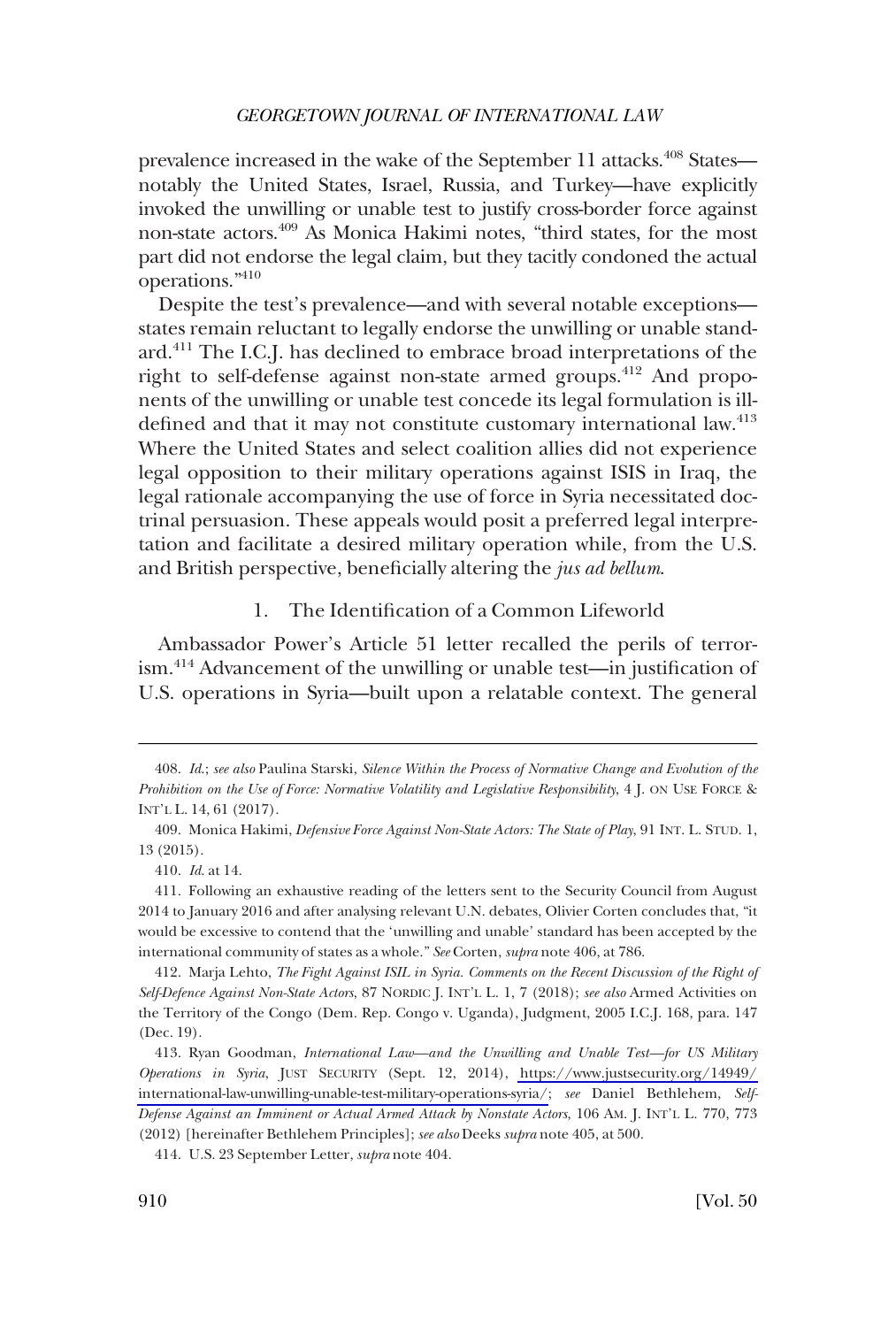prevalence increased in the wake of the September 11 attacks.[408] States—notably the United States, Israel, Russia, and Turkey—have explicitly invoked the unwilling or unable test to justify cross-border force against non-state actors.[409] As Monica Hakimi notes, "third states, for the most part did not endorse the legal claim, but they tacitly condoned the actual operations."[410]

Despite the test's prevalence—and with several notable exceptions—states remain reluctant to legally endorse the unwilling or unable standard.[411] The I.C.J. has declined to embrace broad interpretations of the right to self-defense against non-state armed groups.[412] And proponents of the unwilling or unable test concede its legal formulation is ill-defined and that it may not constitute customary international law.[413] Where the United States and select coalition allies did not experience legal opposition to their military operations against ISIS in Iraq, the legal rationale accompanying the use of force in Syria necessitated doctrinal persuasion. These appeals would posit a preferred legal interpretation and facilitate a desired military operation while, from the U.S. and British perspective, beneficially altering the *jus ad bellum*.

### 1. The Identification of a Common Lifeworld

Ambassador Power's Article 51 letter recalled the perils of terrorism.[414] Advancement of the unwilling or unable test—in justification of U.S. operations in Syria—built upon a relatable context. The general

---

408. *Id.*; *see also* Paulina Starski, *Silence Within the Process of Normative Change and Evolution of the Prohibition on the Use of Force: Normative Volatility and Legislative Responsibility*, 4 J. ON USE FORCE & INT'L L. 14, 61 (2017).

409. Monica Hakimi, *Defensive Force Against Non-State Actors: The State of Play*, 91 INT. L. STUD. 1, 13 (2015).

410. *Id.* at 14.

411. Following an exhaustive reading of the letters sent to the Security Council from August 2014 to January 2016 and after analysing relevant U.N. debates, Olivier Corten concludes that, "it would be excessive to contend that the 'unwilling and unable' standard has been accepted by the international community of states as a whole." *See* Corten, *supra* note 406, at 786.

412. Marja Lehto, *The Fight Against ISIL in Syria. Comments on the Recent Discussion of the Right of Self-Defence Against Non-State Actors*, 87 NORDIC J. INT'L L. 1, 7 (2018); *see also* Armed Activities on the Territory of the Congo (Dem. Rep. Congo v. Uganda), Judgment, 2005 I.C.J. 168, para. 147 (Dec. 19).

413. Ryan Goodman, *International Law—and the Unwilling and Unable Test—for US Military Operations in Syria*, JUST SECURITY (Sept. 12, 2014), https://www.justsecurity.org/14949/international-law-unwilling-unable-test-military-operations-syria/; *see* Daniel Bethlehem, *Self-Defense Against an Imminent or Actual Armed Attack by Nonstate Actors*, 106 AM. J. INT'L L. 770, 773 (2012) [hereinafter Bethlehem Principles]; *see also* Deeks *supra* note 405, at 500.

414. U.S. 23 September Letter, *supra* note 404.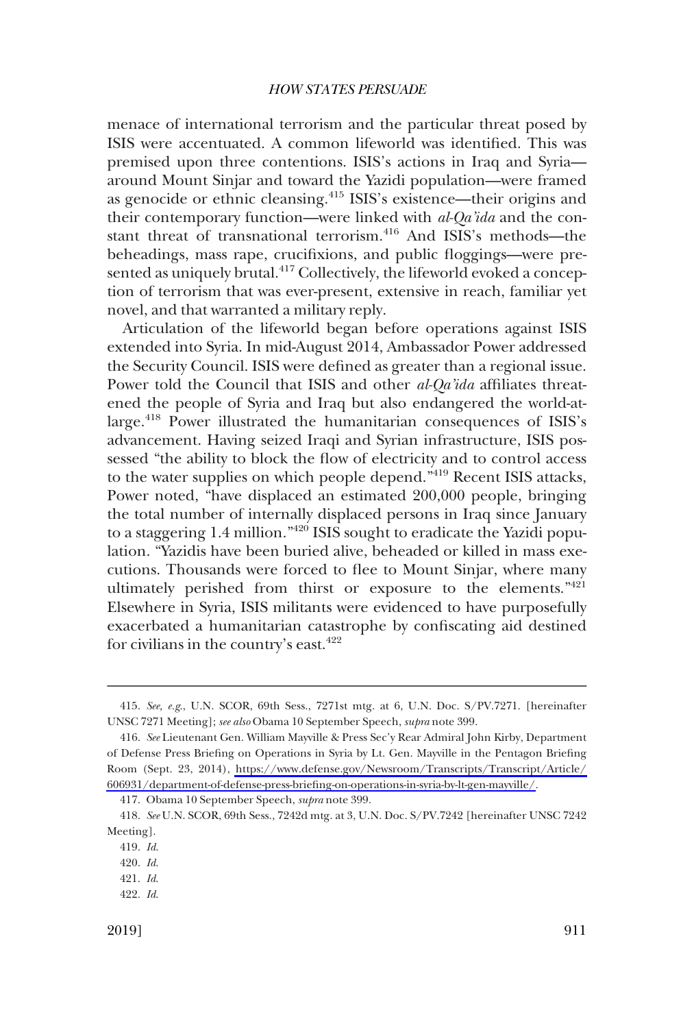menace of international terrorism and the particular threat posed by ISIS were accentuated. A common lifeworld was identified. This was premised upon three contentions. ISIS's actions in Iraq and Syria—around Mount Sinjar and toward the Yazidi population—were framed as genocide or ethnic cleansing.[415] ISIS's existence—their origins and their contemporary function—were linked with *al-Qa'ida* and the constant threat of transnational terrorism.[416] And ISIS's methods—the beheadings, mass rape, crucifixions, and public floggings—were presented as uniquely brutal.[417] Collectively, the lifeworld evoked a conception of terrorism that was ever-present, extensive in reach, familiar yet novel, and that warranted a military reply.

Articulation of the lifeworld began before operations against ISIS extended into Syria. In mid-August 2014, Ambassador Power addressed the Security Council. ISIS were defined as greater than a regional issue. Power told the Council that ISIS and other *al-Qa'ida* affiliates threatened the people of Syria and Iraq but also endangered the world-at-large.[418] Power illustrated the humanitarian consequences of ISIS's advancement. Having seized Iraqi and Syrian infrastructure, ISIS possessed "the ability to block the flow of electricity and to control access to the water supplies on which people depend."[419] Recent ISIS attacks, Power noted, "have displaced an estimated 200,000 people, bringing the total number of internally displaced persons in Iraq since January to a staggering 1.4 million."[420] ISIS sought to eradicate the Yazidi population. "Yazidis have been buried alive, beheaded or killed in mass executions. Thousands were forced to flee to Mount Sinjar, where many ultimately perished from thirst or exposure to the elements."[421] Elsewhere in Syria, ISIS militants were evidenced to have purposefully exacerbated a humanitarian catastrophe by confiscating aid destined for civilians in the country's east.[422]

---

415. *See, e.g.*, U.N. SCOR, 69th Sess., 7271st mtg. at 6, U.N. Doc. S/PV.7271. [hereinafter UNSC 7271 Meeting]; *see also* Obama 10 September Speech, *supra* note 399.

416. *See* Lieutenant Gen. William Mayville & Press Sec'y Rear Admiral John Kirby, Department of Defense Press Briefing on Operations in Syria by Lt. Gen. Mayville in the Pentagon Briefing Room (Sept. 23, 2014), https://www.defense.gov/Newsroom/Transcripts/Transcript/Article/606931/department-of-defense-press-briefing-on-operations-in-syria-by-lt-gen-mayville/.

417. Obama 10 September Speech, *supra* note 399.

418. *See* U.N. SCOR, 69th Sess., 7242d mtg. at 3, U.N. Doc. S/PV.7242 [hereinafter UNSC 7242 Meeting].

419. *Id.*

420. *Id.*

421. *Id.*

422. *Id.*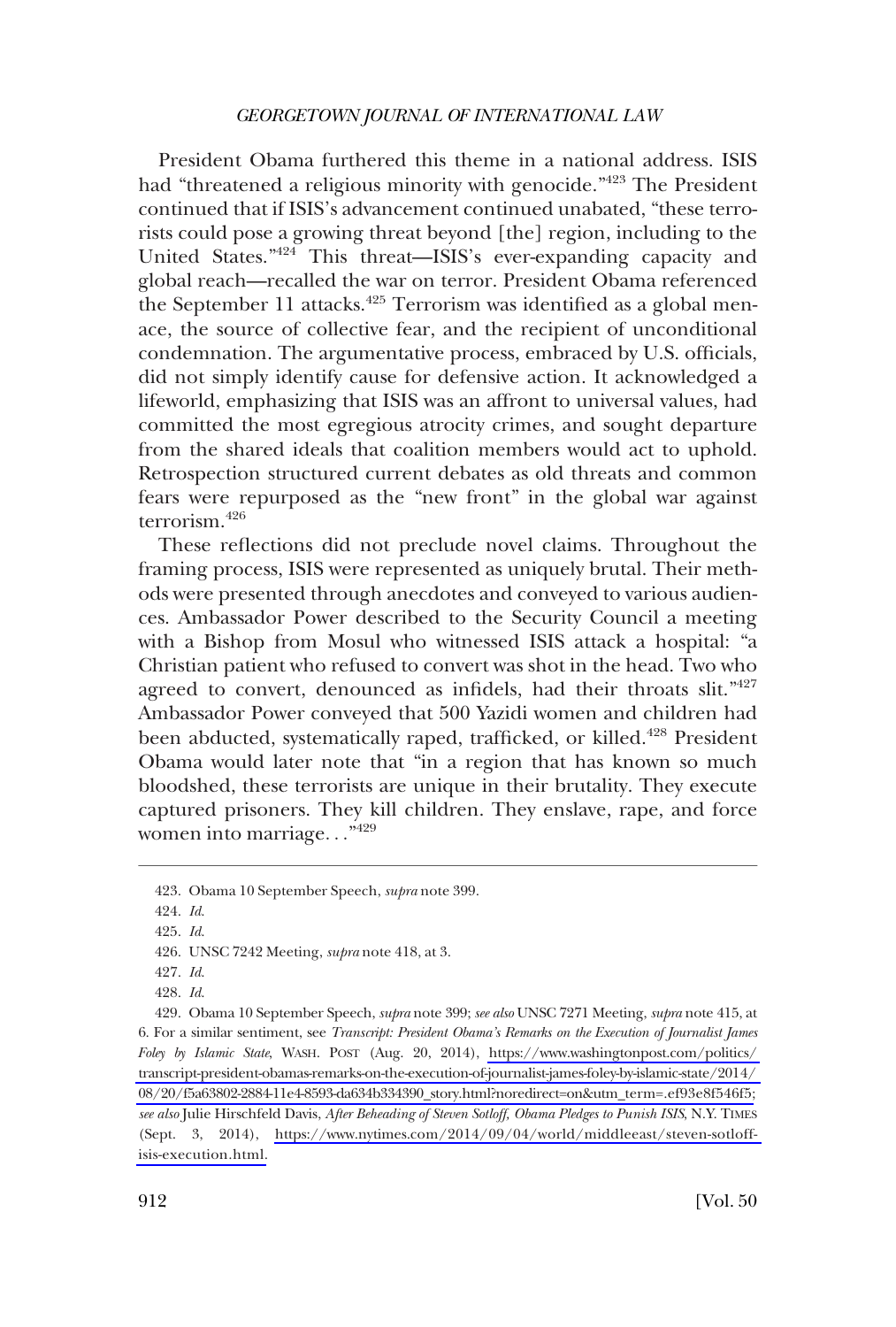President Obama furthered this theme in a national address. ISIS had "threatened a religious minority with genocide."[423] The President continued that if ISIS's advancement continued unabated, "these terrorists could pose a growing threat beyond [the] region, including to the United States."[424] This threat—ISIS's ever-expanding capacity and global reach—recalled the war on terror. President Obama referenced the September 11 attacks.[425] Terrorism was identified as a global menace, the source of collective fear, and the recipient of unconditional condemnation. The argumentative process, embraced by U.S. officials, did not simply identify cause for defensive action. It acknowledged a lifeworld, emphasizing that ISIS was an affront to universal values, had committed the most egregious atrocity crimes, and sought departure from the shared ideals that coalition members would act to uphold. Retrospection structured current debates as old threats and common fears were repurposed as the "new front" in the global war against terrorism.[426]

These reflections did not preclude novel claims. Throughout the framing process, ISIS were represented as uniquely brutal. Their methods were presented through anecdotes and conveyed to various audiences. Ambassador Power described to the Security Council a meeting with a Bishop from Mosul who witnessed ISIS attack a hospital: "a Christian patient who refused to convert was shot in the head. Two who agreed to convert, denounced as infidels, had their throats slit."[427] Ambassador Power conveyed that 500 Yazidi women and children had been abducted, systematically raped, trafficked, or killed.[428] President Obama would later note that "in a region that has known so much bloodshed, these terrorists are unique in their brutality. They execute captured prisoners. They kill children. They enslave, rape, and force women into marriage. . ."[429]

---

423. Obama 10 September Speech, *supra* note 399.

424. *Id.*

425. *Id.*

426. UNSC 7242 Meeting, *supra* note 418, at 3.

427. *Id.*

428. *Id.*

429. Obama 10 September Speech, *supra* note 399; *see also* UNSC 7271 Meeting, *supra* note 415, at 6. For a similar sentiment, see *Transcript: President Obama's Remarks on the Execution of Journalist James Foley by Islamic State*, WASH. POST (Aug. 20, 2014), https://www.washingtonpost.com/politics/transcript-president-obamas-remarks-on-the-execution-of-journalist-james-foley-by-islamic-state/2014/08/20/f5a63802-2884-11e4-8593-da634b334390_story.html?noredirect=on&utm_term=.ef93e8f546f5; *see also* Julie Hirschfeld Davis, *After Beheading of Steven Sotloff, Obama Pledges to Punish ISIS*, N.Y. TIMES (Sept. 3, 2014), https://www.nytimes.com/2014/09/04/world/middleeast/steven-sotloff-isis-execution.html.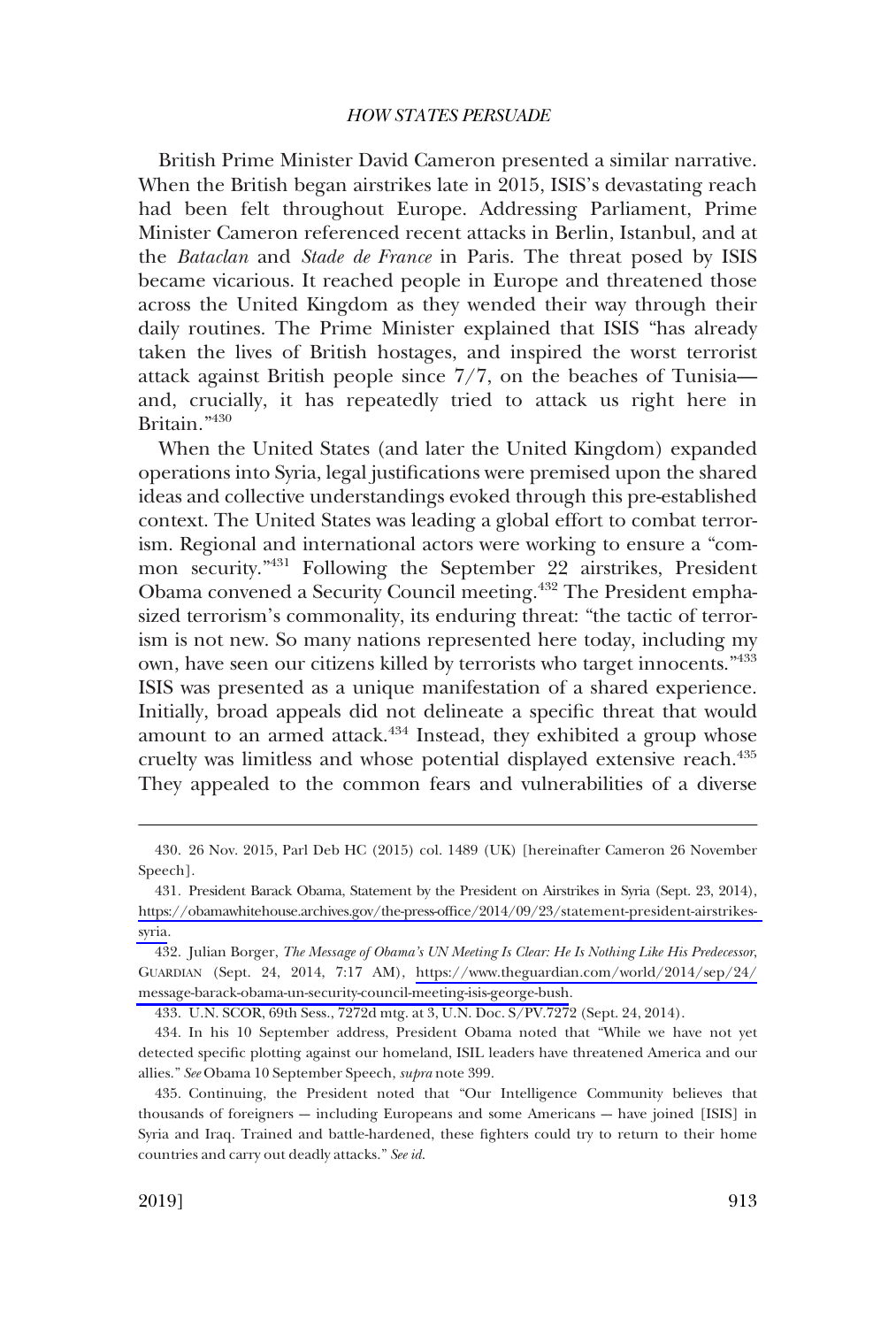British Prime Minister David Cameron presented a similar narrative. When the British began airstrikes late in 2015, ISIS's devastating reach had been felt throughout Europe. Addressing Parliament, Prime Minister Cameron referenced recent attacks in Berlin, Istanbul, and at the *Bataclan* and *Stade de France* in Paris. The threat posed by ISIS became vicarious. It reached people in Europe and threatened those across the United Kingdom as they wended their way through their daily routines. The Prime Minister explained that ISIS "has already taken the lives of British hostages, and inspired the worst terrorist attack against British people since 7/7, on the beaches of Tunisia—and, crucially, it has repeatedly tried to attack us right here in Britain."[430]

When the United States (and later the United Kingdom) expanded operations into Syria, legal justifications were premised upon the shared ideas and collective understandings evoked through this pre-established context. The United States was leading a global effort to combat terrorism. Regional and international actors were working to ensure a "common security."[431] Following the September 22 airstrikes, President Obama convened a Security Council meeting.[432] The President emphasized terrorism's commonality, its enduring threat: "the tactic of terrorism is not new. So many nations represented here today, including my own, have seen our citizens killed by terrorists who target innocents."[433] ISIS was presented as a unique manifestation of a shared experience. Initially, broad appeals did not delineate a specific threat that would amount to an armed attack.[434] Instead, they exhibited a group whose cruelty was limitless and whose potential displayed extensive reach.[435] They appealed to the common fears and vulnerabilities of a diverse

430. 26 Nov. 2015, Parl Deb HC (2015) col. 1489 (UK) [hereinafter Cameron 26 November Speech].

431. President Barack Obama, Statement by the President on Airstrikes in Syria (Sept. 23, 2014), https://obamawhitehouse.archives.gov/the-press-office/2014/09/23/statement-president-airstrikes-syria.

432. Julian Borger, *The Message of Obama's UN Meeting Is Clear: He Is Nothing Like His Predecessor*, GUARDIAN (Sept. 24, 2014, 7:17 AM), https://www.theguardian.com/world/2014/sep/24/message-barack-obama-un-security-council-meeting-isis-george-bush.

433. U.N. SCOR, 69th Sess., 7272d mtg. at 3, U.N. Doc. S/PV.7272 (Sept. 24, 2014).

434. In his 10 September address, President Obama noted that "While we have not yet detected specific plotting against our homeland, ISIL leaders have threatened America and our allies." *See* Obama 10 September Speech, *supra* note 399.

435. Continuing, the President noted that "Our Intelligence Community believes that thousands of foreigners — including Europeans and some Americans — have joined [ISIS] in Syria and Iraq. Trained and battle-hardened, these fighters could try to return to their home countries and carry out deadly attacks." *See id.*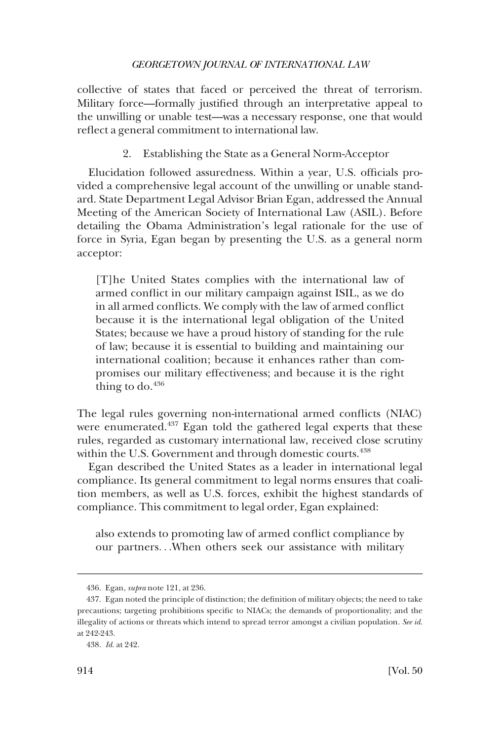collective of states that faced or perceived the threat of terrorism. Military force—formally justified through an interpretative appeal to the unwilling or unable test—was a necessary response, one that would reflect a general commitment to international law.

### 2. Establishing the State as a General Norm-Acceptor

Elucidation followed assuredness. Within a year, U.S. officials provided a comprehensive legal account of the unwilling or unable standard. State Department Legal Advisor Brian Egan, addressed the Annual Meeting of the American Society of International Law (ASIL). Before detailing the Obama Administration's legal rationale for the use of force in Syria, Egan began by presenting the U.S. as a general norm acceptor:

> [T]he United States complies with the international law of armed conflict in our military campaign against ISIL, as we do in all armed conflicts. We comply with the law of armed conflict because it is the international legal obligation of the United States; because we have a proud history of standing for the rule of law; because it is essential to building and maintaining our international coalition; because it enhances rather than compromises our military effectiveness; and because it is the right thing to do.[436]

The legal rules governing non-international armed conflicts (NIAC) were enumerated.[437] Egan told the gathered legal experts that these rules, regarded as customary international law, received close scrutiny within the U.S. Government and through domestic courts.[438]

Egan described the United States as a leader in international legal compliance. Its general commitment to legal norms ensures that coalition members, as well as U.S. forces, exhibit the highest standards of compliance. This commitment to legal order, Egan explained:

> also extends to promoting law of armed conflict compliance by our partners. . .When others seek our assistance with military

---

436. Egan, *supra* note 121, at 236.

437. Egan noted the principle of distinction; the definition of military objects; the need to take precautions; targeting prohibitions specific to NIACs; the demands of proportionality; and the illegality of actions or threats which intend to spread terror amongst a civilian population. *See id.* at 242-243.

438. *Id.* at 242.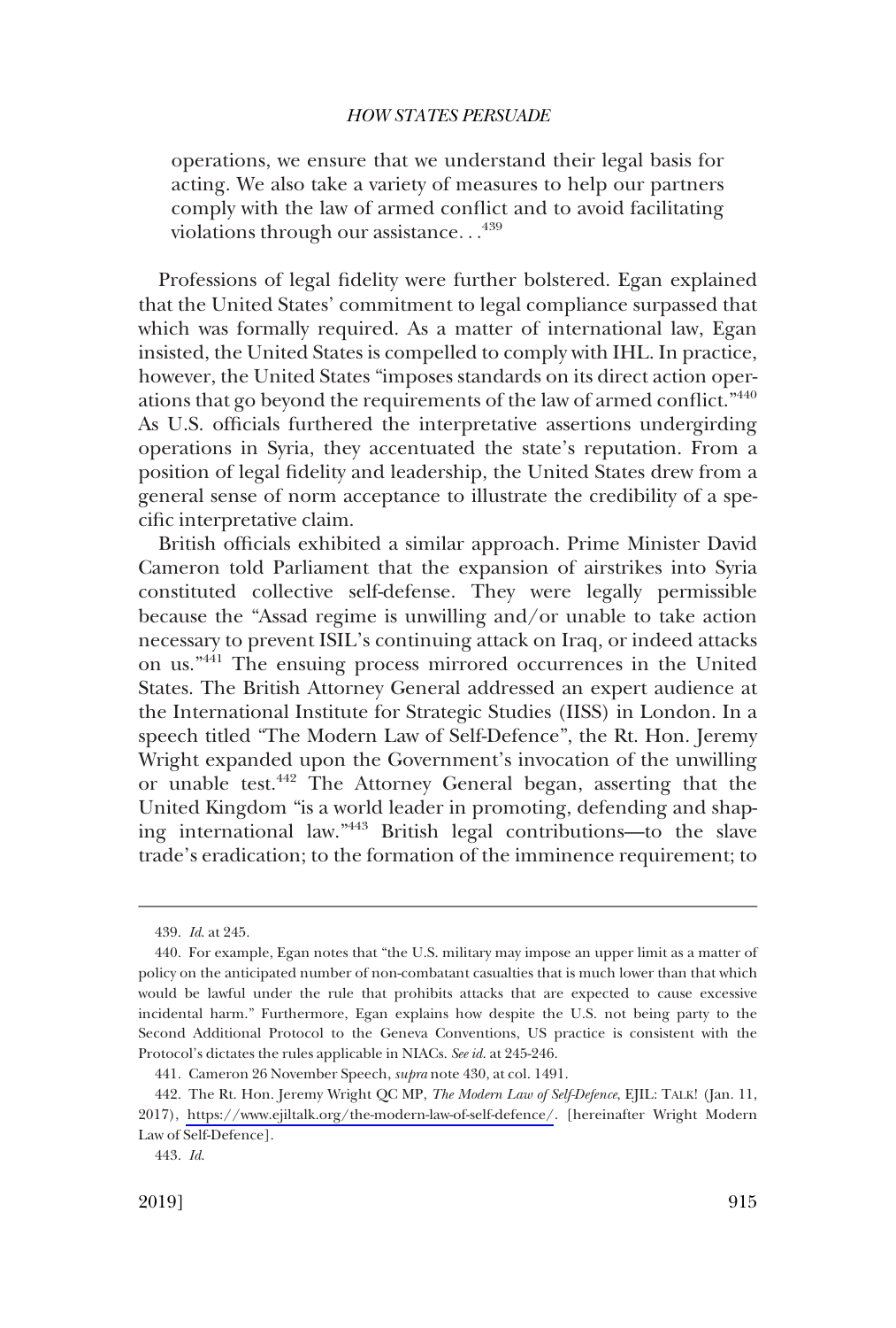operations, we ensure that we understand their legal basis for acting. We also take a variety of measures to help our partners comply with the law of armed conflict and to avoid facilitating violations through our assistance. . .[439]

Professions of legal fidelity were further bolstered. Egan explained that the United States' commitment to legal compliance surpassed that which was formally required. As a matter of international law, Egan insisted, the United States is compelled to comply with IHL. In practice, however, the United States "imposes standards on its direct action operations that go beyond the requirements of the law of armed conflict."[440] As U.S. officials furthered the interpretative assertions undergirding operations in Syria, they accentuated the state's reputation. From a position of legal fidelity and leadership, the United States drew from a general sense of norm acceptance to illustrate the credibility of a specific interpretative claim.

British officials exhibited a similar approach. Prime Minister David Cameron told Parliament that the expansion of airstrikes into Syria constituted collective self-defense. They were legally permissible because the "Assad regime is unwilling and/or unable to take action necessary to prevent ISIL's continuing attack on Iraq, or indeed attacks on us."[441] The ensuing process mirrored occurrences in the United States. The British Attorney General addressed an expert audience at the International Institute for Strategic Studies (IISS) in London. In a speech titled "The Modern Law of Self-Defence", the Rt. Hon. Jeremy Wright expanded upon the Government's invocation of the unwilling or unable test.[442] The Attorney General began, asserting that the United Kingdom "is a world leader in promoting, defending and shaping international law."[443] British legal contributions—to the slave trade's eradication; to the formation of the imminence requirement; to

---

439. *Id.* at 245.

440. For example, Egan notes that "the U.S. military may impose an upper limit as a matter of policy on the anticipated number of non-combatant casualties that is much lower than that which would be lawful under the rule that prohibits attacks that are expected to cause excessive incidental harm." Furthermore, Egan explains how despite the U.S. not being party to the Second Additional Protocol to the Geneva Conventions, US practice is consistent with the Protocol's dictates the rules applicable in NIACs. *See id.* at 245-246.

441. Cameron 26 November Speech, *supra* note 430, at col. 1491.

442. The Rt. Hon. Jeremy Wright QC MP, *The Modern Law of Self-Defence*, EJIL: TALK! (Jan. 11, 2017), https://www.ejiltalk.org/the-modern-law-of-self-defence/. [hereinafter Wright Modern Law of Self-Defence].

443. *Id.*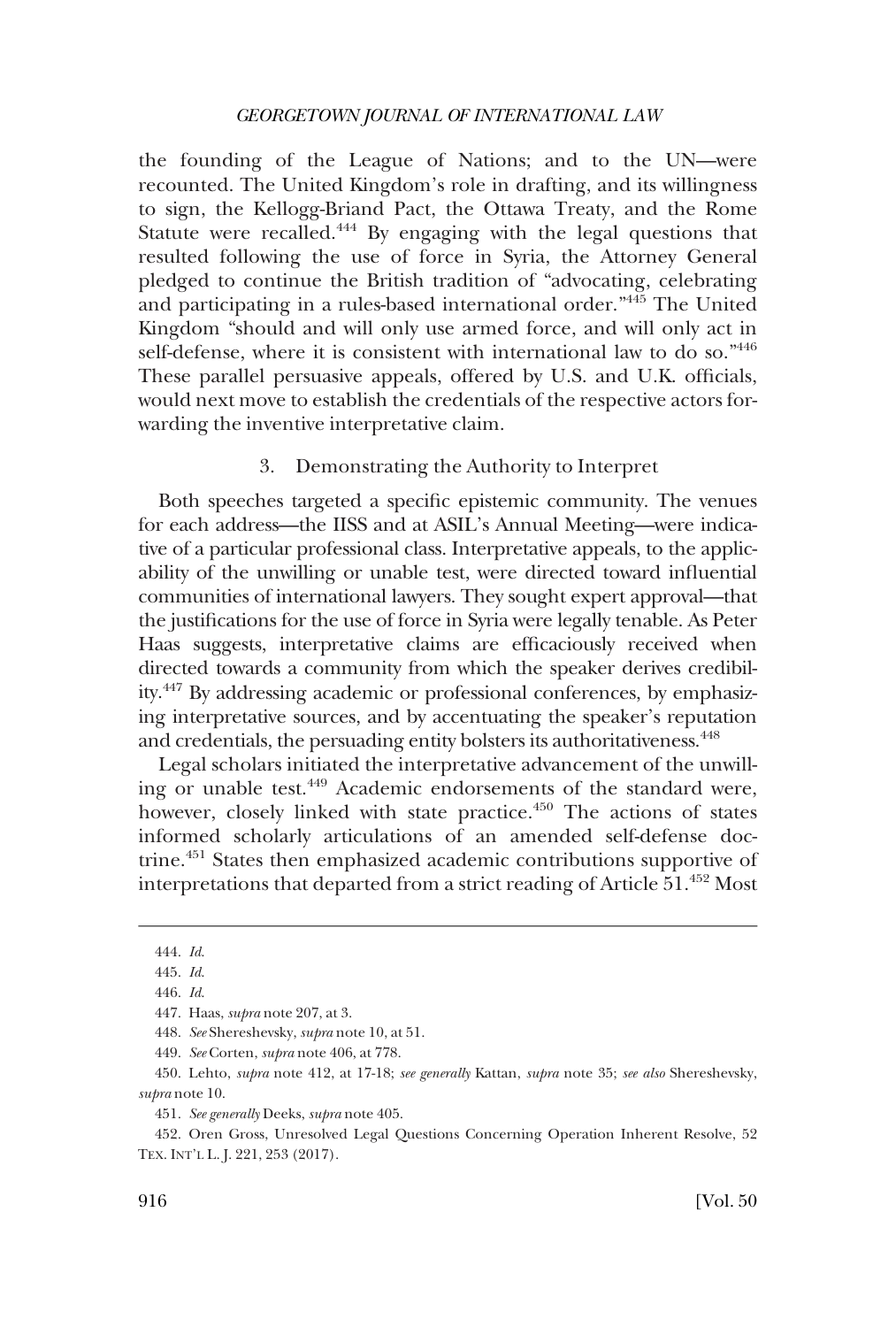the founding of the League of Nations; and to the UN—were recounted. The United Kingdom's role in drafting, and its willingness to sign, the Kellogg-Briand Pact, the Ottawa Treaty, and the Rome Statute were recalled.[444] By engaging with the legal questions that resulted following the use of force in Syria, the Attorney General pledged to continue the British tradition of "advocating, celebrating and participating in a rules-based international order."[445] The United Kingdom "should and will only use armed force, and will only act in self-defense, where it is consistent with international law to do so."[446] These parallel persuasive appeals, offered by U.S. and U.K. officials, would next move to establish the credentials of the respective actors forwarding the inventive interpretative claim.

### 3. Demonstrating the Authority to Interpret

Both speeches targeted a specific epistemic community. The venues for each address—the IISS and at ASIL's Annual Meeting—were indicative of a particular professional class. Interpretative appeals, to the applicability of the unwilling or unable test, were directed toward influential communities of international lawyers. They sought expert approval—that the justifications for the use of force in Syria were legally tenable. As Peter Haas suggests, interpretative claims are efficaciously received when directed towards a community from which the speaker derives credibility.[447] By addressing academic or professional conferences, by emphasizing interpretative sources, and by accentuating the speaker's reputation and credentials, the persuading entity bolsters its authoritativeness.[448]

Legal scholars initiated the interpretative advancement of the unwilling or unable test.[449] Academic endorsements of the standard were, however, closely linked with state practice.[450] The actions of states informed scholarly articulations of an amended self-defense doctrine.[451] States then emphasized academic contributions supportive of interpretations that departed from a strict reading of Article 51.[452] Most

---

444. *Id.*

445. *Id.*

446. *Id.*

447. Haas, *supra* note 207, at 3.

448. *See* Shereshevsky, *supra* note 10, at 51.

449. *See* Corten, *supra* note 406, at 778.

450. Lehto, *supra* note 412, at 17-18; *see generally* Kattan, *supra* note 35; *see also* Shereshevsky, *supra* note 10.

451. *See generally* Deeks, *supra* note 405.

452. Oren Gross, Unresolved Legal Questions Concerning Operation Inherent Resolve, 52 TEX. INT'L L. J. 221, 253 (2017).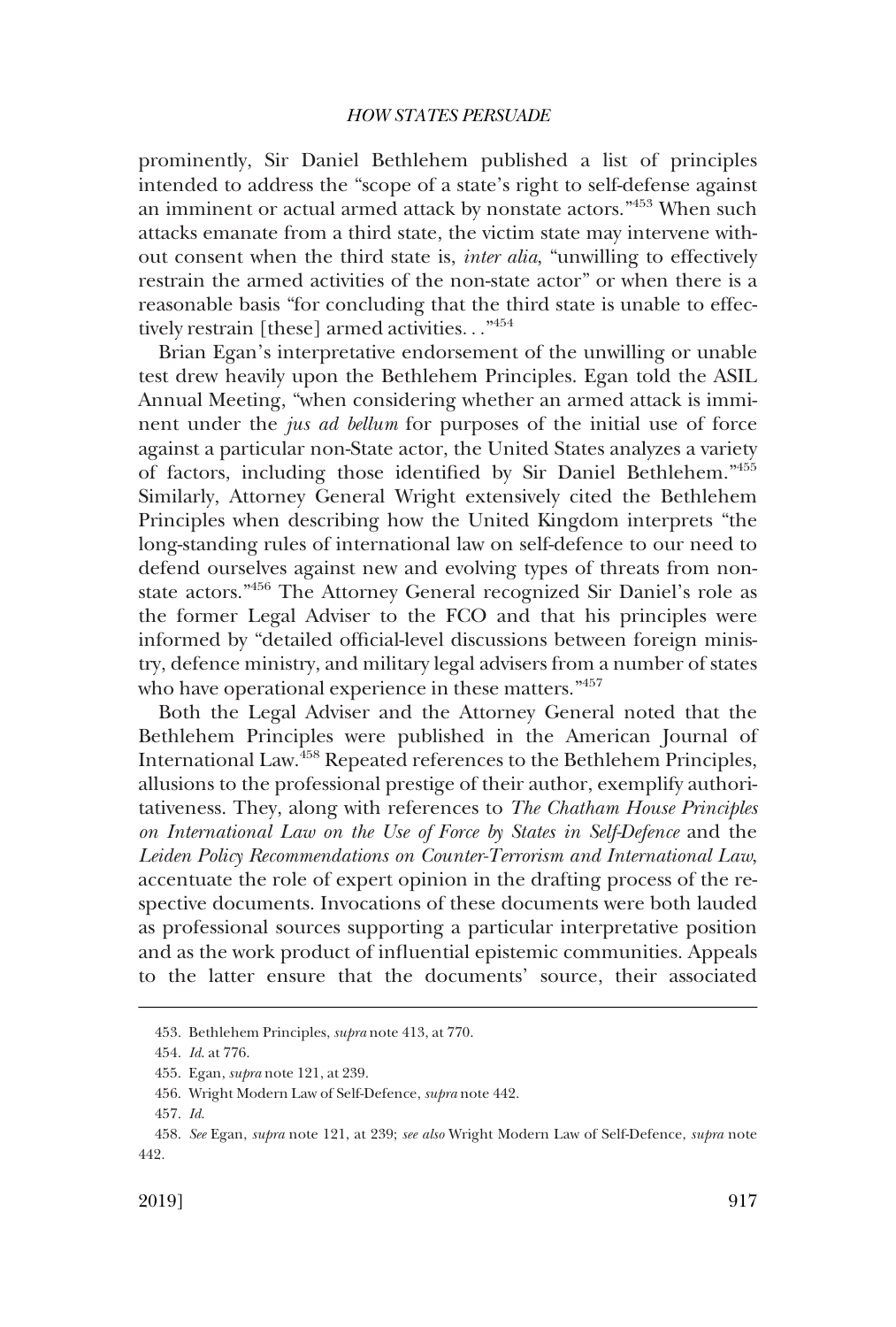prominently, Sir Daniel Bethlehem published a list of principles intended to address the "scope of a state's right to self-defense against an imminent or actual armed attack by nonstate actors."[453] When such attacks emanate from a third state, the victim state may intervene without consent when the third state is, *inter alia*, "unwilling to effectively restrain the armed activities of the non-state actor" or when there is a reasonable basis "for concluding that the third state is unable to effectively restrain [these] armed activities. . ."[454]

Brian Egan's interpretative endorsement of the unwilling or unable test drew heavily upon the Bethlehem Principles. Egan told the ASIL Annual Meeting, "when considering whether an armed attack is imminent under the *jus ad bellum* for purposes of the initial use of force against a particular non-State actor, the United States analyzes a variety of factors, including those identified by Sir Daniel Bethlehem."[455] Similarly, Attorney General Wright extensively cited the Bethlehem Principles when describing how the United Kingdom interprets "the long-standing rules of international law on self-defence to our need to defend ourselves against new and evolving types of threats from non-state actors."[456] The Attorney General recognized Sir Daniel's role as the former Legal Adviser to the FCO and that his principles were informed by "detailed official-level discussions between foreign ministry, defence ministry, and military legal advisers from a number of states who have operational experience in these matters."[457]

Both the Legal Adviser and the Attorney General noted that the Bethlehem Principles were published in the American Journal of International Law.[458] Repeated references to the Bethlehem Principles, allusions to the professional prestige of their author, exemplify authoritativeness. They, along with references to *The Chatham House Principles on International Law on the Use of Force by States in Self-Defence* and the *Leiden Policy Recommendations on Counter-Terrorism and International Law*, accentuate the role of expert opinion in the drafting process of the respective documents. Invocations of these documents were both lauded as professional sources supporting a particular interpretative position and as the work product of influential epistemic communities. Appeals to the latter ensure that the documents' source, their associated

---

453. Bethlehem Principles, *supra* note 413, at 770.

454. *Id.* at 776.

455. Egan, *supra* note 121, at 239.

456. Wright Modern Law of Self-Defence, *supra* note 442.

457. *Id.*

458. *See* Egan, *supra* note 121, at 239; *see also* Wright Modern Law of Self-Defence, *supra* note 442.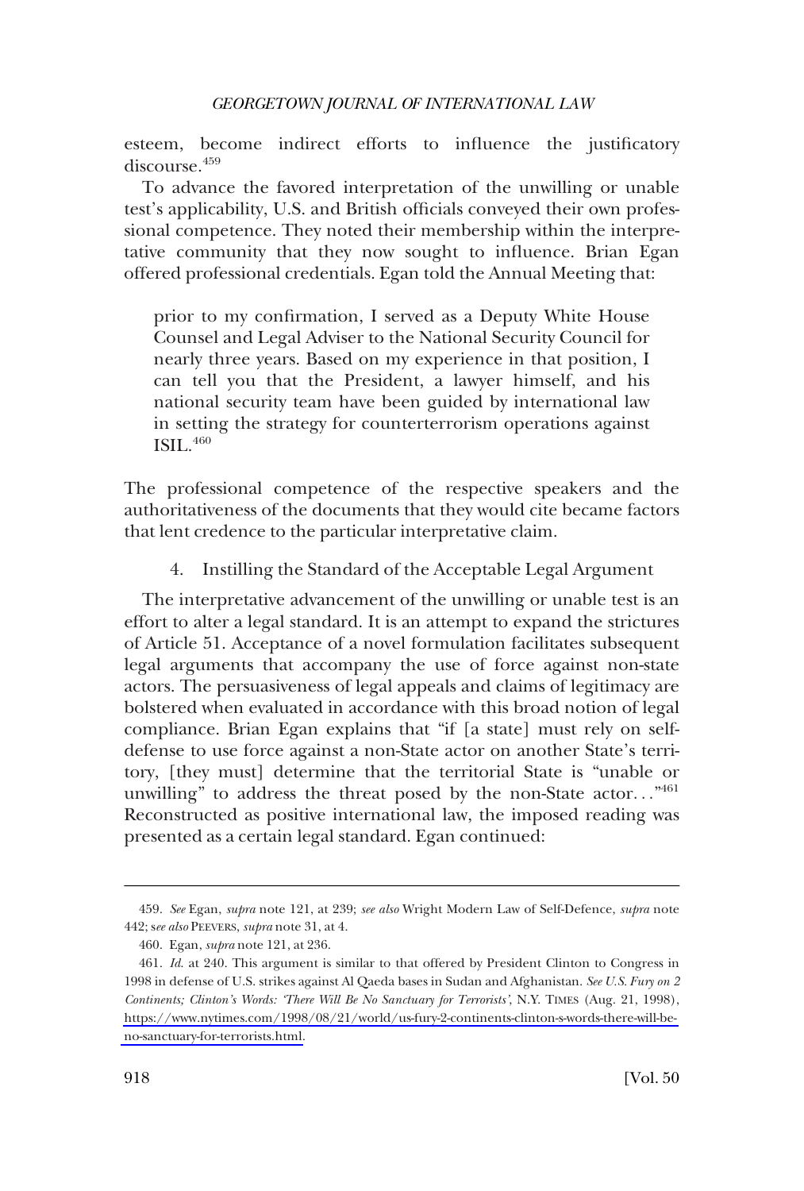esteem, become indirect efforts to influence the justificatory discourse.[459]

To advance the favored interpretation of the unwilling or unable test's applicability, U.S. and British officials conveyed their own professional competence. They noted their membership within the interpretative community that they now sought to influence. Brian Egan offered professional credentials. Egan told the Annual Meeting that:

> prior to my confirmation, I served as a Deputy White House Counsel and Legal Adviser to the National Security Council for nearly three years. Based on my experience in that position, I can tell you that the President, a lawyer himself, and his national security team have been guided by international law in setting the strategy for counterterrorism operations against ISIL.[460]

The professional competence of the respective speakers and the authoritativeness of the documents that they would cite became factors that lent credence to the particular interpretative claim.

#### 4. Instilling the Standard of the Acceptable Legal Argument

The interpretative advancement of the unwilling or unable test is an effort to alter a legal standard. It is an attempt to expand the strictures of Article 51. Acceptance of a novel formulation facilitates subsequent legal arguments that accompany the use of force against non-state actors. The persuasiveness of legal appeals and claims of legitimacy are bolstered when evaluated in accordance with this broad notion of legal compliance. Brian Egan explains that "if [a state] must rely on self-defense to use force against a non-State actor on another State's territory, [they must] determine that the territorial State is "unable or unwilling" to address the threat posed by the non-State actor. . ."[461] Reconstructed as positive international law, the imposed reading was presented as a certain legal standard. Egan continued:

---

459. *See* Egan, *supra* note 121, at 239; *see also* Wright Modern Law of Self-Defence, *supra* note 442; s*ee also* PEEVERS, *supra* note 31, at 4.

460. Egan, *supra* note 121, at 236.

461. *Id.* at 240. This argument is similar to that offered by President Clinton to Congress in 1998 in defense of U.S. strikes against Al Qaeda bases in Sudan and Afghanistan. *See U.S. Fury on 2 Continents; Clinton's Words: 'There Will Be No Sanctuary for Terrorists'*, N.Y. TIMES (Aug. 21, 1998), https://www.nytimes.com/1998/08/21/world/us-fury-2-continents-clinton-s-words-there-will-be-no-sanctuary-for-terrorists.html.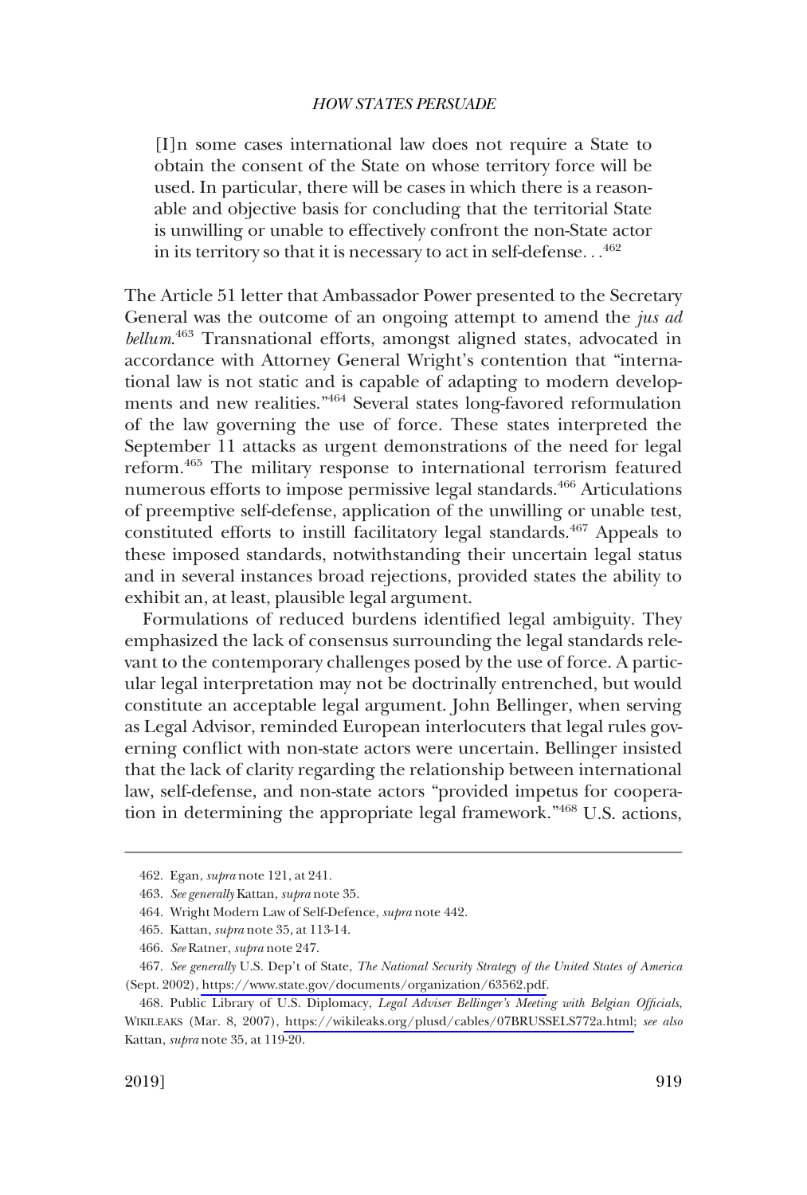> [I]n some cases international law does not require a State to obtain the consent of the State on whose territory force will be used. In particular, there will be cases in which there is a reasonable and objective basis for concluding that the territorial State is unwilling or unable to effectively confront the non-State actor in its territory so that it is necessary to act in self-defense. . .[462]

The Article 51 letter that Ambassador Power presented to the Secretary General was the outcome of an ongoing attempt to amend the *jus ad bellum*.[463] Transnational efforts, amongst aligned states, advocated in accordance with Attorney General Wright's contention that "international law is not static and is capable of adapting to modern developments and new realities."[464] Several states long-favored reformulation of the law governing the use of force. These states interpreted the September 11 attacks as urgent demonstrations of the need for legal reform.[465] The military response to international terrorism featured numerous efforts to impose permissive legal standards.[466] Articulations of preemptive self-defense, application of the unwilling or unable test, constituted efforts to instill facilitatory legal standards.[467] Appeals to these imposed standards, notwithstanding their uncertain legal status and in several instances broad rejections, provided states the ability to exhibit an, at least, plausible legal argument.

Formulations of reduced burdens identified legal ambiguity. They emphasized the lack of consensus surrounding the legal standards relevant to the contemporary challenges posed by the use of force. A particular legal interpretation may not be doctrinally entrenched, but would constitute an acceptable legal argument. John Bellinger, when serving as Legal Advisor, reminded European interlocuters that legal rules governing conflict with non-state actors were uncertain. Bellinger insisted that the lack of clarity regarding the relationship between international law, self-defense, and non-state actors "provided impetus for cooperation in determining the appropriate legal framework."[468] U.S. actions,

---

462. Egan, *supra* note 121, at 241.

463. *See generally* Kattan, *supra* note 35.

464. Wright Modern Law of Self-Defence, *supra* note 442.

465. Kattan, *supra* note 35, at 113-14.

466. *See* Ratner, *supra* note 247.

467. *See generally* U.S. Dep't of State, *The National Security Strategy of the United States of America* (Sept. 2002), https://www.state.gov/documents/organization/63562.pdf.

468. Public Library of U.S. Diplomacy, *Legal Adviser Bellinger's Meeting with Belgian Officials*, WIKILEAKS (Mar. 8, 2007), https://wikileaks.org/plusd/cables/07BRUSSELS772a.html; *see also* Kattan, *supra* note 35, at 119-20.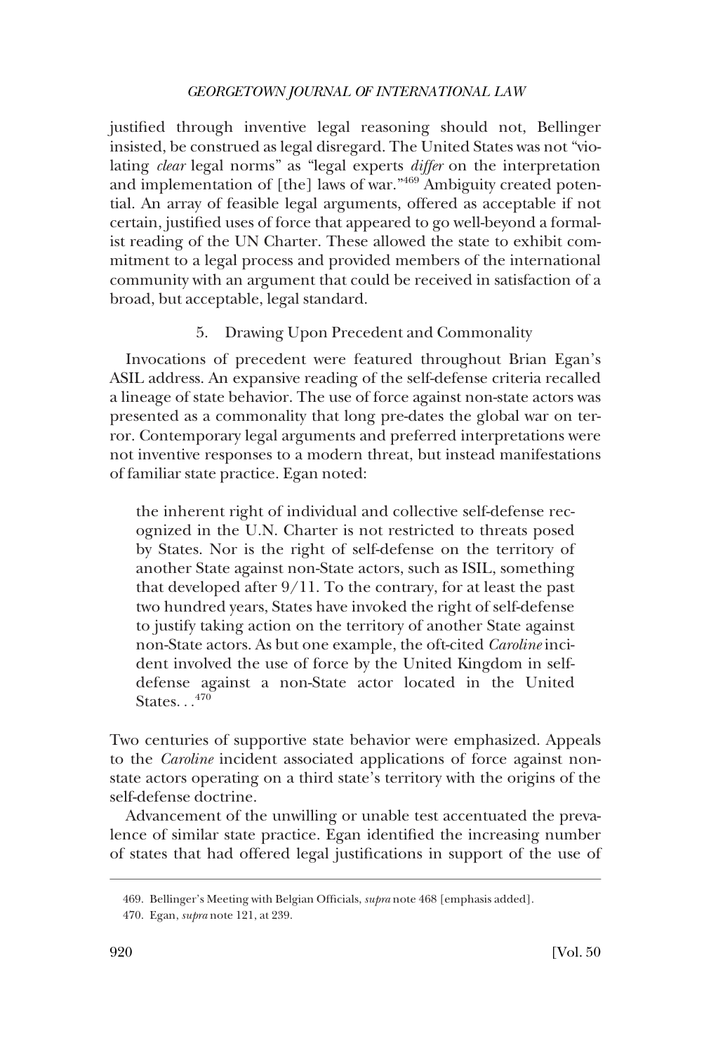justified through inventive legal reasoning should not, Bellinger insisted, be construed as legal disregard. The United States was not "violating *clear* legal norms" as "legal experts *differ* on the interpretation and implementation of [the] laws of war."[469] Ambiguity created potential. An array of feasible legal arguments, offered as acceptable if not certain, justified uses of force that appeared to go well-beyond a formalist reading of the UN Charter. These allowed the state to exhibit commitment to a legal process and provided members of the international community with an argument that could be received in satisfaction of a broad, but acceptable, legal standard.

5. Drawing Upon Precedent and Commonality

Invocations of precedent were featured throughout Brian Egan's ASIL address. An expansive reading of the self-defense criteria recalled a lineage of state behavior. The use of force against non-state actors was presented as a commonality that long pre-dates the global war on terror. Contemporary legal arguments and preferred interpretations were not inventive responses to a modern threat, but instead manifestations of familiar state practice. Egan noted:

> the inherent right of individual and collective self-defense recognized in the U.N. Charter is not restricted to threats posed by States. Nor is the right of self-defense on the territory of another State against non-State actors, such as ISIL, something that developed after 9/11. To the contrary, for at least the past two hundred years, States have invoked the right of self-defense to justify taking action on the territory of another State against non-State actors. As but one example, the oft-cited *Caroline* incident involved the use of force by the United Kingdom in self-defense against a non-State actor located in the United States. . .[470]

Two centuries of supportive state behavior were emphasized. Appeals to the *Caroline* incident associated applications of force against non-state actors operating on a third state's territory with the origins of the self-defense doctrine.

Advancement of the unwilling or unable test accentuated the prevalence of similar state practice. Egan identified the increasing number of states that had offered legal justifications in support of the use of

469. Bellinger's Meeting with Belgian Officials, *supra* note 468 [emphasis added].

470. Egan, *supra* note 121, at 239.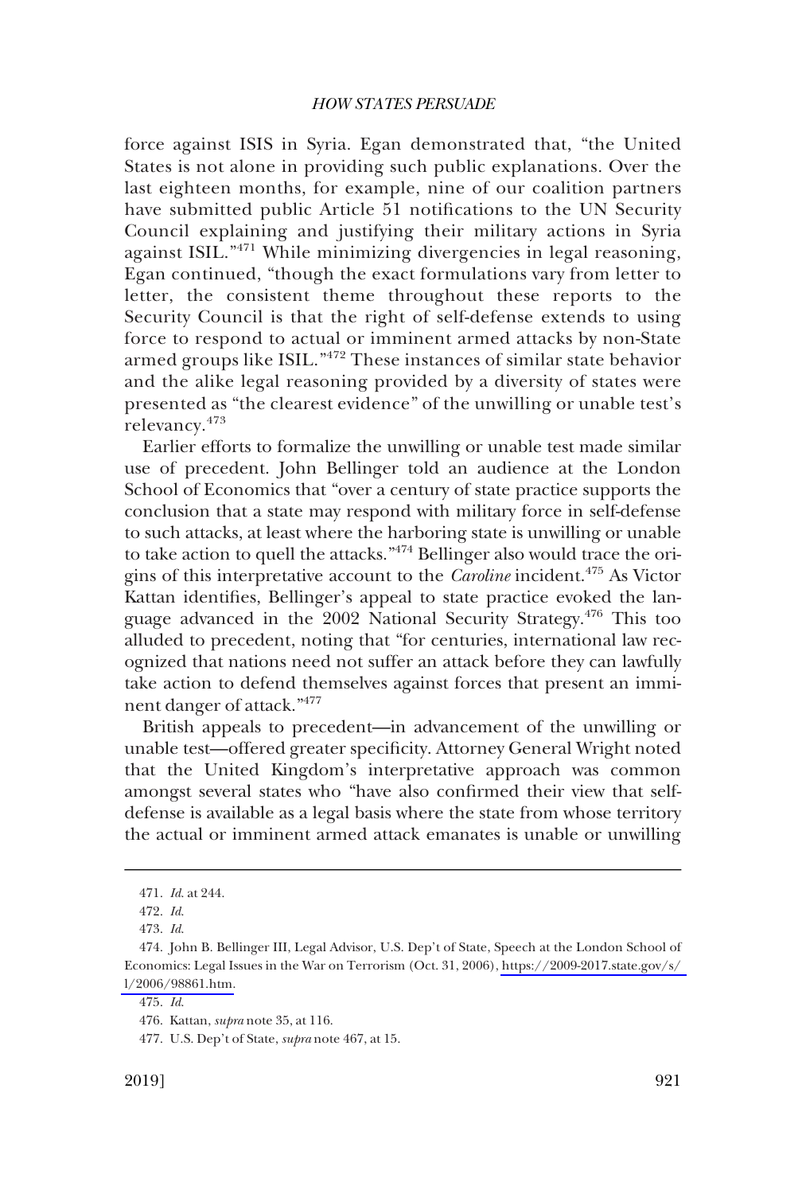force against ISIS in Syria. Egan demonstrated that, "the United States is not alone in providing such public explanations. Over the last eighteen months, for example, nine of our coalition partners have submitted public Article 51 notifications to the UN Security Council explaining and justifying their military actions in Syria against ISIL."[471] While minimizing divergencies in legal reasoning, Egan continued, "though the exact formulations vary from letter to letter, the consistent theme throughout these reports to the Security Council is that the right of self-defense extends to using force to respond to actual or imminent armed attacks by non-State armed groups like ISIL."[472] These instances of similar state behavior and the alike legal reasoning provided by a diversity of states were presented as "the clearest evidence" of the unwilling or unable test's relevancy.[473]

Earlier efforts to formalize the unwilling or unable test made similar use of precedent. John Bellinger told an audience at the London School of Economics that "over a century of state practice supports the conclusion that a state may respond with military force in self-defense to such attacks, at least where the harboring state is unwilling or unable to take action to quell the attacks."[474] Bellinger also would trace the origins of this interpretative account to the *Caroline* incident.[475] As Victor Kattan identifies, Bellinger's appeal to state practice evoked the language advanced in the 2002 National Security Strategy.[476] This too alluded to precedent, noting that "for centuries, international law recognized that nations need not suffer an attack before they can lawfully take action to defend themselves against forces that present an imminent danger of attack."[477]

British appeals to precedent—in advancement of the unwilling or unable test—offered greater specificity. Attorney General Wright noted that the United Kingdom's interpretative approach was common amongst several states who "have also confirmed their view that self-defense is available as a legal basis where the state from whose territory the actual or imminent armed attack emanates is unable or unwilling

---

471. *Id.* at 244.

472. *Id.*

473. *Id.*

474. John B. Bellinger III, Legal Advisor, U.S. Dep't of State, Speech at the London School of Economics: Legal Issues in the War on Terrorism (Oct. 31, 2006), https://2009-2017.state.gov/s/l/2006/98861.htm.

475. *Id.*

476. Kattan, *supra* note 35, at 116.

477. U.S. Dep't of State, *supra* note 467, at 15.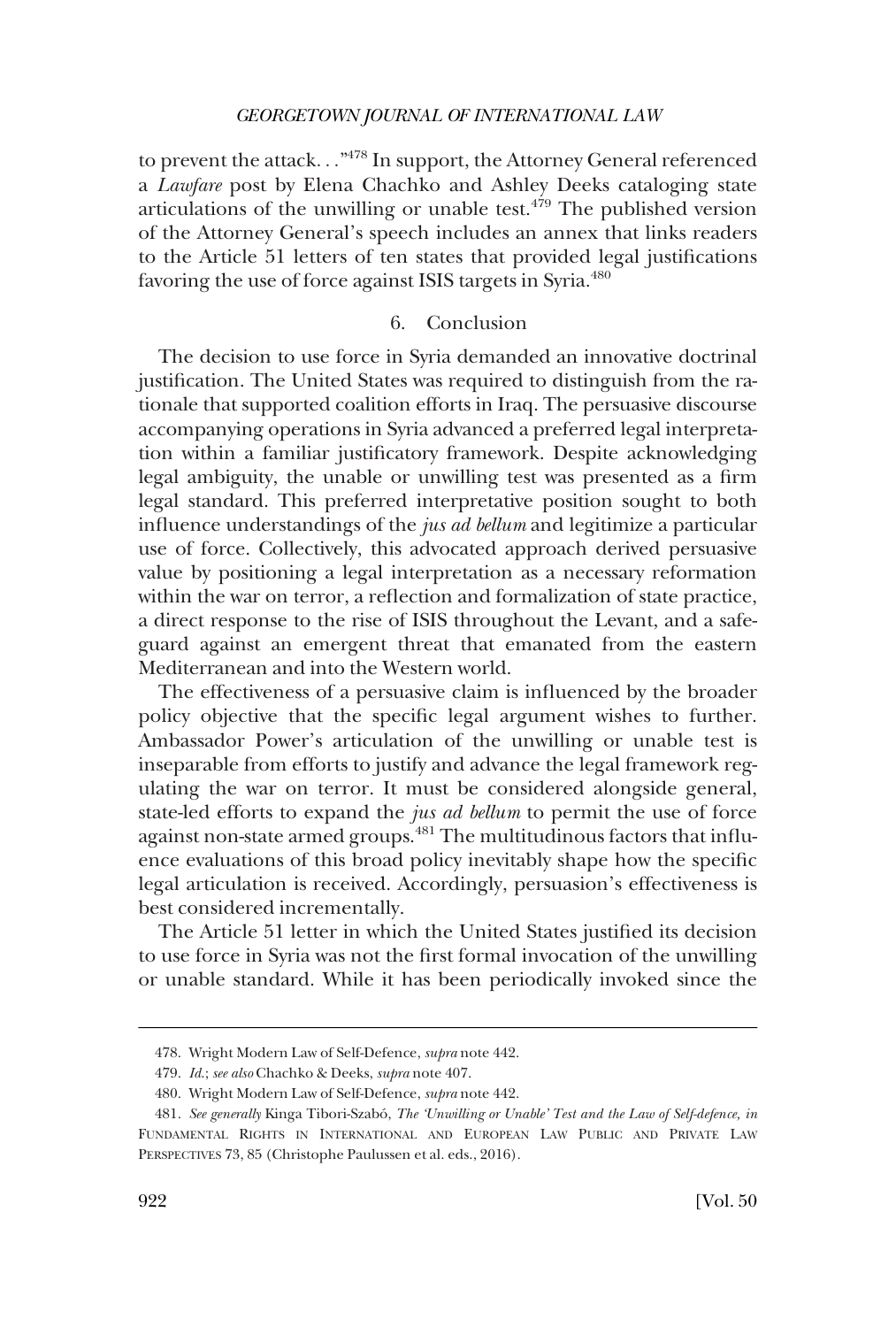to prevent the attack. . ."[478] In support, the Attorney General referenced a *Lawfare* post by Elena Chachko and Ashley Deeks cataloging state articulations of the unwilling or unable test.[479] The published version of the Attorney General's speech includes an annex that links readers to the Article 51 letters of ten states that provided legal justifications favoring the use of force against ISIS targets in Syria.[480]

### 6. Conclusion

The decision to use force in Syria demanded an innovative doctrinal justification. The United States was required to distinguish from the rationale that supported coalition efforts in Iraq. The persuasive discourse accompanying operations in Syria advanced a preferred legal interpretation within a familiar justificatory framework. Despite acknowledging legal ambiguity, the unable or unwilling test was presented as a firm legal standard. This preferred interpretative position sought to both influence understandings of the *jus ad bellum* and legitimize a particular use of force. Collectively, this advocated approach derived persuasive value by positioning a legal interpretation as a necessary reformation within the war on terror, a reflection and formalization of state practice, a direct response to the rise of ISIS throughout the Levant, and a safeguard against an emergent threat that emanated from the eastern Mediterranean and into the Western world.

The effectiveness of a persuasive claim is influenced by the broader policy objective that the specific legal argument wishes to further. Ambassador Power's articulation of the unwilling or unable test is inseparable from efforts to justify and advance the legal framework regulating the war on terror. It must be considered alongside general, state-led efforts to expand the *jus ad bellum* to permit the use of force against non-state armed groups.[481] The multitudinous factors that influence evaluations of this broad policy inevitably shape how the specific legal articulation is received. Accordingly, persuasion's effectiveness is best considered incrementally.

The Article 51 letter in which the United States justified its decision to use force in Syria was not the first formal invocation of the unwilling or unable standard. While it has been periodically invoked since the

---

478. Wright Modern Law of Self-Defence, *supra* note 442.

479. *Id.*; *see also* Chachko & Deeks, *supra* note 407.

480. Wright Modern Law of Self-Defence, *supra* note 442.

481. *See generally* Kinga Tibori-Szabó, *The 'Unwilling or Unable' Test and the Law of Self-defence, in* FUNDAMENTAL RIGHTS IN INTERNATIONAL AND EUROPEAN LAW PUBLIC AND PRIVATE LAW PERSPECTIVES 73, 85 (Christophe Paulussen et al. eds., 2016).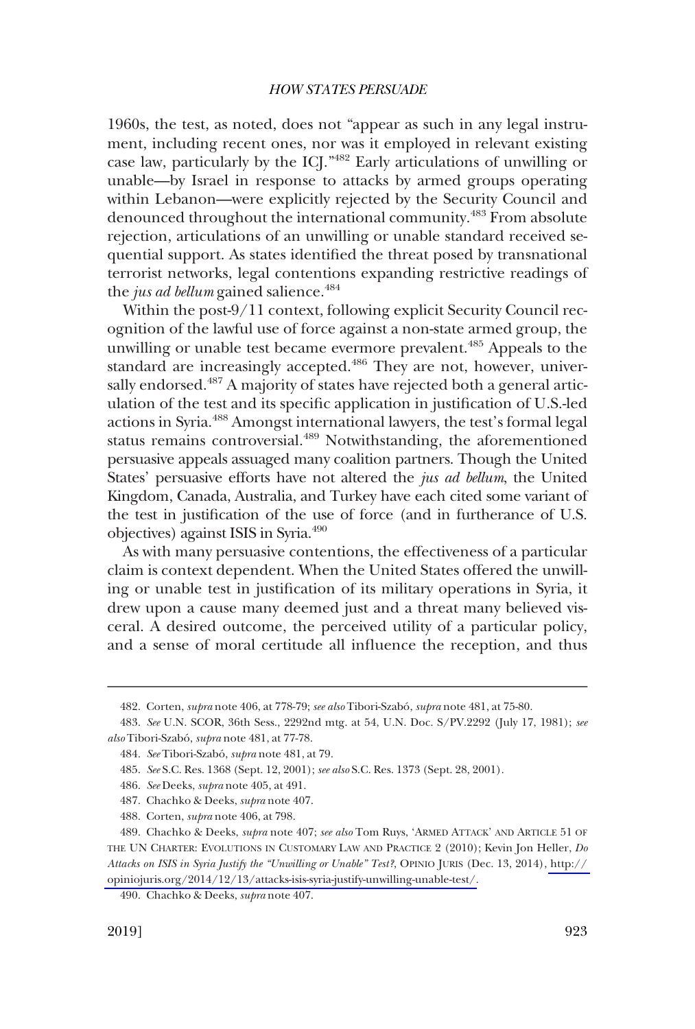1960s, the test, as noted, does not "appear as such in any legal instrument, including recent ones, nor was it employed in relevant existing case law, particularly by the ICJ."[482] Early articulations of unwilling or unable—by Israel in response to attacks by armed groups operating within Lebanon—were explicitly rejected by the Security Council and denounced throughout the international community.[483] From absolute rejection, articulations of an unwilling or unable standard received sequential support. As states identified the threat posed by transnational terrorist networks, legal contentions expanding restrictive readings of the *jus ad bellum* gained salience.[484]

Within the post-9/11 context, following explicit Security Council recognition of the lawful use of force against a non-state armed group, the unwilling or unable test became evermore prevalent.[485] Appeals to the standard are increasingly accepted.[486] They are not, however, universally endorsed.[487] A majority of states have rejected both a general articulation of the test and its specific application in justification of U.S.-led actions in Syria.[488] Amongst international lawyers, the test's formal legal status remains controversial.[489] Notwithstanding, the aforementioned persuasive appeals assuaged many coalition partners. Though the United States' persuasive efforts have not altered the *jus ad bellum*, the United Kingdom, Canada, Australia, and Turkey have each cited some variant of the test in justification of the use of force (and in furtherance of U.S. objectives) against ISIS in Syria.[490]

As with many persuasive contentions, the effectiveness of a particular claim is context dependent. When the United States offered the unwilling or unable test in justification of its military operations in Syria, it drew upon a cause many deemed just and a threat many believed visceral. A desired outcome, the perceived utility of a particular policy, and a sense of moral certitude all influence the reception, and thus

---

482. Corten, *supra* note 406, at 778-79; *see also* Tibori-Szabó, *supra* note 481, at 75-80.

483. *See* U.N. SCOR, 36th Sess., 2292nd mtg. at 54, U.N. Doc. S/PV.2292 (July 17, 1981); *see also* Tibori-Szabó, *supra* note 481, at 77-78.

484. *See* Tibori-Szabó, *supra* note 481, at 79.

485. *See* S.C. Res. 1368 (Sept. 12, 2001); *see also* S.C. Res. 1373 (Sept. 28, 2001).

486. *See* Deeks, *supra* note 405, at 491.

487. Chachko & Deeks, *supra* note 407.

488. Corten, *supra* note 406, at 798.

489. Chachko & Deeks, *supra* note 407; *see also* Tom Ruys, 'ARMED ATTACK' AND ARTICLE 51 OF THE UN CHARTER: EVOLUTIONS IN CUSTOMARY LAW AND PRACTICE 2 (2010); Kevin Jon Heller, *Do Attacks on ISIS in Syria Justify the "Unwilling or Unable" Test?*, OPINIO JURIS (Dec. 13, 2014), http://opiniojuris.org/2014/12/13/attacks-isis-syria-justify-unwilling-unable-test/.

490. Chachko & Deeks, *supra* note 407.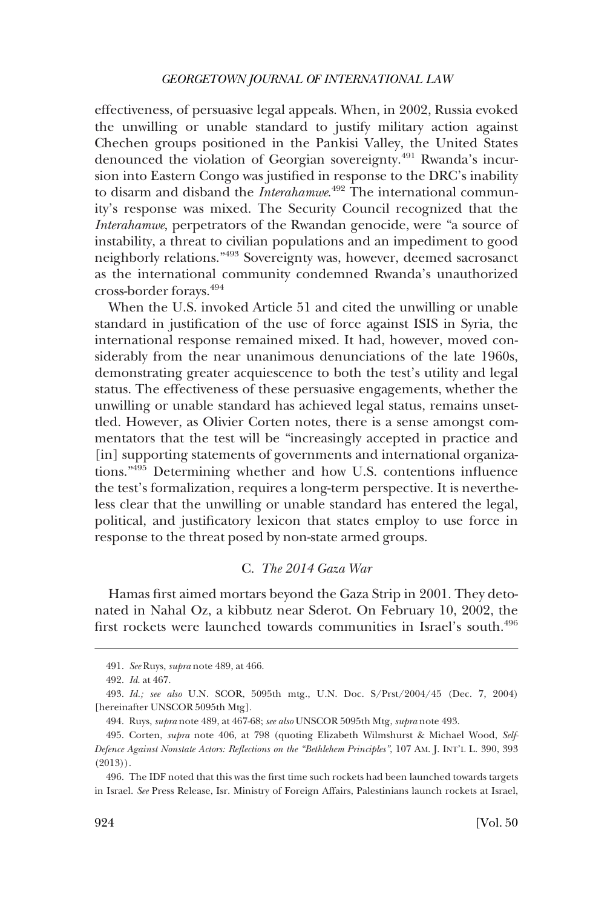effectiveness, of persuasive legal appeals. When, in 2002, Russia evoked the unwilling or unable standard to justify military action against Chechen groups positioned in the Pankisi Valley, the United States denounced the violation of Georgian sovereignty.[491] Rwanda's incursion into Eastern Congo was justified in response to the DRC's inability to disarm and disband the *Interahamwe*.[492] The international community's response was mixed. The Security Council recognized that the *Interahamwe*, perpetrators of the Rwandan genocide, were "a source of instability, a threat to civilian populations and an impediment to good neighborly relations."[493] Sovereignty was, however, deemed sacrosanct as the international community condemned Rwanda's unauthorized cross-border forays.[494]

When the U.S. invoked Article 51 and cited the unwilling or unable standard in justification of the use of force against ISIS in Syria, the international response remained mixed. It had, however, moved considerably from the near unanimous denunciations of the late 1960s, demonstrating greater acquiescence to both the test's utility and legal status. The effectiveness of these persuasive engagements, whether the unwilling or unable standard has achieved legal status, remains unsettled. However, as Olivier Corten notes, there is a sense amongst commentators that the test will be "increasingly accepted in practice and [in] supporting statements of governments and international organizations."[495] Determining whether and how U.S. contentions influence the test's formalization, requires a long-term perspective. It is nevertheless clear that the unwilling or unable standard has entered the legal, political, and justificatory lexicon that states employ to use force in response to the threat posed by non-state armed groups.

### C. *The 2014 Gaza War*

Hamas first aimed mortars beyond the Gaza Strip in 2001. They detonated in Nahal Oz, a kibbutz near Sderot. On February 10, 2002, the first rockets were launched towards communities in Israel's south.[496]

---

491. *See* Ruys, *supra* note 489, at 466.

492. *Id.* at 467.

493. *Id.; see also* U.N. SCOR, 5095th mtg., U.N. Doc. S/Prst/2004/45 (Dec. 7, 2004) [hereinafter UNSCOR 5095th Mtg].

494. Ruys, *supra* note 489, at 467-68; *see also* UNSCOR 5095th Mtg, *supra* note 493.

495. Corten, *supra* note 406, at 798 (quoting Elizabeth Wilmshurst & Michael Wood, *Self-Defence Against Nonstate Actors: Reflections on the "Bethlehem Principles"*, 107 AM. J. INT'L L. 390, 393 (2013)).

496. The IDF noted that this was the first time such rockets had been launched towards targets in Israel. *See* Press Release, Isr. Ministry of Foreign Affairs, Palestinians launch rockets at Israel,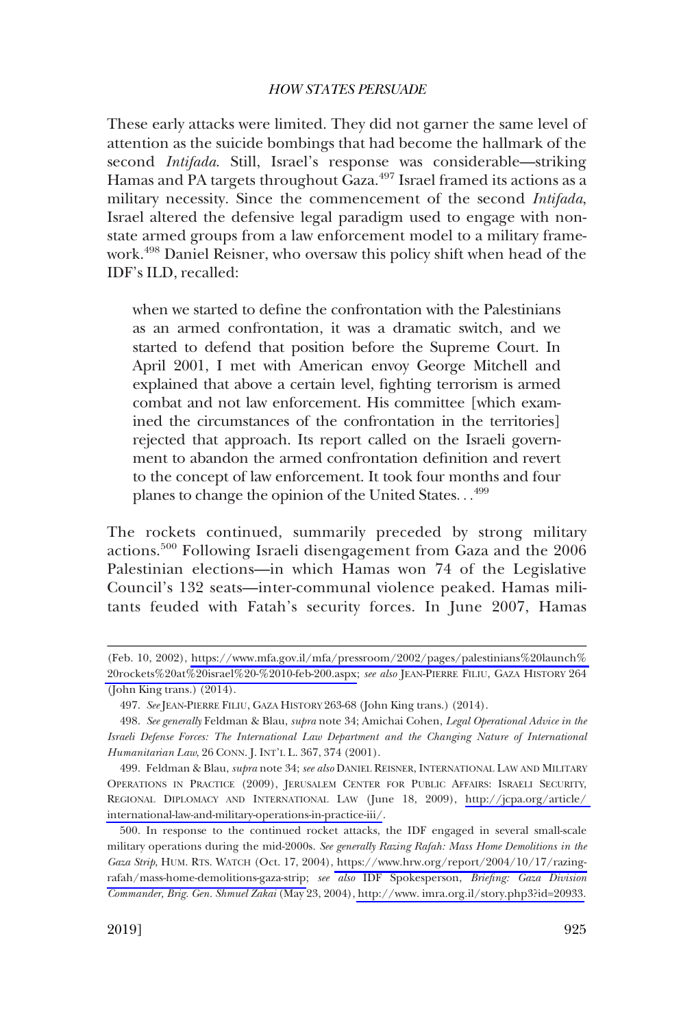These early attacks were limited. They did not garner the same level of attention as the suicide bombings that had become the hallmark of the second *Intifada*. Still, Israel's response was considerable—striking Hamas and PA targets throughout Gaza.[497] Israel framed its actions as a military necessity. Since the commencement of the second *Intifada*, Israel altered the defensive legal paradigm used to engage with non-state armed groups from a law enforcement model to a military framework.[498] Daniel Reisner, who oversaw this policy shift when head of the IDF's ILD, recalled:

> when we started to define the confrontation with the Palestinians as an armed confrontation, it was a dramatic switch, and we started to defend that position before the Supreme Court. In April 2001, I met with American envoy George Mitchell and explained that above a certain level, fighting terrorism is armed combat and not law enforcement. His committee [which examined the circumstances of the confrontation in the territories] rejected that approach. Its report called on the Israeli government to abandon the armed confrontation definition and revert to the concept of law enforcement. It took four months and four planes to change the opinion of the United States. . .[499]

The rockets continued, summarily preceded by strong military actions.[500] Following Israeli disengagement from Gaza and the 2006 Palestinian elections—in which Hamas won 74 of the Legislative Council's 132 seats—inter-communal violence peaked. Hamas militants feuded with Fatah's security forces. In June 2007, Hamas

---

(Feb. 10, 2002), https://www.mfa.gov.il/mfa/pressroom/2002/pages/palestinians%20launch%20rockets%20at%20israel%20-%2010-feb-200.aspx; *see also* JEAN-PIERRE FILIU, GAZA HISTORY 264 (John King trans.) (2014).

497. *See* JEAN-PIERRE FILIU, GAZA HISTORY 263-68 (John King trans.) (2014).

498. *See generally* Feldman & Blau, *supra* note 34; Amichai Cohen, *Legal Operational Advice in the Israeli Defense Forces: The International Law Department and the Changing Nature of International Humanitarian Law*, 26 CONN. J. INT'L L. 367, 374 (2001).

499. Feldman & Blau, *supra* note 34; *see also* DANIEL REISNER, INTERNATIONAL LAW AND MILITARY OPERATIONS IN PRACTICE (2009), JERUSALEM CENTER FOR PUBLIC AFFAIRS: ISRAELI SECURITY, REGIONAL DIPLOMACY AND INTERNATIONAL LAW (June 18, 2009), http://jcpa.org/article/international-law-and-military-operations-in-practice-iii/.

500. In response to the continued rocket attacks, the IDF engaged in several small-scale military operations during the mid-2000s. *See generally Razing Rafah: Mass Home Demolitions in the Gaza Strip*, HUM. RTS. WATCH (Oct. 17, 2004), https://www.hrw.org/report/2004/10/17/razing-rafah/mass-home-demolitions-gaza-strip; *see also* IDF Spokesperson, *Briefing: Gaza Division Commander, Brig. Gen. Shmuel Zakai* (May 23, 2004), http://www. imra.org.il/story.php3?id=20933.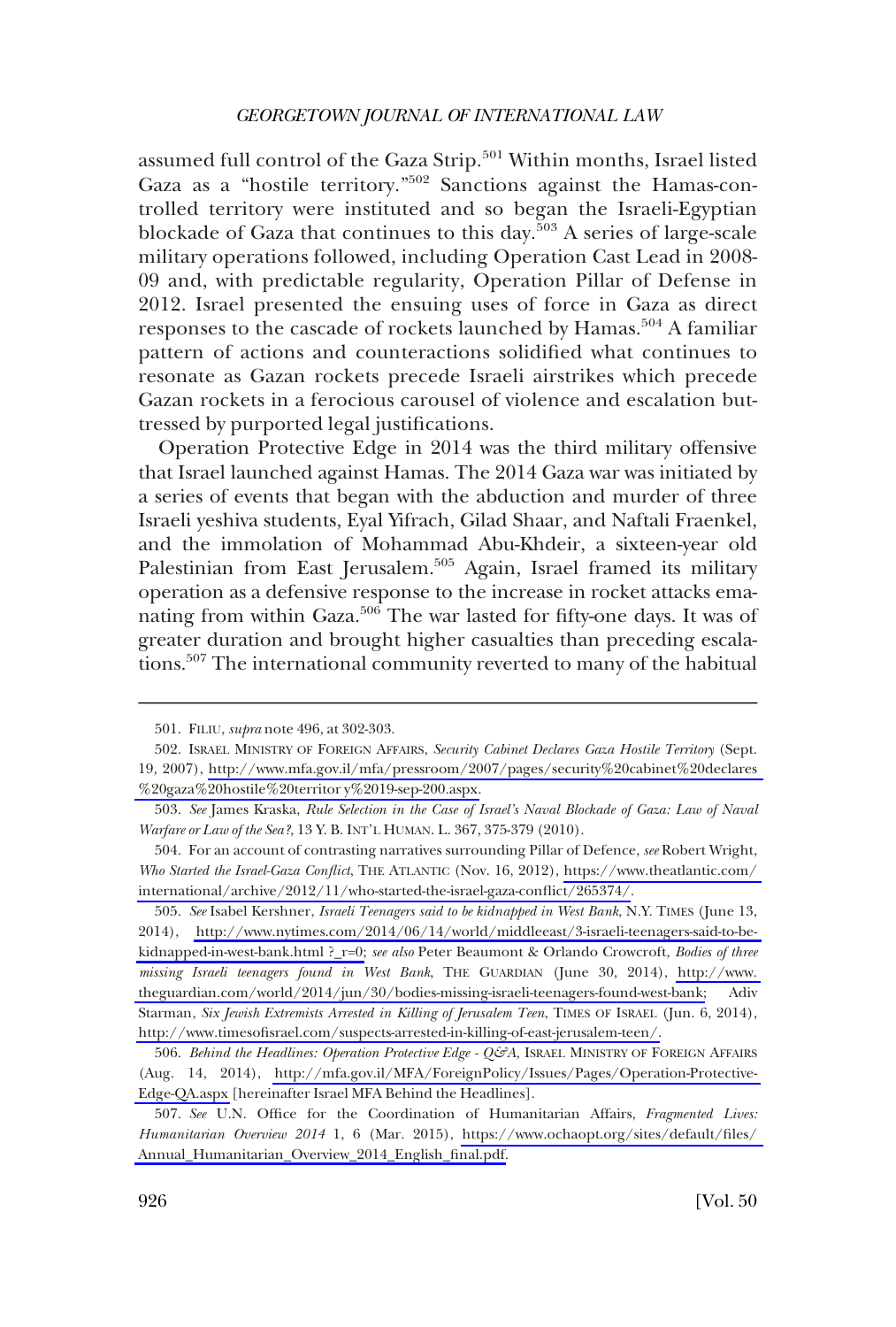assumed full control of the Gaza Strip.[501] Within months, Israel listed Gaza as a "hostile territory."[502] Sanctions against the Hamas-controlled territory were instituted and so began the Israeli-Egyptian blockade of Gaza that continues to this day.[503] A series of large-scale military operations followed, including Operation Cast Lead in 2008-09 and, with predictable regularity, Operation Pillar of Defense in 2012. Israel presented the ensuing uses of force in Gaza as direct responses to the cascade of rockets launched by Hamas.[504] A familiar pattern of actions and counteractions solidified what continues to resonate as Gazan rockets precede Israeli airstrikes which precede Gazan rockets in a ferocious carousel of violence and escalation buttressed by purported legal justifications.

Operation Protective Edge in 2014 was the third military offensive that Israel launched against Hamas. The 2014 Gaza war was initiated by a series of events that began with the abduction and murder of three Israeli yeshiva students, Eyal Yifrach, Gilad Shaar, and Naftali Fraenkel, and the immolation of Mohammad Abu-Khdeir, a sixteen-year old Palestinian from East Jerusalem.[505] Again, Israel framed its military operation as a defensive response to the increase in rocket attacks emanating from within Gaza.[506] The war lasted for fifty-one days. It was of greater duration and brought higher casualties than preceding escalations.[507] The international community reverted to many of the habitual

---

501. FILIU, *supra* note 496, at 302-303.

502. ISRAEL MINISTRY OF FOREIGN AFFAIRS, *Security Cabinet Declares Gaza Hostile Territory* (Sept. 19, 2007), http://www.mfa.gov.il/mfa/pressroom/2007/pages/security%20cabinet%20declares%20gaza%20hostile%20territor y%2019-sep-200.aspx.

503. *See* James Kraska, *Rule Selection in the Case of Israel's Naval Blockade of Gaza: Law of Naval Warfare or Law of the Sea?*, 13 Y. B. INT'L HUMAN. L. 367, 375-379 (2010).

504. For an account of contrasting narratives surrounding Pillar of Defence, *see* Robert Wright, *Who Started the Israel-Gaza Conflict*, THE ATLANTIC (Nov. 16, 2012), https://www.theatlantic.com/international/archive/2012/11/who-started-the-israel-gaza-conflict/265374/.

505. *See* Isabel Kershner, *Israeli Teenagers said to be kidnapped in West Bank*, N.Y. TIMES (June 13, 2014), http://www.nytimes.com/2014/06/14/world/middleeast/3-israeli-teenagers-said-to-be-kidnapped-in-west-bank.html ?_r=0; *see also* Peter Beaumont & Orlando Crowcroft, *Bodies of three missing Israeli teenagers found in West Bank*, THE GUARDIAN (June 30, 2014), http://www.theguardian.com/world/2014/jun/30/bodies-missing-israeli-teenagers-found-west-bank; Adiv Starman, *Six Jewish Extremists Arrested in Killing of Jerusalem Teen*, TIMES OF ISRAEL (Jun. 6, 2014), http://www.timesofisrael.com/suspects-arrested-in-killing-of-east-jerusalem-teen/.

506. *Behind the Headlines: Operation Protective Edge - Q&A*, ISRAEL MINISTRY OF FOREIGN AFFAIRS (Aug. 14, 2014), http://mfa.gov.il/MFA/ForeignPolicy/Issues/Pages/Operation-Protective-Edge-QA.aspx [hereinafter Israel MFA Behind the Headlines].

507. *See* U.N. Office for the Coordination of Humanitarian Affairs, *Fragmented Lives: Humanitarian Overview 2014* 1, 6 (Mar. 2015), https://www.ochaopt.org/sites/default/files/Annual_Humanitarian_Overview_2014_English_final.pdf.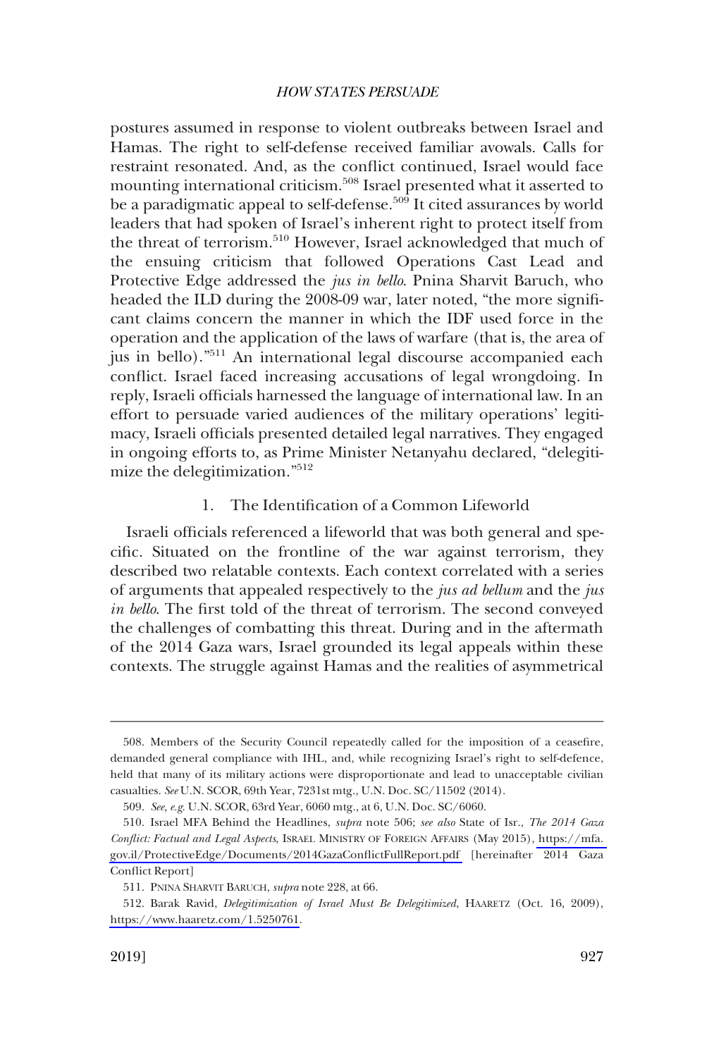postures assumed in response to violent outbreaks between Israel and Hamas. The right to self-defense received familiar avowals. Calls for restraint resonated. And, as the conflict continued, Israel would face mounting international criticism.[508] Israel presented what it asserted to be a paradigmatic appeal to self-defense.[509] It cited assurances by world leaders that had spoken of Israel's inherent right to protect itself from the threat of terrorism.[510] However, Israel acknowledged that much of the ensuing criticism that followed Operations Cast Lead and Protective Edge addressed the *jus in bello*. Pnina Sharvit Baruch, who headed the ILD during the 2008-09 war, later noted, "the more significant claims concern the manner in which the IDF used force in the operation and the application of the laws of warfare (that is, the area of jus in bello)."[511] An international legal discourse accompanied each conflict. Israel faced increasing accusations of legal wrongdoing. In reply, Israeli officials harnessed the language of international law. In an effort to persuade varied audiences of the military operations' legitimacy, Israeli officials presented detailed legal narratives. They engaged in ongoing efforts to, as Prime Minister Netanyahu declared, "delegitimize the delegitimization."[512]

### 1. The Identification of a Common Lifeworld

Israeli officials referenced a lifeworld that was both general and specific. Situated on the frontline of the war against terrorism, they described two relatable contexts. Each context correlated with a series of arguments that appealed respectively to the *jus ad bellum* and the *jus in bello*. The first told of the threat of terrorism. The second conveyed the challenges of combatting this threat. During and in the aftermath of the 2014 Gaza wars, Israel grounded its legal appeals within these contexts. The struggle against Hamas and the realities of asymmetrical

---

508. Members of the Security Council repeatedly called for the imposition of a ceasefire, demanded general compliance with IHL, and, while recognizing Israel's right to self-defence, held that many of its military actions were disproportionate and lead to unacceptable civilian casualties. *See* U.N. SCOR, 69th Year, 7231st mtg., U.N. Doc. SC/11502 (2014).

509. *See, e.g.* U.N. SCOR, 63rd Year, 6060 mtg., at 6, U.N. Doc. SC/6060.

510. Israel MFA Behind the Headlines, *supra* note 506; *see also* State of Isr., *The 2014 Gaza Conflict: Factual and Legal Aspects*, ISRAEL MINISTRY OF FOREIGN AFFAIRS (May 2015), https://mfa.gov.il/ProtectiveEdge/Documents/2014GazaConflictFullReport.pdf [hereinafter 2014 Gaza Conflict Report]

511. PNINA SHARVIT BARUCH, *supra* note 228, at 66.

512. Barak Ravid, *Delegitimization of Israel Must Be Delegitimized*, HAARETZ (Oct. 16, 2009), https://www.haaretz.com/1.5250761.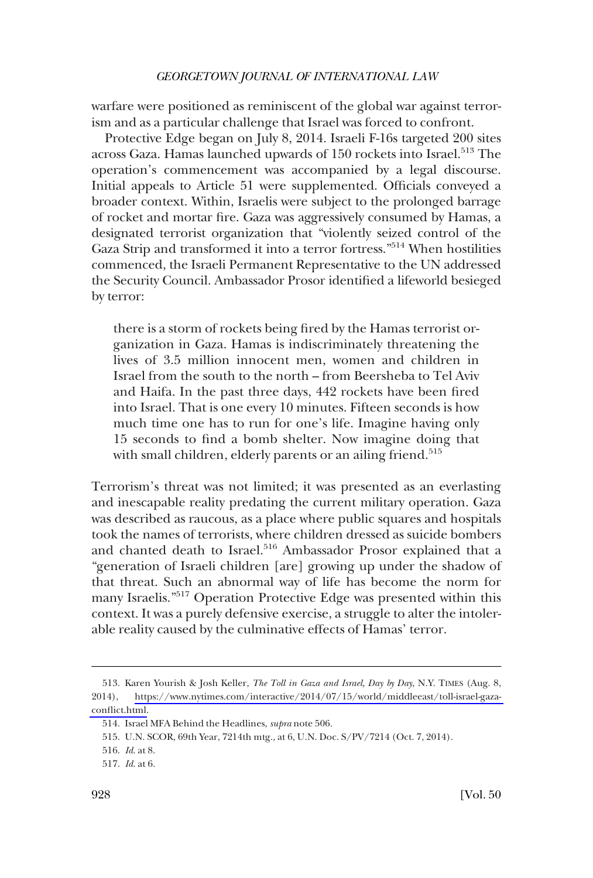warfare were positioned as reminiscent of the global war against terrorism and as a particular challenge that Israel was forced to confront.

Protective Edge began on July 8, 2014. Israeli F-16s targeted 200 sites across Gaza. Hamas launched upwards of 150 rockets into Israel.[513] The operation's commencement was accompanied by a legal discourse. Initial appeals to Article 51 were supplemented. Officials conveyed a broader context. Within, Israelis were subject to the prolonged barrage of rocket and mortar fire. Gaza was aggressively consumed by Hamas, a designated terrorist organization that "violently seized control of the Gaza Strip and transformed it into a terror fortress."[514] When hostilities commenced, the Israeli Permanent Representative to the UN addressed the Security Council. Ambassador Prosor identified a lifeworld besieged by terror:

> there is a storm of rockets being fired by the Hamas terrorist organization in Gaza. Hamas is indiscriminately threatening the lives of 3.5 million innocent men, women and children in Israel from the south to the north – from Beersheba to Tel Aviv and Haifa. In the past three days, 442 rockets have been fired into Israel. That is one every 10 minutes. Fifteen seconds is how much time one has to run for one's life. Imagine having only 15 seconds to find a bomb shelter. Now imagine doing that with small children, elderly parents or an ailing friend.[515]

Terrorism's threat was not limited; it was presented as an everlasting and inescapable reality predating the current military operation. Gaza was described as raucous, as a place where public squares and hospitals took the names of terrorists, where children dressed as suicide bombers and chanted death to Israel.[516] Ambassador Prosor explained that a "generation of Israeli children [are] growing up under the shadow of that threat. Such an abnormal way of life has become the norm for many Israelis."[517] Operation Protective Edge was presented within this context. It was a purely defensive exercise, a struggle to alter the intolerable reality caused by the culminative effects of Hamas' terror.

---

513. Karen Yourish & Josh Keller, *The Toll in Gaza and Israel, Day by Day*, N.Y. TIMES (Aug. 8, 2014), https://www.nytimes.com/interactive/2014/07/15/world/middleeast/toll-israel-gaza-conflict.html.

514. Israel MFA Behind the Headlines, *supra* note 506.

515. U.N. SCOR, 69th Year, 7214th mtg., at 6, U.N. Doc. S/PV/7214 (Oct. 7, 2014).

516. *Id*. at 8.

517. *Id*. at 6.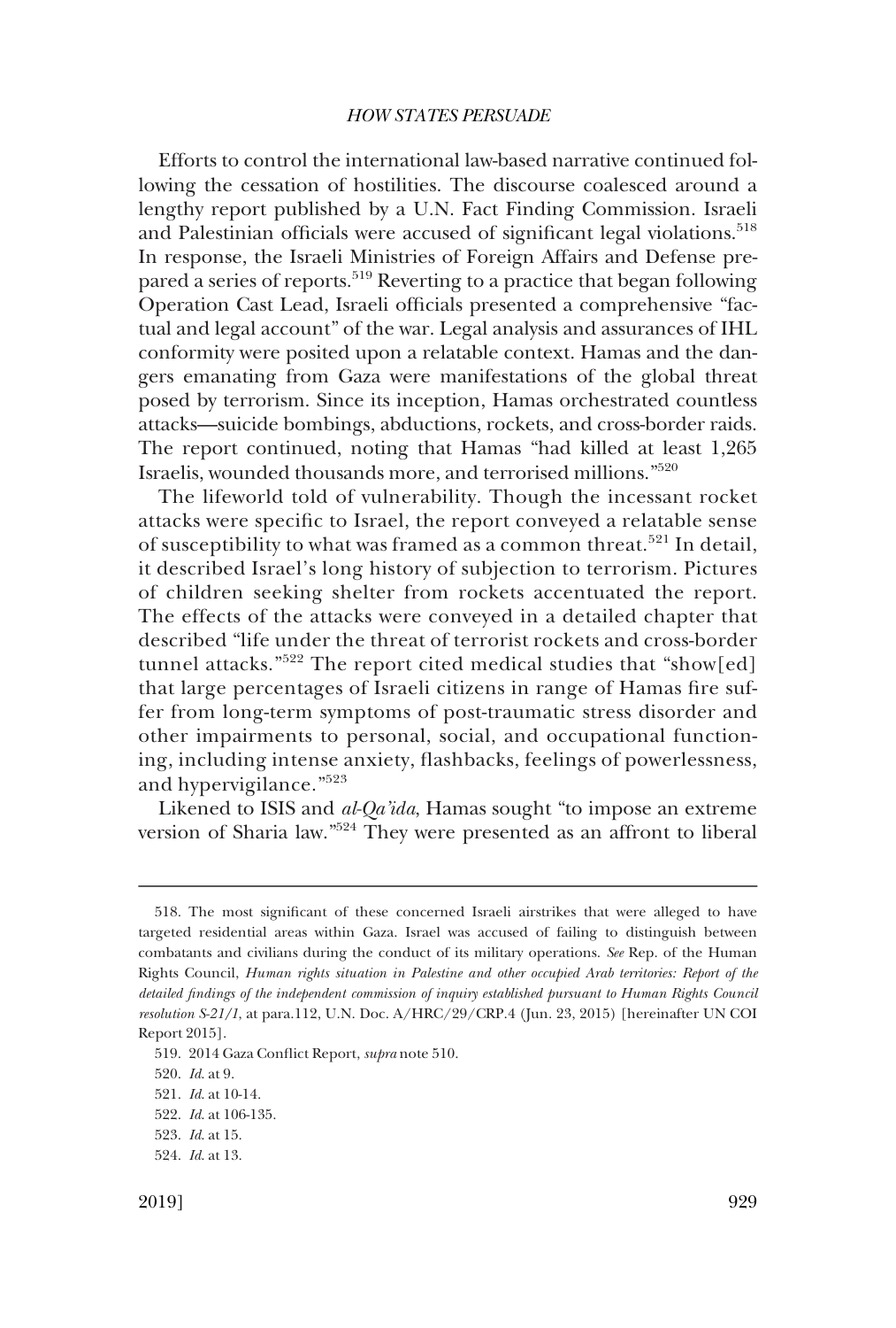Efforts to control the international law-based narrative continued following the cessation of hostilities. The discourse coalesced around a lengthy report published by a U.N. Fact Finding Commission. Israeli and Palestinian officials were accused of significant legal violations.[518] In response, the Israeli Ministries of Foreign Affairs and Defense prepared a series of reports.[519] Reverting to a practice that began following Operation Cast Lead, Israeli officials presented a comprehensive "factual and legal account" of the war. Legal analysis and assurances of IHL conformity were posited upon a relatable context. Hamas and the dangers emanating from Gaza were manifestations of the global threat posed by terrorism. Since its inception, Hamas orchestrated countless attacks—suicide bombings, abductions, rockets, and cross-border raids. The report continued, noting that Hamas "had killed at least 1,265 Israelis, wounded thousands more, and terrorised millions."[520]

The lifeworld told of vulnerability. Though the incessant rocket attacks were specific to Israel, the report conveyed a relatable sense of susceptibility to what was framed as a common threat.[521] In detail, it described Israel's long history of subjection to terrorism. Pictures of children seeking shelter from rockets accentuated the report. The effects of the attacks were conveyed in a detailed chapter that described "life under the threat of terrorist rockets and cross-border tunnel attacks."[522] The report cited medical studies that "show[ed] that large percentages of Israeli citizens in range of Hamas fire suffer from long-term symptoms of post-traumatic stress disorder and other impairments to personal, social, and occupational functioning, including intense anxiety, flashbacks, feelings of powerlessness, and hypervigilance."[523]

Likened to ISIS and *al-Qa'ida*, Hamas sought "to impose an extreme version of Sharia law."[524] They were presented as an affront to liberal

---

518. The most significant of these concerned Israeli airstrikes that were alleged to have targeted residential areas within Gaza. Israel was accused of failing to distinguish between combatants and civilians during the conduct of its military operations. *See* Rep. of the Human Rights Council, *Human rights situation in Palestine and other occupied Arab territories: Report of the detailed findings of the independent commission of inquiry established pursuant to Human Rights Council resolution S-21/1*, at para.112, U.N. Doc. A/HRC/29/CRP.4 (Jun. 23, 2015) [hereinafter UN COI Report 2015].

519. 2014 Gaza Conflict Report, *supra* note 510.

520. *Id.* at 9.

521. *Id.* at 10-14.

522. *Id.* at 106-135.

523. *Id.* at 15.

524. *Id.* at 13.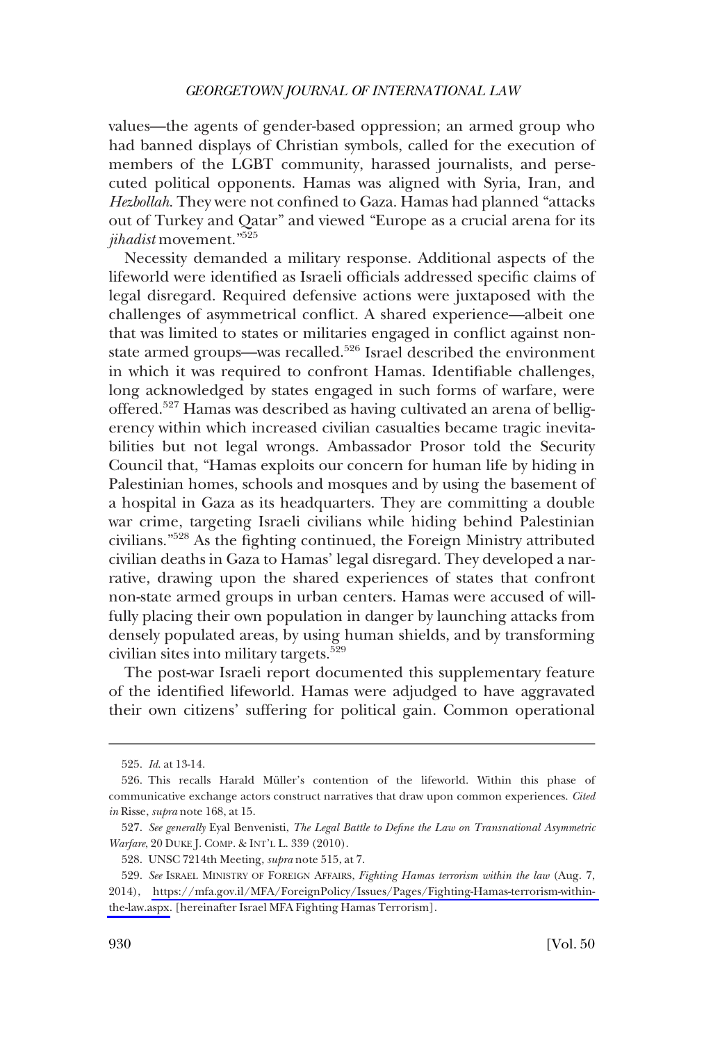values—the agents of gender-based oppression; an armed group who had banned displays of Christian symbols, called for the execution of members of the LGBT community, harassed journalists, and persecuted political opponents. Hamas was aligned with Syria, Iran, and *Hezbollah*. They were not confined to Gaza. Hamas had planned "attacks out of Turkey and Qatar" and viewed "Europe as a crucial arena for its *jihadist* movement."[525]

Necessity demanded a military response. Additional aspects of the lifeworld were identified as Israeli officials addressed specific claims of legal disregard. Required defensive actions were juxtaposed with the challenges of asymmetrical conflict. A shared experience—albeit one that was limited to states or militaries engaged in conflict against non-state armed groups—was recalled.[526] Israel described the environment in which it was required to confront Hamas. Identifiable challenges, long acknowledged by states engaged in such forms of warfare, were offered.[527] Hamas was described as having cultivated an arena of belligerency within which increased civilian casualties became tragic inevitabilities but not legal wrongs. Ambassador Prosor told the Security Council that, "Hamas exploits our concern for human life by hiding in Palestinian homes, schools and mosques and by using the basement of a hospital in Gaza as its headquarters. They are committing a double war crime, targeting Israeli civilians while hiding behind Palestinian civilians."[528] As the fighting continued, the Foreign Ministry attributed civilian deaths in Gaza to Hamas' legal disregard. They developed a narrative, drawing upon the shared experiences of states that confront non-state armed groups in urban centers. Hamas were accused of willfully placing their own population in danger by launching attacks from densely populated areas, by using human shields, and by transforming civilian sites into military targets.[529]

The post-war Israeli report documented this supplementary feature of the identified lifeworld. Hamas were adjudged to have aggravated their own citizens' suffering for political gain. Common operational

---

525. *Id.* at 13-14.

526. This recalls Harald Müller's contention of the lifeworld. Within this phase of communicative exchange actors construct narratives that draw upon common experiences. *Cited in* Risse, *supra* note 168, at 15.

527. *See generally* Eyal Benvenisti, *The Legal Battle to Define the Law on Transnational Asymmetric Warfare*, 20 DUKE J. COMP. & INT'L L. 339 (2010).

528. UNSC 7214th Meeting, *supra* note 515, at 7.

529. *See* ISRAEL MINISTRY OF FOREIGN AFFAIRS, *Fighting Hamas terrorism within the law* (Aug. 7, 2014), https://mfa.gov.il/MFA/ForeignPolicy/Issues/Pages/Fighting-Hamas-terrorism-within-the-law.aspx. [hereinafter Israel MFA Fighting Hamas Terrorism].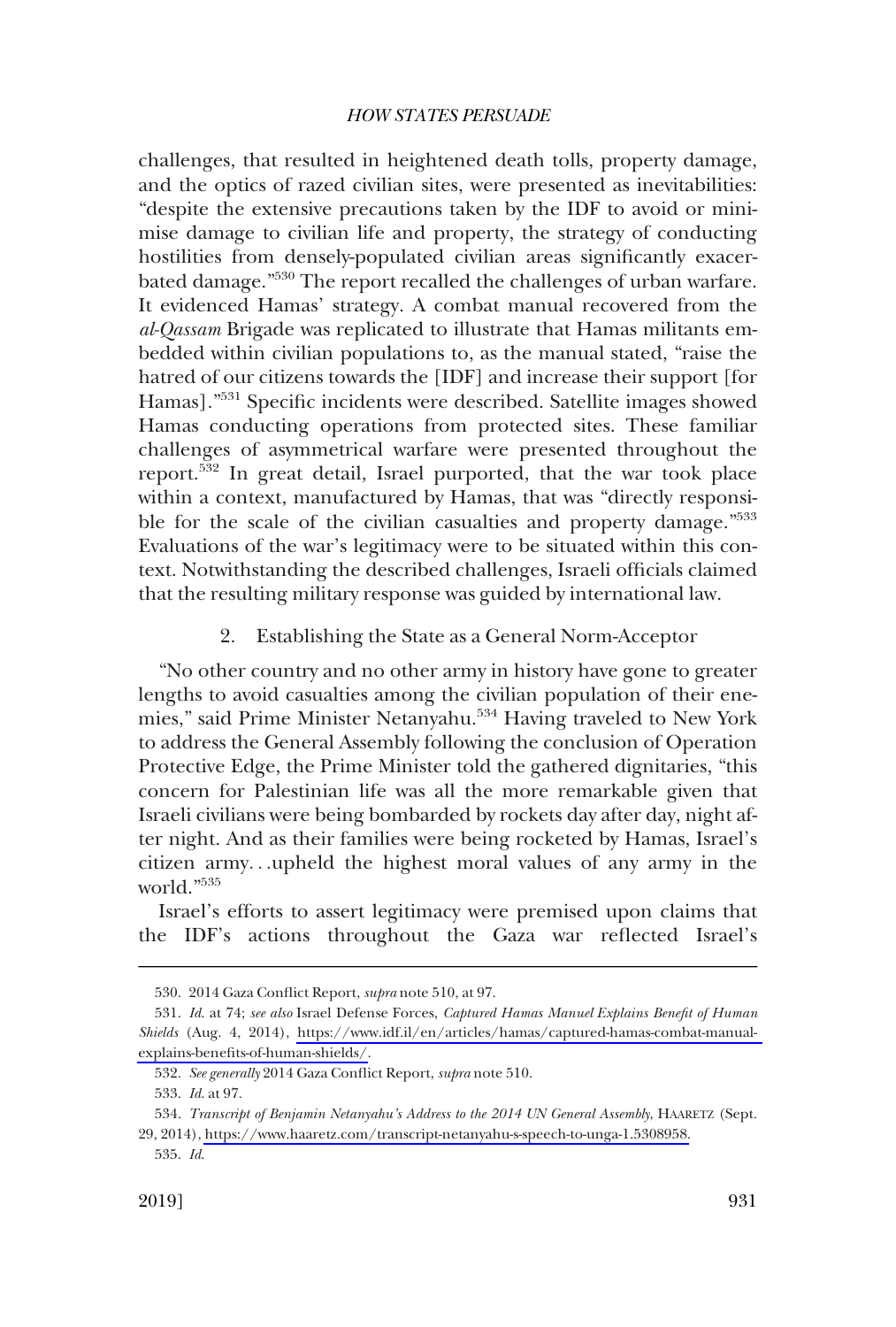challenges, that resulted in heightened death tolls, property damage, and the optics of razed civilian sites, were presented as inevitabilities: "despite the extensive precautions taken by the IDF to avoid or minimise damage to civilian life and property, the strategy of conducting hostilities from densely-populated civilian areas significantly exacerbated damage."[530] The report recalled the challenges of urban warfare. It evidenced Hamas' strategy. A combat manual recovered from the *al-Qassam* Brigade was replicated to illustrate that Hamas militants embedded within civilian populations to, as the manual stated, "raise the hatred of our citizens towards the [IDF] and increase their support [for Hamas]."[531] Specific incidents were described. Satellite images showed Hamas conducting operations from protected sites. These familiar challenges of asymmetrical warfare were presented throughout the report.[532] In great detail, Israel purported, that the war took place within a context, manufactured by Hamas, that was "directly responsible for the scale of the civilian casualties and property damage."[533] Evaluations of the war's legitimacy were to be situated within this context. Notwithstanding the described challenges, Israeli officials claimed that the resulting military response was guided by international law.

### 2. Establishing the State as a General Norm-Acceptor

"No other country and no other army in history have gone to greater lengths to avoid casualties among the civilian population of their enemies," said Prime Minister Netanyahu.[534] Having traveled to New York to address the General Assembly following the conclusion of Operation Protective Edge, the Prime Minister told the gathered dignitaries, "this concern for Palestinian life was all the more remarkable given that Israeli civilians were being bombarded by rockets day after day, night after night. And as their families were being rocketed by Hamas, Israel's citizen army. . .upheld the highest moral values of any army in the world."[535]

Israel's efforts to assert legitimacy were premised upon claims that the IDF's actions throughout the Gaza war reflected Israel's

---

530. 2014 Gaza Conflict Report, *supra* note 510, at 97.

531. *Id.* at 74; *see also* Israel Defense Forces, *Captured Hamas Manuel Explains Benefit of Human Shields* (Aug. 4, 2014), https://www.idf.il/en/articles/hamas/captured-hamas-combat-manual-explains-benefits-of-human-shields/.

532. *See generally* 2014 Gaza Conflict Report, *supra* note 510.

533. *Id.* at 97.

534. *Transcript of Benjamin Netanyahu's Address to the 2014 UN General Assembly*, HAARETZ (Sept. 29, 2014), https://www.haaretz.com/transcript-netanyahu-s-speech-to-unga-1.5308958.

535. *Id.*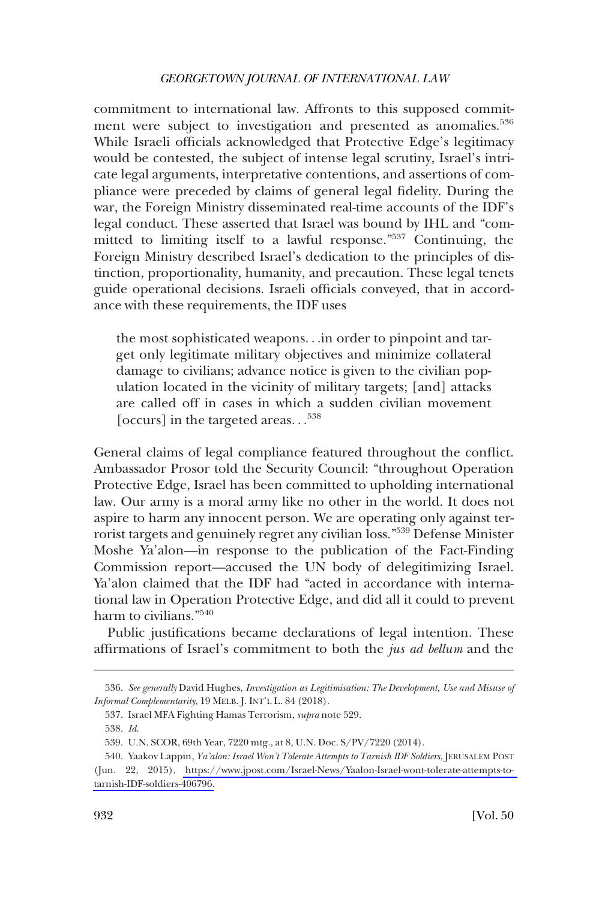commitment to international law. Affronts to this supposed commitment were subject to investigation and presented as anomalies.[536] While Israeli officials acknowledged that Protective Edge's legitimacy would be contested, the subject of intense legal scrutiny, Israel's intricate legal arguments, interpretative contentions, and assertions of compliance were preceded by claims of general legal fidelity. During the war, the Foreign Ministry disseminated real-time accounts of the IDF's legal conduct. These asserted that Israel was bound by IHL and "committed to limiting itself to a lawful response."[537] Continuing, the Foreign Ministry described Israel's dedication to the principles of distinction, proportionality, humanity, and precaution. These legal tenets guide operational decisions. Israeli officials conveyed, that in accordance with these requirements, the IDF uses

> the most sophisticated weapons. . .in order to pinpoint and target only legitimate military objectives and minimize collateral damage to civilians; advance notice is given to the civilian population located in the vicinity of military targets; [and] attacks are called off in cases in which a sudden civilian movement [occurs] in the targeted areas. . .[538]

General claims of legal compliance featured throughout the conflict. Ambassador Prosor told the Security Council: "throughout Operation Protective Edge, Israel has been committed to upholding international law. Our army is a moral army like no other in the world. It does not aspire to harm any innocent person. We are operating only against terrorist targets and genuinely regret any civilian loss."[539] Defense Minister Moshe Ya'alon—in response to the publication of the Fact-Finding Commission report—accused the UN body of delegitimizing Israel. Ya'alon claimed that the IDF had "acted in accordance with international law in Operation Protective Edge, and did all it could to prevent harm to civilians."[540]

Public justifications became declarations of legal intention. These affirmations of Israel's commitment to both the *jus ad bellum* and the

---

536. *See generally* David Hughes, *Investigation as Legitimisation: The Development, Use and Misuse of Informal Complementarity*, 19 MELB. J. INT'L L. 84 (2018).

537. Israel MFA Fighting Hamas Terrorism, *supra* note 529.

538. *Id.*

539. U.N. SCOR, 69th Year, 7220 mtg., at 8, U.N. Doc. S/PV/7220 (2014).

540. Yaakov Lappin, *Ya'alon: Israel Won't Tolerate Attempts to Tarnish IDF Soldiers*, JERUSALEM POST (Jun. 22, 2015), https://www.jpost.com/Israel-News/Yaalon-Israel-wont-tolerate-attempts-to-tarnish-IDF-soldiers-406796.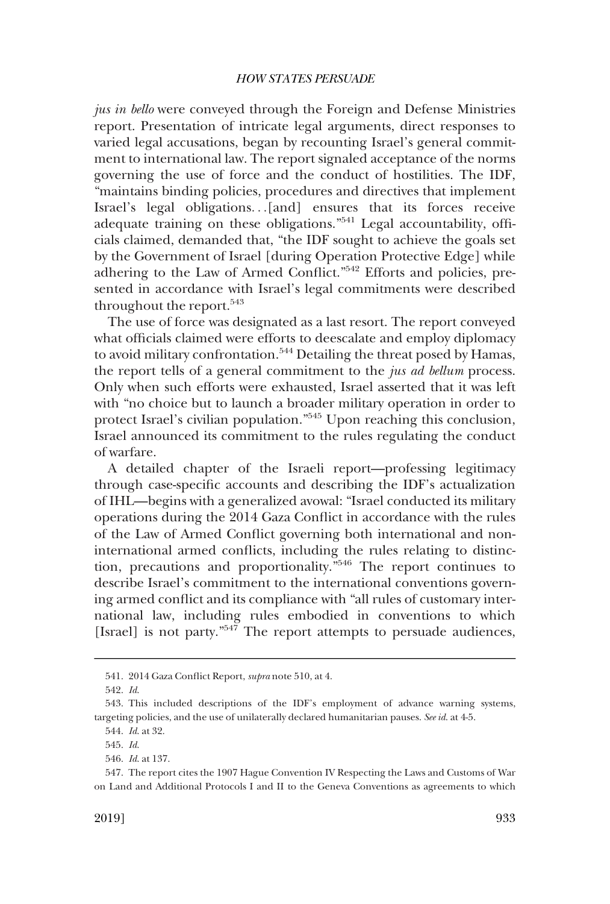*jus in bello* were conveyed through the Foreign and Defense Ministries report. Presentation of intricate legal arguments, direct responses to varied legal accusations, began by recounting Israel's general commitment to international law. The report signaled acceptance of the norms governing the use of force and the conduct of hostilities. The IDF, "maintains binding policies, procedures and directives that implement Israel's legal obligations. . .[and] ensures that its forces receive adequate training on these obligations."[541] Legal accountability, officials claimed, demanded that, "the IDF sought to achieve the goals set by the Government of Israel [during Operation Protective Edge] while adhering to the Law of Armed Conflict."[542] Efforts and policies, presented in accordance with Israel's legal commitments were described throughout the report.[543]

The use of force was designated as a last resort. The report conveyed what officials claimed were efforts to deescalate and employ diplomacy to avoid military confrontation.[544] Detailing the threat posed by Hamas, the report tells of a general commitment to the *jus ad bellum* process. Only when such efforts were exhausted, Israel asserted that it was left with "no choice but to launch a broader military operation in order to protect Israel's civilian population."[545] Upon reaching this conclusion, Israel announced its commitment to the rules regulating the conduct of warfare.

A detailed chapter of the Israeli report—professing legitimacy through case-specific accounts and describing the IDF's actualization of IHL—begins with a generalized avowal: "Israel conducted its military operations during the 2014 Gaza Conflict in accordance with the rules of the Law of Armed Conflict governing both international and non-international armed conflicts, including the rules relating to distinction, precautions and proportionality."[546] The report continues to describe Israel's commitment to the international conventions governing armed conflict and its compliance with "all rules of customary international law, including rules embodied in conventions to which [Israel] is not party."[547] The report attempts to persuade audiences,

---

541. 2014 Gaza Conflict Report, *supra* note 510, at 4.

542. *Id.*

543. This included descriptions of the IDF's employment of advance warning systems, targeting policies, and the use of unilaterally declared humanitarian pauses. *See id.* at 4-5.

544. *Id.* at 32.

545. *Id.*

546. *Id.* at 137.

547. The report cites the 1907 Hague Convention IV Respecting the Laws and Customs of War on Land and Additional Protocols I and II to the Geneva Conventions as agreements to which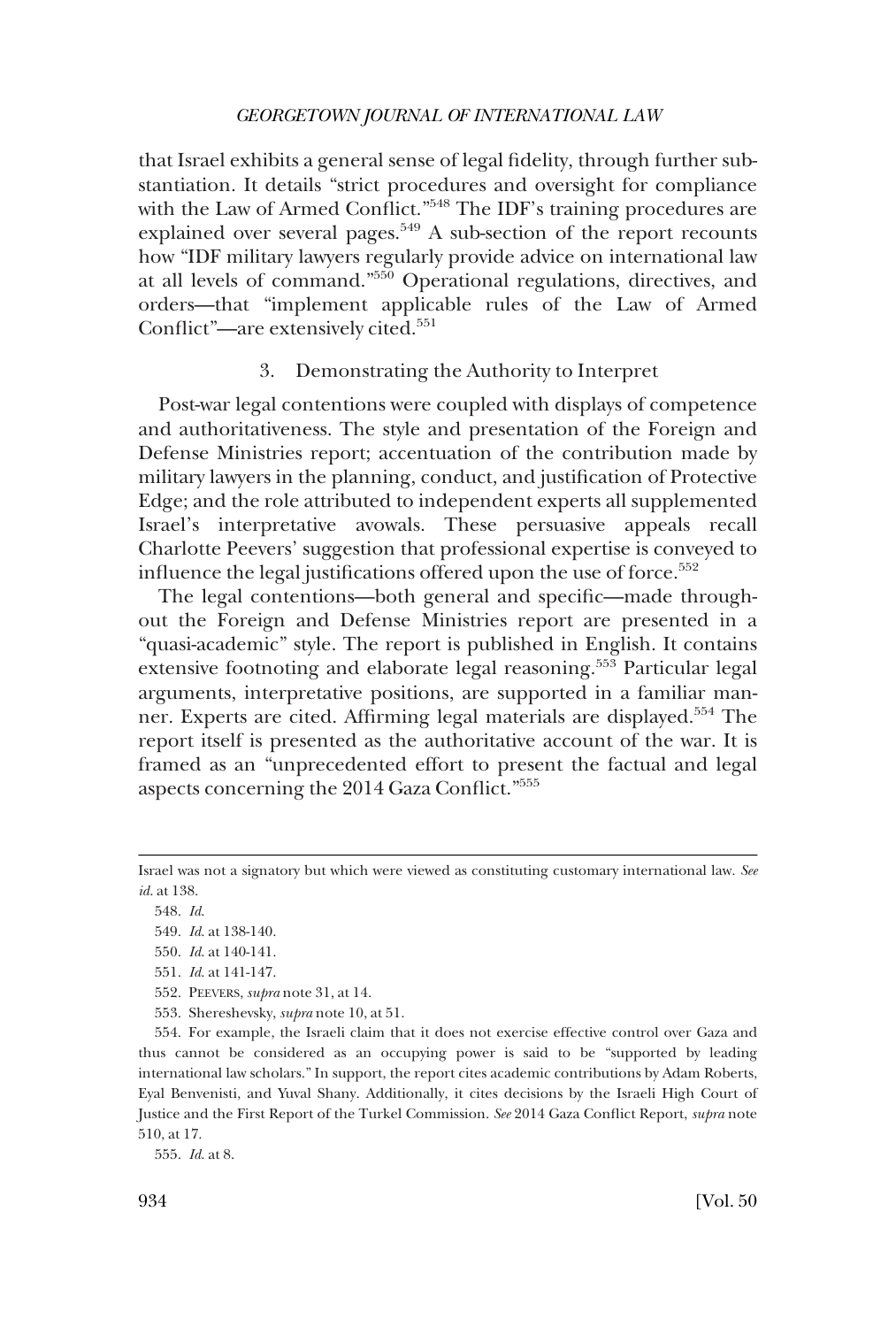that Israel exhibits a general sense of legal fidelity, through further substantiation. It details "strict procedures and oversight for compliance with the Law of Armed Conflict."[548] The IDF's training procedures are explained over several pages.[549] A sub-section of the report recounts how "IDF military lawyers regularly provide advice on international law at all levels of command."[550] Operational regulations, directives, and orders—that "implement applicable rules of the Law of Armed Conflict"—are extensively cited.[551]

### 3. Demonstrating the Authority to Interpret

Post-war legal contentions were coupled with displays of competence and authoritativeness. The style and presentation of the Foreign and Defense Ministries report; accentuation of the contribution made by military lawyers in the planning, conduct, and justification of Protective Edge; and the role attributed to independent experts all supplemented Israel's interpretative avowals. These persuasive appeals recall Charlotte Peevers' suggestion that professional expertise is conveyed to influence the legal justifications offered upon the use of force.[552]

The legal contentions—both general and specific—made throughout the Foreign and Defense Ministries report are presented in a "quasi-academic" style. The report is published in English. It contains extensive footnoting and elaborate legal reasoning.[553] Particular legal arguments, interpretative positions, are supported in a familiar manner. Experts are cited. Affirming legal materials are displayed.[554] The report itself is presented as the authoritative account of the war. It is framed as an "unprecedented effort to present the factual and legal aspects concerning the 2014 Gaza Conflict."[555]

---

Israel was not a signatory but which were viewed as constituting customary international law. *See id.* at 138.

548. *Id.*

549. *Id.* at 138-140.

550. *Id.* at 140-141.

551. *Id.* at 141-147.

552. PEEVERS, *supra* note 31, at 14.

553. Shereshevsky, *supra* note 10, at 51.

554. For example, the Israeli claim that it does not exercise effective control over Gaza and thus cannot be considered as an occupying power is said to be "supported by leading international law scholars." In support, the report cites academic contributions by Adam Roberts, Eyal Benvenisti, and Yuval Shany. Additionally, it cites decisions by the Israeli High Court of Justice and the First Report of the Turkel Commission. *See* 2014 Gaza Conflict Report, *supra* note 510, at 17.

555. *Id.* at 8.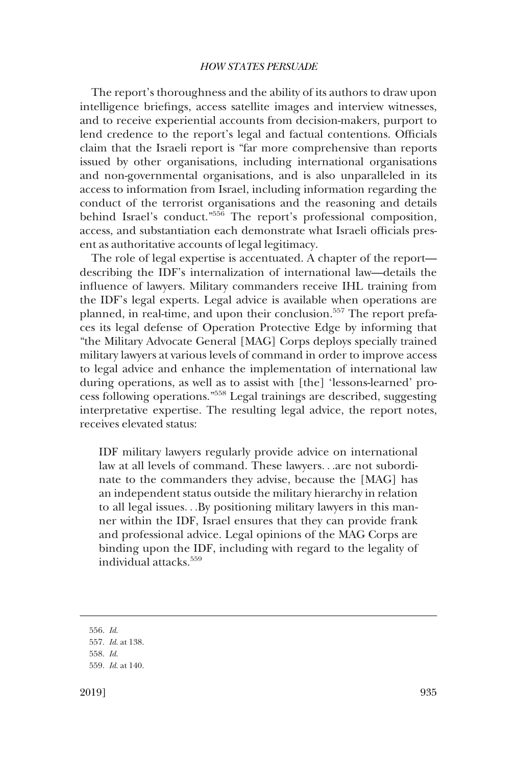The report's thoroughness and the ability of its authors to draw upon intelligence briefings, access satellite images and interview witnesses, and to receive experiential accounts from decision-makers, purport to lend credence to the report's legal and factual contentions. Officials claim that the Israeli report is "far more comprehensive than reports issued by other organisations, including international organisations and non-governmental organisations, and is also unparalleled in its access to information from Israel, including information regarding the conduct of the terrorist organisations and the reasoning and details behind Israel's conduct."[556] The report's professional composition, access, and substantiation each demonstrate what Israeli officials present as authoritative accounts of legal legitimacy.

The role of legal expertise is accentuated. A chapter of the report—describing the IDF's internalization of international law—details the influence of lawyers. Military commanders receive IHL training from the IDF's legal experts. Legal advice is available when operations are planned, in real-time, and upon their conclusion.[557] The report prefaces its legal defense of Operation Protective Edge by informing that "the Military Advocate General [MAG] Corps deploys specially trained military lawyers at various levels of command in order to improve access to legal advice and enhance the implementation of international law during operations, as well as to assist with [the] 'lessons-learned' process following operations."[558] Legal trainings are described, suggesting interpretative expertise. The resulting legal advice, the report notes, receives elevated status:

> IDF military lawyers regularly provide advice on international law at all levels of command. These lawyers. . .are not subordinate to the commanders they advise, because the [MAG] has an independent status outside the military hierarchy in relation to all legal issues. . .By positioning military lawyers in this manner within the IDF, Israel ensures that they can provide frank and professional advice. Legal opinions of the MAG Corps are binding upon the IDF, including with regard to the legality of individual attacks.[559]

---

556. *Id.*

557. *Id.* at 138.

558. *Id.*

559. *Id.* at 140.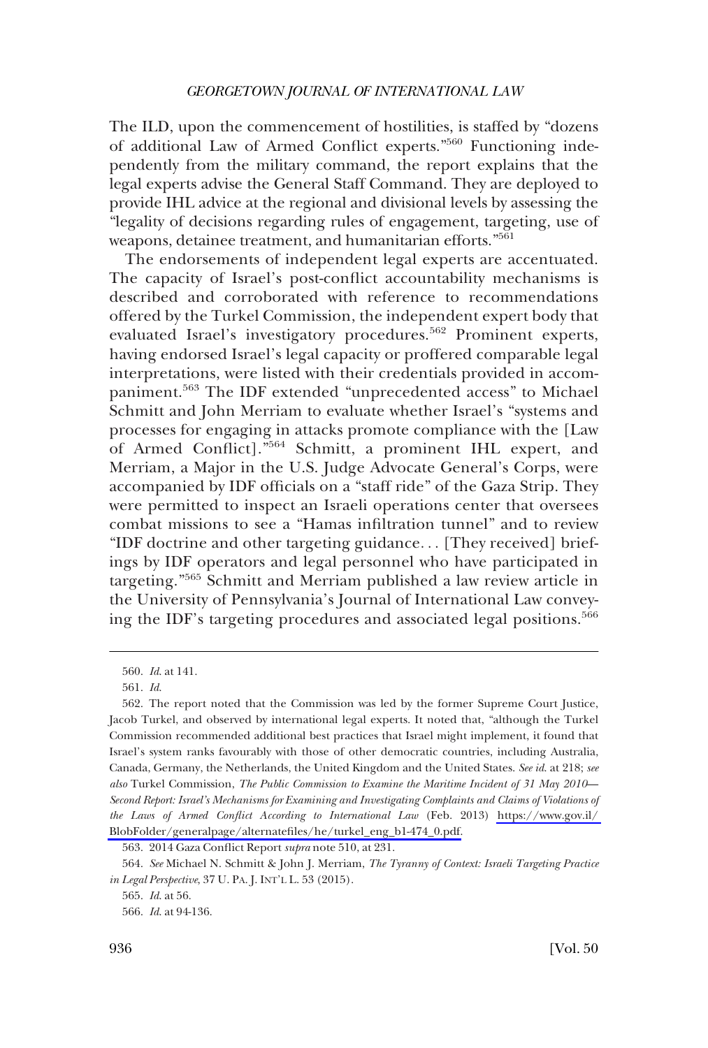The ILD, upon the commencement of hostilities, is staffed by "dozens of additional Law of Armed Conflict experts."[560] Functioning independently from the military command, the report explains that the legal experts advise the General Staff Command. They are deployed to provide IHL advice at the regional and divisional levels by assessing the "legality of decisions regarding rules of engagement, targeting, use of weapons, detainee treatment, and humanitarian efforts."[561]

The endorsements of independent legal experts are accentuated. The capacity of Israel's post-conflict accountability mechanisms is described and corroborated with reference to recommendations offered by the Turkel Commission, the independent expert body that evaluated Israel's investigatory procedures.[562] Prominent experts, having endorsed Israel's legal capacity or proffered comparable legal interpretations, were listed with their credentials provided in accompaniment.[563] The IDF extended "unprecedented access" to Michael Schmitt and John Merriam to evaluate whether Israel's "systems and processes for engaging in attacks promote compliance with the [Law of Armed Conflict]."[564] Schmitt, a prominent IHL expert, and Merriam, a Major in the U.S. Judge Advocate General's Corps, were accompanied by IDF officials on a "staff ride" of the Gaza Strip. They were permitted to inspect an Israeli operations center that oversees combat missions to see a "Hamas infiltration tunnel" and to review "IDF doctrine and other targeting guidance. . . [They received] briefings by IDF operators and legal personnel who have participated in targeting."[565] Schmitt and Merriam published a law review article in the University of Pennsylvania's Journal of International Law conveying the IDF's targeting procedures and associated legal positions.[566]

---

560. *Id.* at 141.

561. *Id.*

562. The report noted that the Commission was led by the former Supreme Court Justice, Jacob Turkel, and observed by international legal experts. It noted that, "although the Turkel Commission recommended additional best practices that Israel might implement, it found that Israel's system ranks favourably with those of other democratic countries, including Australia, Canada, Germany, the Netherlands, the United Kingdom and the United States. *See id.* at 218; *see also* Turkel Commission, *The Public Commission to Examine the Maritime Incident of 31 May 2010—Second Report: Israel's Mechanisms for Examining and Investigating Complaints and Claims of Violations of the Laws of Armed Conflict According to International Law* (Feb. 2013) https://www.gov.il/BlobFolder/generalpage/alternatefiles/he/turkel_eng_b1-474_0.pdf.

563. 2014 Gaza Conflict Report *supra* note 510, at 231.

564. *See* Michael N. Schmitt & John J. Merriam, *The Tyranny of Context: Israeli Targeting Practice in Legal Perspective*, 37 U. PA. J. INT'L L. 53 (2015).

565. *Id.* at 56.

566. *Id.* at 94-136.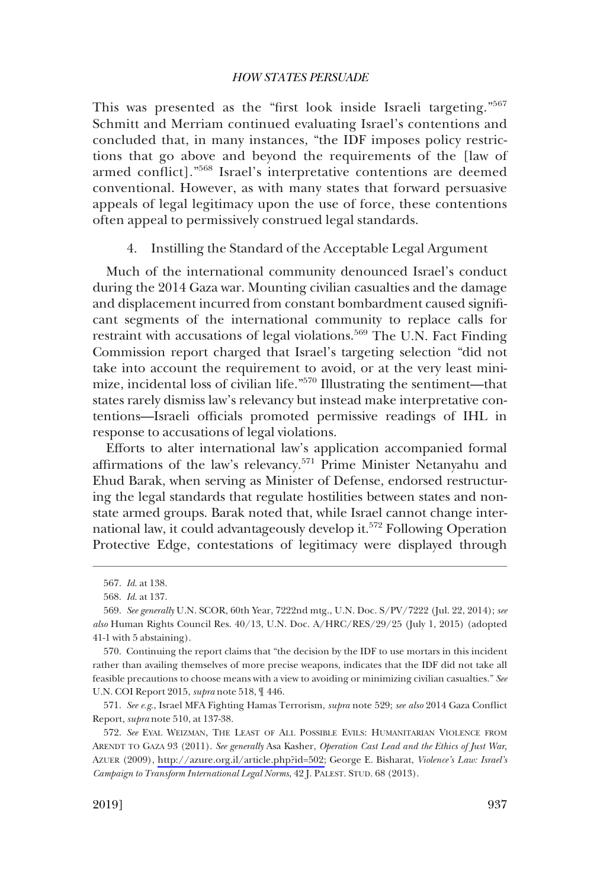This was presented as the "first look inside Israeli targeting."[567] Schmitt and Merriam continued evaluating Israel's contentions and concluded that, in many instances, "the IDF imposes policy restrictions that go above and beyond the requirements of the [law of armed conflict]."[568] Israel's interpretative contentions are deemed conventional. However, as with many states that forward persuasive appeals of legal legitimacy upon the use of force, these contentions often appeal to permissively construed legal standards.

4. Instilling the Standard of the Acceptable Legal Argument

Much of the international community denounced Israel's conduct during the 2014 Gaza war. Mounting civilian casualties and the damage and displacement incurred from constant bombardment caused significant segments of the international community to replace calls for restraint with accusations of legal violations.[569] The U.N. Fact Finding Commission report charged that Israel's targeting selection "did not take into account the requirement to avoid, or at the very least minimize, incidental loss of civilian life."[570] Illustrating the sentiment—that states rarely dismiss law's relevancy but instead make interpretative contentions—Israeli officials promoted permissive readings of IHL in response to accusations of legal violations.

Efforts to alter international law's application accompanied formal affirmations of the law's relevancy.[571] Prime Minister Netanyahu and Ehud Barak, when serving as Minister of Defense, endorsed restructuring the legal standards that regulate hostilities between states and non-state armed groups. Barak noted that, while Israel cannot change international law, it could advantageously develop it.[572] Following Operation Protective Edge, contestations of legitimacy were displayed through

567. *Id.* at 138.

568. *Id.* at 137.

569. *See generally* U.N. SCOR, 60th Year, 7222nd mtg., U.N. Doc. S/PV/7222 (Jul. 22, 2014); *see also* Human Rights Council Res. 40/13, U.N. Doc. A/HRC/RES/29/25 (July 1, 2015) (adopted 41-1 with 5 abstaining).

570. Continuing the report claims that "the decision by the IDF to use mortars in this incident rather than availing themselves of more precise weapons, indicates that the IDF did not take all feasible precautions to choose means with a view to avoiding or minimizing civilian casualties." *See* U.N. COI Report 2015, *supra* note 518, ¶ 446.

571. *See e.g.*, Israel MFA Fighting Hamas Terrorism, *supra* note 529; *see also* 2014 Gaza Conflict Report, *supra* note 510, at 137-38.

572. *See* EYAL WEIZMAN, THE LEAST OF ALL POSSIBLE EVILS: HUMANITARIAN VIOLENCE FROM ARENDT TO GAZA 93 (2011). *See generally* Asa Kasher, *Operation Cast Lead and the Ethics of Just War*, AZUER (2009), http://azure.org.il/article.php?id=502; George E. Bisharat, *Violence's Law: Israel's Campaign to Transform International Legal Norms*, 42 J. PALEST. STUD. 68 (2013).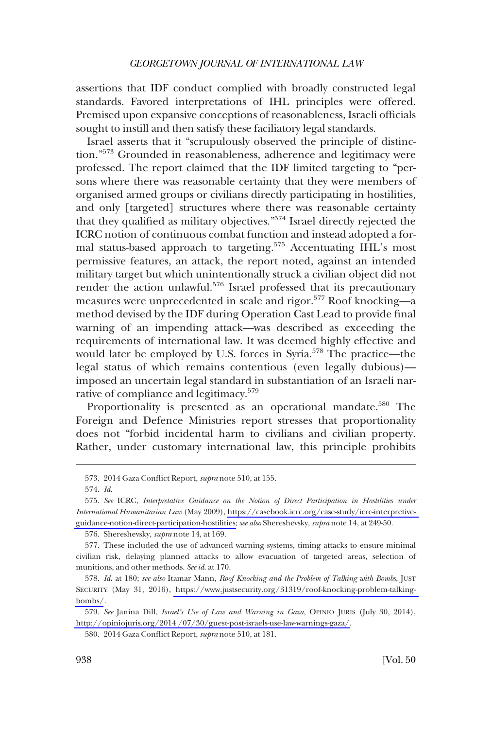assertions that IDF conduct complied with broadly constructed legal standards. Favored interpretations of IHL principles were offered. Premised upon expansive conceptions of reasonableness, Israeli officials sought to instill and then satisfy these faciliatory legal standards.

Israel asserts that it "scrupulously observed the principle of distinction."[573] Grounded in reasonableness, adherence and legitimacy were professed. The report claimed that the IDF limited targeting to "persons where there was reasonable certainty that they were members of organised armed groups or civilians directly participating in hostilities, and only [targeted] structures where there was reasonable certainty that they qualified as military objectives."[574] Israel directly rejected the ICRC notion of continuous combat function and instead adopted a formal status-based approach to targeting.[575] Accentuating IHL's most permissive features, an attack, the report noted, against an intended military target but which unintentionally struck a civilian object did not render the action unlawful.[576] Israel professed that its precautionary measures were unprecedented in scale and rigor.[577] Roof knocking—a method devised by the IDF during Operation Cast Lead to provide final warning of an impending attack—was described as exceeding the requirements of international law. It was deemed highly effective and would later be employed by U.S. forces in Syria.[578] The practice—the legal status of which remains contentious (even legally dubious)—imposed an uncertain legal standard in substantiation of an Israeli narrative of compliance and legitimacy.[579]

Proportionality is presented as an operational mandate.[580] The Foreign and Defence Ministries report stresses that proportionality does not "forbid incidental harm to civilians and civilian property. Rather, under customary international law, this principle prohibits

---

573. 2014 Gaza Conflict Report, *supra* note 510, at 155.

574. *Id.*

575. *See* ICRC, *Interpretative Guidance on the Notion of Direct Participation in Hostilities under International Humanitarian Law* (May 2009), https://casebook.icrc.org/case-study/icrc-interpretive-guidance-notion-direct-participation-hostilities; *see also* Shereshevsky, *supra* note 14, at 249-50.

576. Shereshevsky, *supra* note 14, at 169.

577. These included the use of advanced warning systems, timing attacks to ensure minimal civilian risk, delaying planned attacks to allow evacuation of targeted areas, selection of munitions, and other methods. *See id.* at 170.

578. *Id.* at 180; *see also* Itamar Mann, *Roof Knocking and the Problem of Talking with Bombs*, JUST SECURITY (May 31, 2016), https://www.justsecurity.org/31319/roof-knocking-problem-talking-bombs/.

579. *See* Janina Dill, *Israel's Use of Law and Warning in Gaza*, OPINIO JURIS (July 30, 2014), http://opiniojuris.org/2014/07/30/guest-post-israels-use-law-warnings-gaza/.

580. 2014 Gaza Conflict Report, *supra* note 510, at 181.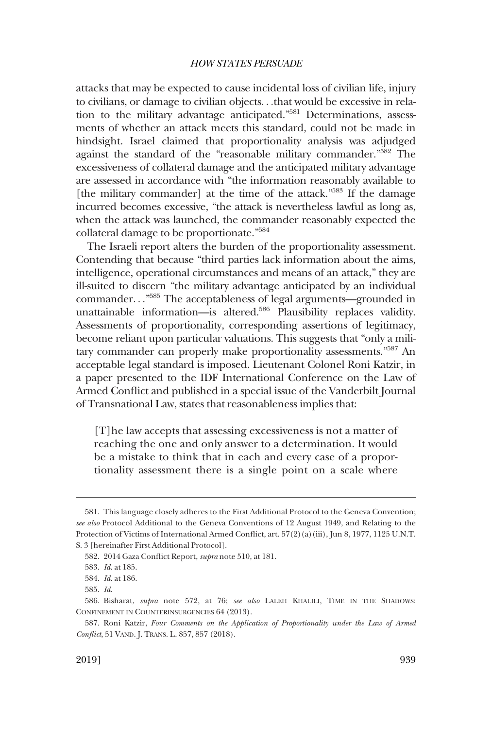attacks that may be expected to cause incidental loss of civilian life, injury to civilians, or damage to civilian objects. . .that would be excessive in relation to the military advantage anticipated."[581] Determinations, assessments of whether an attack meets this standard, could not be made in hindsight. Israel claimed that proportionality analysis was adjudged against the standard of the "reasonable military commander."[582] The excessiveness of collateral damage and the anticipated military advantage are assessed in accordance with "the information reasonably available to [the military commander] at the time of the attack."[583] If the damage incurred becomes excessive, "the attack is nevertheless lawful as long as, when the attack was launched, the commander reasonably expected the collateral damage to be proportionate."[584]

The Israeli report alters the burden of the proportionality assessment. Contending that because "third parties lack information about the aims, intelligence, operational circumstances and means of an attack," they are ill-suited to discern "the military advantage anticipated by an individual commander. . ."[585] The acceptableness of legal arguments—grounded in unattainable information—is altered.[586] Plausibility replaces validity. Assessments of proportionality, corresponding assertions of legitimacy, become reliant upon particular valuations. This suggests that "only a military commander can properly make proportionality assessments."[587] An acceptable legal standard is imposed. Lieutenant Colonel Roni Katzir, in a paper presented to the IDF International Conference on the Law of Armed Conflict and published in a special issue of the Vanderbilt Journal of Transnational Law, states that reasonableness implies that:

> [T]he law accepts that assessing excessiveness is not a matter of reaching the one and only answer to a determination. It would be a mistake to think that in each and every case of a proportionality assessment there is a single point on a scale where

---

581. This language closely adheres to the First Additional Protocol to the Geneva Convention; *see also* Protocol Additional to the Geneva Conventions of 12 August 1949, and Relating to the Protection of Victims of International Armed Conflict, art. 57(2)(a)(iii), Jun 8, 1977, 1125 U.N.T.S. 3 [hereinafter First Additional Protocol].

582. 2014 Gaza Conflict Report, *supra* note 510, at 181.

583. *Id.* at 185.

584. *Id.* at 186.

585. *Id.*

586. Bisharat, *supra* note 572, at 76; *see also* LALEH KHALILI, TIME IN THE SHADOWS: CONFINEMENT IN COUNTERINSURGENCIES 64 (2013).

587. Roni Katzir, *Four Comments on the Application of Proportionality under the Law of Armed Conflict*, 51 VAND. J. TRANS. L. 857, 857 (2018).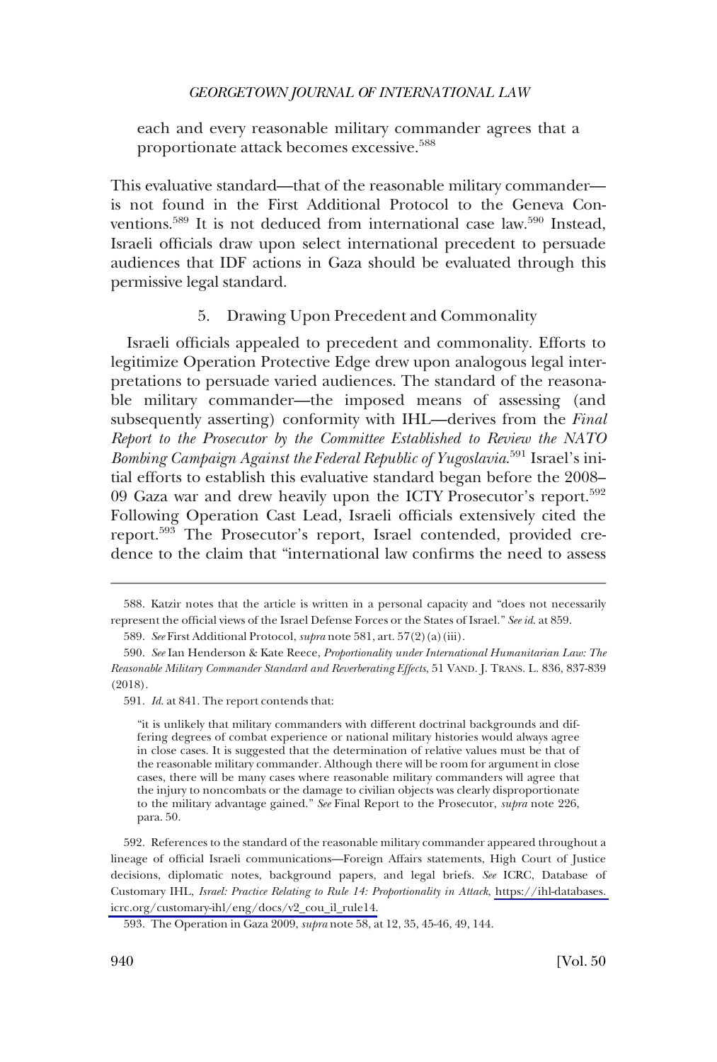each and every reasonable military commander agrees that a proportionate attack becomes excessive.[588]

This evaluative standard—that of the reasonable military commander—is not found in the First Additional Protocol to the Geneva Conventions.[589] It is not deduced from international case law.[590] Instead, Israeli officials draw upon select international precedent to persuade audiences that IDF actions in Gaza should be evaluated through this permissive legal standard.

### 5. Drawing Upon Precedent and Commonality

Israeli officials appealed to precedent and commonality. Efforts to legitimize Operation Protective Edge drew upon analogous legal interpretations to persuade varied audiences. The standard of the reasonable military commander—the imposed means of assessing (and subsequently asserting) conformity with IHL—derives from the *Final Report to the Prosecutor by the Committee Established to Review the NATO Bombing Campaign Against the Federal Republic of Yugoslavia*.[591] Israel's initial efforts to establish this evaluative standard began before the 2008–09 Gaza war and drew heavily upon the ICTY Prosecutor's report.[592] Following Operation Cast Lead, Israeli officials extensively cited the report.[593] The Prosecutor's report, Israel contended, provided credence to the claim that "international law confirms the need to assess

---

588. Katzir notes that the article is written in a personal capacity and "does not necessarily represent the official views of the Israel Defense Forces or the States of Israel." *See id.* at 859.

589. *See* First Additional Protocol, *supra* note 581, art. 57(2)(a)(iii).

590. *See* Ian Henderson & Kate Reece, *Proportionality under International Humanitarian Law: The Reasonable Military Commander Standard and Reverberating Effects*, 51 VAND. J. TRANS. L. 836, 837-839 (2018).

591. *Id.* at 841. The report contends that:

> "it is unlikely that military commanders with different doctrinal backgrounds and differing degrees of combat experience or national military histories would always agree in close cases. It is suggested that the determination of relative values must be that of the reasonable military commander. Although there will be room for argument in close cases, there will be many cases where reasonable military commanders will agree that the injury to noncombats or the damage to civilian objects was clearly disproportionate to the military advantage gained." *See* Final Report to the Prosecutor, *supra* note 226, para. 50.

592. References to the standard of the reasonable military commander appeared throughout a lineage of official Israeli communications—Foreign Affairs statements, High Court of Justice decisions, diplomatic notes, background papers, and legal briefs. *See* ICRC, Database of Customary IHL, *Israel: Practice Relating to Rule 14: Proportionality in Attack*, https://ihl-databases.icrc.org/customary-ihl/eng/docs/v2_cou_il_rule14.

593. The Operation in Gaza 2009, *supra* note 58, at 12, 35, 45-46, 49, 144.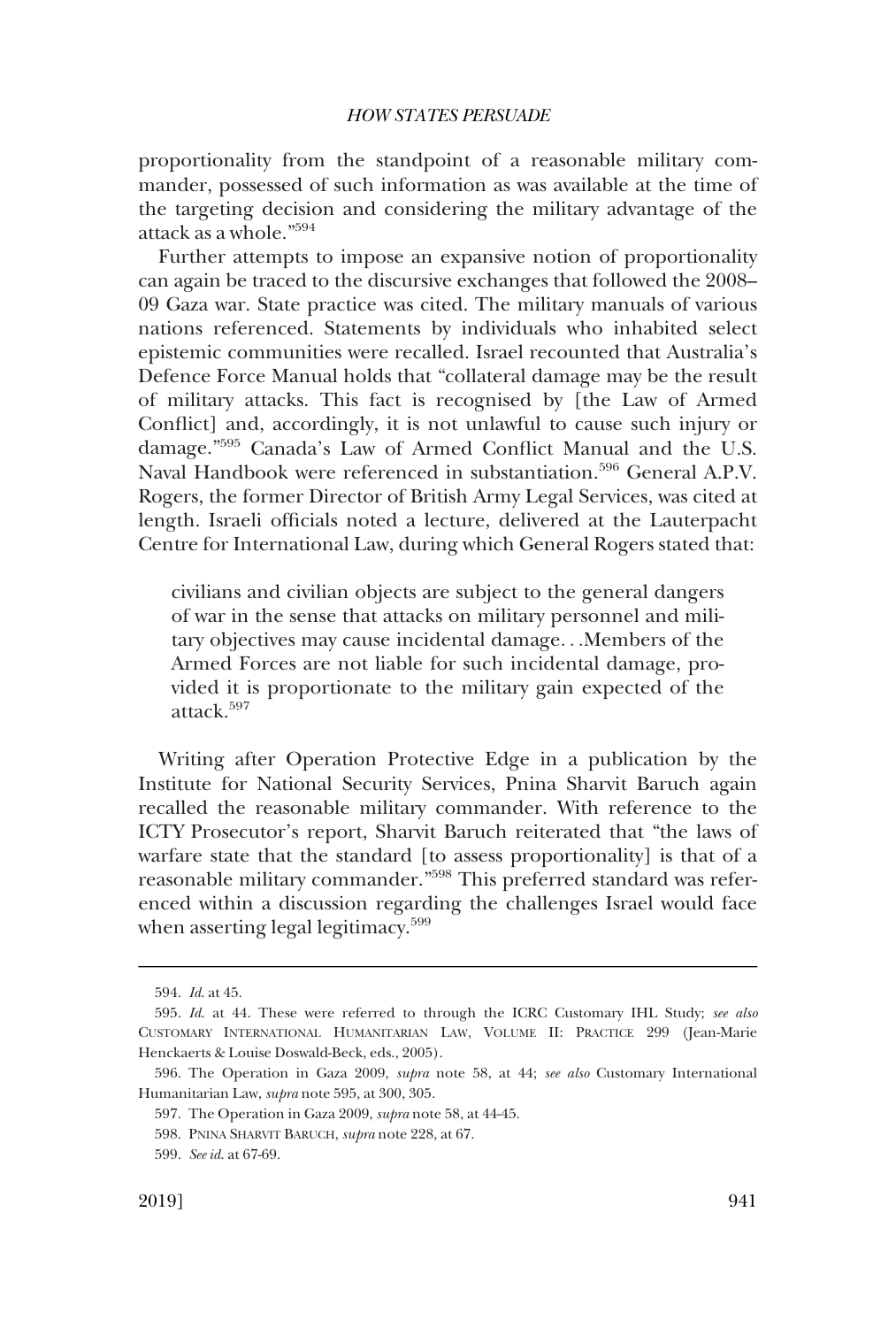proportionality from the standpoint of a reasonable military commander, possessed of such information as was available at the time of the targeting decision and considering the military advantage of the attack as a whole."[594]

Further attempts to impose an expansive notion of proportionality can again be traced to the discursive exchanges that followed the 2008–09 Gaza war. State practice was cited. The military manuals of various nations referenced. Statements by individuals who inhabited select epistemic communities were recalled. Israel recounted that Australia's Defence Force Manual holds that "collateral damage may be the result of military attacks. This fact is recognised by [the Law of Armed Conflict] and, accordingly, it is not unlawful to cause such injury or damage."[595] Canada's Law of Armed Conflict Manual and the U.S. Naval Handbook were referenced in substantiation.[596] General A.P.V. Rogers, the former Director of British Army Legal Services, was cited at length. Israeli officials noted a lecture, delivered at the Lauterpacht Centre for International Law, during which General Rogers stated that:

> civilians and civilian objects are subject to the general dangers of war in the sense that attacks on military personnel and military objectives may cause incidental damage. . .Members of the Armed Forces are not liable for such incidental damage, provided it is proportionate to the military gain expected of the attack.[597]

Writing after Operation Protective Edge in a publication by the Institute for National Security Services, Pnina Sharvit Baruch again recalled the reasonable military commander. With reference to the ICTY Prosecutor's report, Sharvit Baruch reiterated that "the laws of warfare state that the standard [to assess proportionality] is that of a reasonable military commander."[598] This preferred standard was referenced within a discussion regarding the challenges Israel would face when asserting legal legitimacy.[599]

---

594. *Id.* at 45.

595. *Id.* at 44. These were referred to through the ICRC Customary IHL Study; *see also* CUSTOMARY INTERNATIONAL HUMANITARIAN LAW, VOLUME II: PRACTICE 299 (Jean-Marie Henckaerts & Louise Doswald-Beck, eds., 2005).

596. The Operation in Gaza 2009, *supra* note 58, at 44; *see also* Customary International Humanitarian Law, *supra* note 595, at 300, 305.

597. The Operation in Gaza 2009, *supra* note 58, at 44-45.

598. PNINA SHARVIT BARUCH, *supra* note 228, at 67.

599. *See id.* at 67-69.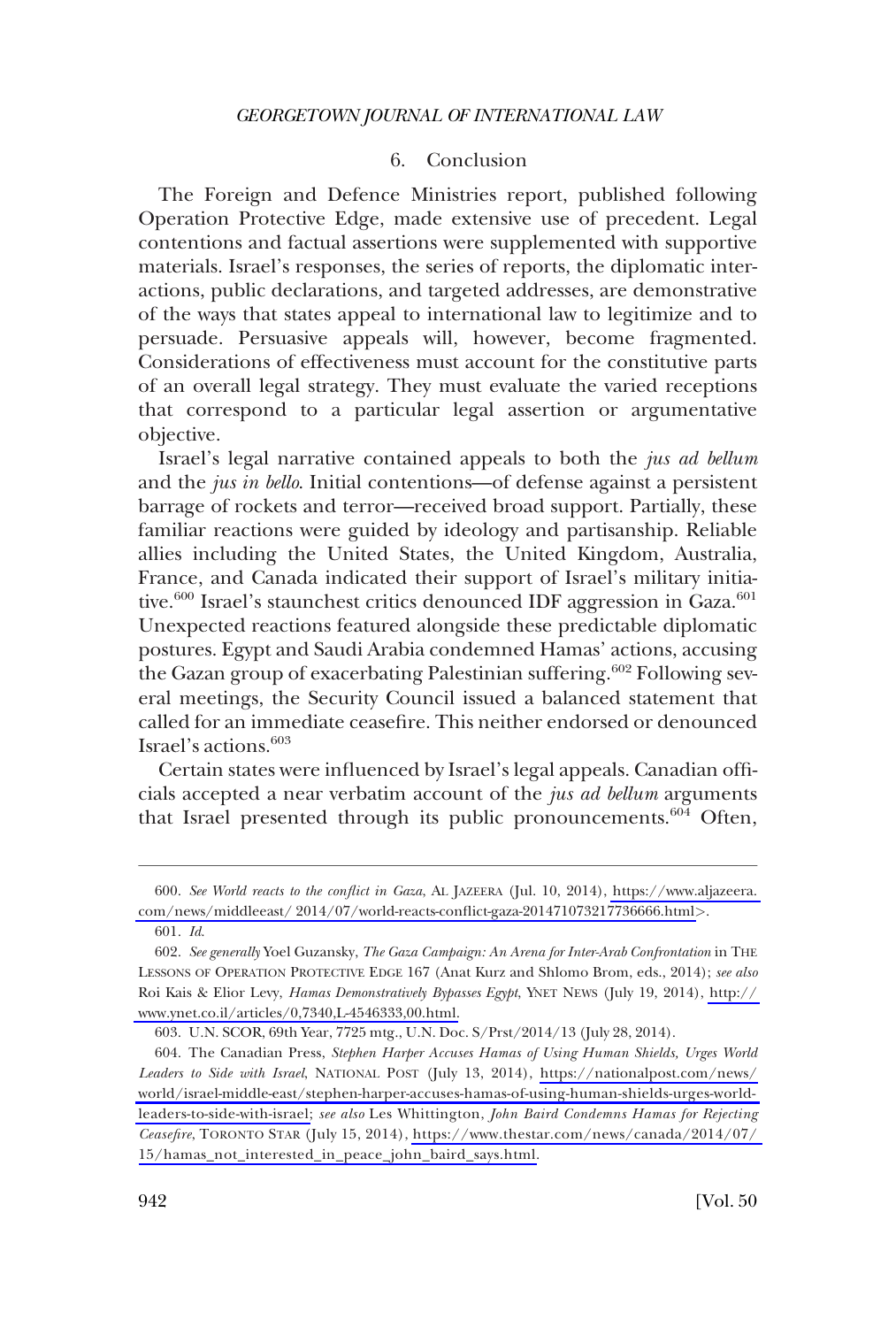### 6. Conclusion

The Foreign and Defence Ministries report, published following Operation Protective Edge, made extensive use of precedent. Legal contentions and factual assertions were supplemented with supportive materials. Israel's responses, the series of reports, the diplomatic interactions, public declarations, and targeted addresses, are demonstrative of the ways that states appeal to international law to legitimize and to persuade. Persuasive appeals will, however, become fragmented. Considerations of effectiveness must account for the constitutive parts of an overall legal strategy. They must evaluate the varied receptions that correspond to a particular legal assertion or argumentative objective.

Israel's legal narrative contained appeals to both the *jus ad bellum* and the *jus in bello*. Initial contentions—of defense against a persistent barrage of rockets and terror—received broad support. Partially, these familiar reactions were guided by ideology and partisanship. Reliable allies including the United States, the United Kingdom, Australia, France, and Canada indicated their support of Israel's military initiative.[600] Israel's staunchest critics denounced IDF aggression in Gaza.[601] Unexpected reactions featured alongside these predictable diplomatic postures. Egypt and Saudi Arabia condemned Hamas' actions, accusing the Gazan group of exacerbating Palestinian suffering.[602] Following several meetings, the Security Council issued a balanced statement that called for an immediate ceasefire. This neither endorsed or denounced Israel's actions.[603]

Certain states were influenced by Israel's legal appeals. Canadian officials accepted a near verbatim account of the *jus ad bellum* arguments that Israel presented through its public pronouncements.[604] Often,

---

600. *See World reacts to the conflict in Gaza*, AL JAZEERA (Jul. 10, 2014), https://www.aljazeera.com/news/middleeast/ 2014/07/world-reacts-conflict-gaza-201471073217736666.html>.

601. *Id*.

602. *See generally* Yoel Guzansky, *The Gaza Campaign: An Arena for Inter-Arab Confrontation* in THE LESSONS OF OPERATION PROTECTIVE EDGE 167 (Anat Kurz and Shlomo Brom, eds., 2014); *see also* Roi Kais & Elior Levy, *Hamas Demonstratively Bypasses Egypt*, YNET NEWS (July 19, 2014), http://www.ynet.co.il/articles/0,7340,L-4546333,00.html.

603. U.N. SCOR, 69th Year, 7725 mtg., U.N. Doc. S/Prst/2014/13 (July 28, 2014).

604. The Canadian Press, *Stephen Harper Accuses Hamas of Using Human Shields, Urges World Leaders to Side with Israel*, NATIONAL POST (July 13, 2014), https://nationalpost.com/news/world/israel-middle-east/stephen-harper-accuses-hamas-of-using-human-shields-urges-world-leaders-to-side-with-israel; *see also* Les Whittington, *John Baird Condemns Hamas for Rejecting Ceasefire*, TORONTO STAR (July 15, 2014), https://www.thestar.com/news/canada/2014/07/15/hamas_not_interested_in_peace_john_baird_says.html.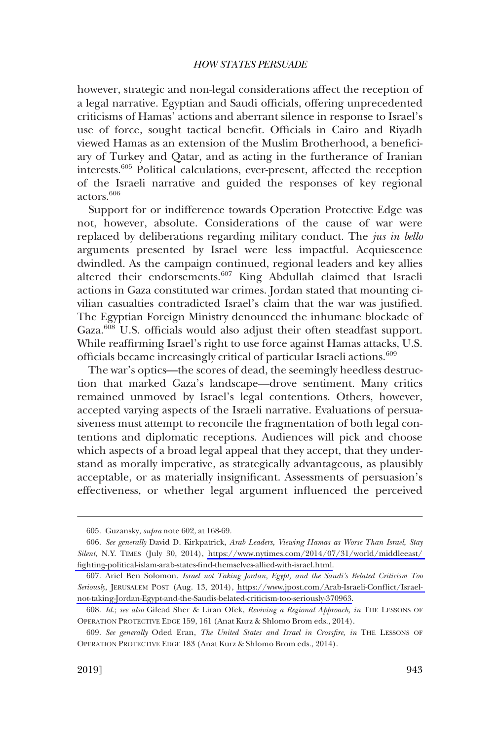however, strategic and non-legal considerations affect the reception of a legal narrative. Egyptian and Saudi officials, offering unprecedented criticisms of Hamas' actions and aberrant silence in response to Israel's use of force, sought tactical benefit. Officials in Cairo and Riyadh viewed Hamas as an extension of the Muslim Brotherhood, a beneficiary of Turkey and Qatar, and as acting in the furtherance of Iranian interests.[605] Political calculations, ever-present, affected the reception of the Israeli narrative and guided the responses of key regional actors.[606]

Support for or indifference towards Operation Protective Edge was not, however, absolute. Considerations of the cause of war were replaced by deliberations regarding military conduct. The *jus in bello* arguments presented by Israel were less impactful. Acquiescence dwindled. As the campaign continued, regional leaders and key allies altered their endorsements.[607] King Abdullah claimed that Israeli actions in Gaza constituted war crimes. Jordan stated that mounting civilian casualties contradicted Israel's claim that the war was justified. The Egyptian Foreign Ministry denounced the inhumane blockade of Gaza.[608] U.S. officials would also adjust their often steadfast support. While reaffirming Israel's right to use force against Hamas attacks, U.S. officials became increasingly critical of particular Israeli actions.[609]

The war's optics—the scores of dead, the seemingly heedless destruction that marked Gaza's landscape—drove sentiment. Many critics remained unmoved by Israel's legal contentions. Others, however, accepted varying aspects of the Israeli narrative. Evaluations of persuasiveness must attempt to reconcile the fragmentation of both legal contentions and diplomatic receptions. Audiences will pick and choose which aspects of a broad legal appeal that they accept, that they understand as morally imperative, as strategically advantageous, as plausibly acceptable, or as materially insignificant. Assessments of persuasion's effectiveness, or whether legal argument influenced the perceived

---

605. Guzansky, *supra* note 602, at 168-69.

606. *See generally* David D. Kirkpatrick, *Arab Leaders, Viewing Hamas as Worse Than Israel, Stay Silent*, N.Y. TIMES (July 30, 2014), https://www.nytimes.com/2014/07/31/world/middleeast/fighting-political-islam-arab-states-find-themselves-allied-with-israel.html.

607. Ariel Ben Solomon, *Israel not Taking Jordan, Egypt, and the Saudi's Belated Criticism Too Seriously*, JERUSALEM POST (Aug. 13, 2014), https://www.jpost.com/Arab-Israeli-Conflict/Israel-not-taking-Jordan-Egypt-and-the-Saudis-belated-criticism-too-seriously-370963.

608. *Id.*; *see also* Gilead Sher & Liran Ofek, *Reviving a Regional Approach*, *in* THE LESSONS OF OPERATION PROTECTIVE EDGE 159, 161 (Anat Kurz & Shlomo Brom eds., 2014).

609. *See generally* Oded Eran, *The United States and Israel in Crossfire*, *in* THE LESSONS OF OPERATION PROTECTIVE EDGE 183 (Anat Kurz & Shlomo Brom eds., 2014).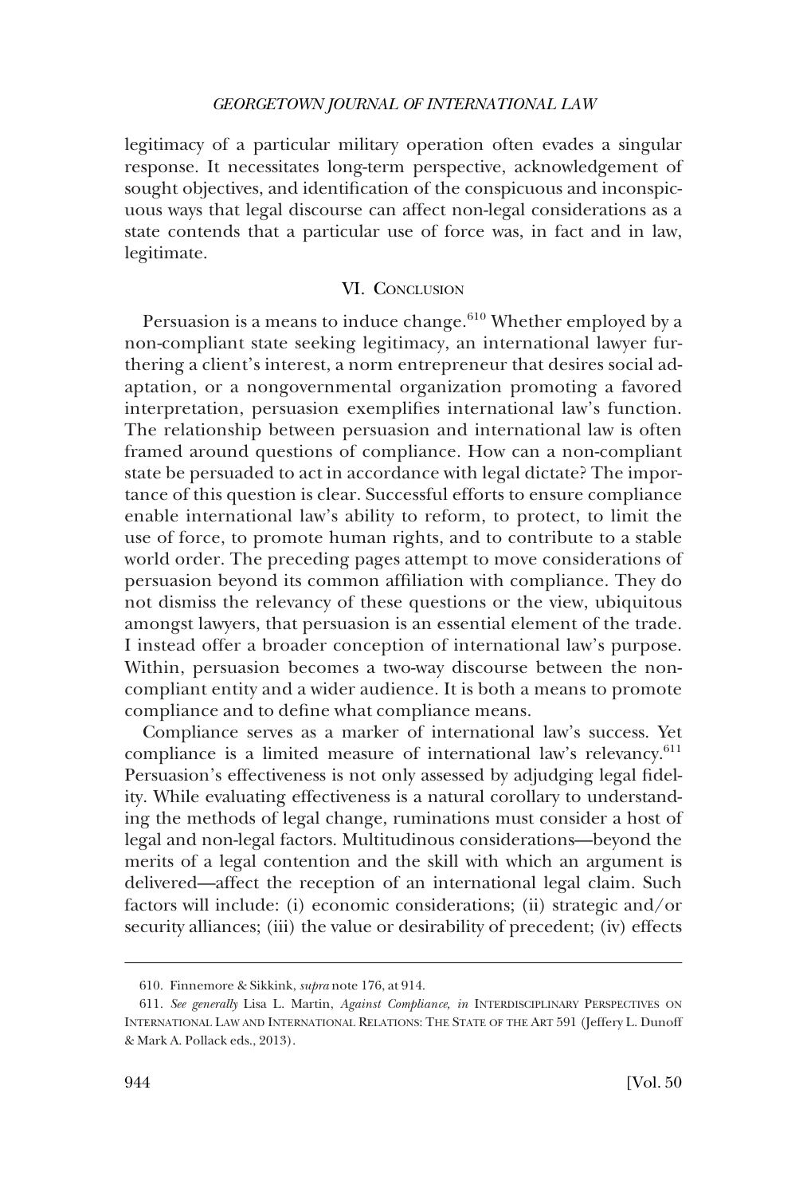legitimacy of a particular military operation often evades a singular response. It necessitates long-term perspective, acknowledgement of sought objectives, and identification of the conspicuous and inconspicuous ways that legal discourse can affect non-legal considerations as a state contends that a particular use of force was, in fact and in law, legitimate.

## VI. Conclusion

Persuasion is a means to induce change.[610] Whether employed by a non-compliant state seeking legitimacy, an international lawyer furthering a client's interest, a norm entrepreneur that desires social adaptation, or a nongovernmental organization promoting a favored interpretation, persuasion exemplifies international law's function. The relationship between persuasion and international law is often framed around questions of compliance. How can a non-compliant state be persuaded to act in accordance with legal dictate? The importance of this question is clear. Successful efforts to ensure compliance enable international law's ability to reform, to protect, to limit the use of force, to promote human rights, and to contribute to a stable world order. The preceding pages attempt to move considerations of persuasion beyond its common affiliation with compliance. They do not dismiss the relevancy of these questions or the view, ubiquitous amongst lawyers, that persuasion is an essential element of the trade. I instead offer a broader conception of international law's purpose. Within, persuasion becomes a two-way discourse between the non-compliant entity and a wider audience. It is both a means to promote compliance and to define what compliance means.

Compliance serves as a marker of international law's success. Yet compliance is a limited measure of international law's relevancy.[611] Persuasion's effectiveness is not only assessed by adjudging legal fidelity. While evaluating effectiveness is a natural corollary to understanding the methods of legal change, ruminations must consider a host of legal and non-legal factors. Multitudinous considerations—beyond the merits of a legal contention and the skill with which an argument is delivered—affect the reception of an international legal claim. Such factors will include: (i) economic considerations; (ii) strategic and/or security alliances; (iii) the value or desirability of precedent; (iv) effects

---

610. Finnemore & Sikkink, *supra* note 176, at 914.

611. *See generally* Lisa L. Martin, *Against Compliance, in* INTERDISCIPLINARY PERSPECTIVES ON INTERNATIONAL LAW AND INTERNATIONAL RELATIONS: THE STATE OF THE ART 591 (Jeffery L. Dunoff & Mark A. Pollack eds., 2013).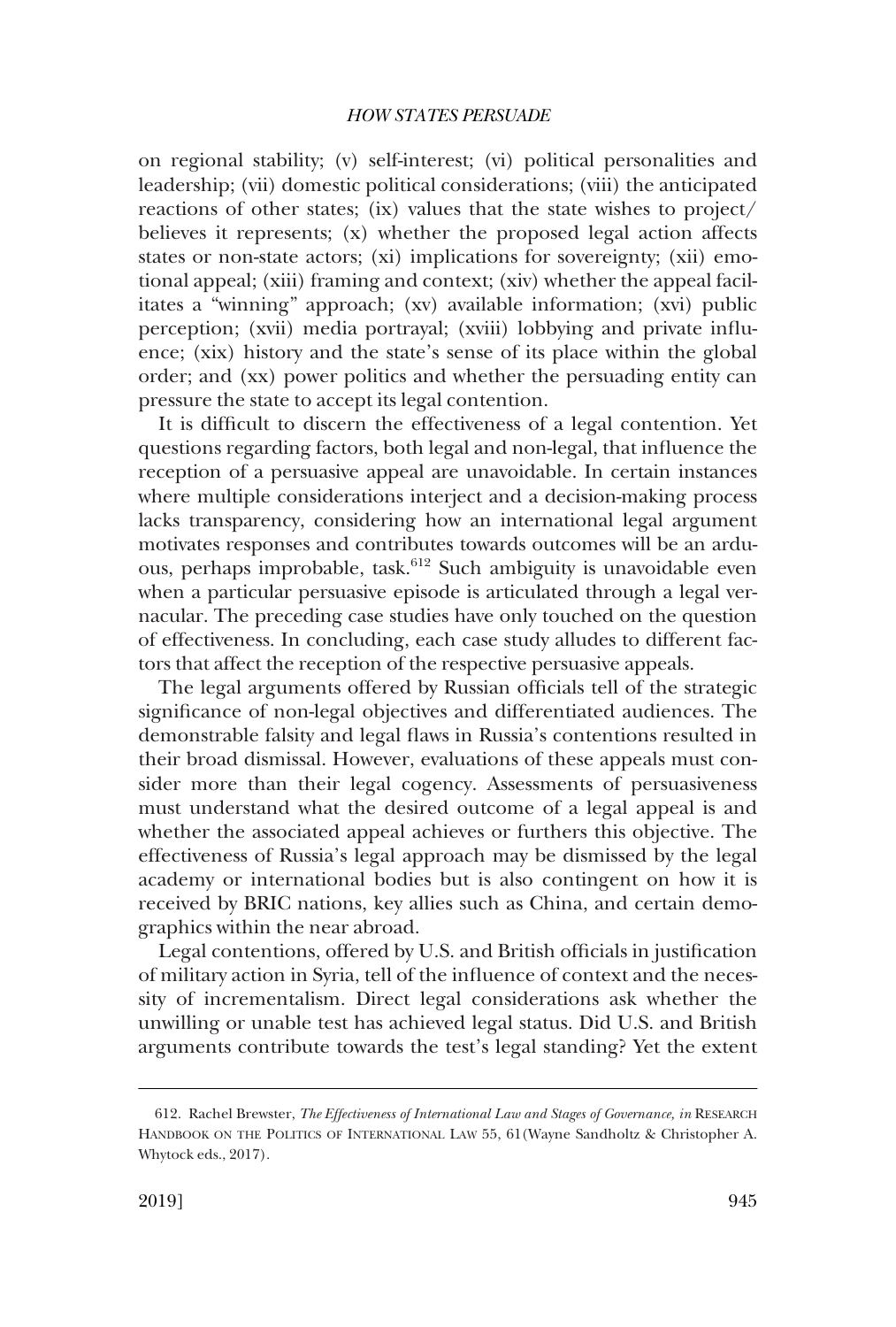on regional stability; (v) self-interest; (vi) political personalities and leadership; (vii) domestic political considerations; (viii) the anticipated reactions of other states; (ix) values that the state wishes to project/believes it represents; (x) whether the proposed legal action affects states or non-state actors; (xi) implications for sovereignty; (xii) emotional appeal; (xiii) framing and context; (xiv) whether the appeal facilitates a "winning" approach; (xv) available information; (xvi) public perception; (xvii) media portrayal; (xviii) lobbying and private influence; (xix) history and the state's sense of its place within the global order; and (xx) power politics and whether the persuading entity can pressure the state to accept its legal contention.

It is difficult to discern the effectiveness of a legal contention. Yet questions regarding factors, both legal and non-legal, that influence the reception of a persuasive appeal are unavoidable. In certain instances where multiple considerations interject and a decision-making process lacks transparency, considering how an international legal argument motivates responses and contributes towards outcomes will be an arduous, perhaps improbable, task.[612] Such ambiguity is unavoidable even when a particular persuasive episode is articulated through a legal vernacular. The preceding case studies have only touched on the question of effectiveness. In concluding, each case study alludes to different factors that affect the reception of the respective persuasive appeals.

The legal arguments offered by Russian officials tell of the strategic significance of non-legal objectives and differentiated audiences. The demonstrable falsity and legal flaws in Russia's contentions resulted in their broad dismissal. However, evaluations of these appeals must consider more than their legal cogency. Assessments of persuasiveness must understand what the desired outcome of a legal appeal is and whether the associated appeal achieves or furthers this objective. The effectiveness of Russia's legal approach may be dismissed by the legal academy or international bodies but is also contingent on how it is received by BRIC nations, key allies such as China, and certain demographics within the near abroad.

Legal contentions, offered by U.S. and British officials in justification of military action in Syria, tell of the influence of context and the necessity of incrementalism. Direct legal considerations ask whether the unwilling or unable test has achieved legal status. Did U.S. and British arguments contribute towards the test's legal standing? Yet the extent

612. Rachel Brewster, *The Effectiveness of International Law and Stages of Governance*, *in* RESEARCH HANDBOOK ON THE POLITICS OF INTERNATIONAL LAW 55, 61 (Wayne Sandholtz & Christopher A. Whytock eds., 2017).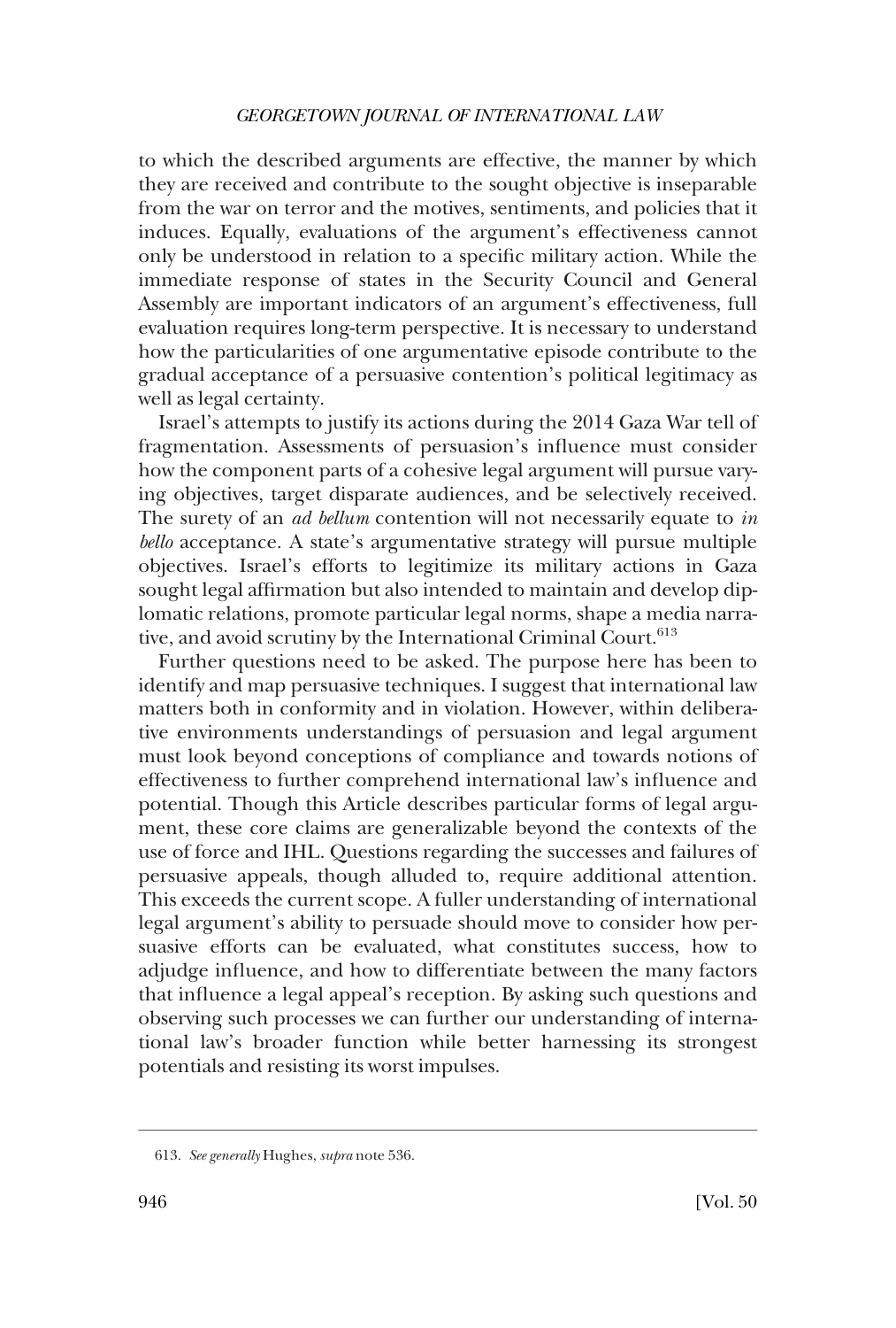to which the described arguments are effective, the manner by which they are received and contribute to the sought objective is inseparable from the war on terror and the motives, sentiments, and policies that it induces. Equally, evaluations of the argument's effectiveness cannot only be understood in relation to a specific military action. While the immediate response of states in the Security Council and General Assembly are important indicators of an argument's effectiveness, full evaluation requires long-term perspective. It is necessary to understand how the particularities of one argumentative episode contribute to the gradual acceptance of a persuasive contention's political legitimacy as well as legal certainty.

Israel's attempts to justify its actions during the 2014 Gaza War tell of fragmentation. Assessments of persuasion's influence must consider how the component parts of a cohesive legal argument will pursue varying objectives, target disparate audiences, and be selectively received. The surety of an *ad bellum* contention will not necessarily equate to *in bello* acceptance. A state's argumentative strategy will pursue multiple objectives. Israel's efforts to legitimize its military actions in Gaza sought legal affirmation but also intended to maintain and develop diplomatic relations, promote particular legal norms, shape a media narrative, and avoid scrutiny by the International Criminal Court.[613]

Further questions need to be asked. The purpose here has been to identify and map persuasive techniques. I suggest that international law matters both in conformity and in violation. However, within deliberative environments understandings of persuasion and legal argument must look beyond conceptions of compliance and towards notions of effectiveness to further comprehend international law's influence and potential. Though this Article describes particular forms of legal argument, these core claims are generalizable beyond the contexts of the use of force and IHL. Questions regarding the successes and failures of persuasive appeals, though alluded to, require additional attention. This exceeds the current scope. A fuller understanding of international legal argument's ability to persuade should move to consider how persuasive efforts can be evaluated, what constitutes success, how to adjudge influence, and how to differentiate between the many factors that influence a legal appeal's reception. By asking such questions and observing such processes we can further our understanding of international law's broader function while better harnessing its strongest potentials and resisting its worst impulses.

---

613. *See generally* Hughes, *supra* note 536.